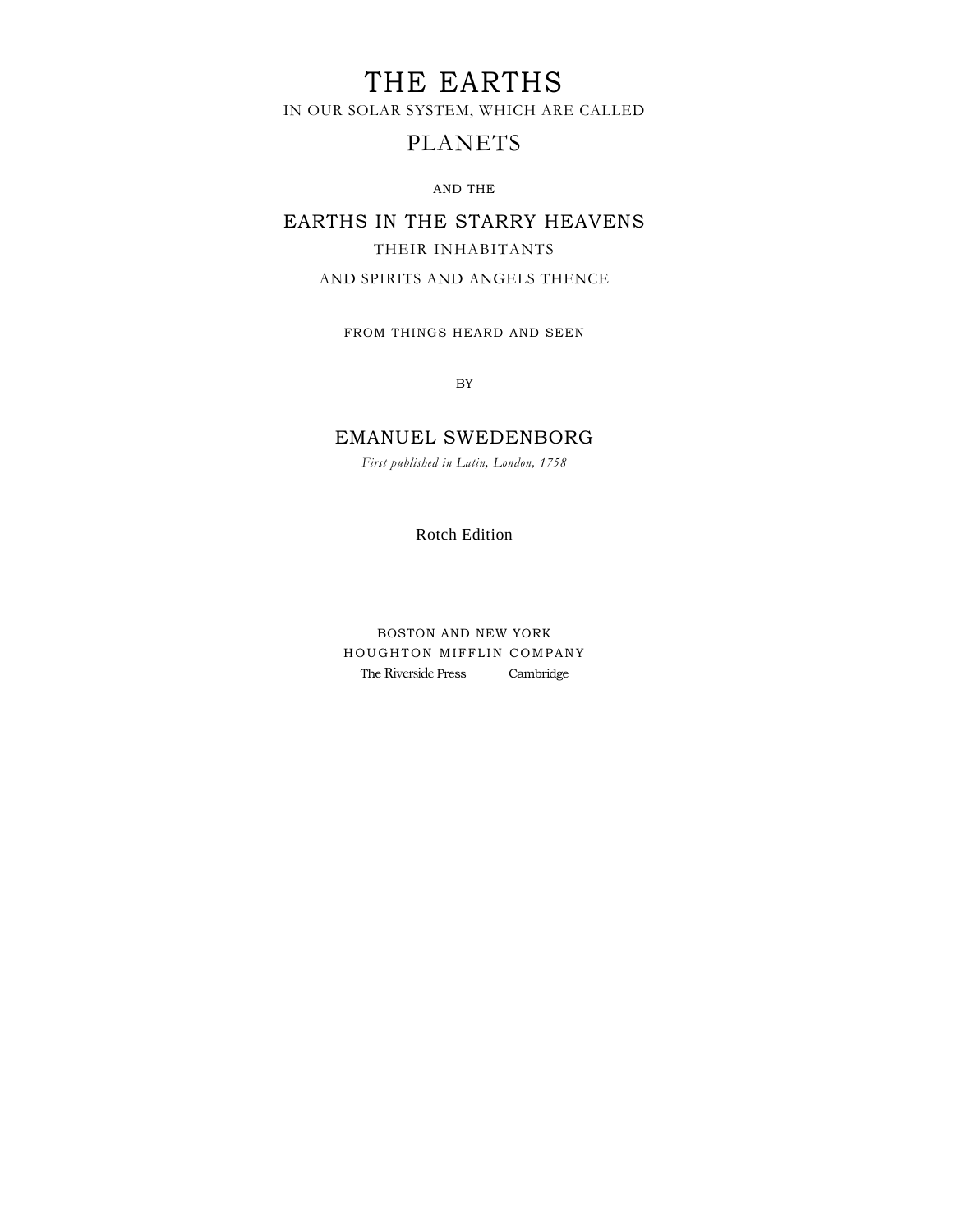# THE EARTHS

IN OUR SOLAR SYSTEM, WHICH ARE CALLED

## PLANETS

AND THE

## EARTHS IN THE STARRY HEAVENS

THEIR INHABITANTS

AND SPIRITS AND ANGELS THENCE

FROM THINGS HEARD AND SEEN

BY

## EMANUEL SWEDENBORG

*First published in Latin, London, 1758*

Rotch Edition

BOSTON AND NEW YORK
HOUGHTON MIFFLIN COMPANY
The Riverside Press Cambridge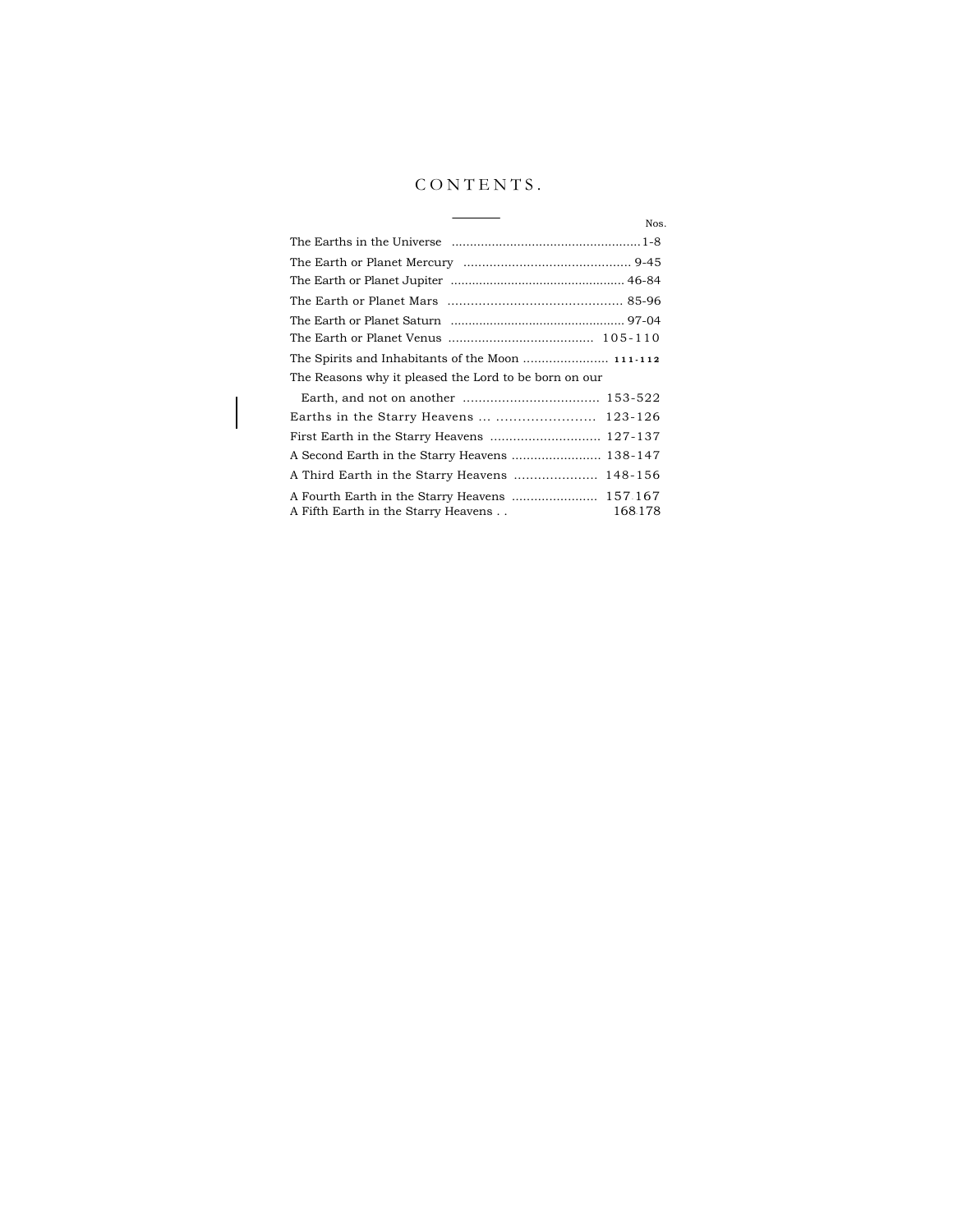# CONTENTS.

| | Nos. |
|---|---|
| The Earths in the Universe | 1-8 |
| The Earth or Planet Mercury | 9-45 |
| The Earth or Planet Jupiter | 46-84 |
| The Earth or Planet Mars | 85-96 |
| The Earth or Planet Saturn | 97-04 |
| The Earth or Planet Venus | 105-110 |
| The Spirits and Inhabitants of the Moon | 111-112 |
| The Reasons why it pleased the Lord to be born on our Earth, and not on another | 153-522 |
| Earths in the Starry Heavens | 123-126 |
| First Earth in the Starry Heavens | 127-137 |
| A Second Earth in the Starry Heavens | 138-147 |
| A Third Earth in the Starry Heavens | 148-156 |
| A Fourth Earth in the Starry Heavens | 157 167 |
| A Fifth Earth in the Starry Heavens | 168 178 |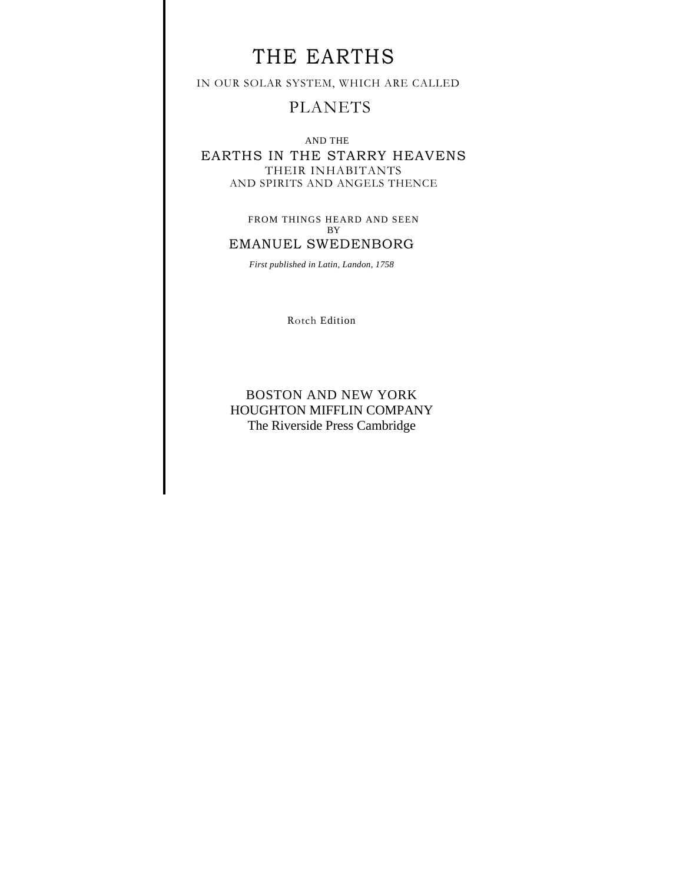# THE EARTHS

IN OUR SOLAR SYSTEM, WHICH ARE CALLED

## PLANETS

AND THE

## EARTHS IN THE STARRY HEAVENS

THEIR INHABITANTS

AND SPIRITS AND ANGELS THENCE

FROM THINGS HEARD AND SEEN

BY

EMANUEL SWEDENBORG

*First published in Latin, Landon, 1758*

Rotch Edition

BOSTON AND NEW YORK

HOUGHTON MIFFLIN COMPANY

The Riverside Press Cambridge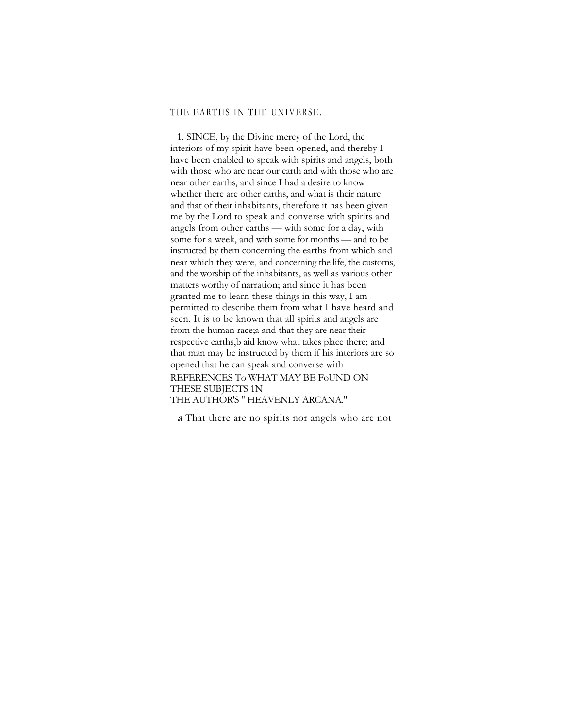# THE EARTHS IN THE UNIVERSE.

1. SINCE, by the Divine mercy of the Lord, the interiors of my spirit have been opened, and thereby I have been enabled to speak with spirits and angels, both with those who are near our earth and with those who are near other earths, and since I had a desire to know whether there are other earths, and what is their nature and that of their inhabitants, therefore it has been given me by the Lord to speak and converse with spirits and angels from other earths — with some for a day, with some for a week, and with some for months — and to be instructed by them concerning the earths from which and near which they were, and concerning the life, the customs, and the worship of the inhabitants, as well as various other matters worthy of narration; and since it has been granted me to learn these things in this way, I am permitted to describe them from what I have heard and seen. It is to be known that all spirits and angels are from the human race;[a] and that they are near their respective earths,[b] aid know what takes place there; and that man may be instructed by them if his interiors are so opened that he can speak and converse with

REFERENCES To WHAT MAY BE FoUND ON THESE SUBJECTS 1N THE AUTHOR'S " HEAVENLY ARCANA."

***a*** That there are no spirits nor angels who are not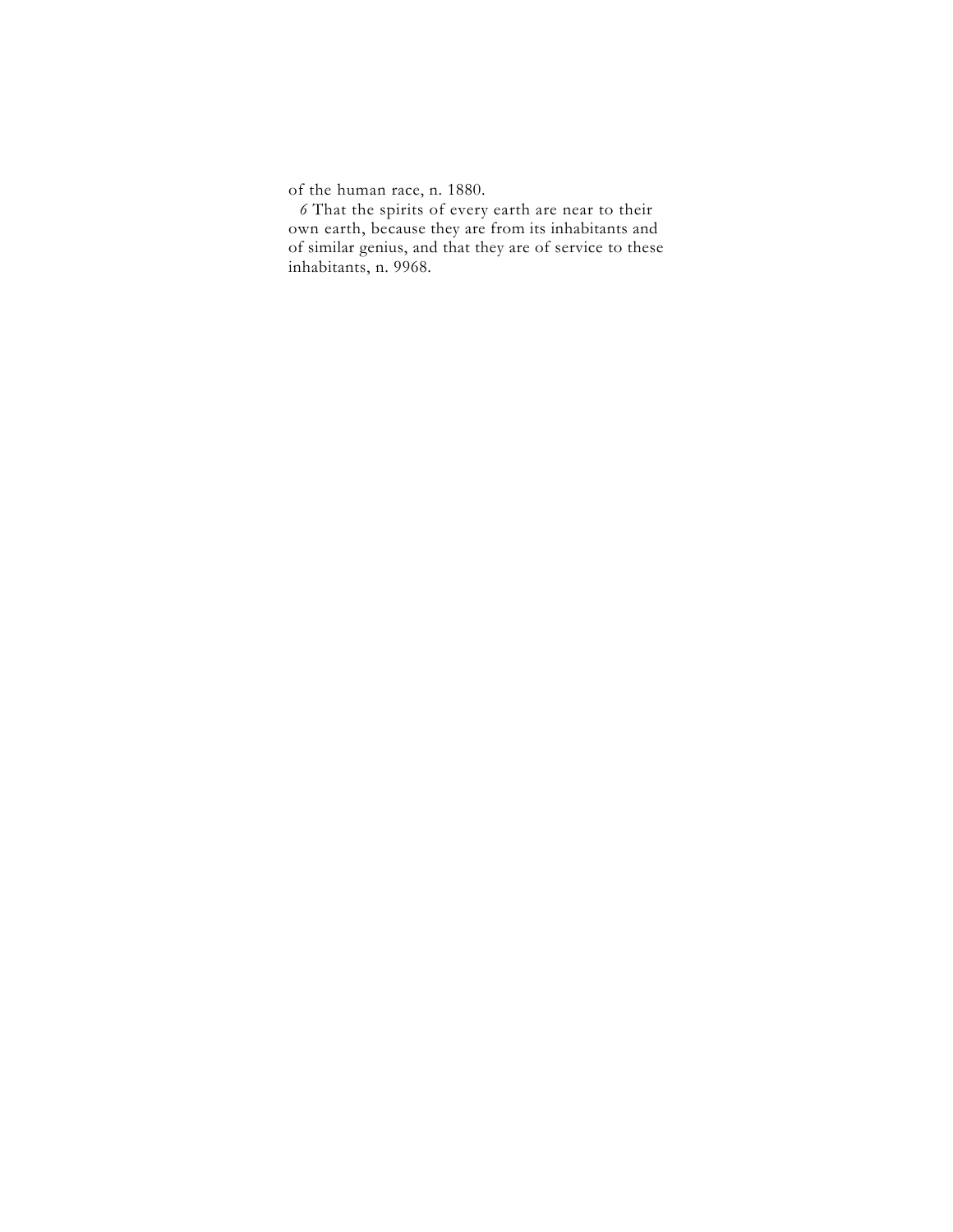of the human race, n. 1880.

*6* That the spirits of every earth are near to their own earth, because they are from its inhabitants and of similar genius, and that they are of service to these inhabitants, n. 9968.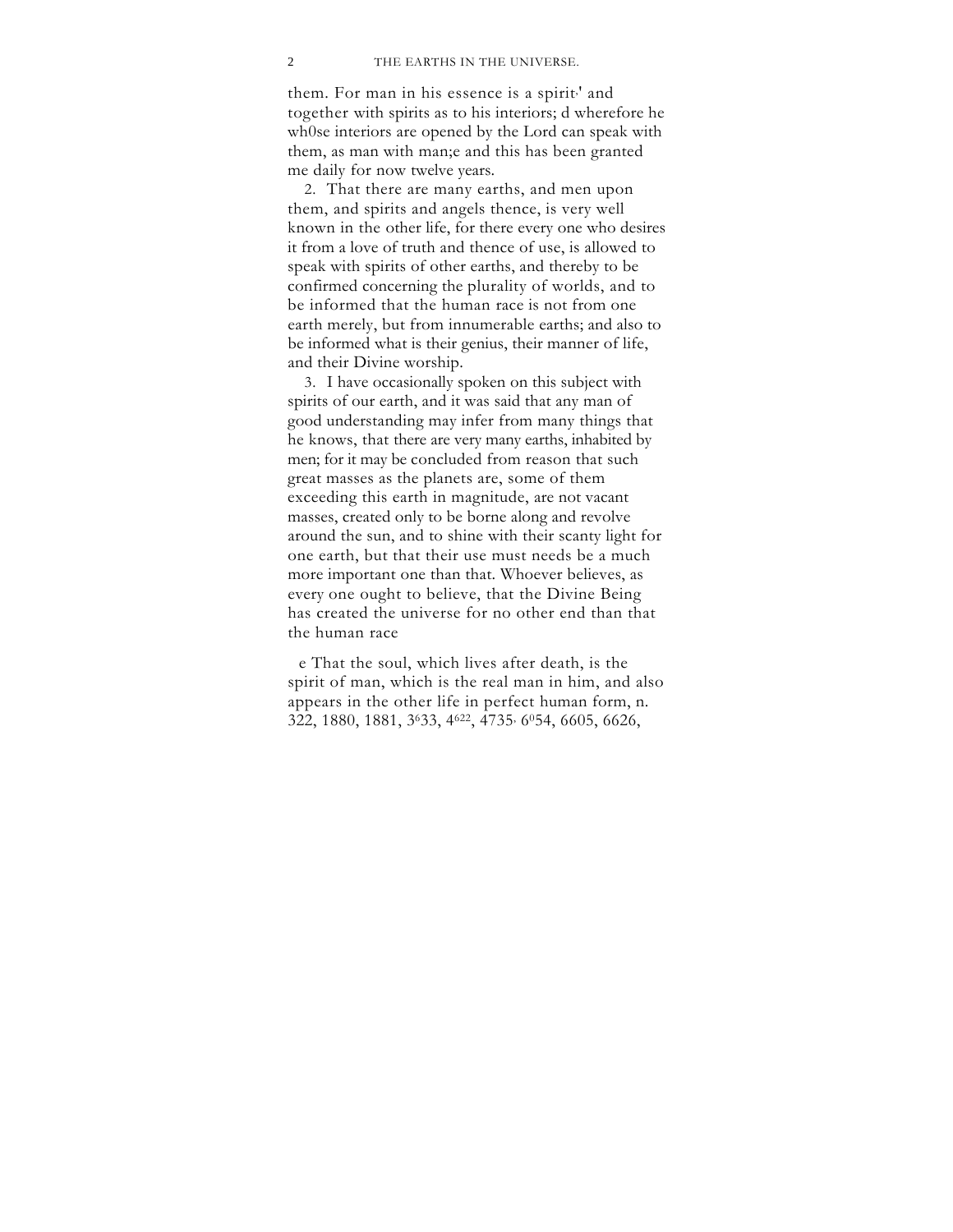them. For man in his essence is a spirit,' and together with spirits as to his interiors; d wherefore he wh0se interiors are opened by the Lord can speak with them, as man with man;e and this has been granted me daily for now twelve years.

2. That there are many earths, and men upon them, and spirits and angels thence, is very well known in the other life, for there every one who desires it from a love of truth and thence of use, is allowed to speak with spirits of other earths, and thereby to be confirmed concerning the plurality of worlds, and to be informed that the human race is not from one earth merely, but from innumerable earths; and also to be informed what is their genius, their manner of life, and their Divine worship.

3. I have occasionally spoken on this subject with spirits of our earth, and it was said that any man of good understanding may infer from many things that he knows, that there are very many earths, inhabited by men; for it may be concluded from reason that such great masses as the planets are, some of them exceeding this earth in magnitude, are not vacant masses, created only to be borne along and revolve around the sun, and to shine with their scanty light for one earth, but that their use must needs be a much more important one than that. Whoever believes, as every one ought to believe, that the Divine Being has created the universe for no other end than that the human race

e That the soul, which lives after death, is the spirit of man, which is the real man in him, and also appears in the other life in perfect human form, n. 322, 1880, 1881, 3633, 4622, 4735, 6054, 6605, 6626,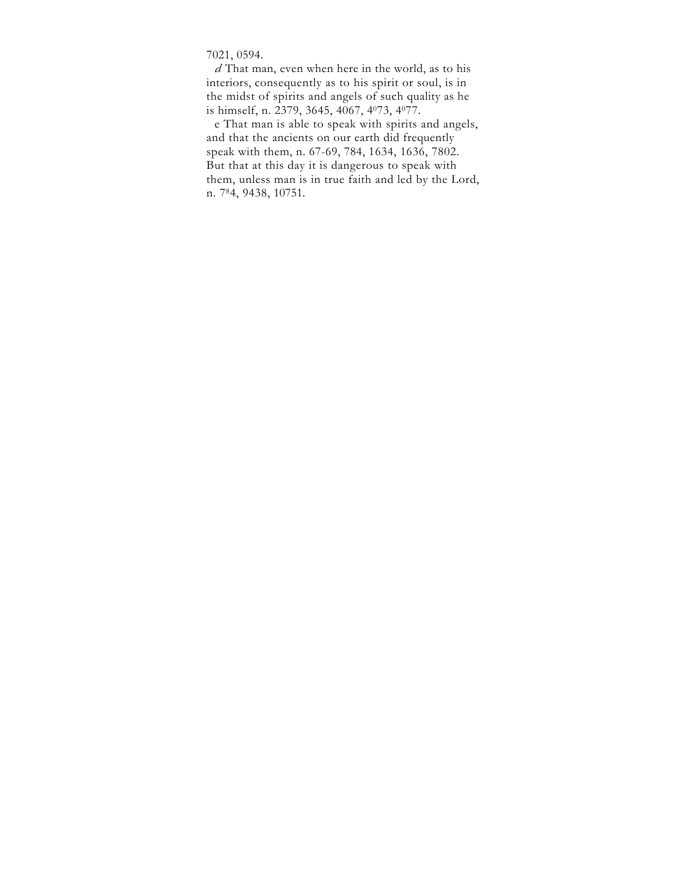7021, 0594.

*d* That man, even when here in the world, as to his interiors, consequently as to his spirit or soul, is in the midst of spirits and angels of such quality as he is himself, n. 2379, 3645, 4067, 4073, 4077.

e That man is able to speak with spirits and angels, and that the ancients on our earth did frequently speak with them, n. 67-69, 784, 1634, 1636, 7802. But that at this day it is dangerous to speak with them, unless man is in true faith and led by the Lord, n. 784, 9438, 10751.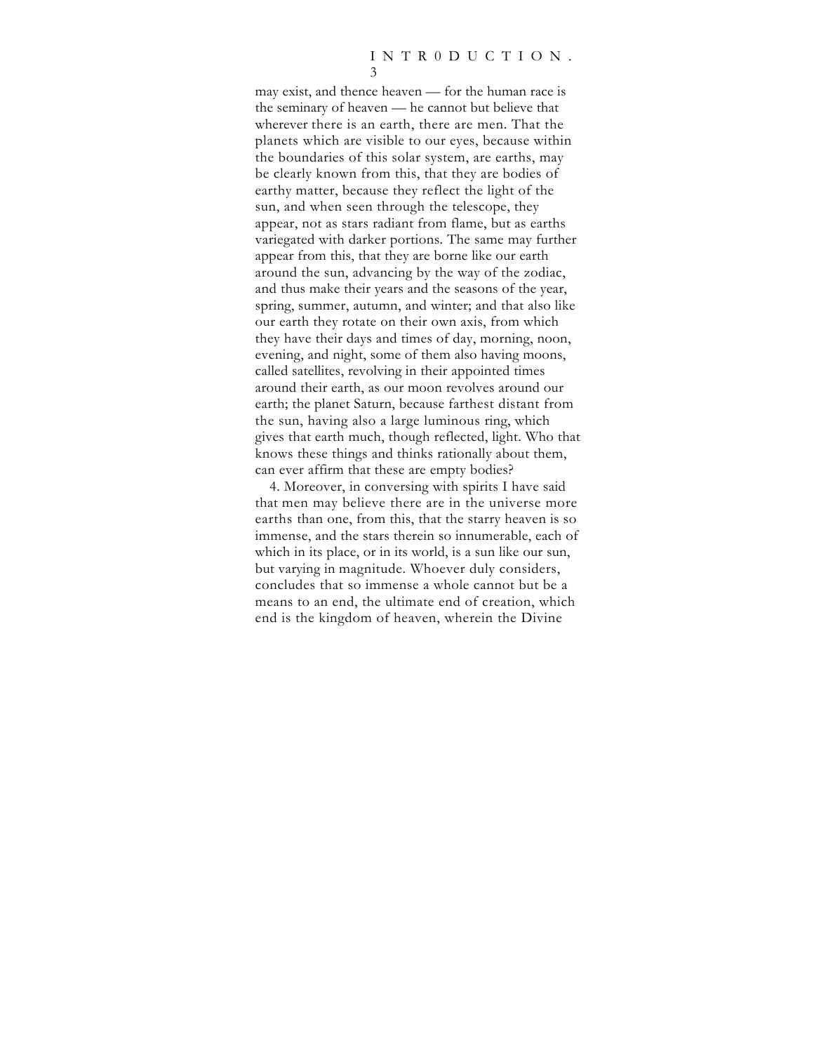may exist, and thence heaven — for the human race is the seminary of heaven — he cannot but believe that wherever there is an earth, there are men. That the planets which are visible to our eyes, because within the boundaries of this solar system, are earths, may be clearly known from this, that they are bodies of earthy matter, because they reflect the light of the sun, and when seen through the telescope, they appear, not as stars radiant from flame, but as earths variegated with darker portions. The same may further appear from this, that they are borne like our earth around the sun, advancing by the way of the zodiac, and thus make their years and the seasons of the year, spring, summer, autumn, and winter; and that also like our earth they rotate on their own axis, from which they have their days and times of day, morning, noon, evening, and night, some of them also having moons, called satellites, revolving in their appointed times around their earth, as our moon revolves around our earth; the planet Saturn, because farthest distant from the sun, having also a large luminous ring, which gives that earth much, though reflected, light. Who that knows these things and thinks rationally about them, can ever affirm that these are empty bodies?

4. Moreover, in conversing with spirits I have said that men may believe there are in the universe more earths than one, from this, that the starry heaven is so immense, and the stars therein so innumerable, each of which in its place, or in its world, is a sun like our sun, but varying in magnitude. Whoever duly considers, concludes that so immense a whole cannot but be a means to an end, the ultimate end of creation, which end is the kingdom of heaven, wherein the Divine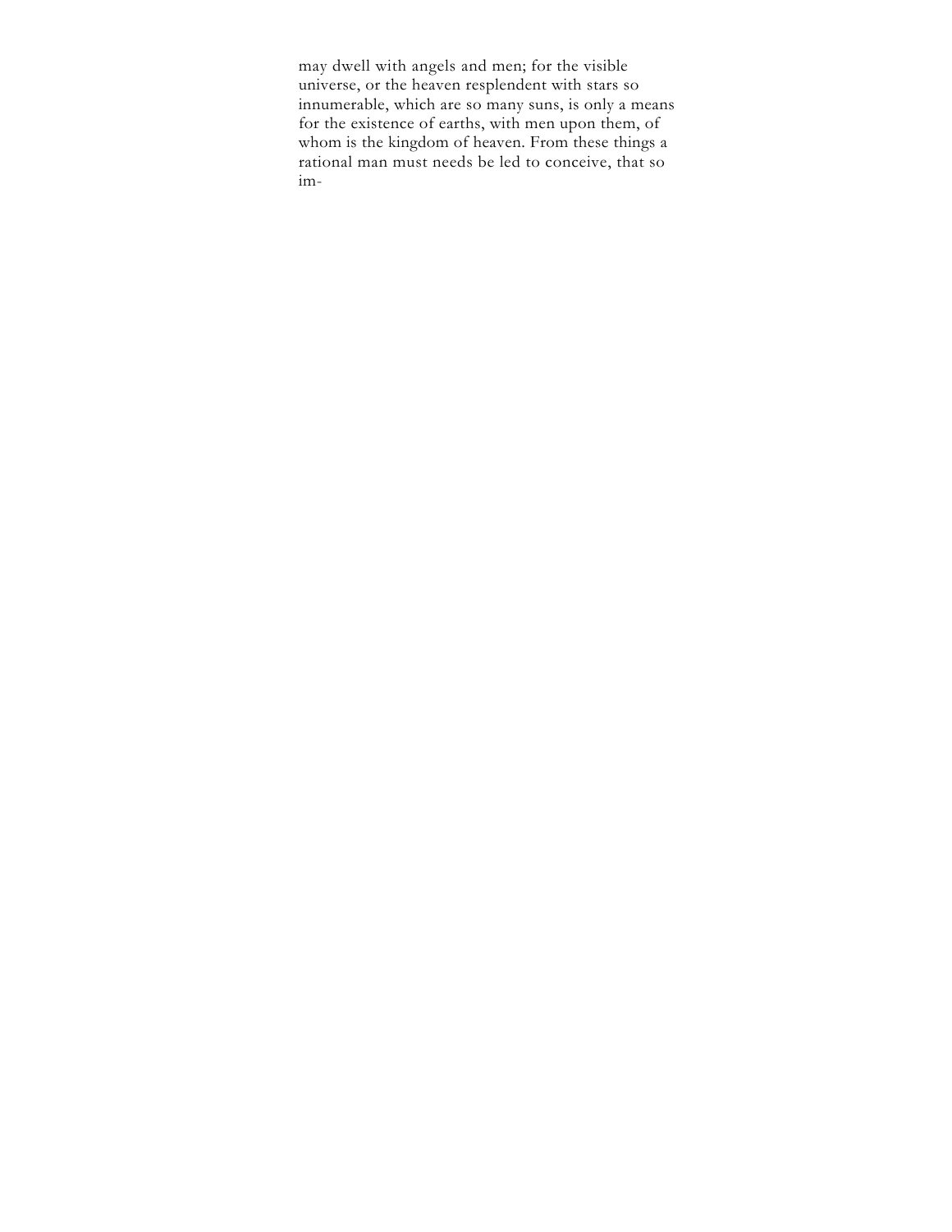may dwell with angels and men; for the visible universe, or the heaven resplendent with stars so innumerable, which are so many suns, is only a means for the existence of earths, with men upon them, of whom is the kingdom of heaven. From these things a rational man must needs be led to conceive, that so im-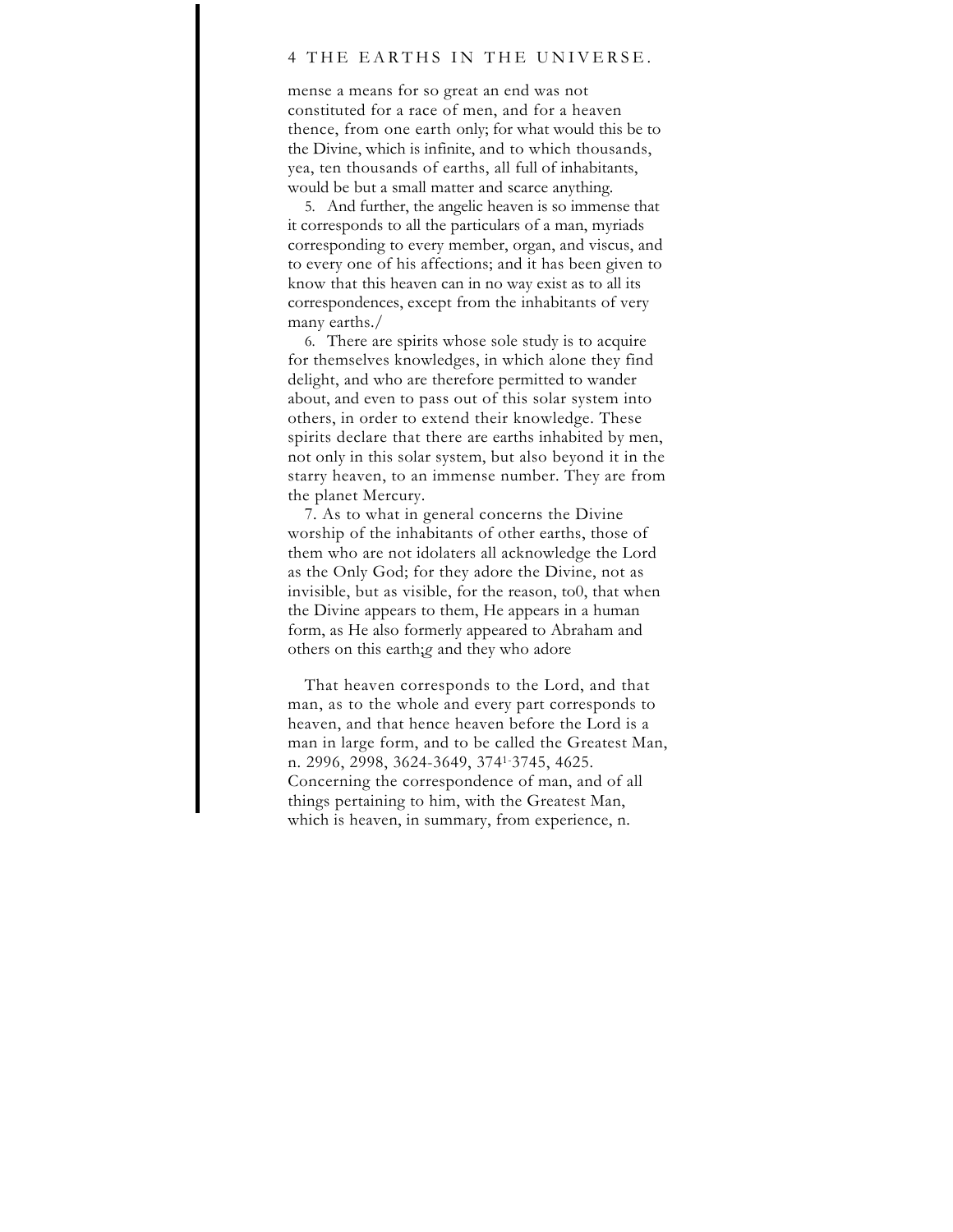mense a means for so great an end was not constituted for a race of men, and for a heaven thence, from one earth only; for what would this be to the Divine, which is infinite, and to which thousands, yea, ten thousands of earths, all full of inhabitants, would be but a small matter and scarce anything.

5. And further, the angelic heaven is so immense that it corresponds to all the particulars of a man, myriads corresponding to every member, organ, and viscus, and to every one of his affections; and it has been given to know that this heaven can in no way exist as to all its correspondences, except from the inhabitants of very many earths./

6. There are spirits whose sole study is to acquire for themselves knowledges, in which alone they find delight, and who are therefore permitted to wander about, and even to pass out of this solar system into others, in order to extend their knowledge. These spirits declare that there are earths inhabited by men, not only in this solar system, but also beyond it in the starry heaven, to an immense number. They are from the planet Mercury.

7. As to what in general concerns the Divine worship of the inhabitants of other earths, those of them who are not idolaters all acknowledge the Lord as the Only God; for they adore the Divine, not as invisible, but as visible, for the reason, to0, that when the Divine appears to them, He appears in a human form, as He also formerly appeared to Abraham and others on this earth;*g* and they who adore

That heaven corresponds to the Lord, and that man, as to the whole and every part corresponds to heaven, and that hence heaven before the Lord is a man in large form, and to be called the Greatest Man, n. 2996, 2998, 3624-3649, 3741-3745, 4625. Concerning the correspondence of man, and of all things pertaining to him, with the Greatest Man, which is heaven, in summary, from experience, n.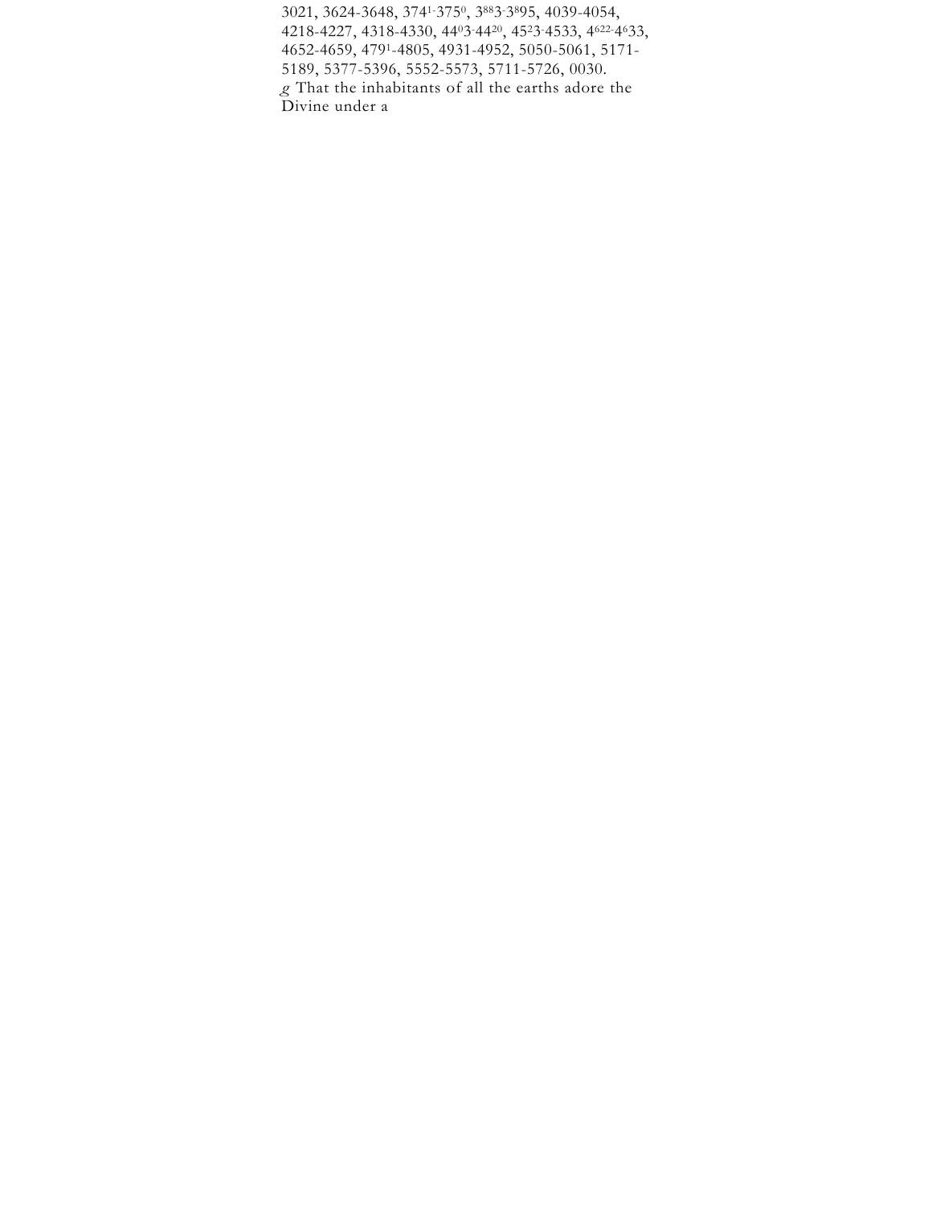3021, 3624-3648, 3741-3750, 3883-3895, 4039-4054, 4218-4227, 4318-4330, 4403-4420, 4523-4533, 4622-4633, 4652-4659, 4791-4805, 4931-4952, 5050-5061, 5171-5189, 5377-5396, 5552-5573, 5711-5726, 0030.

*g* That the inhabitants of all the earths adore the Divine under a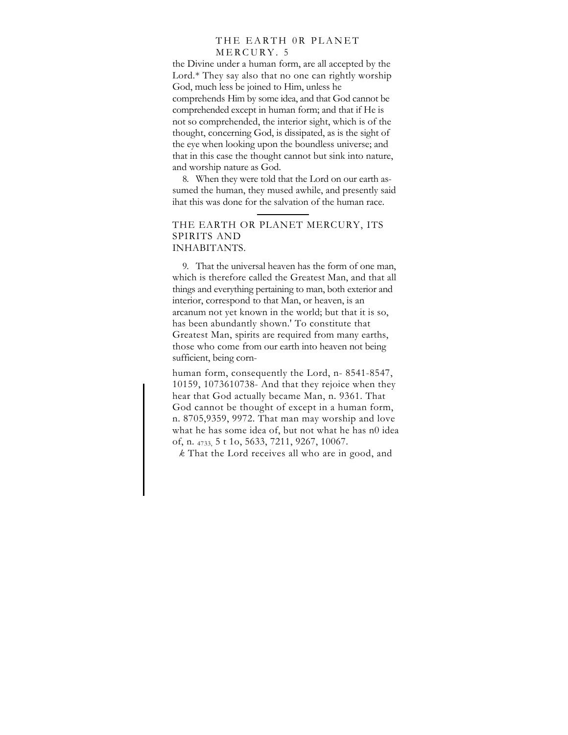the Divine under a human form, are all accepted by the Lord.* They say also that no one can rightly worship God, much less be joined to Him, unless he comprehends Him by some idea, and that God cannot be comprehended except in human form; and that if He is not so comprehended, the interior sight, which is of the thought, concerning God, is dissipated, as is the sight of the eye when looking upon the boundless universe; and that in this case the thought cannot but sink into nature, and worship nature as God.

8. When they were told that the Lord on our earth assumed the human, they mused awhile, and presently said ihat this was done for the salvation of the human race.

---

## THE EARTH OR PLANET MERCURY, ITS SPIRITS AND INHABITANTS.

9. That the universal heaven has the form of one man, which is therefore called the Greatest Man, and that all things and everything pertaining to man, both exterior and interior, correspond to that Man, or heaven, is an arcanum not yet known in the world; but that it is so, has been abundantly shown.' To constitute that Greatest Man, spirits are required from many earths, those who come from our earth into heaven not being sufficient, being corn-

human form, consequently the Lord, n- 8541-8547, 10159, 1073610738- And that they rejoice when they hear that God actually became Man, n. 9361. That God cannot be thought of except in a human form, n. 8705,9359, 9972. That man may worship and love what he has some idea of, but not what he has n0 idea of, n. 4733, 5 t 1o, 5633, 7211, 9267, 10067.

k That the Lord receives all who are in good, and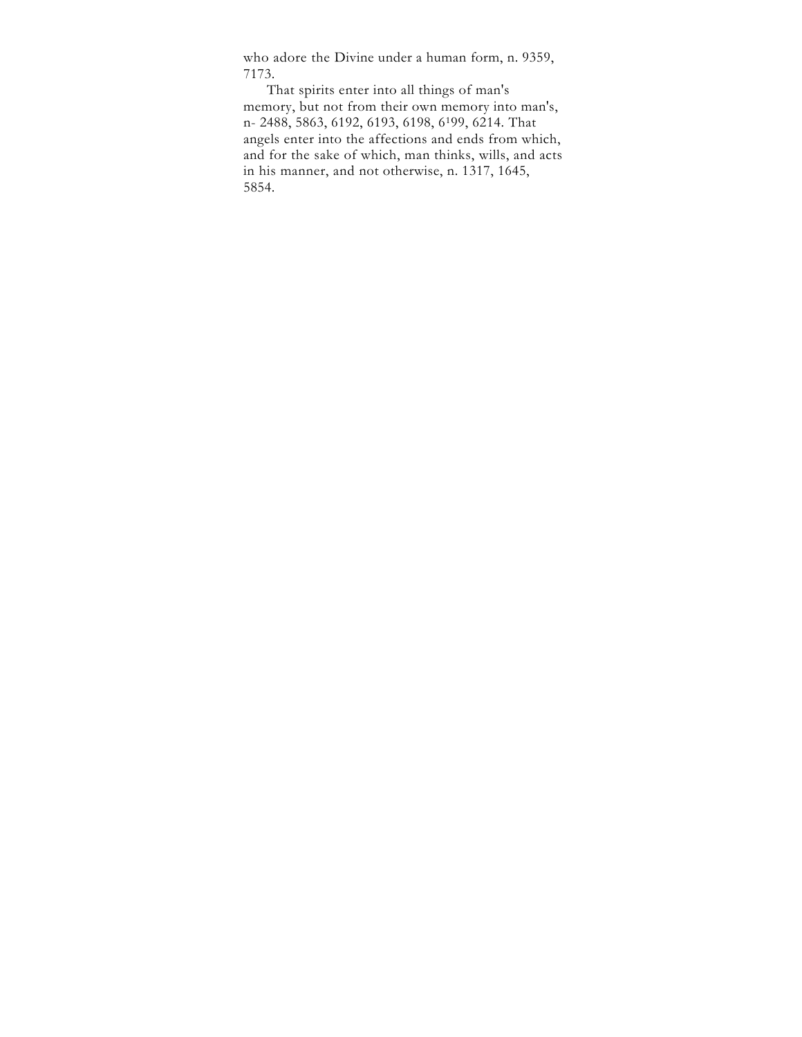who adore the Divine under a human form, n. 9359, 7173.

That spirits enter into all things of man's memory, but not from their own memory into man's, n- 2488, 5863, 6192, 6193, 6198, 6199, 6214. That angels enter into the affections and ends from which, and for the sake of which, man thinks, wills, and acts in his manner, and not otherwise, n. 1317, 1645, 5854.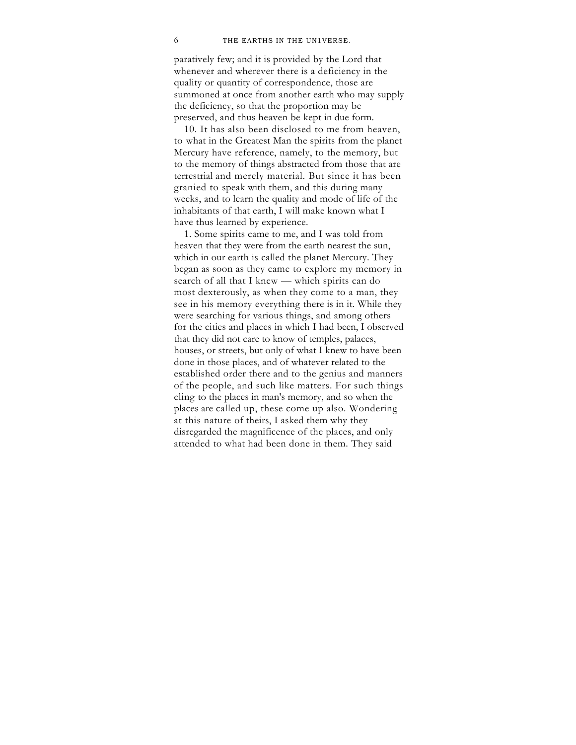paratively few; and it is provided by the Lord that whenever and wherever there is a deficiency in the quality or quantity of correspondence, those are summoned at once from another earth who may supply the deficiency, so that the proportion may be preserved, and thus heaven be kept in due form.

10. It has also been disclosed to me from heaven, to what in the Greatest Man the spirits from the planet Mercury have reference, namely, to the memory, but to the memory of things abstracted from those that are terrestrial and merely material. But since it has been granied to speak with them, and this during many weeks, and to learn the quality and mode of life of the inhabitants of that earth, I will make known what I have thus learned by experience.

1. Some spirits came to me, and I was told from heaven that they were from the earth nearest the sun, which in our earth is called the planet Mercury. They began as soon as they came to explore my memory in search of all that I knew — which spirits can do most dexterously, as when they come to a man, they see in his memory everything there is in it. While they were searching for various things, and among others for the cities and places in which I had been, I observed that they did not care to know of temples, palaces, houses, or streets, but only of what I knew to have been done in those places, and of whatever related to the established order there and to the genius and manners of the people, and such like matters. For such things cling to the places in man's memory, and so when the places are called up, these come up also. Wondering at this nature of theirs, I asked them why they disregarded the magnificence of the places, and only attended to what had been done in them. They said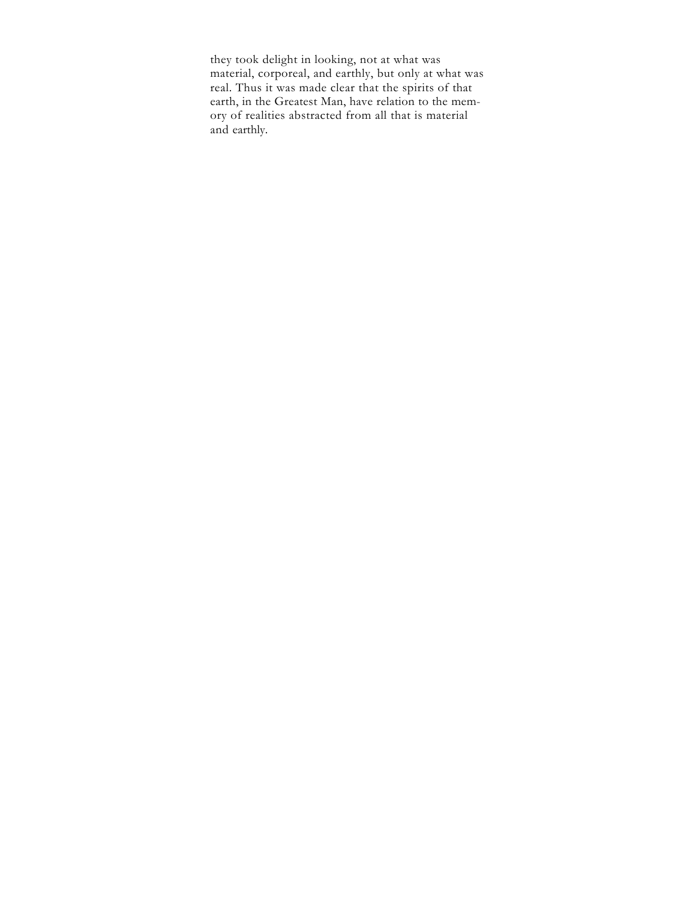they took delight in looking, not at what was material, corporeal, and earthly, but only at what was real. Thus it was made clear that the spirits of that earth, in the Greatest Man, have relation to the memory of realities abstracted from all that is material and earthly.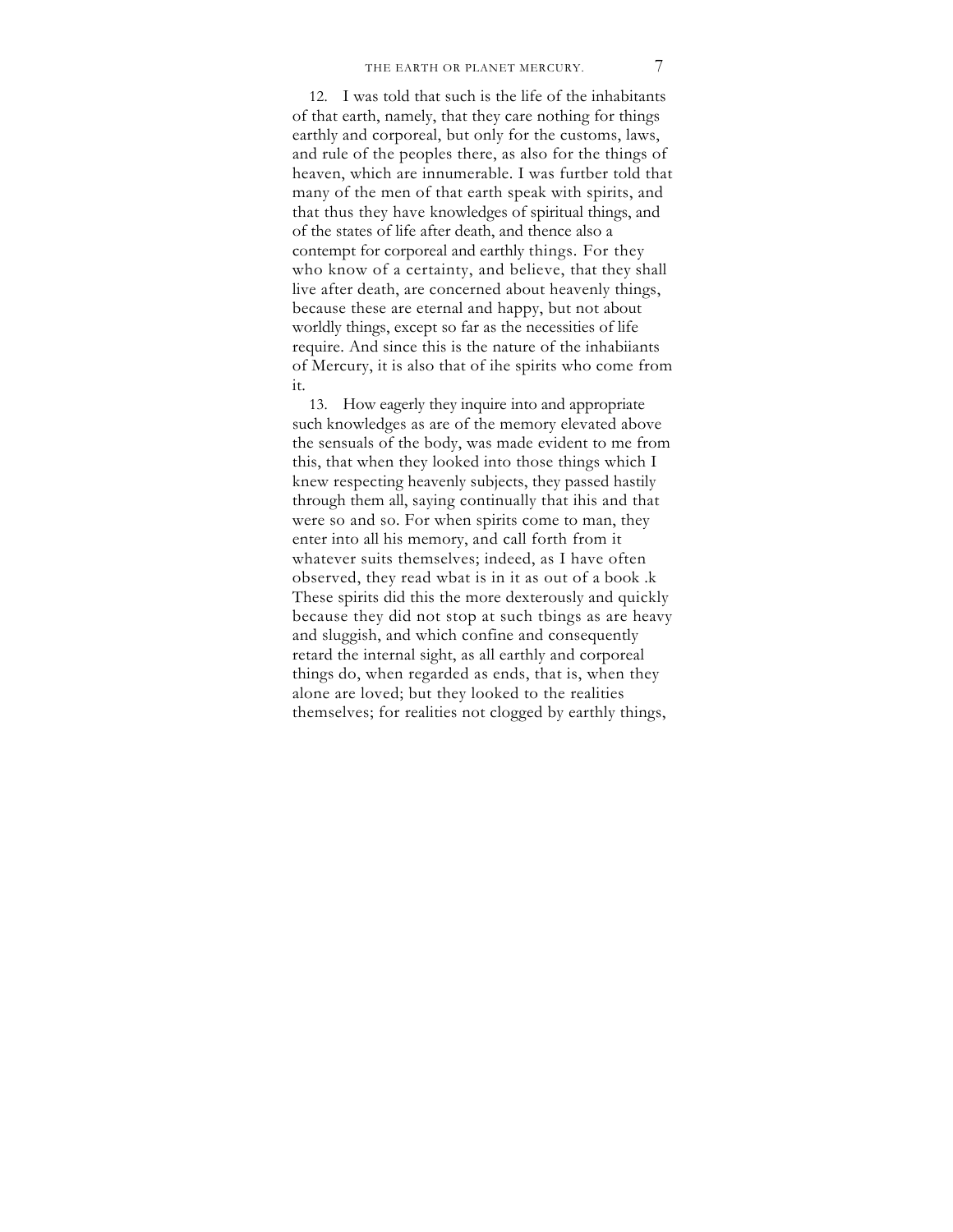12. I was told that such is the life of the inhabitants of that earth, namely, that they care nothing for things earthly and corporeal, but only for the customs, laws, and rule of the peoples there, as also for the things of heaven, which are innumerable. I was furtber told that many of the men of that earth speak with spirits, and that thus they have knowledges of spiritual things, and of the states of life after death, and thence also a contempt for corporeal and earthly things. For they who know of a certainty, and believe, that they shall live after death, are concerned about heavenly things, because these are eternal and happy, but not about worldly things, except so far as the necessities of life require. And since this is the nature of the inhabiiants of Mercury, it is also that of ihe spirits who come from it.

13. How eagerly they inquire into and appropriate such knowledges as are of the memory elevated above the sensuals of the body, was made evident to me from this, that when they looked into those things which I knew respecting heavenly subjects, they passed hastily through them all, saying continually that ihis and that were so and so. For when spirits come to man, they enter into all his memory, and call forth from it whatever suits themselves; indeed, as I have often observed, they read wbat is in it as out of a book .k These spirits did this the more dexterously and quickly because they did not stop at such tbings as are heavy and sluggish, and which confine and consequently retard the internal sight, as all earthly and corporeal things do, when regarded as ends, that is, when they alone are loved; but they looked to the realities themselves; for realities not clogged by earthly things,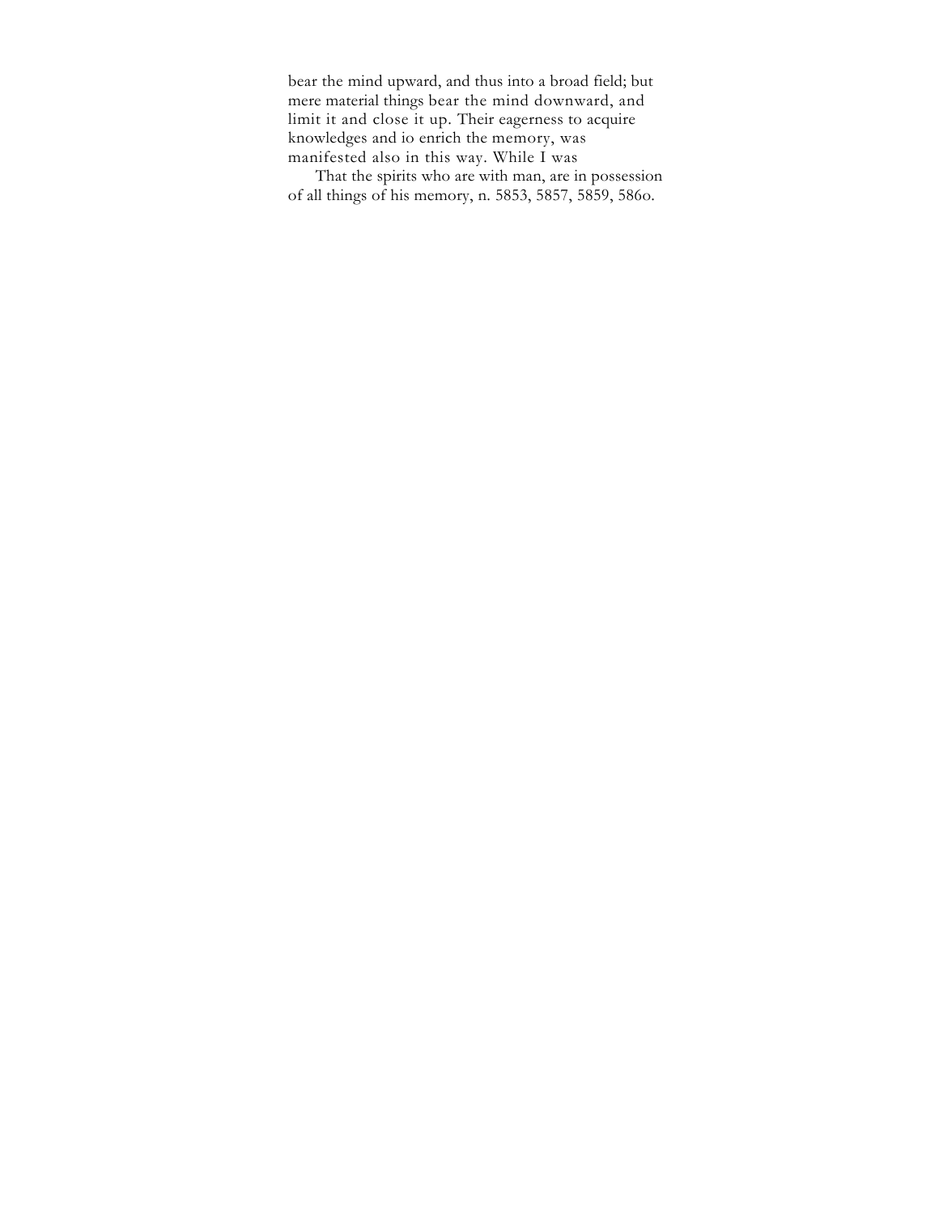bear the mind upward, and thus into a broad field; but mere material things bear the mind downward, and limit it and close it up. Their eagerness to acquire knowledges and io enrich the memory, was manifested also in this way. While I was

That the spirits who are with man, are in possession of all things of his memory, n. 5853, 5857, 5859, 586o.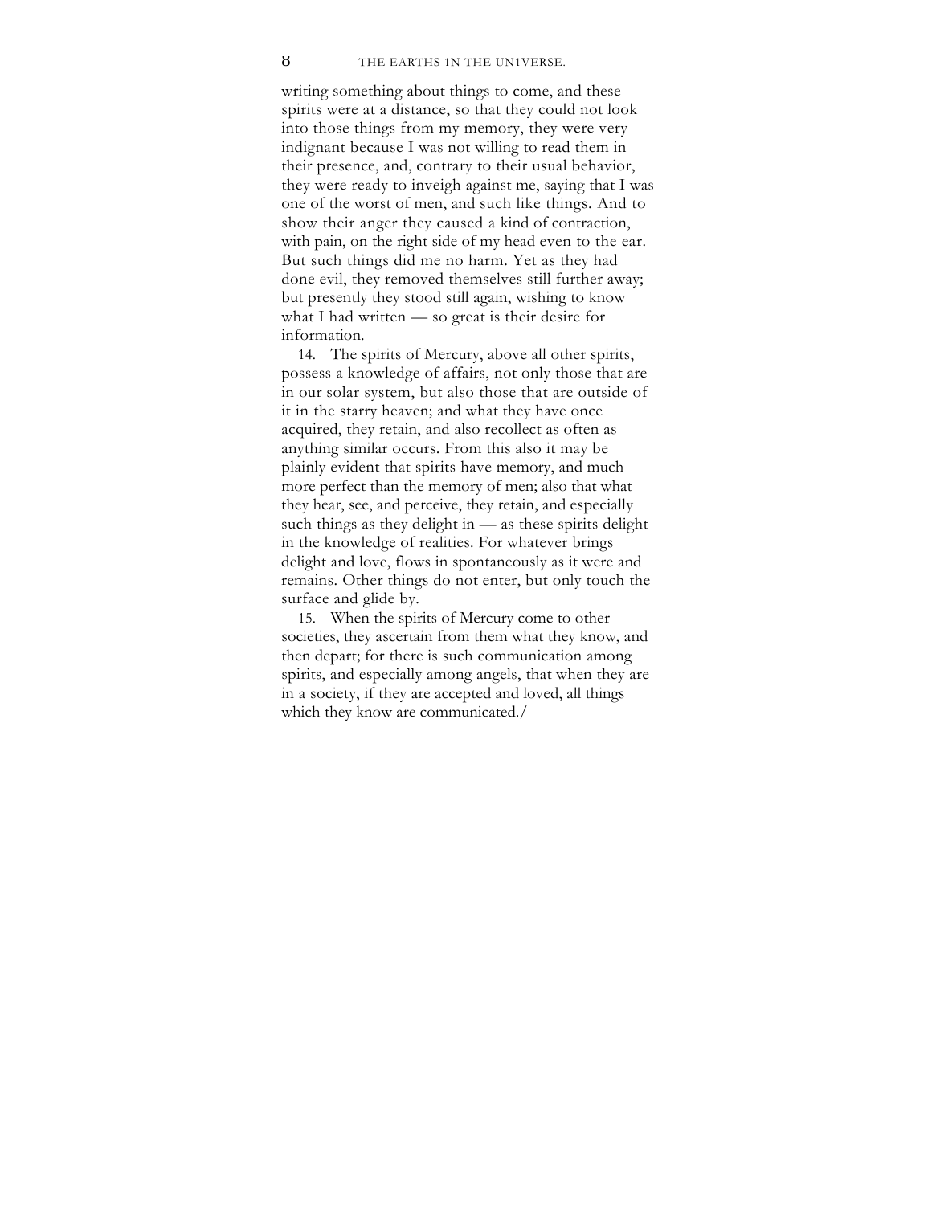writing something about things to come, and these spirits were at a distance, so that they could not look into those things from my memory, they were very indignant because I was not willing to read them in their presence, and, contrary to their usual behavior, they were ready to inveigh against me, saying that I was one of the worst of men, and such like things. And to show their anger they caused a kind of contraction, with pain, on the right side of my head even to the ear. But such things did me no harm. Yet as they had done evil, they removed themselves still further away; but presently they stood still again, wishing to know what I had written — so great is their desire for information.

14. The spirits of Mercury, above all other spirits, possess a knowledge of affairs, not only those that are in our solar system, but also those that are outside of it in the starry heaven; and what they have once acquired, they retain, and also recollect as often as anything similar occurs. From this also it may be plainly evident that spirits have memory, and much more perfect than the memory of men; also that what they hear, see, and perceive, they retain, and especially such things as they delight in — as these spirits delight in the knowledge of realities. For whatever brings delight and love, flows in spontaneously as it were and remains. Other things do not enter, but only touch the surface and glide by.

15. When the spirits of Mercury come to other societies, they ascertain from them what they know, and then depart; for there is such communication among spirits, and especially among angels, that when they are in a society, if they are accepted and loved, all things which they know are communicated./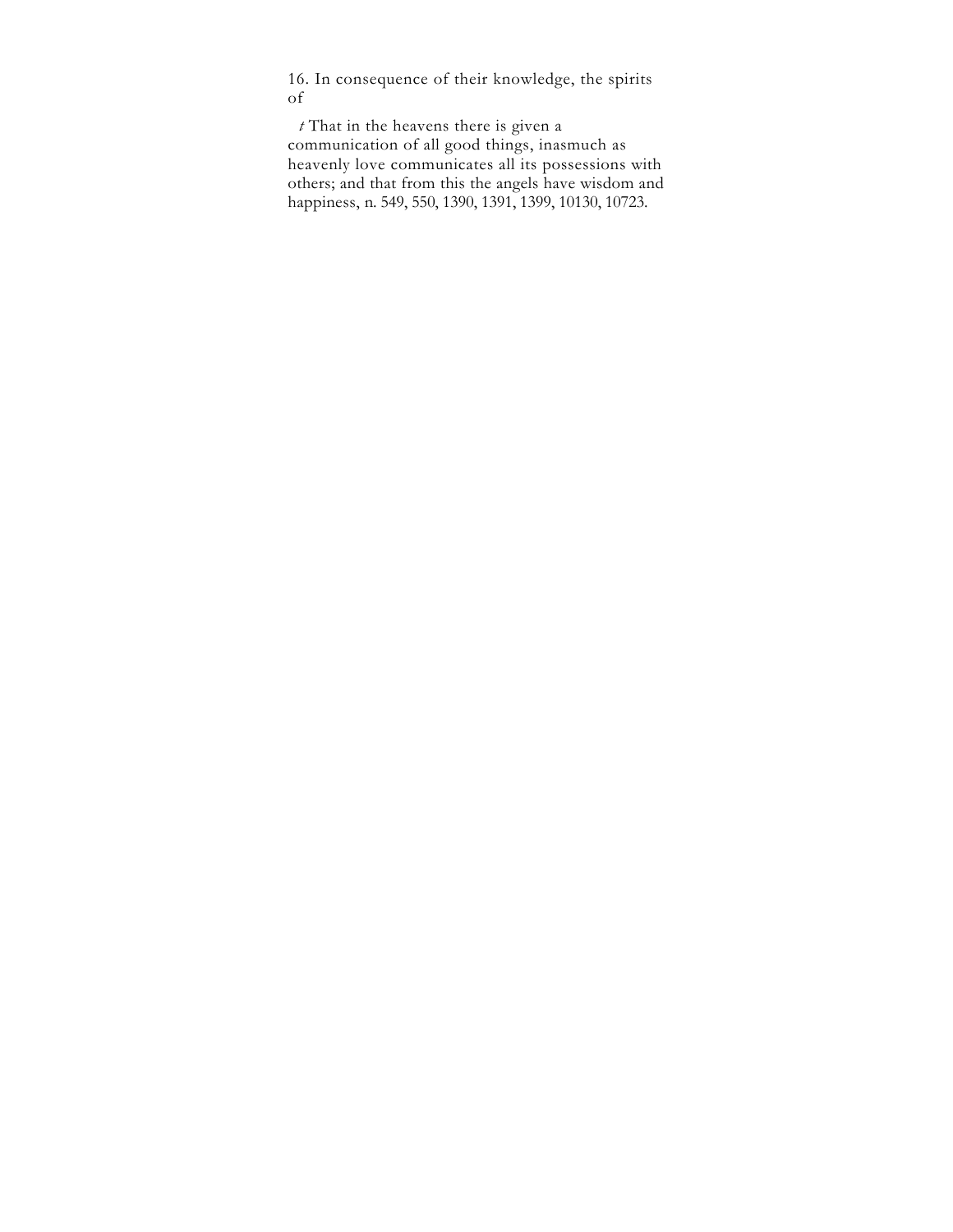16. In consequence of their knowledge, the spirits of

*t* That in the heavens there is given a communication of all good things, inasmuch as heavenly love communicates all its possessions with others; and that from this the angels have wisdom and happiness, n. 549, 550, 1390, 1391, 1399, 10130, 10723.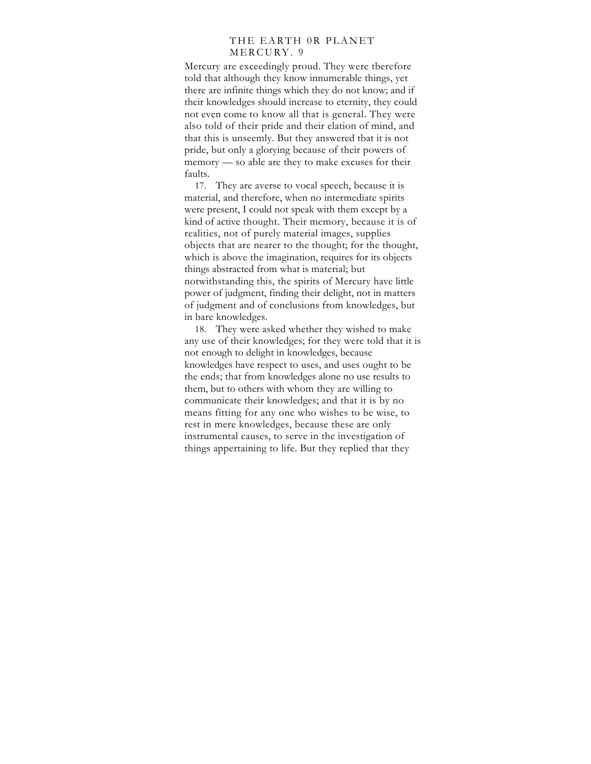Mercury are exceedingly proud. They were tberefore told that although they know innumerable things, yet there are infinite things which they do not know; and if their knowledges should increase to eternity, they could not even come to know all that is general. They were also told of their pride and their elation of mind, and that this is unseemly. But they answered tbat it is not pride, but only a glorying because of their powers of memory — so able are they to make excuses for their faults.

17. They are averse to vocal speech, because it is material, and therefore, when no intermediate spirits were present, I could not speak with them except by a kind of active thought. Their memory, because it is of realities, not of purely material images, supplies objects that are nearer to the thought; for the thought, which is above the imagination, requires for its objects things abstracted from what is material; but notwithstanding this, the spirits of Mercury have little power of judgment, finding their delight, not in matters of judgment and of conclusions from knowledges, but in bare knowledges.

18. They were asked whether they wished to make any use of their knowledges; for they were told that it is not enough to delight in knowledges, because knowledges have respect to uses, and uses ought to be the ends; that from knowledges alone no use results to them, but to others with whom they are willing to communicate their knowledges; and that it is by no means fitting for any one who wishes to be wise, to rest in mere knowledges, because these are only instrumental causes, to serve in the investigation of things appertaining to life. But they replied that they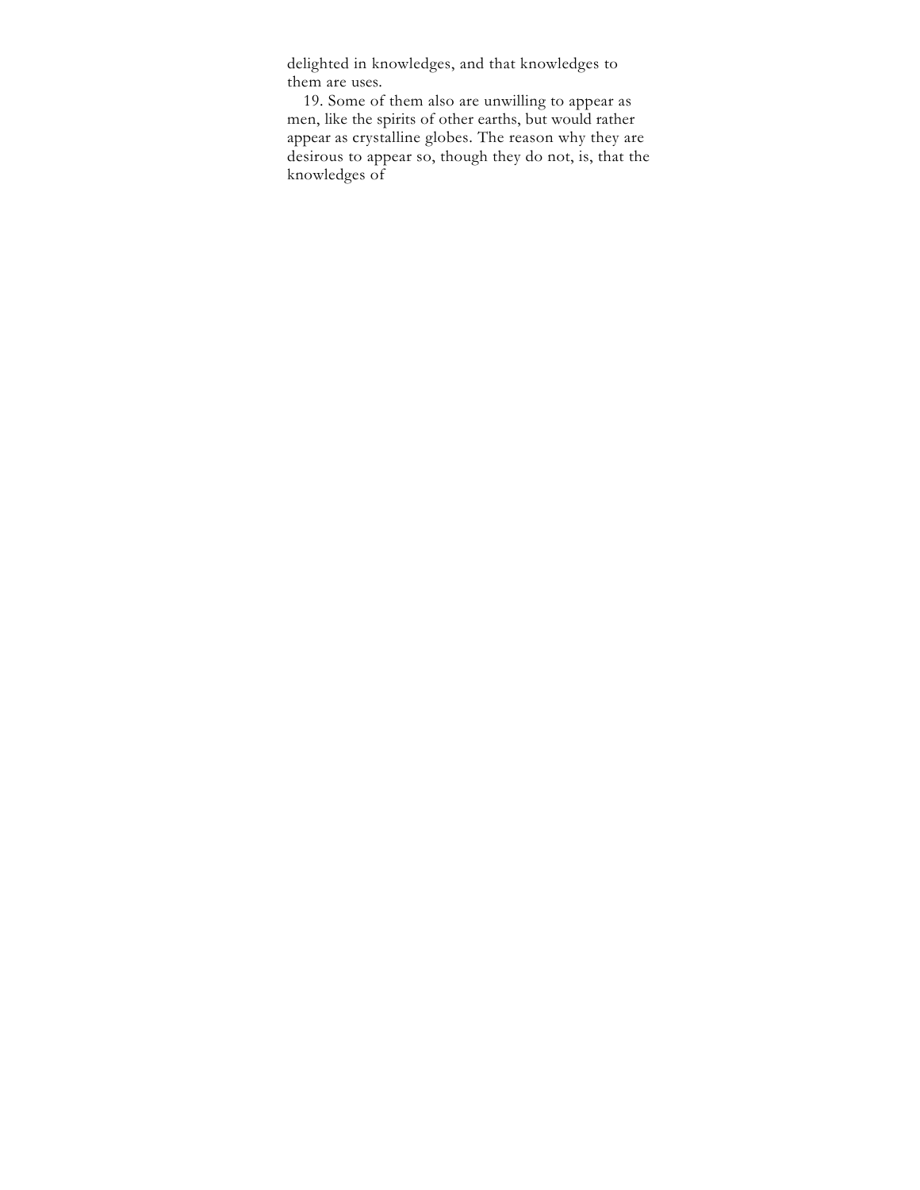delighted in knowledges, and that knowledges to them are uses.

19. Some of them also are unwilling to appear as men, like the spirits of other earths, but would rather appear as crystalline globes. The reason why they are desirous to appear so, though they do not, is, that the knowledges of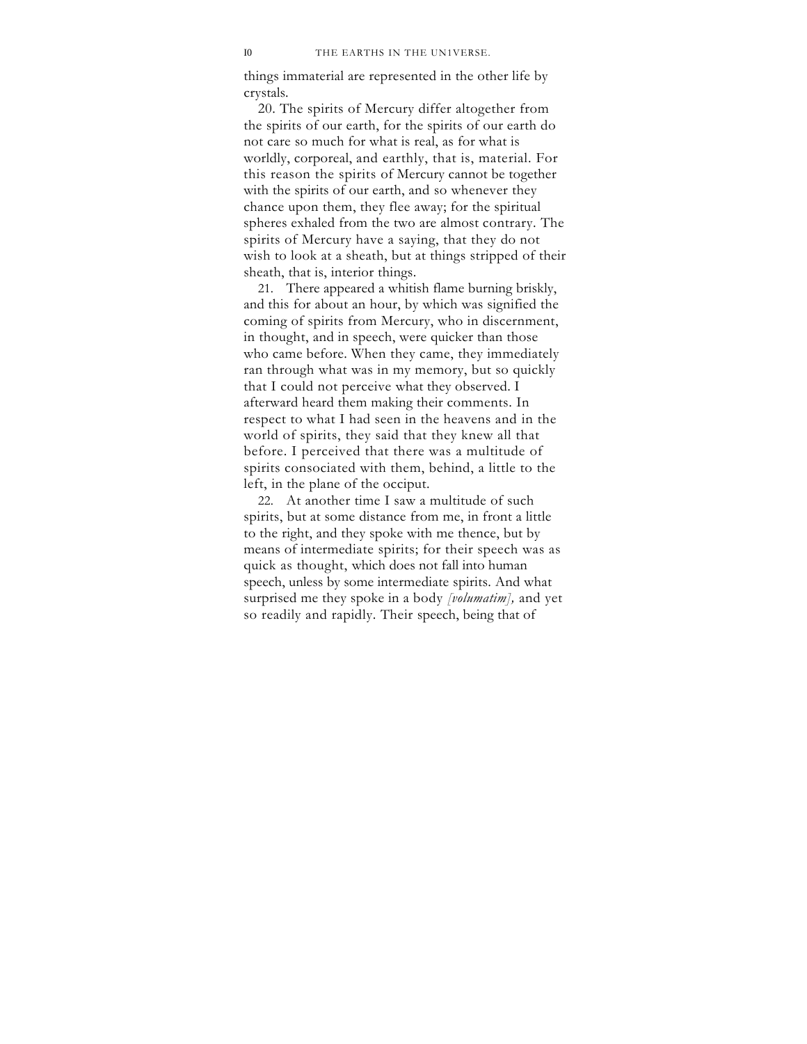things immaterial are represented in the other life by crystals.

20. The spirits of Mercury differ altogether from the spirits of our earth, for the spirits of our earth do not care so much for what is real, as for what is worldly, corporeal, and earthly, that is, material. For this reason the spirits of Mercury cannot be together with the spirits of our earth, and so whenever they chance upon them, they flee away; for the spiritual spheres exhaled from the two are almost contrary. The spirits of Mercury have a saying, that they do not wish to look at a sheath, but at things stripped of their sheath, that is, interior things.

21. There appeared a whitish flame burning briskly, and this for about an hour, by which was signified the coming of spirits from Mercury, who in discernment, in thought, and in speech, were quicker than those who came before. When they came, they immediately ran through what was in my memory, but so quickly that I could not perceive what they observed. I afterward heard them making their comments. In respect to what I had seen in the heavens and in the world of spirits, they said that they knew all that before. I perceived that there was a multitude of spirits consociated with them, behind, a little to the left, in the plane of the occiput.

22. At another time I saw a multitude of such spirits, but at some distance from me, in front a little to the right, and they spoke with me thence, but by means of intermediate spirits; for their speech was as quick as thought, which does not fall into human speech, unless by some intermediate spirits. And what surprised me they spoke in a body *[volumatim],* and yet so readily and rapidly. Their speech, being that of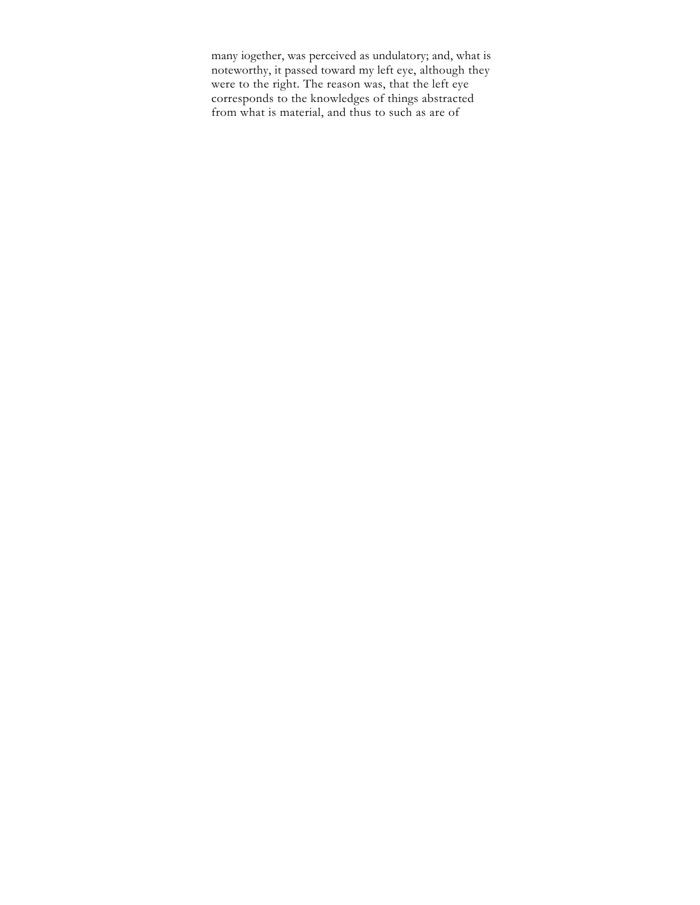many iogether, was perceived as undulatory; and, what is noteworthy, it passed toward my left eye, although they were to the right. The reason was, that the left eye corresponds to the knowledges of things abstracted from what is material, and thus to such as are of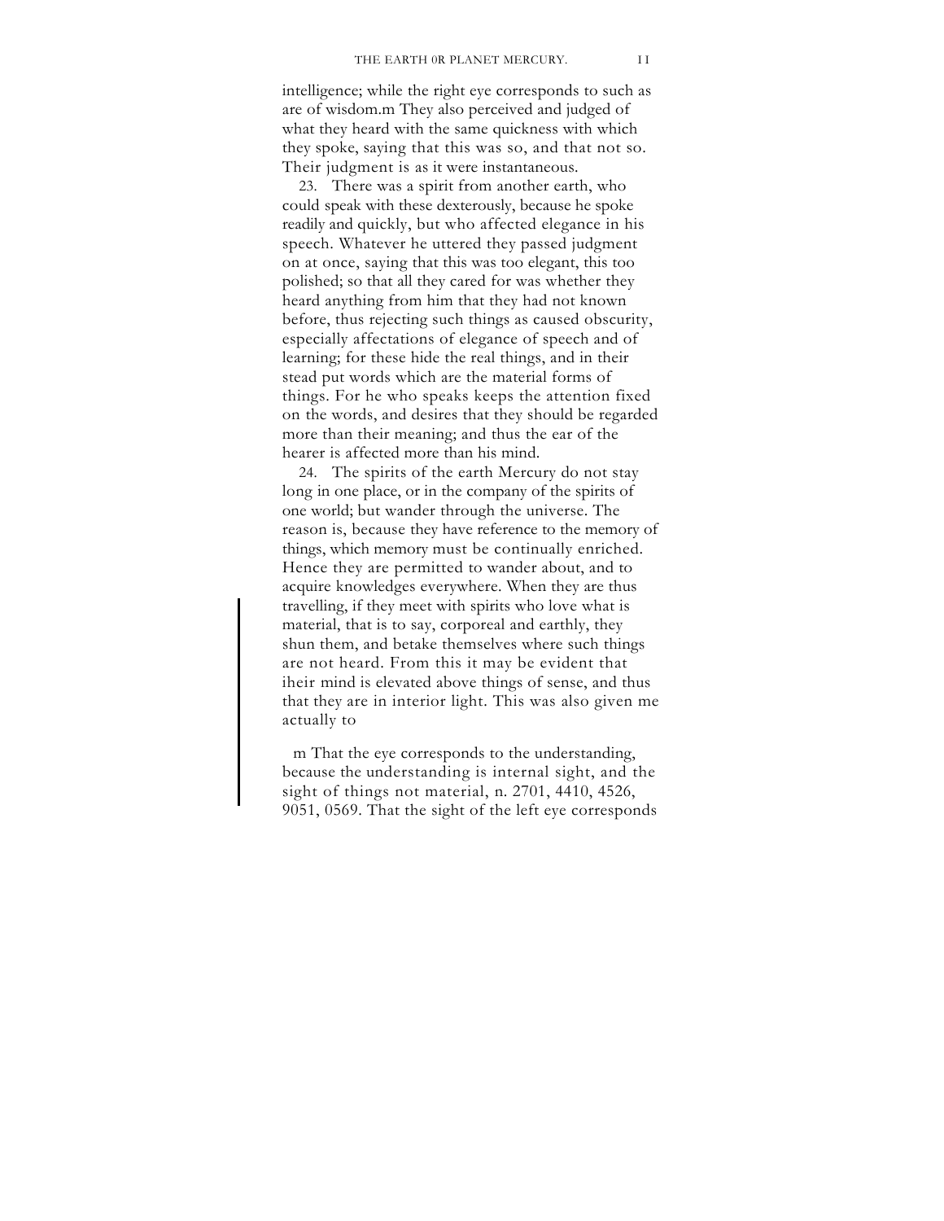intelligence; while the right eye corresponds to such as are of wisdom.m They also perceived and judged of what they heard with the same quickness with which they spoke, saying that this was so, and that not so. Their judgment is as it were instantaneous.

23. There was a spirit from another earth, who could speak with these dexterously, because he spoke readily and quickly, but who affected elegance in his speech. Whatever he uttered they passed judgment on at once, saying that this was too elegant, this too polished; so that all they cared for was whether they heard anything from him that they had not known before, thus rejecting such things as caused obscurity, especially affectations of elegance of speech and of learning; for these hide the real things, and in their stead put words which are the material forms of things. For he who speaks keeps the attention fixed on the words, and desires that they should be regarded more than their meaning; and thus the ear of the hearer is affected more than his mind.

24. The spirits of the earth Mercury do not stay long in one place, or in the company of the spirits of one world; but wander through the universe. The reason is, because they have reference to the memory of things, which memory must be continually enriched. Hence they are permitted to wander about, and to acquire knowledges everywhere. When they are thus travelling, if they meet with spirits who love what is material, that is to say, corporeal and earthly, they shun them, and betake themselves where such things are not heard. From this it may be evident that iheir mind is elevated above things of sense, and thus that they are in interior light. This was also given me actually to

m That the eye corresponds to the understanding, because the understanding is internal sight, and the sight of things not material, n. 2701, 4410, 4526, 9051, 0569. That the sight of the left eye corresponds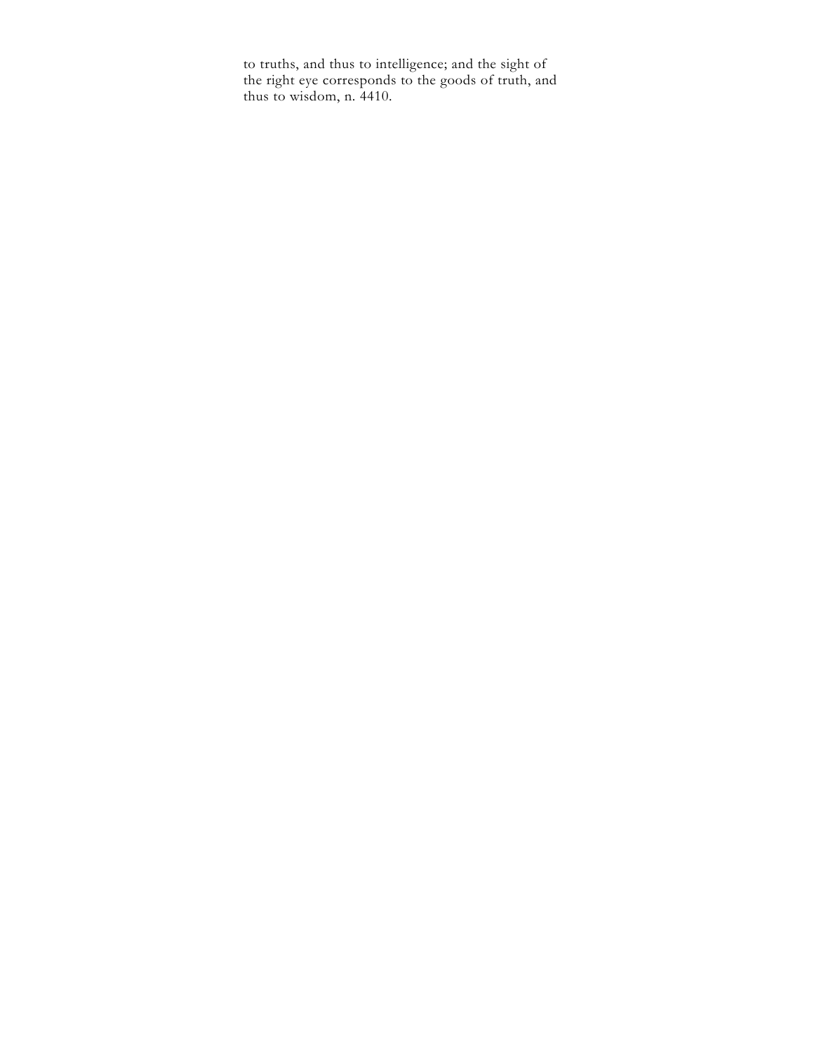to truths, and thus to intelligence; and the sight of the right eye corresponds to the goods of truth, and thus to wisdom, n. 4410.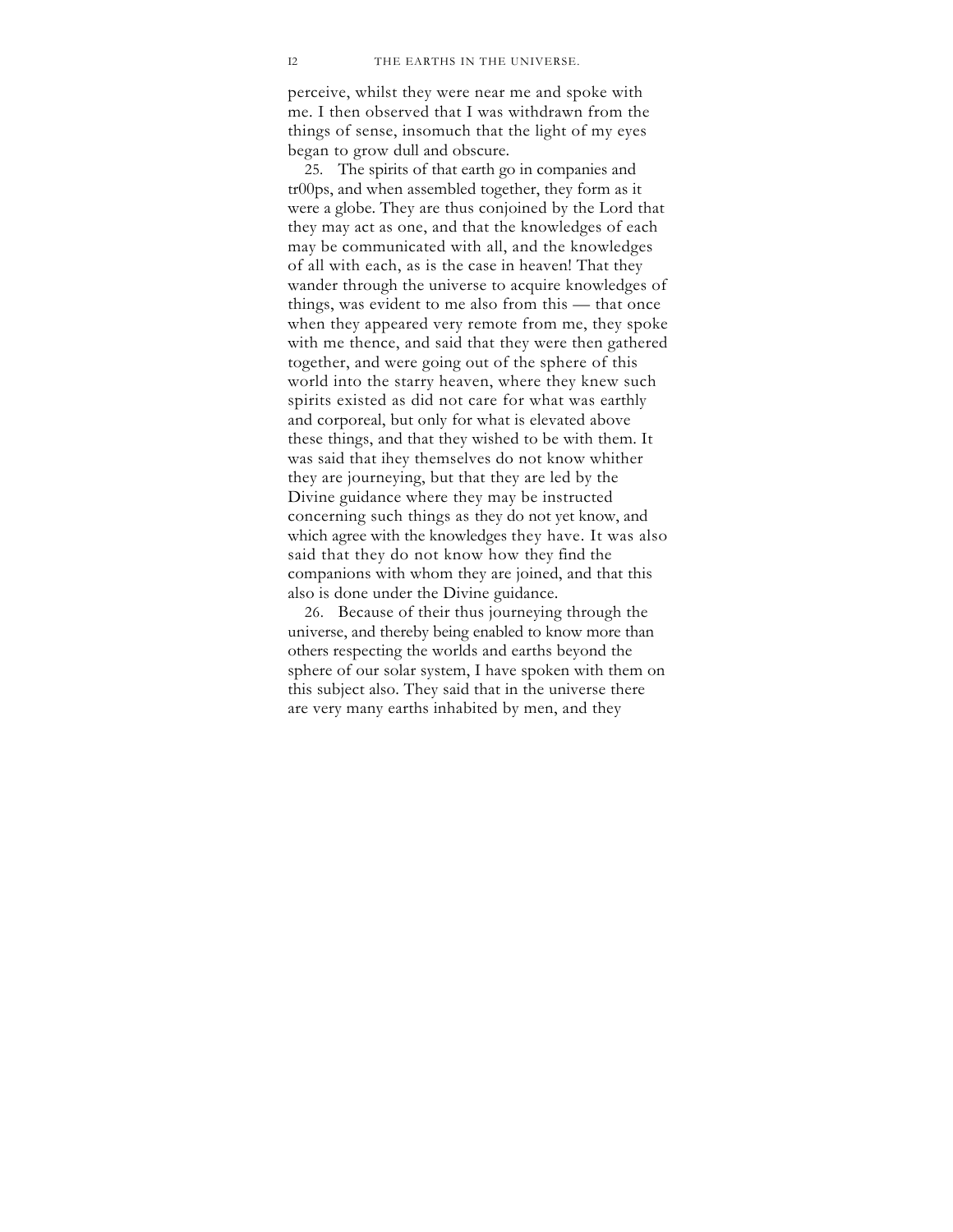perceive, whilst they were near me and spoke with me. I then observed that I was withdrawn from the things of sense, insomuch that the light of my eyes began to grow dull and obscure.

25. The spirits of that earth go in companies and tr00ps, and when assembled together, they form as it were a globe. They are thus conjoined by the Lord that they may act as one, and that the knowledges of each may be communicated with all, and the knowledges of all with each, as is the case in heaven! That they wander through the universe to acquire knowledges of things, was evident to me also from this — that once when they appeared very remote from me, they spoke with me thence, and said that they were then gathered together, and were going out of the sphere of this world into the starry heaven, where they knew such spirits existed as did not care for what was earthly and corporeal, but only for what is elevated above these things, and that they wished to be with them. It was said that ihey themselves do not know whither they are journeying, but that they are led by the Divine guidance where they may be instructed concerning such things as they do not yet know, and which agree with the knowledges they have. It was also said that they do not know how they find the companions with whom they are joined, and that this also is done under the Divine guidance.

26. Because of their thus journeying through the universe, and thereby being enabled to know more than others respecting the worlds and earths beyond the sphere of our solar system, I have spoken with them on this subject also. They said that in the universe there are very many earths inhabited by men, and they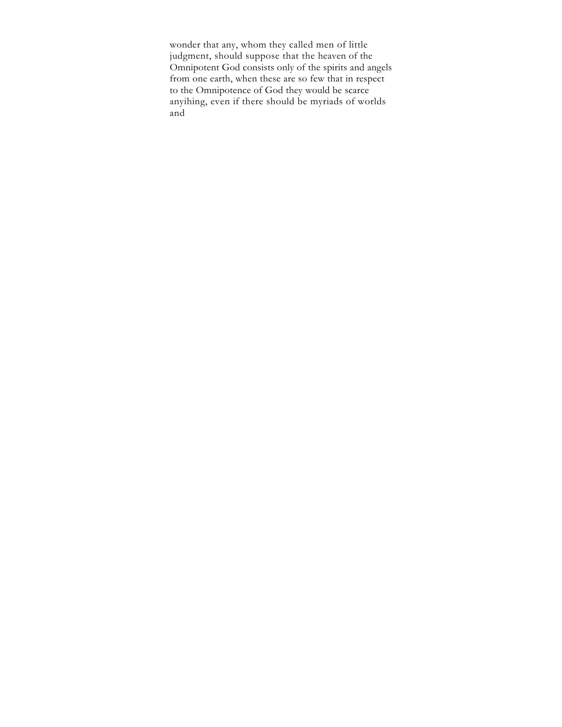wonder that any, whom they called men of little judgment, should suppose that the heaven of the Omnipotent God consists only of the spirits and angels from one earth, when these are so few that in respect to the Omnipotence of God they would be scarce anyihing, even if there should be myriads of worlds and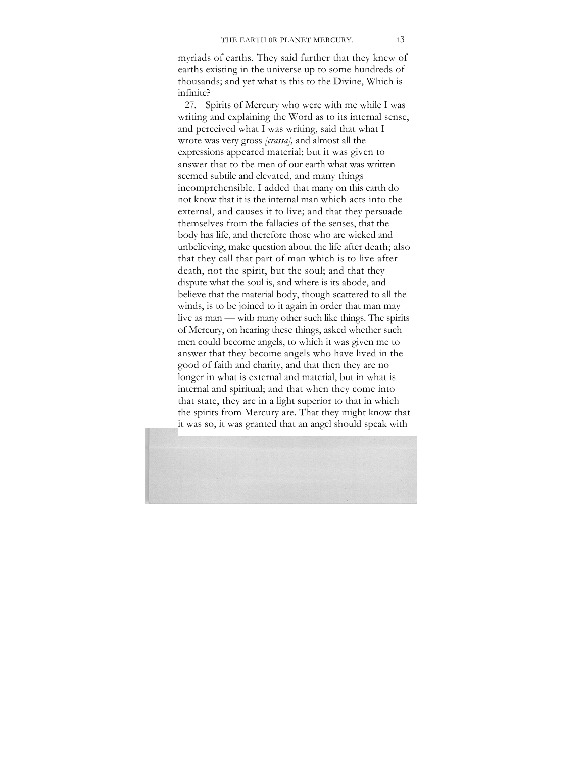myriads of earths. They said further that they knew of earths existing in the universe up to some hundreds of thousands; and yet what is this to the Divine, Which is infinite?

27. Spirits of Mercury who were with me while I was writing and explaining the Word as to its internal sense, and perceived what I was writing, said that what I wrote was very gross *[crassa]*, and almost all the expressions appeared material; but it was given to answer that to tbe men of our earth what was written seemed subtile and elevated, and many things incomprehensible. I added that many on this earth do not know that it is the internal man which acts into the external, and causes it to live; and that they persuade themselves from the fallacies of the senses, that the body has life, and therefore those who are wicked and unbelieving, make question about the life after death; also that they call that part of man which is to live after death, not the spirit, but the soul; and that they dispute what the soul is, and where is its abode, and believe that the material body, though scattered to all the winds, is to be joined to it again in order that man may live as man — witb many other such like things. The spirits of Mercury, on hearing these things, asked whether such men could become angels, to which it was given me to answer that they become angels who have lived in the good of faith and charity, and that then they are no longer in what is external and material, but in what is internal and spiritual; and that when they come into that state, they are in a light superior to that in which the spirits from Mercury are. That they might know that it was so, it was granted that an angel should speak with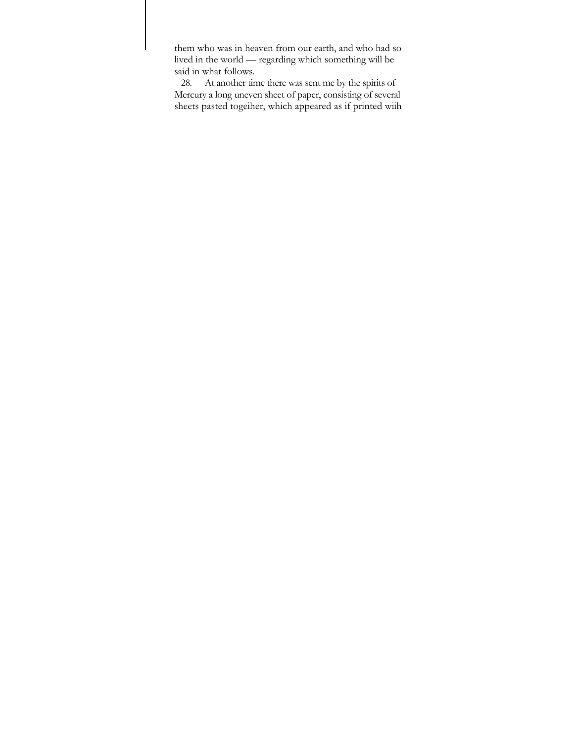them who was in heaven from our earth, and who had so lived in the world — regarding which something will be said in what follows.

28. At another time there was sent me by the spirits of Mercury a long uneven sheet of paper, consisting of several sheets pasted togeiher, which appeared as if printed wiih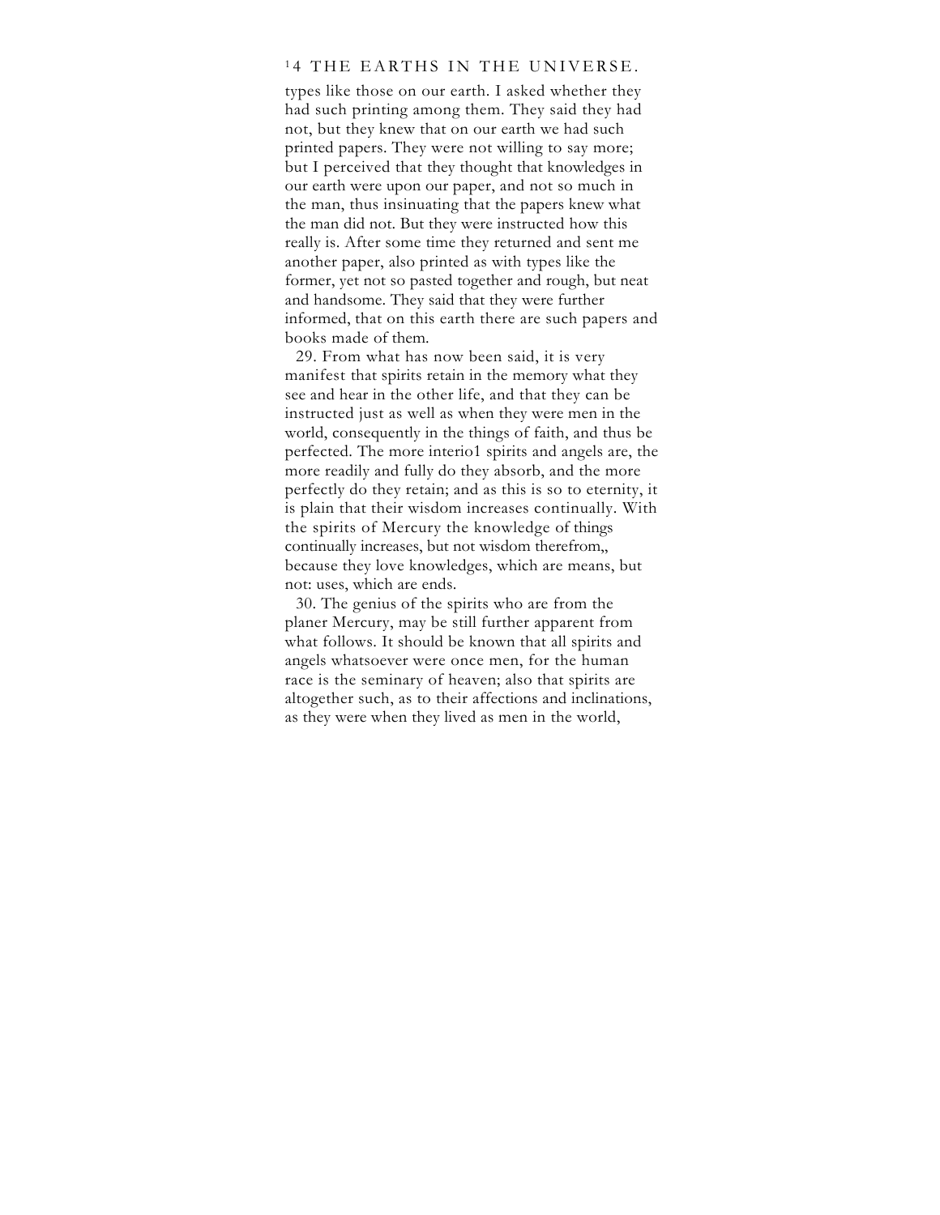types like those on our earth. I asked whether they had such printing among them. They said they had not, but they knew that on our earth we had such printed papers. They were not willing to say more; but I perceived that they thought that knowledges in our earth were upon our paper, and not so much in the man, thus insinuating that the papers knew what the man did not. But they were instructed how this really is. After some time they returned and sent me another paper, also printed as with types like the former, yet not so pasted together and rough, but neat and handsome. They said that they were further informed, that on this earth there are such papers and books made of them.

29. From what has now been said, it is very manifest that spirits retain in the memory what they see and hear in the other life, and that they can be instructed just as well as when they were men in the world, consequently in the things of faith, and thus be perfected. The more interio1 spirits and angels are, the more readily and fully do they absorb, and the more perfectly do they retain; and as this is so to eternity, it is plain that their wisdom increases continually. With the spirits of Mercury the knowledge of things continually increases, but not wisdom therefrom,, because they love knowledges, which are means, but not: uses, which are ends.

30. The genius of the spirits who are from the planer Mercury, may be still further apparent from what follows. It should be known that all spirits and angels whatsoever were once men, for the human race is the seminary of heaven; also that spirits are altogether such, as to their affections and inclinations, as they were when they lived as men in the world,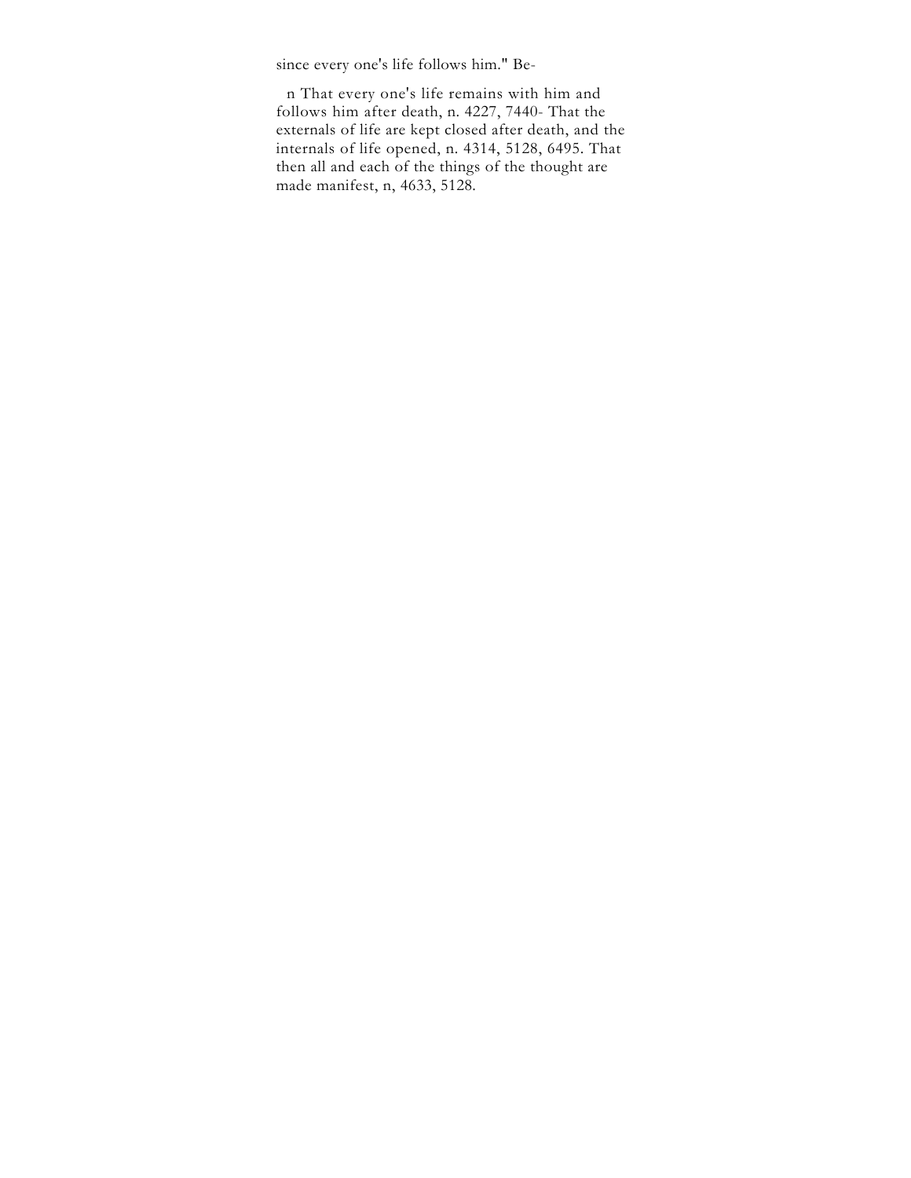since every one's life follows him." Be-

n That every one's life remains with him and follows him after death, n. 4227, 7440- That the externals of life are kept closed after death, and the internals of life opened, n. 4314, 5128, 6495. That then all and each of the things of the thought are made manifest, n, 4633, 5128.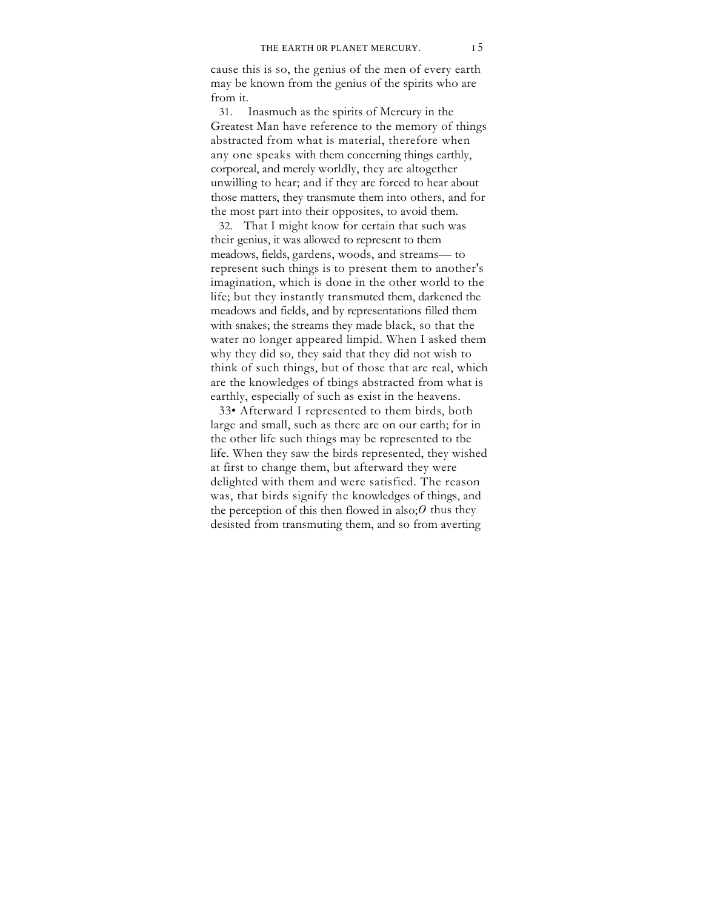cause this is so, the genius of the men of every earth may be known from the genius of the spirits who are from it.

31. Inasmuch as the spirits of Mercury in the Greatest Man have reference to the memory of things abstracted from what is material, therefore when any one speaks with them concerning things earthly, corporeal, and merely worldly, they are altogether unwilling to hear; and if they are forced to hear about those matters, they transmute them into others, and for the most part into their opposites, to avoid them.

32. That I might know for certain that such was their genius, it was allowed to represent to them meadows, fields, gardens, woods, and streams— to represent such things is to present them to another's imagination, which is done in the other world to the life; but they instantly transmuted them, darkened the meadows and fields, and by representations filled them with snakes; the streams they made black, so that the water no longer appeared limpid. When I asked them why they did so, they said that they did not wish to think of such things, but of those that are real, which are the knowledges of tbings abstracted from what is earthly, especially of such as exist in the heavens.

33• Afterward I represented to them birds, both large and small, such as there are on our earth; for in the other life such things may be represented to tbe life. When they saw the birds represented, they wished at first to change them, but afterward they were delighted with them and were satisfied. The reason was, that birds signify the knowledges of things, and the perception of this then flowed in also;*O* thus they desisted from transmuting them, and so from averting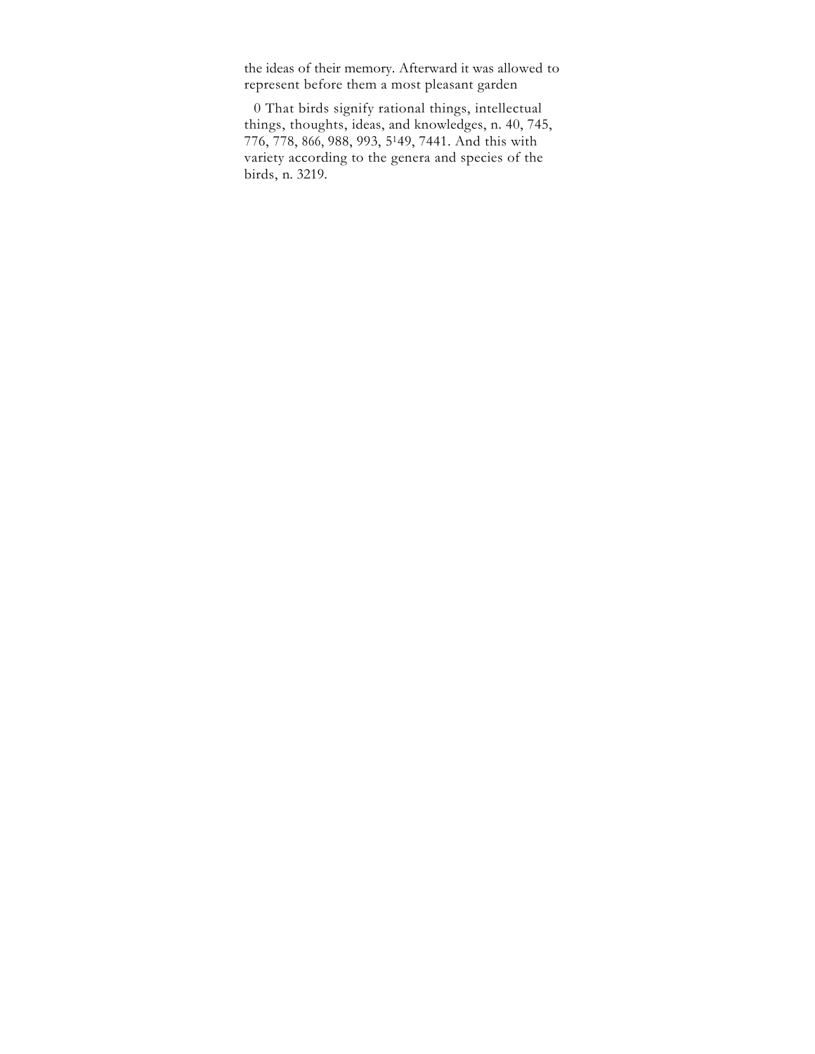the ideas of their memory. Afterward it was allowed to represent before them a most pleasant garden

0 That birds signify rational things, intellectual things, thoughts, ideas, and knowledges, n. 40, 745, 776, 778, 866, 988, 993, 5149, 7441. And this with variety according to the genera and species of the birds, n. 3219.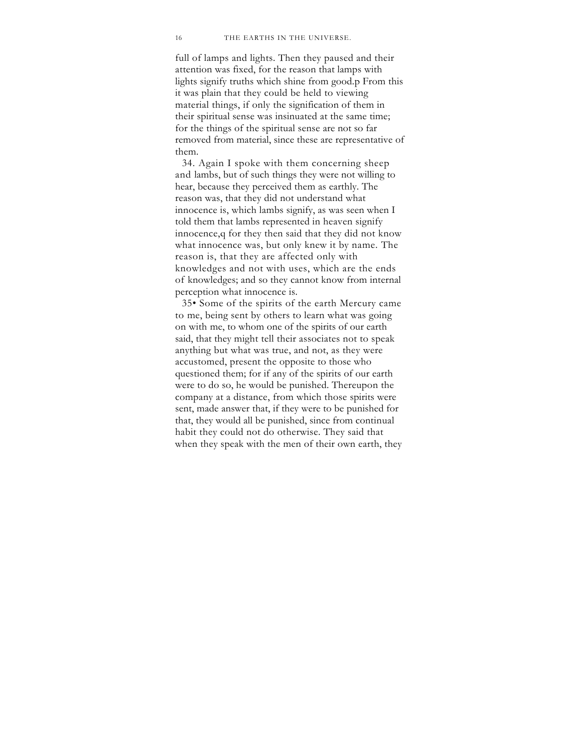full of lamps and lights. Then they paused and their attention was fixed, for the reason that lamps with lights signify truths which shine from good.p From this it was plain that they could be held to viewing material things, if only the signification of them in their spiritual sense was insinuated at the same time; for the things of the spiritual sense are not so far removed from material, since these are representative of them.

34. Again I spoke with them concerning sheep and lambs, but of such things they were not willing to hear, because they perceived them as earthly. The reason was, that they did not understand what innocence is, which lambs signify, as was seen when I told them that lambs represented in heaven signify innocence,q for they then said that they did not know what innocence was, but only knew it by name. The reason is, that they are affected only with knowledges and not with uses, which are the ends of knowledges; and so they cannot know from internal perception what innocence is.

35• Some of the spirits of the earth Mercury came to me, being sent by others to learn what was going on with me, to whom one of the spirits of our earth said, that they might tell their associates not to speak anything but what was true, and not, as they were accustomed, present the opposite to those who questioned them; for if any of the spirits of our earth were to do so, he would be punished. Thereupon the company at a distance, from which those spirits were sent, made answer that, if they were to be punished for that, they would all be punished, since from continual habit they could not do otherwise. They said that when they speak with the men of their own earth, they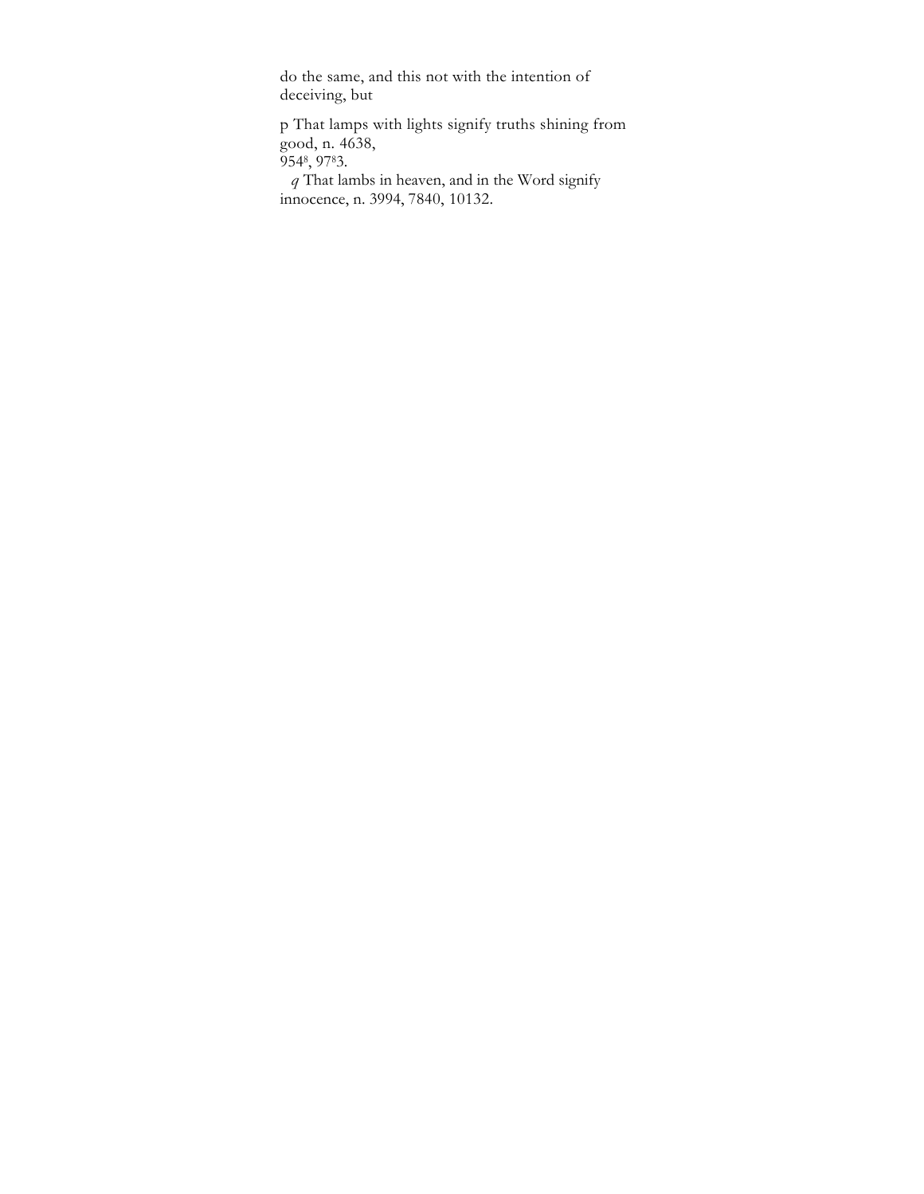do the same, and this not with the intention of deceiving, but

p That lamps with lights signify truths shining from good, n. 4638, 954[8], 97[8]3.

*q* That lambs in heaven, and in the Word signify innocence, n. 3994, 7840, 10132.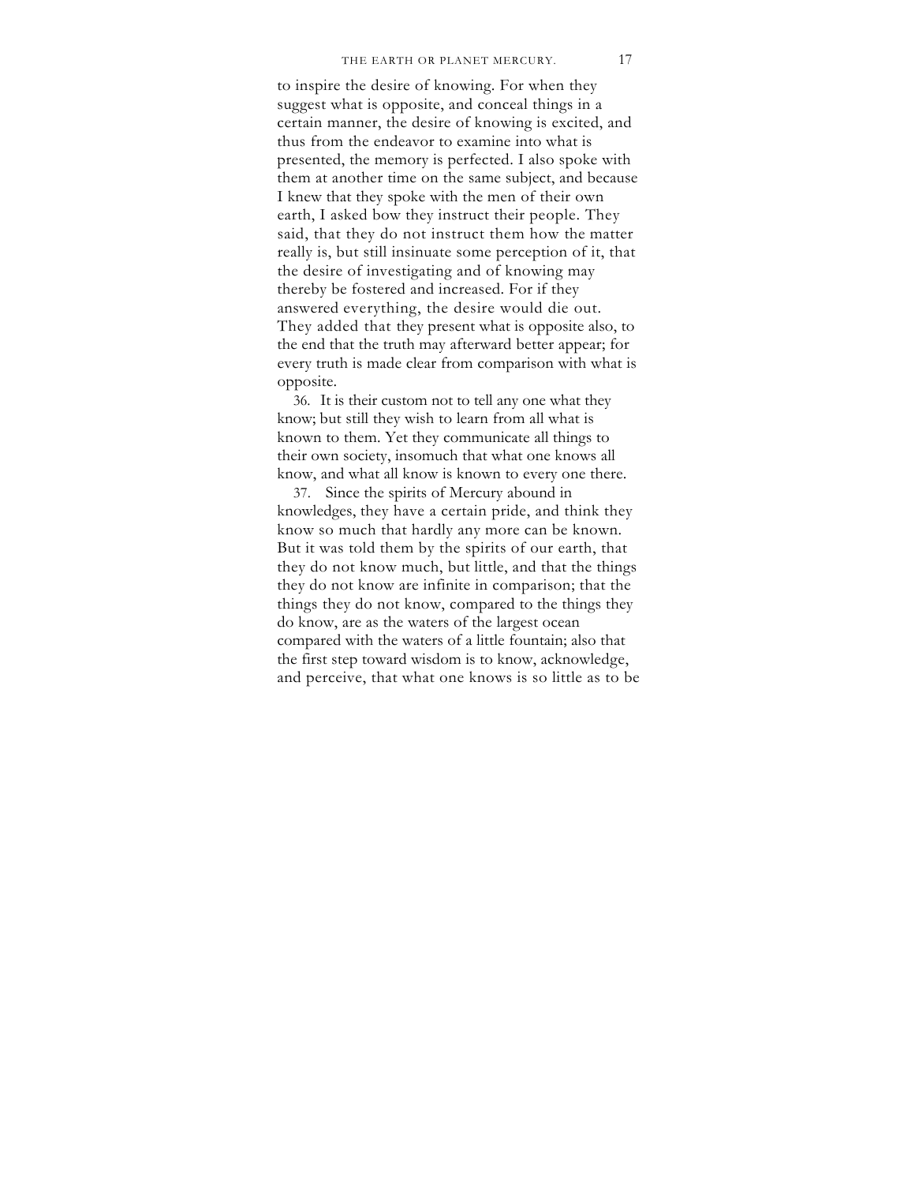to inspire the desire of knowing. For when they suggest what is opposite, and conceal things in a certain manner, the desire of knowing is excited, and thus from the endeavor to examine into what is presented, the memory is perfected. I also spoke with them at another time on the same subject, and because I knew that they spoke with the men of their own earth, I asked bow they instruct their people. They said, that they do not instruct them how the matter really is, but still insinuate some perception of it, that the desire of investigating and of knowing may thereby be fostered and increased. For if they answered everything, the desire would die out. They added that they present what is opposite also, to the end that the truth may afterward better appear; for every truth is made clear from comparison with what is opposite.

36. It is their custom not to tell any one what they know; but still they wish to learn from all what is known to them. Yet they communicate all things to their own society, insomuch that what one knows all know, and what all know is known to every one there.

37. Since the spirits of Mercury abound in knowledges, they have a certain pride, and think they know so much that hardly any more can be known. But it was told them by the spirits of our earth, that they do not know much, but little, and that the things they do not know are infinite in comparison; that the things they do not know, compared to the things they do know, are as the waters of the largest ocean compared with the waters of a little fountain; also that the first step toward wisdom is to know, acknowledge, and perceive, that what one knows is so little as to be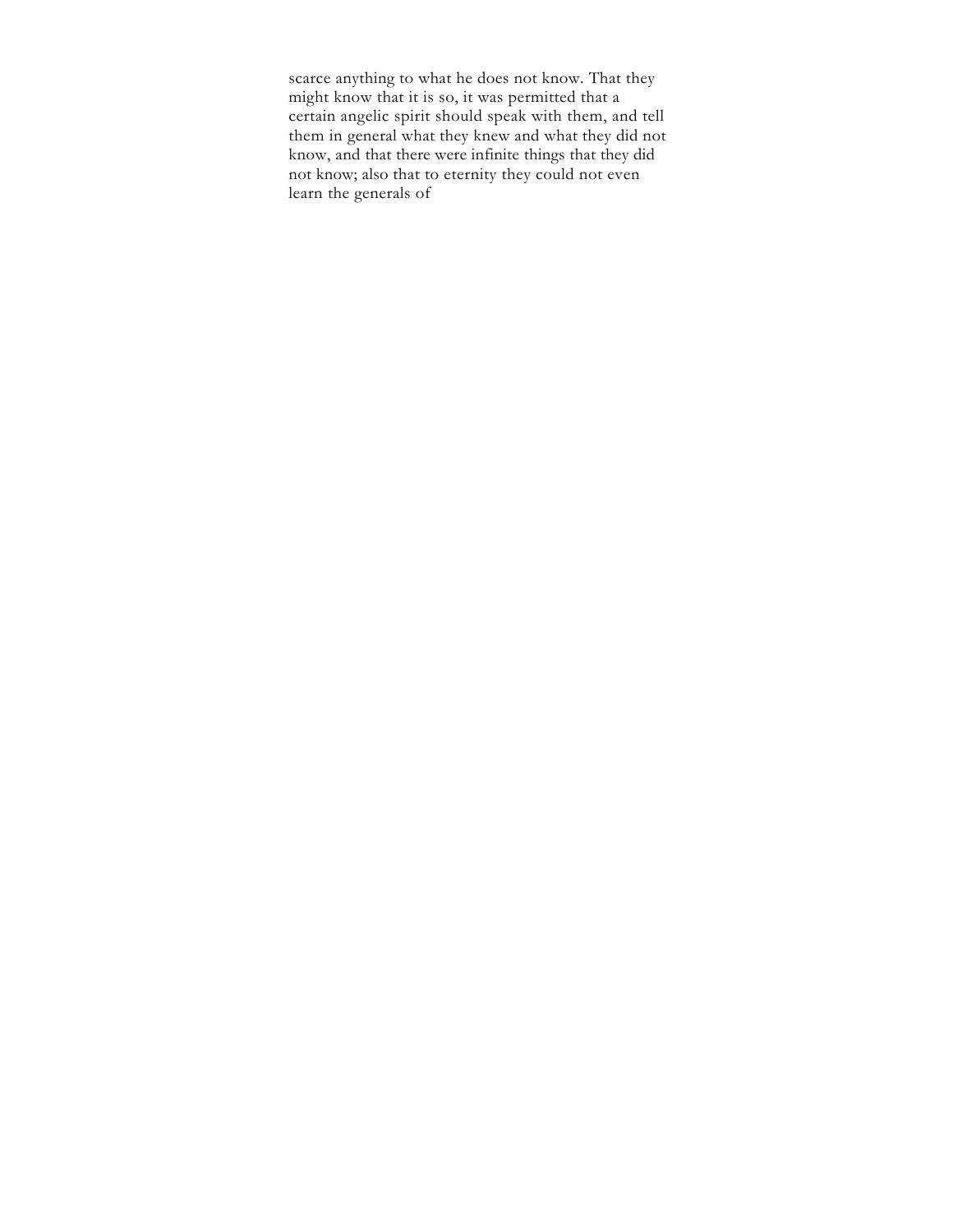scarce anything to what he does not know. That they might know that it is so, it was permitted that a certain angelic spirit should speak with them, and tell them in general what they knew and what they did not know, and that there were infinite things that they did not know; also that to eternity they could not even learn the generals of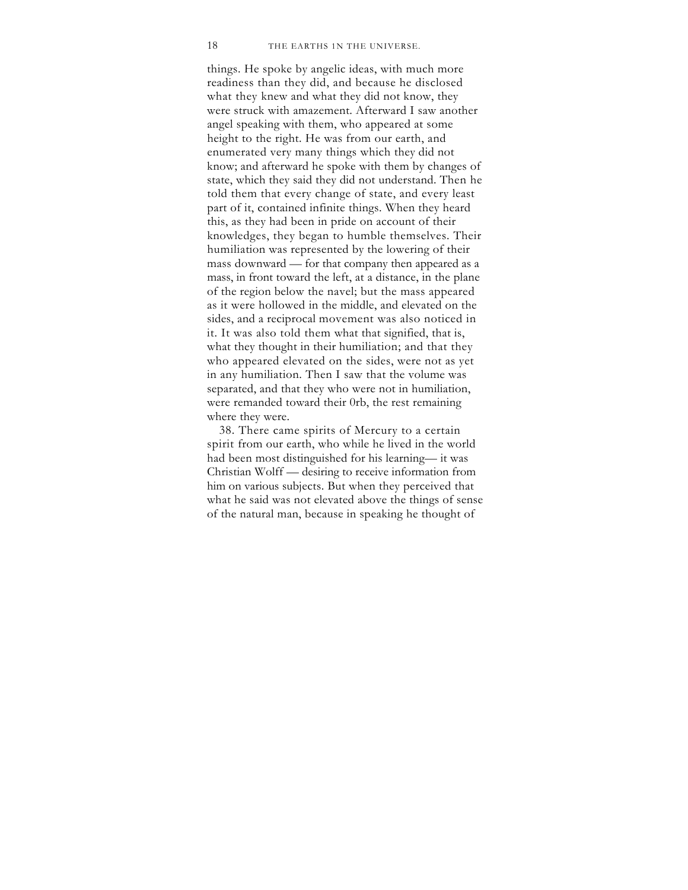things. He spoke by angelic ideas, with much more readiness than they did, and because he disclosed what they knew and what they did not know, they were struck with amazement. Afterward I saw another angel speaking with them, who appeared at some height to the right. He was from our earth, and enumerated very many things which they did not know; and afterward he spoke with them by changes of state, which they said they did not understand. Then he told them that every change of state, and every least part of it, contained infinite things. When they heard this, as they had been in pride on account of their knowledges, they began to humble themselves. Their humiliation was represented by the lowering of their mass downward — for that company then appeared as a mass, in front toward the left, at a distance, in the plane of the region below the navel; but the mass appeared as it were hollowed in the middle, and elevated on the sides, and a reciprocal movement was also noticed in it. It was also told them what that signified, that is, what they thought in their humiliation; and that they who appeared elevated on the sides, were not as yet in any humiliation. Then I saw that the volume was separated, and that they who were not in humiliation, were remanded toward their 0rb, the rest remaining where they were.

38. There came spirits of Mercury to a certain spirit from our earth, who while he lived in the world had been most distinguished for his learning— it was Christian Wolff — desiring to receive information from him on various subjects. But when they perceived that what he said was not elevated above the things of sense of the natural man, because in speaking he thought of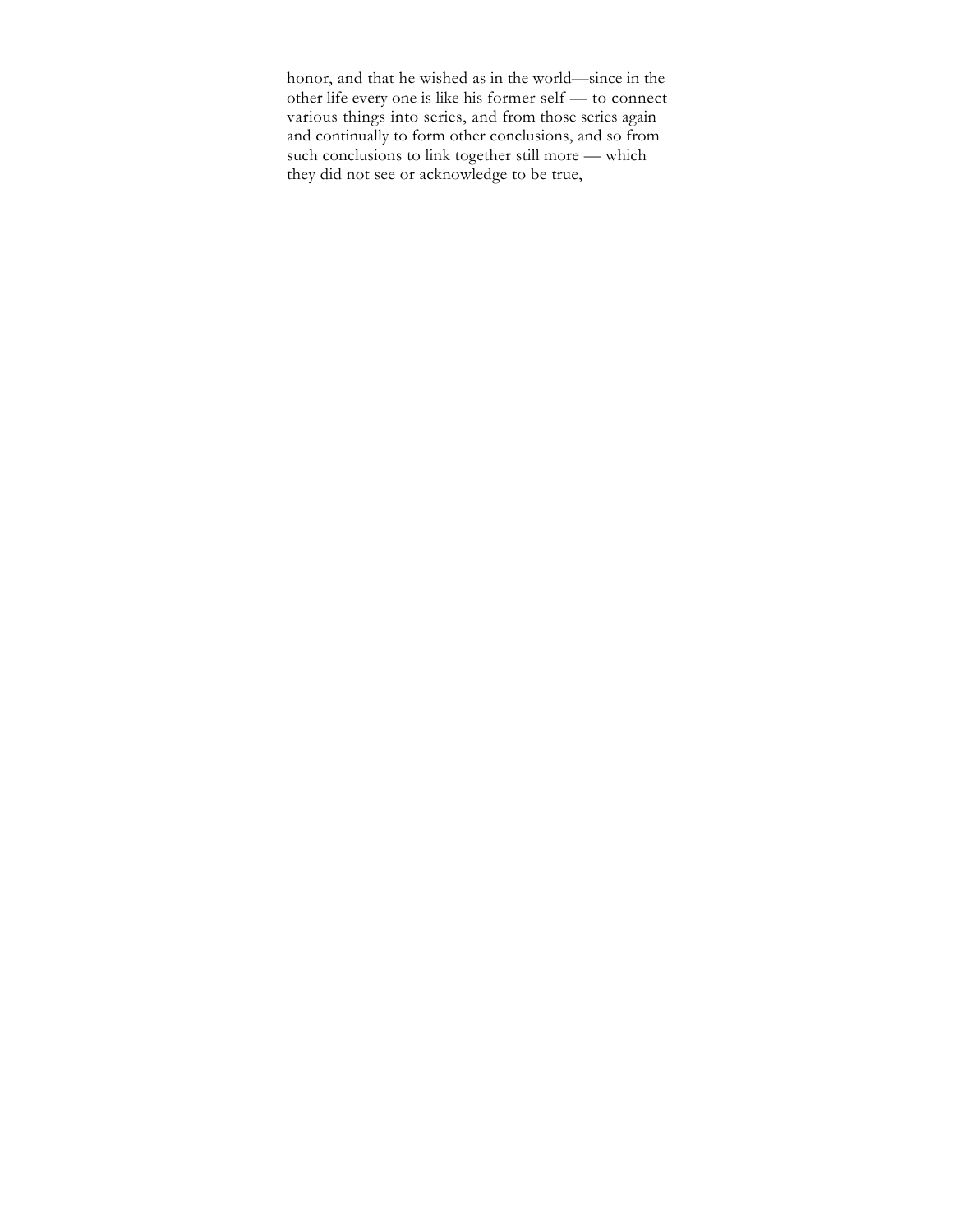honor, and that he wished as in the world—since in the other life every one is like his former self — to connect various things into series, and from those series again and continually to form other conclusions, and so from such conclusions to link together still more — which they did not see or acknowledge to be true,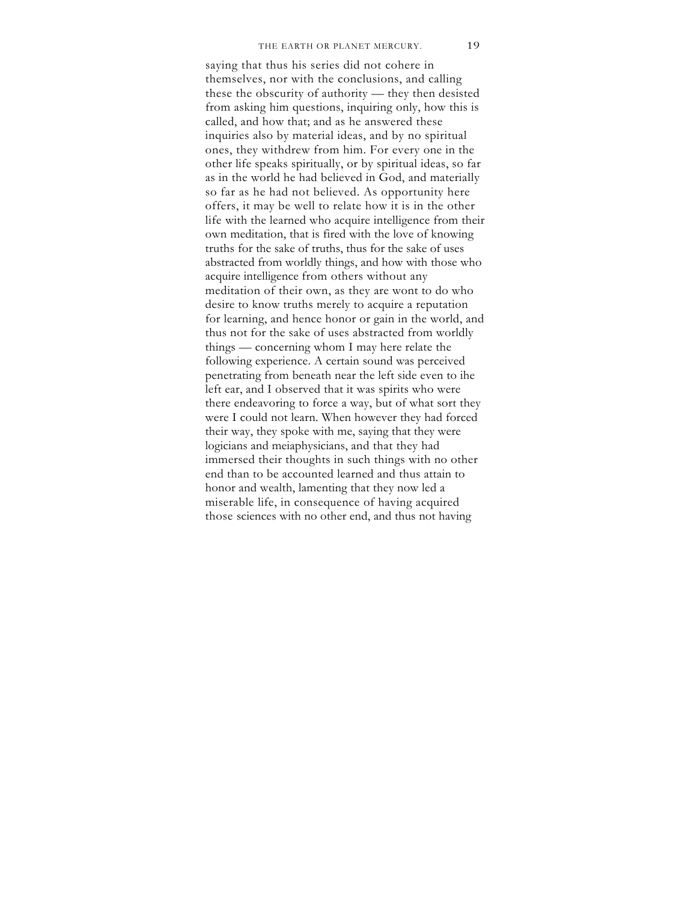saying that thus his series did not cohere in themselves, nor with the conclusions, and calling these the obscurity of authority — they then desisted from asking him questions, inquiring only, how this is called, and how that; and as he answered these inquiries also by material ideas, and by no spiritual ones, they withdrew from him. For every one in the other life speaks spiritually, or by spiritual ideas, so far as in the world he had believed in God, and materially so far as he had not believed. As opportunity here offers, it may be well to relate how it is in the other life with the learned who acquire intelligence from their own meditation, that is fired with the love of knowing truths for the sake of truths, thus for the sake of uses abstracted from worldly things, and how with those who acquire intelligence from others without any meditation of their own, as they are wont to do who desire to know truths merely to acquire a reputation for learning, and hence honor or gain in the world, and thus not for the sake of uses abstracted from worldly things — concerning whom I may here relate the following experience. A certain sound was perceived penetrating from beneath near the left side even to ihe left ear, and I observed that it was spirits who were there endeavoring to force a way, but of what sort they were I could not learn. When however they had forced their way, they spoke with me, saying that they were logicians and meiaphysicians, and that they had immersed their thoughts in such things with no other end than to be accounted learned and thus attain to honor and wealth, lamenting that they now led a miserable life, in consequence of having acquired those sciences with no other end, and thus not having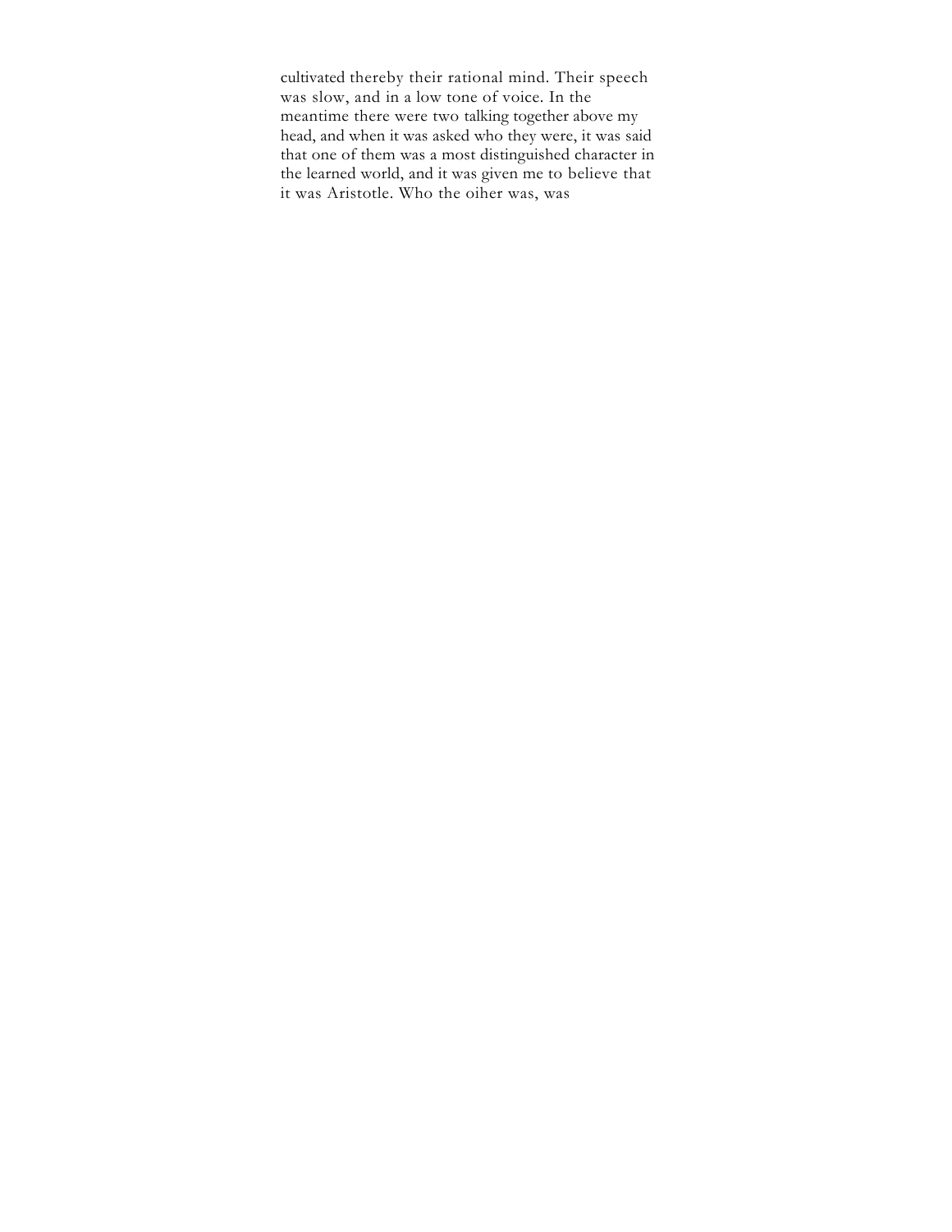cultivated thereby their rational mind. Their speech was slow, and in a low tone of voice. In the meantime there were two talking together above my head, and when it was asked who they were, it was said that one of them was a most distinguished character in the learned world, and it was given me to believe that it was Aristotle. Who the oiher was, was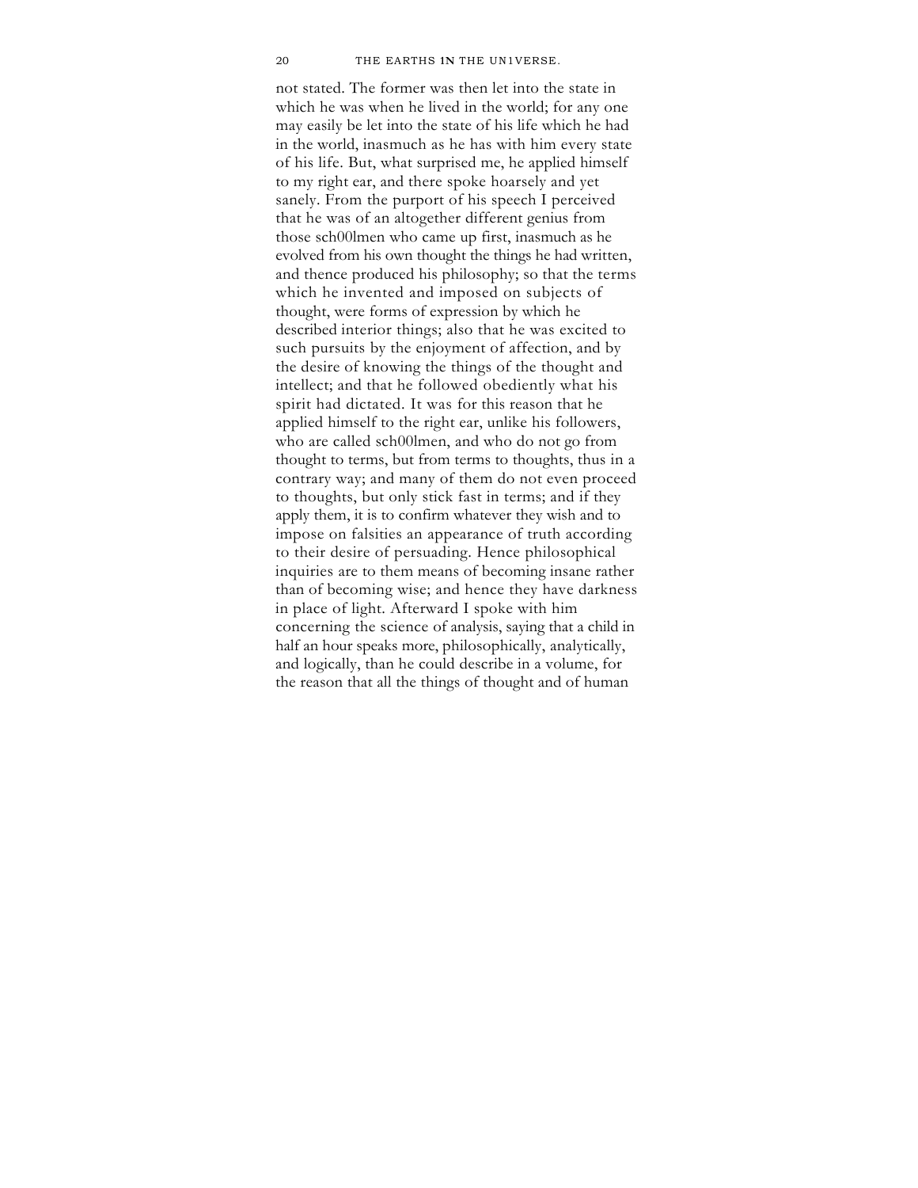not stated. The former was then let into the state in which he was when he lived in the world; for any one may easily be let into the state of his life which he had in the world, inasmuch as he has with him every state of his life. But, what surprised me, he applied himself to my right ear, and there spoke hoarsely and yet sanely. From the purport of his speech I perceived that he was of an altogether different genius from those sch00lmen who came up first, inasmuch as he evolved from his own thought the things he had written, and thence produced his philosophy; so that the terms which he invented and imposed on subjects of thought, were forms of expression by which he described interior things; also that he was excited to such pursuits by the enjoyment of affection, and by the desire of knowing the things of the thought and intellect; and that he followed obediently what his spirit had dictated. It was for this reason that he applied himself to the right ear, unlike his followers, who are called sch00lmen, and who do not go from thought to terms, but from terms to thoughts, thus in a contrary way; and many of them do not even proceed to thoughts, but only stick fast in terms; and if they apply them, it is to confirm whatever they wish and to impose on falsities an appearance of truth according to their desire of persuading. Hence philosophical inquiries are to them means of becoming insane rather than of becoming wise; and hence they have darkness in place of light. Afterward I spoke with him concerning the science of analysis, saying that a child in half an hour speaks more, philosophically, analytically, and logically, than he could describe in a volume, for the reason that all the things of thought and of human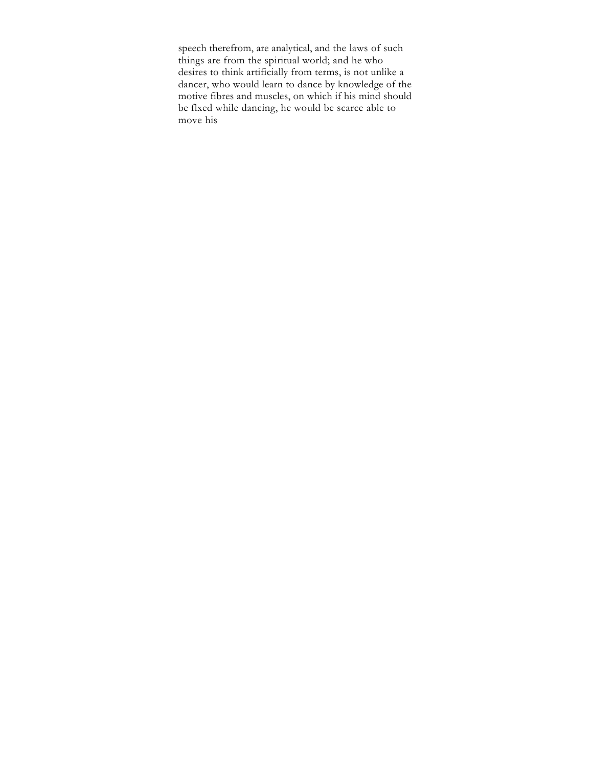speech therefrom, are analytical, and the laws of such things are from the spiritual world; and he who desires to think artificially from terms, is not unlike a dancer, who would learn to dance by knowledge of the motive fibres and muscles, on which if his mind should be flxed while dancing, he would be scarce able to move his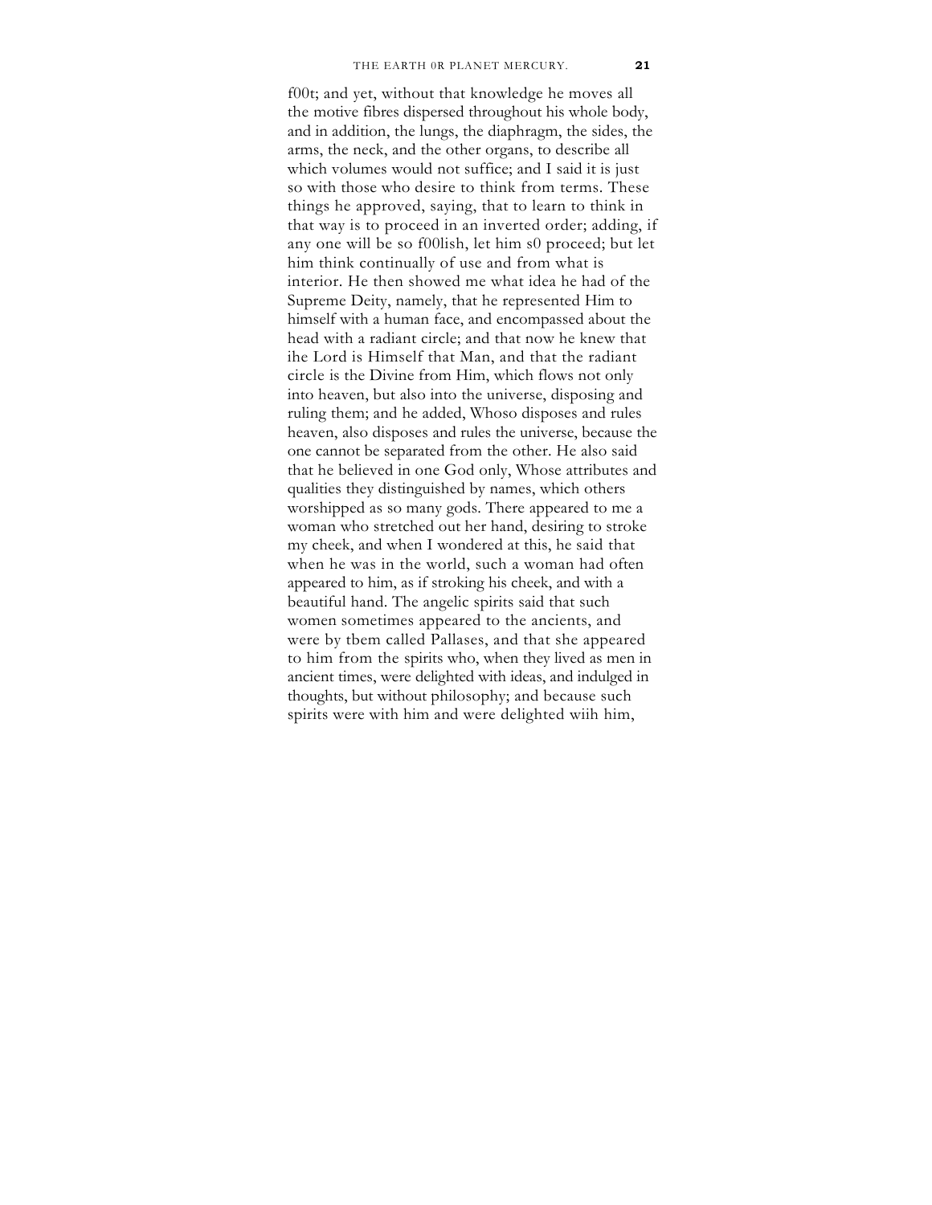f00t; and yet, without that knowledge he moves all the motive fibres dispersed throughout his whole body, and in addition, the lungs, the diaphragm, the sides, the arms, the neck, and the other organs, to describe all which volumes would not suffice; and I said it is just so with those who desire to think from terms. These things he approved, saying, that to learn to think in that way is to proceed in an inverted order; adding, if any one will be so f00lish, let him s0 proceed; but let him think continually of use and from what is interior. He then showed me what idea he had of the Supreme Deity, namely, that he represented Him to himself with a human face, and encompassed about the head with a radiant circle; and that now he knew that ihe Lord is Himself that Man, and that the radiant circle is the Divine from Him, which flows not only into heaven, but also into the universe, disposing and ruling them; and he added, Whoso disposes and rules heaven, also disposes and rules the universe, because the one cannot be separated from the other. He also said that he believed in one God only, Whose attributes and qualities they distinguished by names, which others worshipped as so many gods. There appeared to me a woman who stretched out her hand, desiring to stroke my cheek, and when I wondered at this, he said that when he was in the world, such a woman had often appeared to him, as if stroking his cheek, and with a beautiful hand. The angelic spirits said that such women sometimes appeared to the ancients, and were by tbem called Pallases, and that she appeared to him from the spirits who, when they lived as men in ancient times, were delighted with ideas, and indulged in thoughts, but without philosophy; and because such spirits were with him and were delighted wiih him,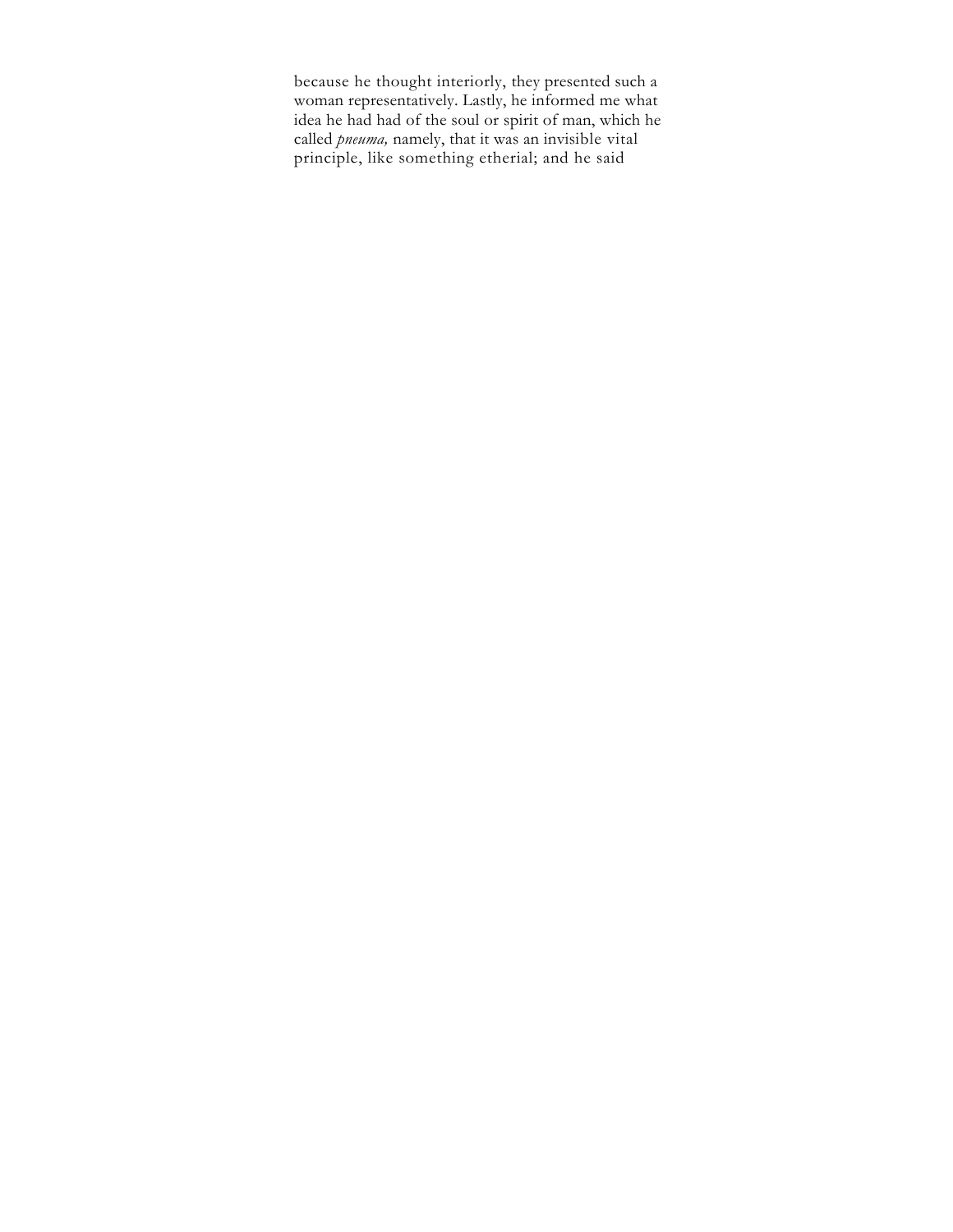because he thought interiorly, they presented such a woman representatively. Lastly, he informed me what idea he had had of the soul or spirit of man, which he called *pneuma,* namely, that it was an invisible vital principle, like something etherial; and he said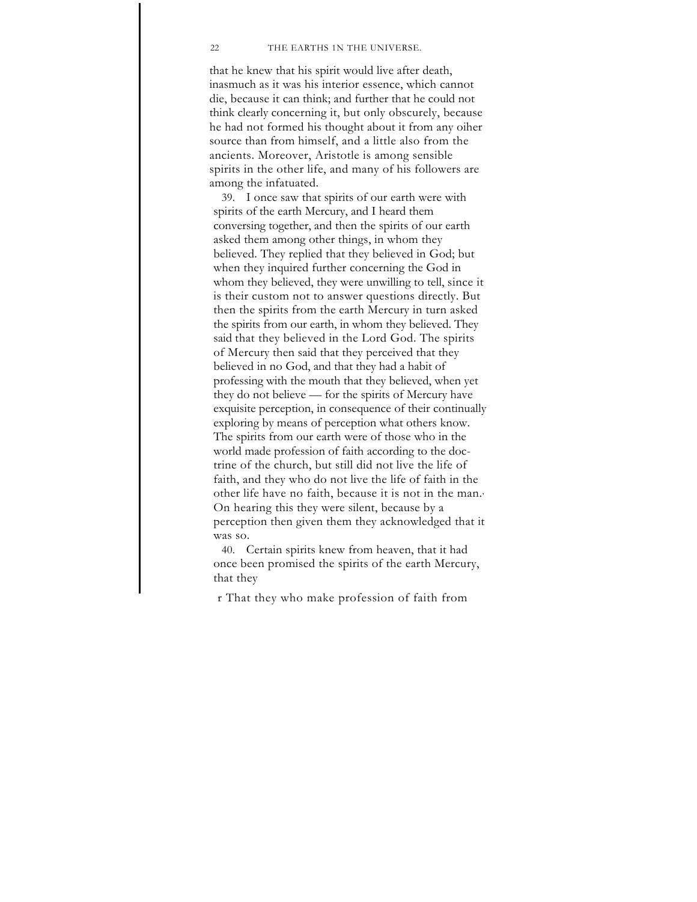that he knew that his spirit would live after death, inasmuch as it was his interior essence, which cannot die, because it can think; and further that he could not think clearly concerning it, but only obscurely, because he had not formed his thought about it from any oiher source than from himself, and a little also from the ancients. Moreover, Aristotle is among sensible spirits in the other life, and many of his followers are among the infatuated.

39. I once saw that spirits of our earth were with spirits of the earth Mercury, and I heard them conversing together, and then the spirits of our earth asked them among other things, in whom they believed. They replied that they believed in God; but when they inquired further concerning the God in whom they believed, they were unwilling to tell, since it is their custom not to answer questions directly. But then the spirits from the earth Mercury in turn asked the spirits from our earth, in whom they believed. They said that they believed in the Lord God. The spirits of Mercury then said that they perceived that they believed in no God, and that they had a habit of professing with the mouth that they believed, when yet they do not believe — for the spirits of Mercury have exquisite perception, in consequence of their continually exploring by means of perception what others know. The spirits from our earth were of those who in the world made profession of faith according to the doctrine of the church, but still did not live the life of faith, and they who do not live the life of faith in the other life have no faith, because it is not in the man.[r] On hearing this they were silent, because by a perception then given them they acknowledged that it was so.

40. Certain spirits knew from heaven, that it had once been promised the spirits of the earth Mercury, that they

[r] That they who make profession of faith from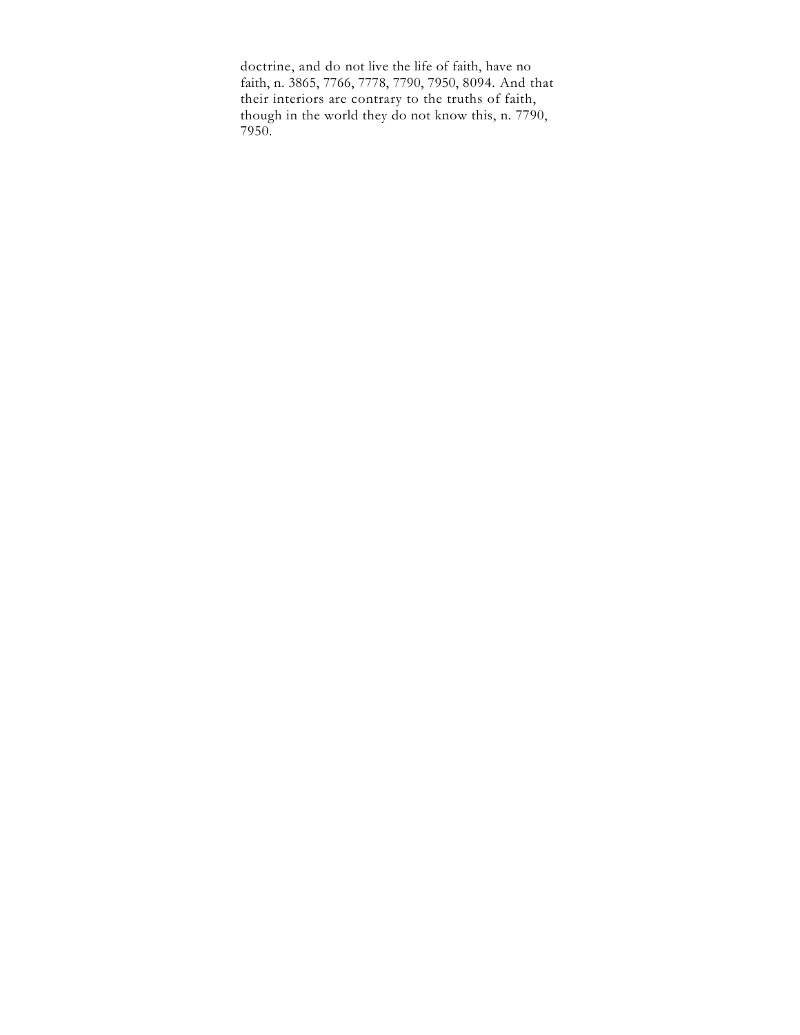doctrine, and do not live the life of faith, have no faith, n. 3865, 7766, 7778, 7790, 7950, 8094. And that their interiors are contrary to the truths of faith, though in the world they do not know this, n. 7790, 7950.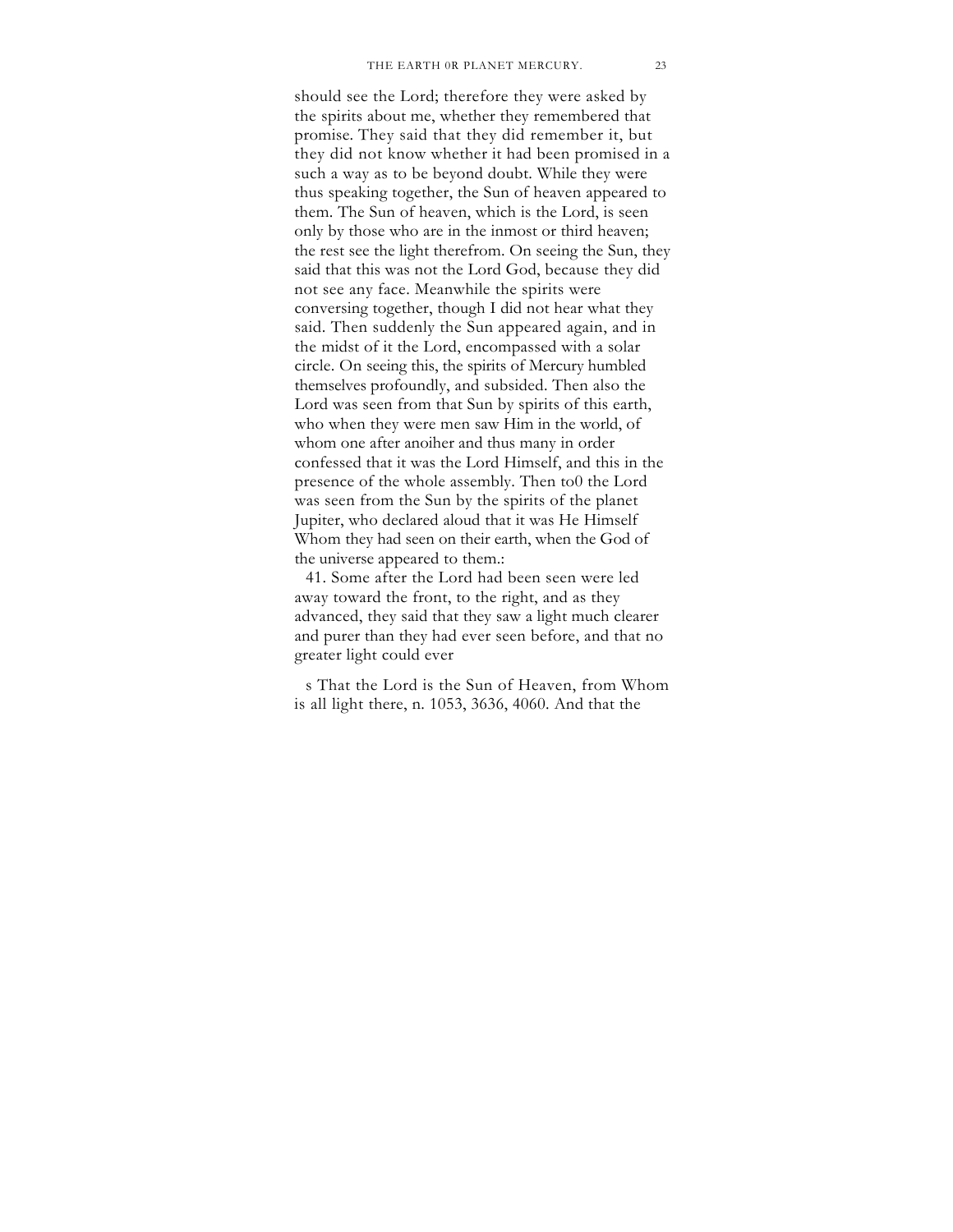should see the Lord; therefore they were asked by the spirits about me, whether they remembered that promise. They said that they did remember it, but they did not know whether it had been promised in a such a way as to be beyond doubt. While they were thus speaking together, the Sun of heaven appeared to them. The Sun of heaven, which is the Lord, is seen only by those who are in the inmost or third heaven; the rest see the light therefrom. On seeing the Sun, they said that this was not the Lord God, because they did not see any face. Meanwhile the spirits were conversing together, though I did not hear what they said. Then suddenly the Sun appeared again, and in the midst of it the Lord, encompassed with a solar circle. On seeing this, the spirits of Mercury humbled themselves profoundly, and subsided. Then also the Lord was seen from that Sun by spirits of this earth, who when they were men saw Him in the world, of whom one after anoiher and thus many in order confessed that it was the Lord Himself, and this in the presence of the whole assembly. Then to0 the Lord was seen from the Sun by the spirits of the planet Jupiter, who declared aloud that it was He Himself Whom they had seen on their earth, when the God of the universe appeared to them.:

41. Some after the Lord had been seen were led away toward the front, to the right, and as they advanced, they said that they saw a light much clearer and purer than they had ever seen before, and that no greater light could ever

s That the Lord is the Sun of Heaven, from Whom is all light there, n. 1053, 3636, 4060. And that the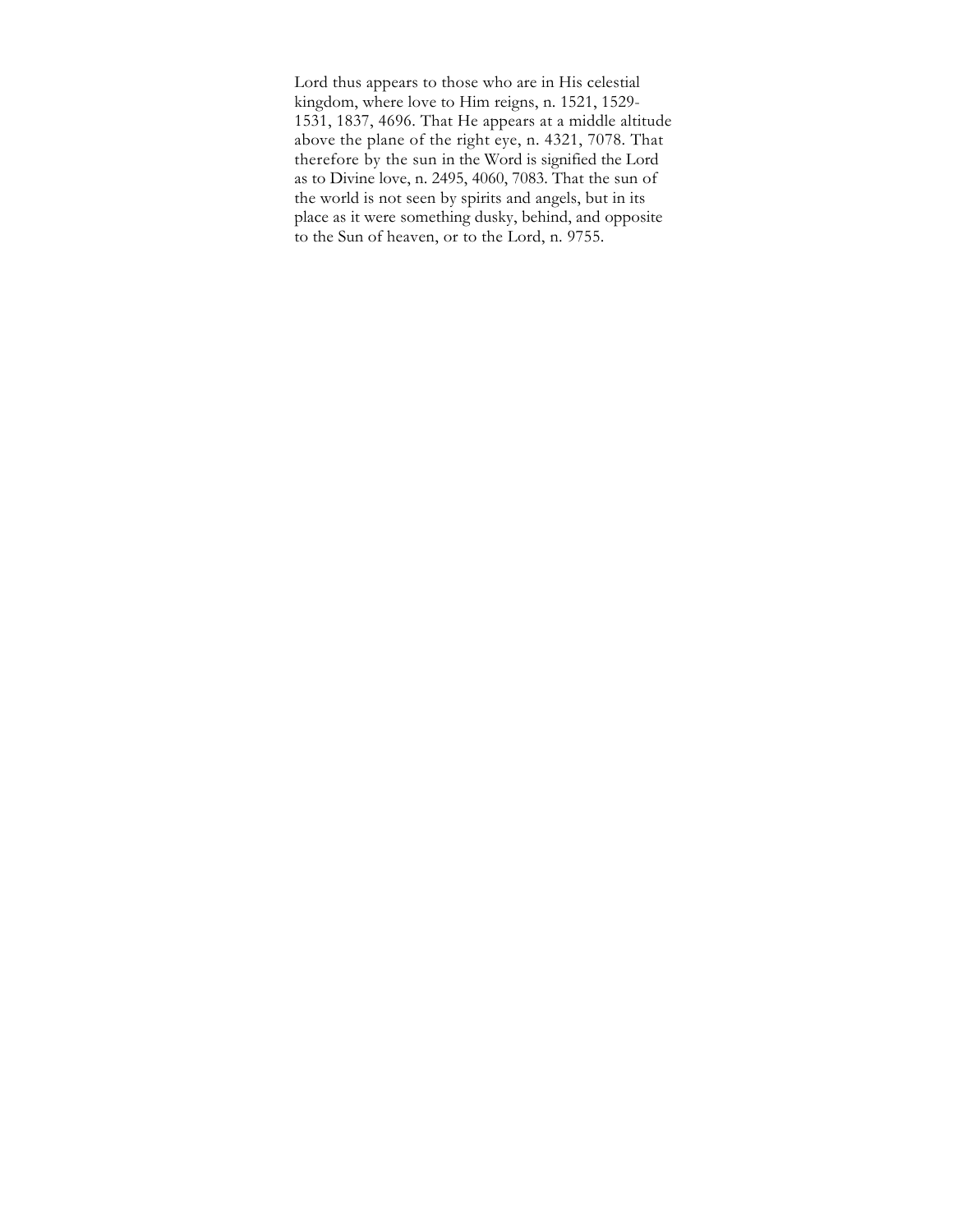Lord thus appears to those who are in His celestial kingdom, where love to Him reigns, n. 1521, 1529-1531, 1837, 4696. That He appears at a middle altitude above the plane of the right eye, n. 4321, 7078. That therefore by the sun in the Word is signified the Lord as to Divine love, n. 2495, 4060, 7083. That the sun of the world is not seen by spirits and angels, but in its place as it were something dusky, behind, and opposite to the Sun of heaven, or to the Lord, n. 9755.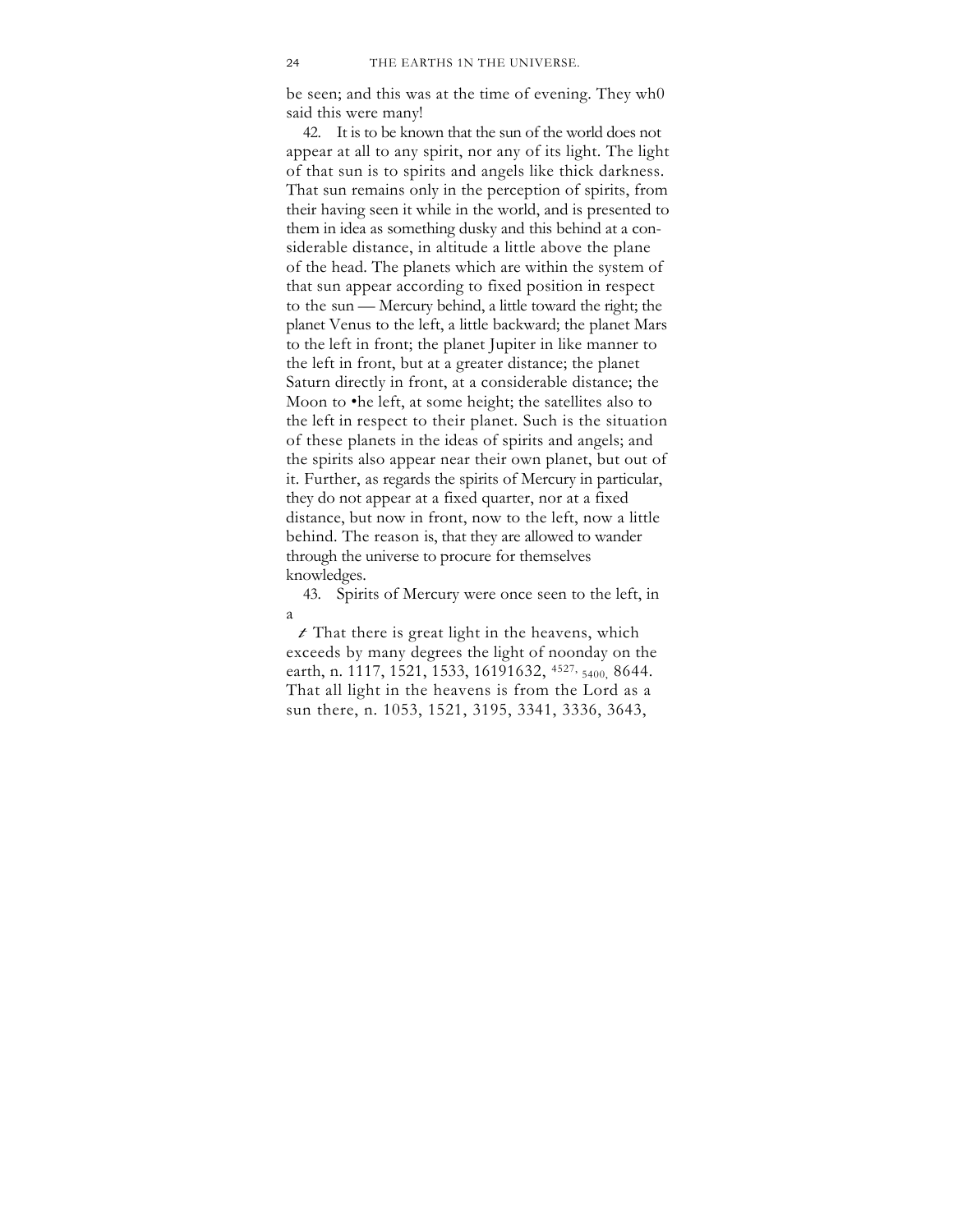be seen; and this was at the time of evening. They wh0 said this were many!

42. It is to be known that the sun of the world does not appear at all to any spirit, nor any of its light. The light of that sun is to spirits and angels like thick darkness. That sun remains only in the perception of spirits, from their having seen it while in the world, and is presented to them in idea as something dusky and this behind at a considerable distance, in altitude a little above the plane of the head. The planets which are within the system of that sun appear according to fixed position in respect to the sun — Mercury behind, a little toward the right; the planet Venus to the left, a little backward; the planet Mars to the left in front; the planet Jupiter in like manner to the left in front, but at a greater distance; the planet Saturn directly in front, at a considerable distance; the Moon to •he left, at some height; the satellites also to the left in respect to their planet. Such is the situation of these planets in the ideas of spirits and angels; and the spirits also appear near their own planet, but out of it. Further, as regards the spirits of Mercury in particular, they do not appear at a fixed quarter, nor at a fixed distance, but now in front, now to the left, now a little behind. The reason is, that they are allowed to wander through the universe to procure for themselves knowledges.

43. Spirits of Mercury were once seen to the left, in a

*t* That there is great light in the heavens, which exceeds by many degrees the light of noonday on the earth, n. 1117, 1521, 1533, 16191632, 4527, 5400, 8644. That all light in the heavens is from the Lord as a sun there, n. 1053, 1521, 3195, 3341, 3336, 3643,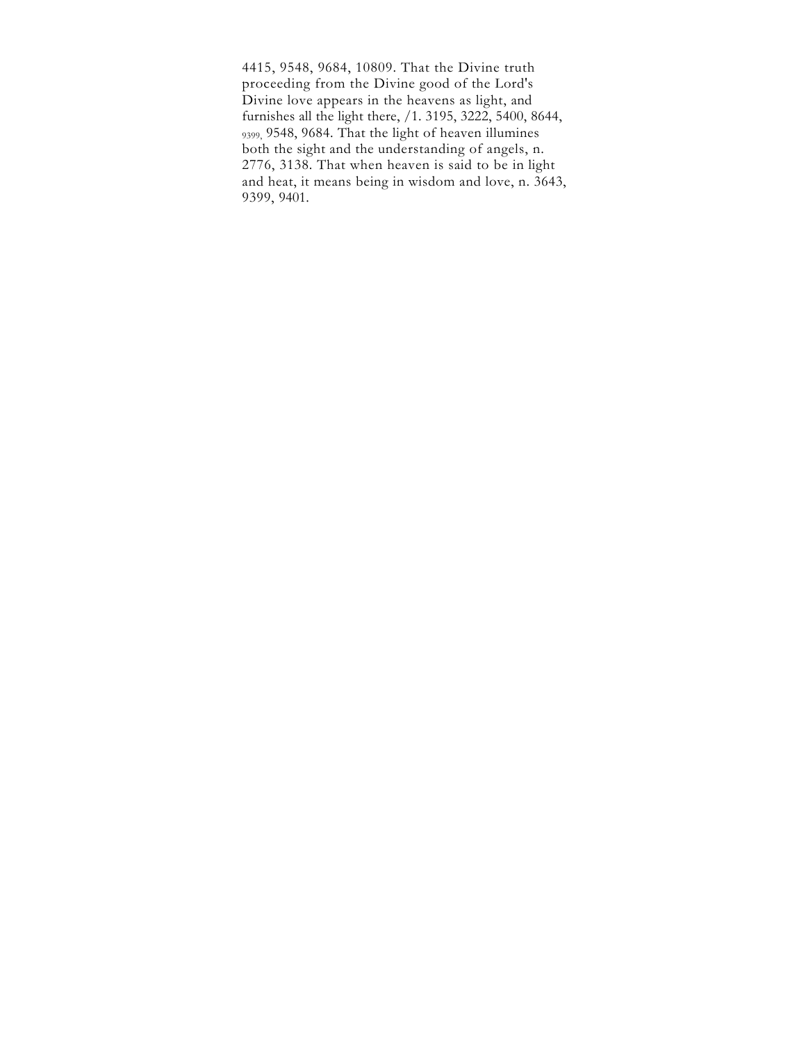4415, 9548, 9684, 10809. That the Divine truth proceeding from the Divine good of the Lord's Divine love appears in the heavens as light, and furnishes all the light there, /1. 3195, 3222, 5400, 8644, 9399, 9548, 9684. That the light of heaven illumines both the sight and the understanding of angels, n. 2776, 3138. That when heaven is said to be in light and heat, it means being in wisdom and love, n. 3643, 9399, 9401.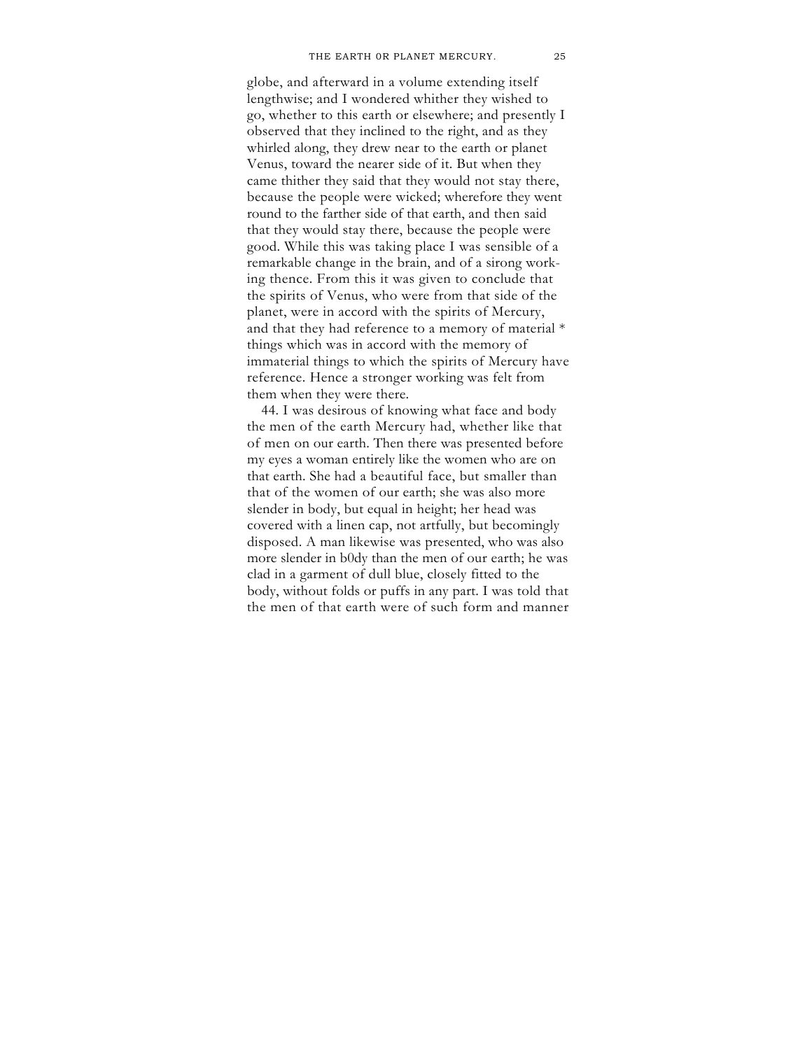globe, and afterward in a volume extending itself lengthwise; and I wondered whither they wished to go, whether to this earth or elsewhere; and presently I observed that they inclined to the right, and as they whirled along, they drew near to the earth or planet Venus, toward the nearer side of it. But when they came thither they said that they would not stay there, because the people were wicked; wherefore they went round to the farther side of that earth, and then said that they would stay there, because the people were good. While this was taking place I was sensible of a remarkable change in the brain, and of a sirong working thence. From this it was given to conclude that the spirits of Venus, who were from that side of the planet, were in accord with the spirits of Mercury, and that they had reference to a memory of material * things which was in accord with the memory of immaterial things to which the spirits of Mercury have reference. Hence a stronger working was felt from them when they were there.

44. I was desirous of knowing what face and body the men of the earth Mercury had, whether like that of men on our earth. Then there was presented before my eyes a woman entirely like the women who are on that earth. She had a beautiful face, but smaller than that of the women of our earth; she was also more slender in body, but equal in height; her head was covered with a linen cap, not artfully, but becomingly disposed. A man likewise was presented, who was also more slender in b0dy than the men of our earth; he was clad in a garment of dull blue, closely fitted to the body, without folds or puffs in any part. I was told that the men of that earth were of such form and manner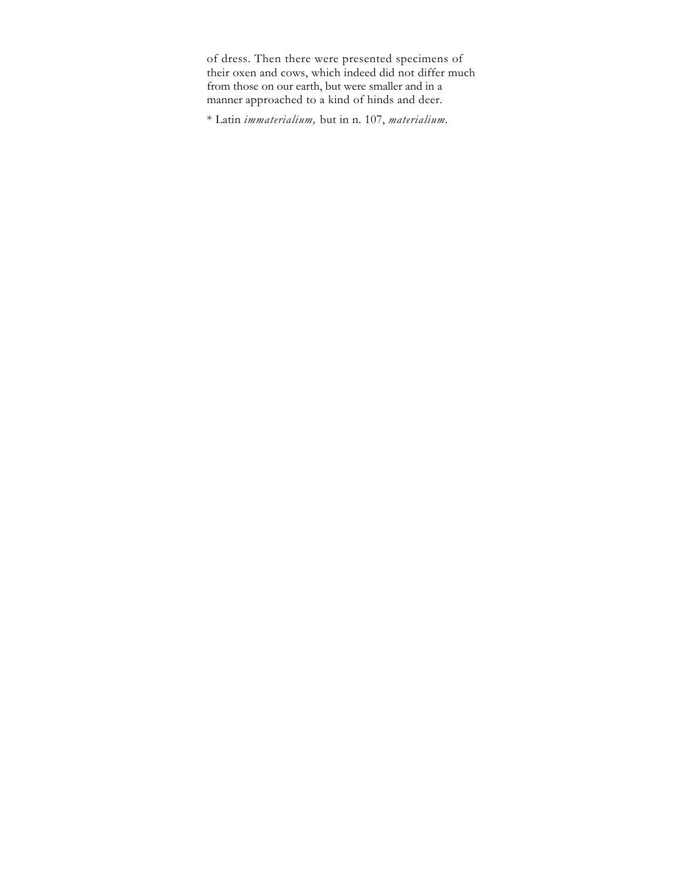of dress. Then there were presented specimens of their oxen and cows, which indeed did not differ much from those on our earth, but were smaller and in a manner approached to a kind of hinds and deer.

* Latin *immaterialium,* but in n. 107, *materialium*.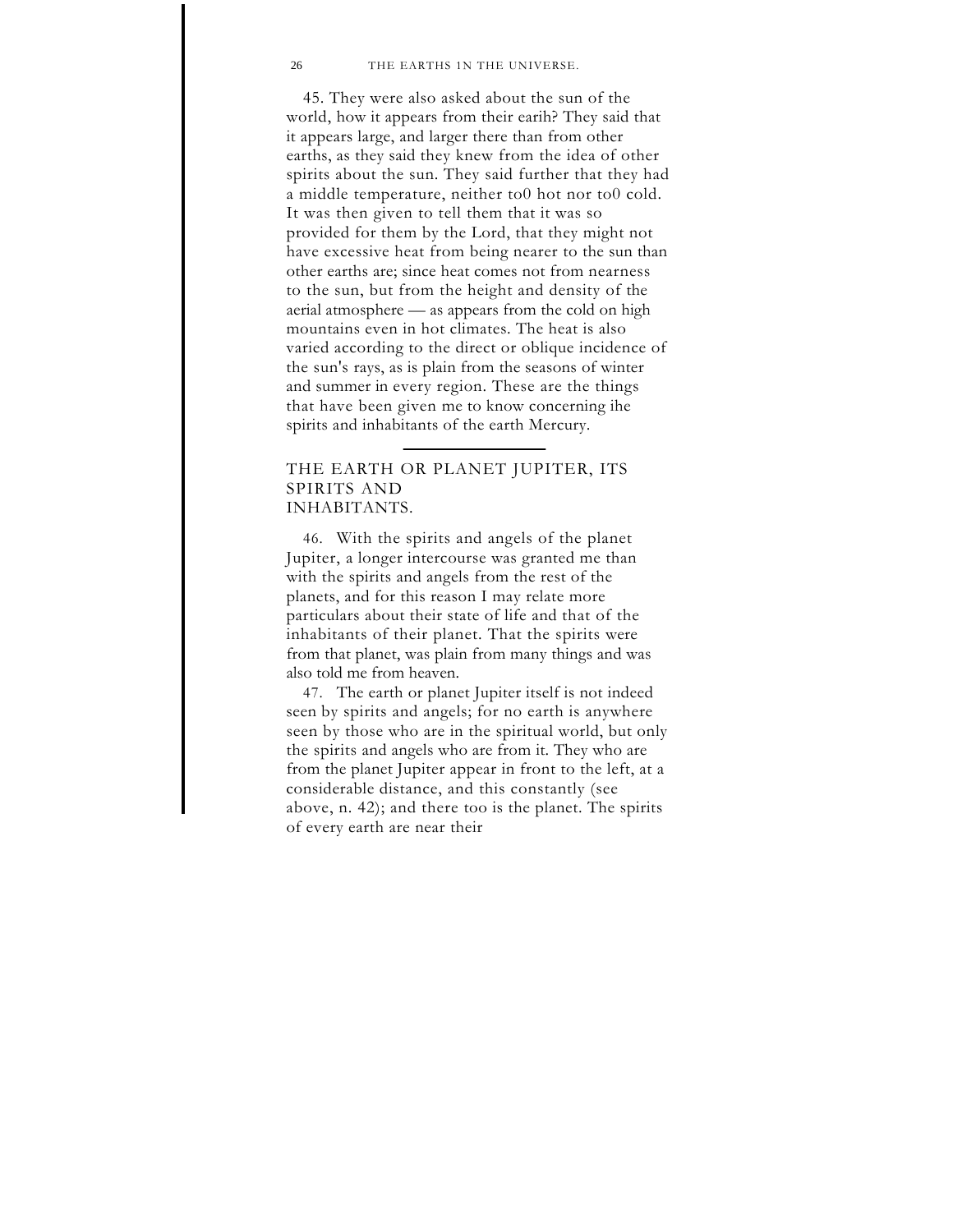45. They were also asked about the sun of the world, how it appears from their earih? They said that it appears large, and larger there than from other earths, as they said they knew from the idea of other spirits about the sun. They said further that they had a middle temperature, neither to0 hot nor to0 cold. It was then given to tell them that it was so provided for them by the Lord, that they might not have excessive heat from being nearer to the sun than other earths are; since heat comes not from nearness to the sun, but from the height and density of the aerial atmosphere — as appears from the cold on high mountains even in hot climates. The heat is also varied according to the direct or oblique incidence of the sun's rays, as is plain from the seasons of winter and summer in every region. These are the things that have been given me to know concerning ihe spirits and inhabitants of the earth Mercury.

---

## THE EARTH OR PLANET JUPITER, ITS SPIRITS AND INHABITANTS.

46. With the spirits and angels of the planet Jupiter, a longer intercourse was granted me than with the spirits and angels from the rest of the planets, and for this reason I may relate more particulars about their state of life and that of the inhabitants of their planet. That the spirits were from that planet, was plain from many things and was also told me from heaven.

47. The earth or planet Jupiter itself is not indeed seen by spirits and angels; for no earth is anywhere seen by those who are in the spiritual world, but only the spirits and angels who are from it. They who are from the planet Jupiter appear in front to the left, at a considerable distance, and this constantly (see above, n. 42); and there too is the planet. The spirits of every earth are near their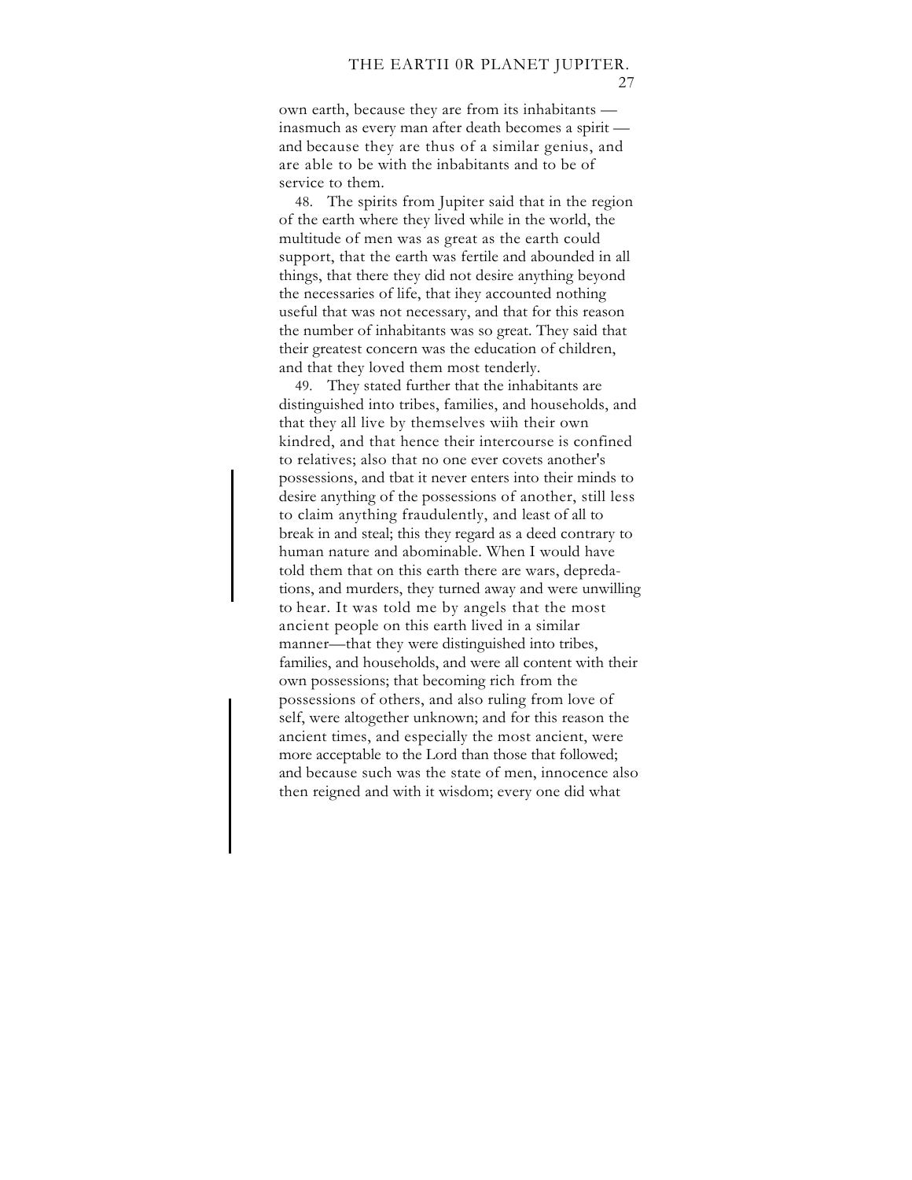own earth, because they are from its inhabitants — inasmuch as every man after death becomes a spirit — and because they are thus of a similar genius, and are able to be with the inbabitants and to be of service to them.

48. The spirits from Jupiter said that in the region of the earth where they lived while in the world, the multitude of men was as great as the earth could support, that the earth was fertile and abounded in all things, that there they did not desire anything beyond the necessaries of life, that ihey accounted nothing useful that was not necessary, and that for this reason the number of inhabitants was so great. They said that their greatest concern was the education of children, and that they loved them most tenderly.

49. They stated further that the inhabitants are distinguished into tribes, families, and households, and that they all live by themselves wiih their own kindred, and that hence their intercourse is confined to relatives; also that no one ever covets another's possessions, and tbat it never enters into their minds to desire anything of the possessions of another, still less to claim anything fraudulently, and least of all to break in and steal; this they regard as a deed contrary to human nature and abominable. When I would have told them that on this earth there are wars, depredations, and murders, they turned away and were unwilling to hear. It was told me by angels that the most ancient people on this earth lived in a similar manner—that they were distinguished into tribes, families, and households, and were all content with their own possessions; that becoming rich from the possessions of others, and also ruling from love of self, were altogether unknown; and for this reason the ancient times, and especially the most ancient, were more acceptable to the Lord than those that followed; and because such was the state of men, innocence also then reigned and with it wisdom; every one did what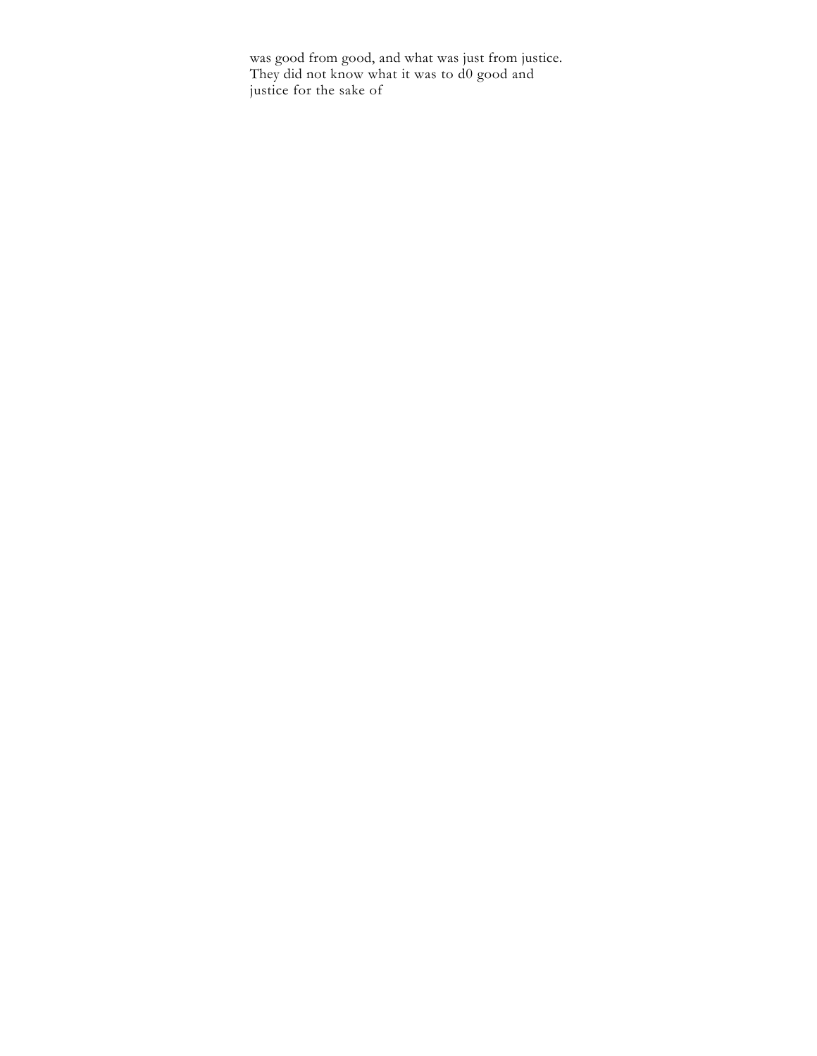was good from good, and what was just from justice. They did not know what it was to d0 good and justice for the sake of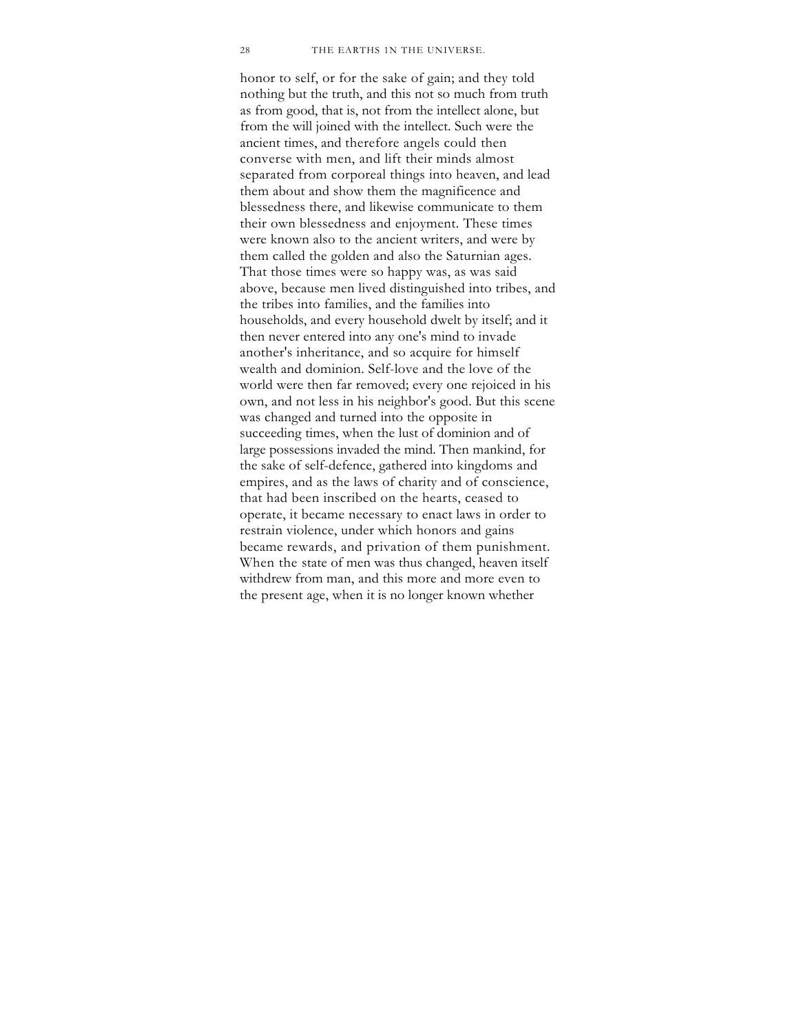honor to self, or for the sake of gain; and they told nothing but the truth, and this not so much from truth as from good, that is, not from the intellect alone, but from the will joined with the intellect. Such were the ancient times, and therefore angels could then converse with men, and lift their minds almost separated from corporeal things into heaven, and lead them about and show them the magnificence and blessedness there, and likewise communicate to them their own blessedness and enjoyment. These times were known also to the ancient writers, and were by them called the golden and also the Saturnian ages. That those times were so happy was, as was said above, because men lived distinguished into tribes, and the tribes into families, and the families into households, and every household dwelt by itself; and it then never entered into any one's mind to invade another's inheritance, and so acquire for himself wealth and dominion. Self-love and the love of the world were then far removed; every one rejoiced in his own, and not less in his neighbor's good. But this scene was changed and turned into the opposite in succeeding times, when the lust of dominion and of large possessions invaded the mind. Then mankind, for the sake of self-defence, gathered into kingdoms and empires, and as the laws of charity and of conscience, that had been inscribed on the hearts, ceased to operate, it became necessary to enact laws in order to restrain violence, under which honors and gains became rewards, and privation of them punishment. When the state of men was thus changed, heaven itself withdrew from man, and this more and more even to the present age, when it is no longer known whether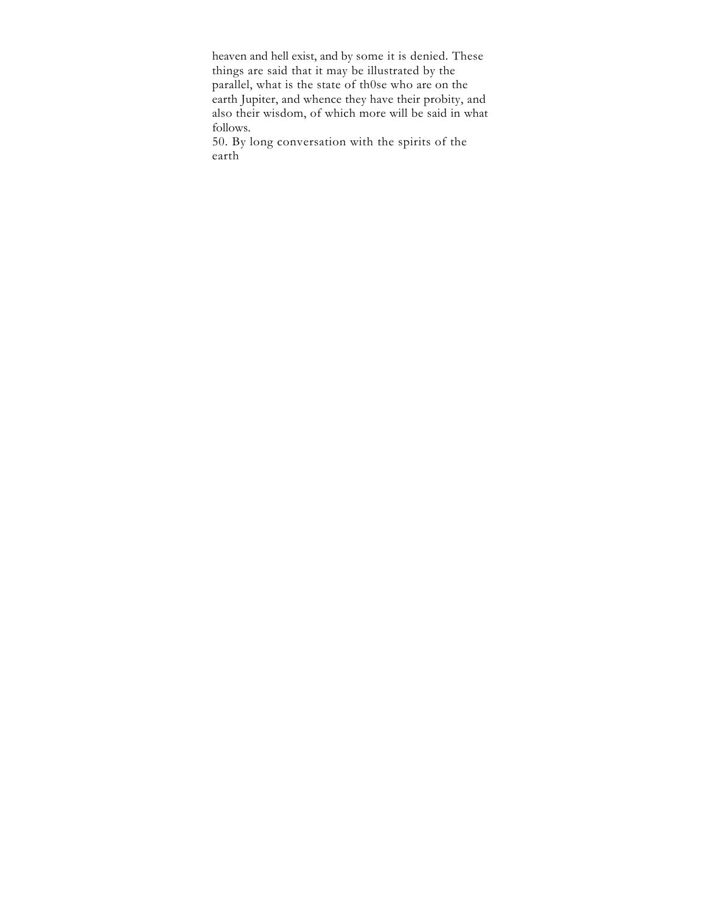heaven and hell exist, and by some it is denied. These things are said that it may be illustrated by the parallel, what is the state of th0se who are on the earth Jupiter, and whence they have their probity, and also their wisdom, of which more will be said in what follows.

50. By long conversation with the spirits of the earth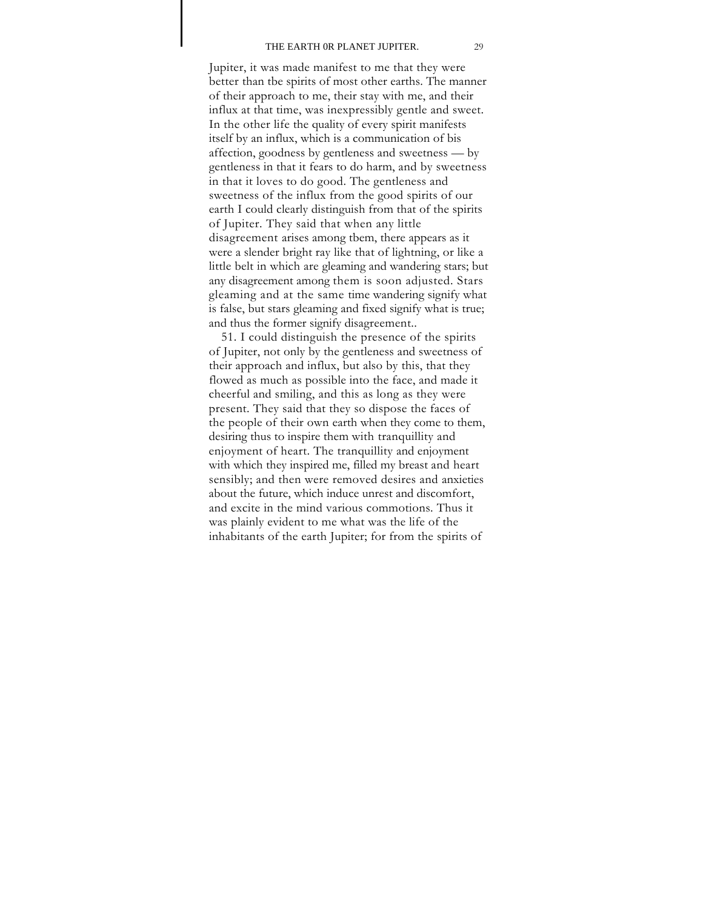Jupiter, it was made manifest to me that they were better than tbe spirits of most other earths. The manner of their approach to me, their stay with me, and their influx at that time, was inexpressibly gentle and sweet. In the other life the quality of every spirit manifests itself by an influx, which is a communication of bis affection, goodness by gentleness and sweetness — by gentleness in that it fears to do harm, and by sweetness in that it loves to do good. The gentleness and sweetness of the influx from the good spirits of our earth I could clearly distinguish from that of the spirits of Jupiter. They said that when any little disagreement arises among tbem, there appears as it were a slender bright ray like that of lightning, or like a little belt in which are gleaming and wandering stars; but any disagreement among them is soon adjusted. Stars gleaming and at the same time wandering signify what is false, but stars gleaming and fixed signify what is true; and thus the former signify disagreement..

51. I could distinguish the presence of the spirits of Jupiter, not only by the gentleness and sweetness of their approach and influx, but also by this, that they flowed as much as possible into the face, and made it cheerful and smiling, and this as long as they were present. They said that they so dispose the faces of the people of their own earth when they come to them, desiring thus to inspire them with tranquillity and enjoyment of heart. The tranquillity and enjoyment with which they inspired me, filled my breast and heart sensibly; and then were removed desires and anxieties about the future, which induce unrest and discomfort, and excite in the mind various commotions. Thus it was plainly evident to me what was the life of the inhabitants of the earth Jupiter; for from the spirits of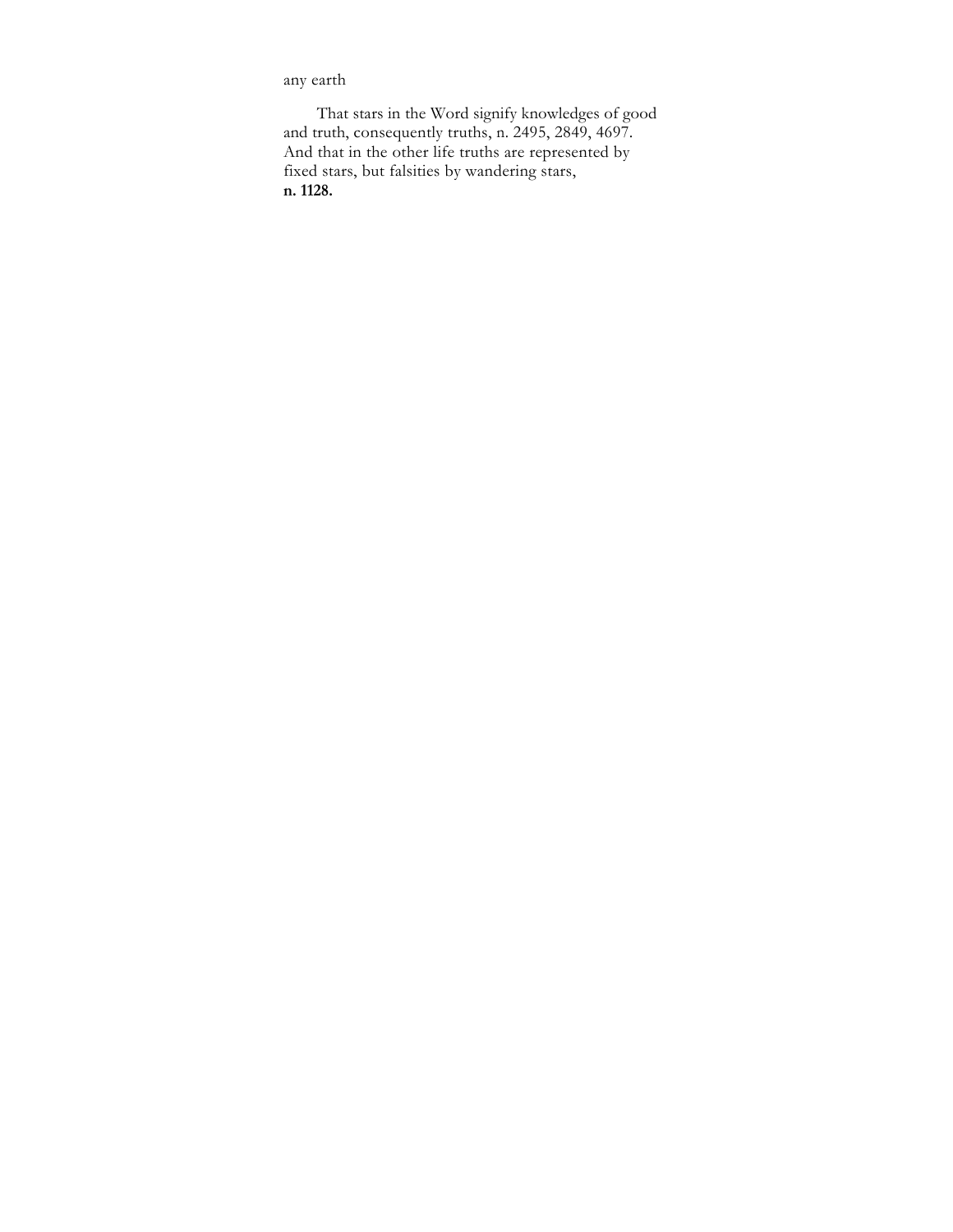any earth

That stars in the Word signify knowledges of good and truth, consequently truths, n. 2495, 2849, 4697. And that in the other life truths are represented by fixed stars, but falsities by wandering stars, **n. 1128.**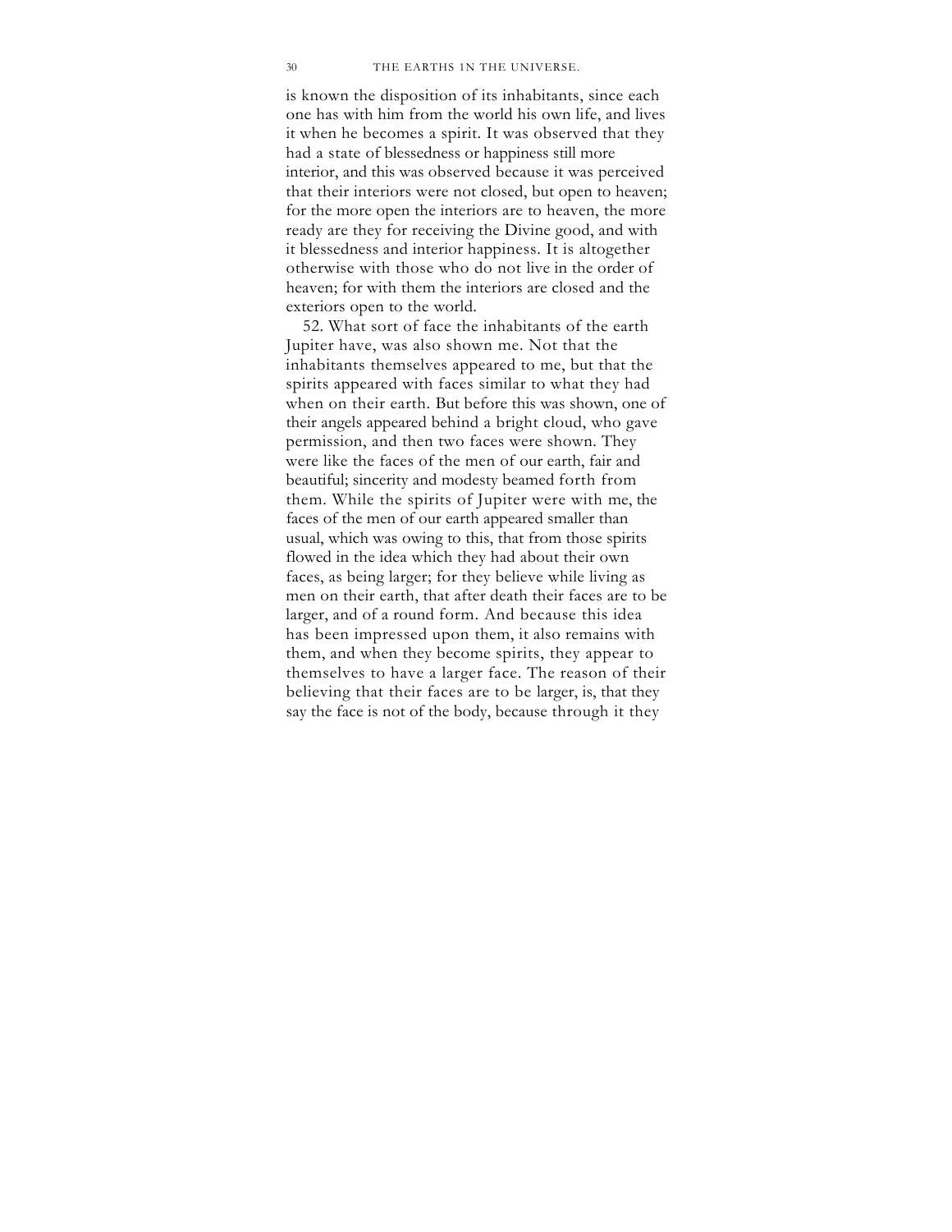is known the disposition of its inhabitants, since each one has with him from the world his own life, and lives it when he becomes a spirit. It was observed that they had a state of blessedness or happiness still more interior, and this was observed because it was perceived that their interiors were not closed, but open to heaven; for the more open the interiors are to heaven, the more ready are they for receiving the Divine good, and with it blessedness and interior happiness. It is altogether otherwise with those who do not live in the order of heaven; for with them the interiors are closed and the exteriors open to the world.

52. What sort of face the inhabitants of the earth Jupiter have, was also shown me. Not that the inhabitants themselves appeared to me, but that the spirits appeared with faces similar to what they had when on their earth. But before this was shown, one of their angels appeared behind a bright cloud, who gave permission, and then two faces were shown. They were like the faces of the men of our earth, fair and beautiful; sincerity and modesty beamed forth from them. While the spirits of Jupiter were with me, the faces of the men of our earth appeared smaller than usual, which was owing to this, that from those spirits flowed in the idea which they had about their own faces, as being larger; for they believe while living as men on their earth, that after death their faces are to be larger, and of a round form. And because this idea has been impressed upon them, it also remains with them, and when they become spirits, they appear to themselves to have a larger face. The reason of their believing that their faces are to be larger, is, that they say the face is not of the body, because through it they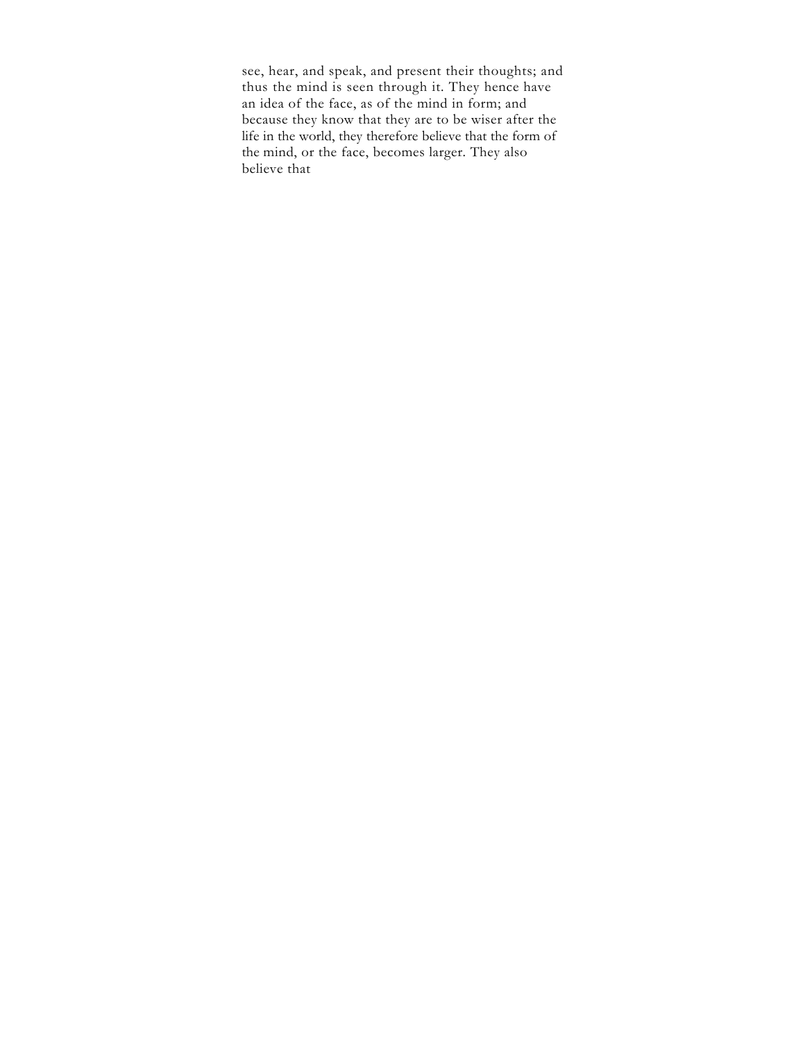see, hear, and speak, and present their thoughts; and thus the mind is seen through it. They hence have an idea of the face, as of the mind in form; and because they know that they are to be wiser after the life in the world, they therefore believe that the form of the mind, or the face, becomes larger. They also believe that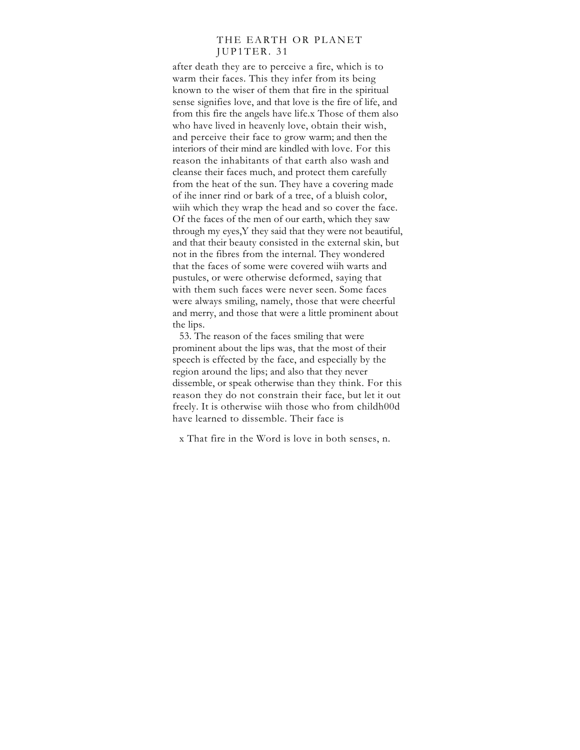after death they are to perceive a fire, which is to warm their faces. This they infer from its being known to the wiser of them that fire in the spiritual sense signifies love, and that love is the fire of life, and from this fire the angels have life.[x] Those of them also who have lived in heavenly love, obtain their wish, and perceive their face to grow warm; and then the interiors of their mind are kindled with love. For this reason the inhabitants of that earth also wash and cleanse their faces much, and protect them carefully from the heat of the sun. They have a covering made of ihe inner rind or bark of a tree, of a bluish color, wiih which they wrap the head and so cover the face. Of the faces of the men of our earth, which they saw through my eyes,[Y] they said that they were not beautiful, and that their beauty consisted in the external skin, but not in the fibres from the internal. They wondered that the faces of some were covered wiih warts and pustules, or were otherwise deformed, saying that with them such faces were never seen. Some faces were always smiling, namely, those that were cheerful and merry, and those that were a little prominent about the lips.

53. The reason of the faces smiling that were prominent about the lips was, that the most of their speech is effected by the face, and especially by the region around the lips; and also that they never dissemble, or speak otherwise than they think. For this reason they do not constrain their face, but let it out freely. It is otherwise wiih those who from childh00d have learned to dissemble. Their face is

x That fire in the Word is love in both senses, n.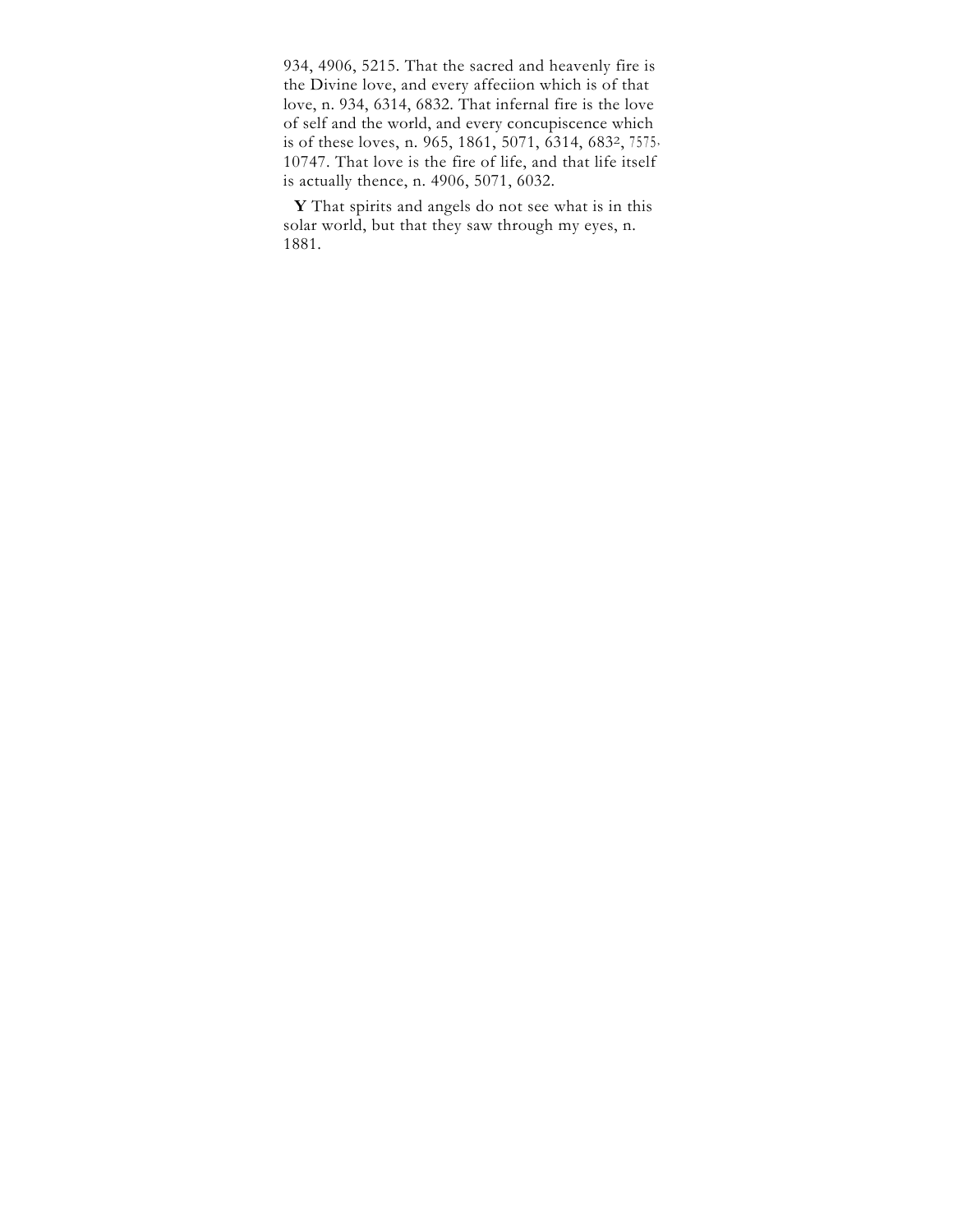934, 4906, 5215. That the sacred and heavenly fire is the Divine love, and every affeciion which is of that love, n. 934, 6314, 6832. That infernal fire is the love of self and the world, and every concupiscence which is of these loves, n. 965, 1861, 5071, 6314, 6832, 7575, 10747. That love is the fire of life, and that life itself is actually thence, n. 4906, 5071, 6032.

**Y** That spirits and angels do not see what is in this solar world, but that they saw through my eyes, n. 1881.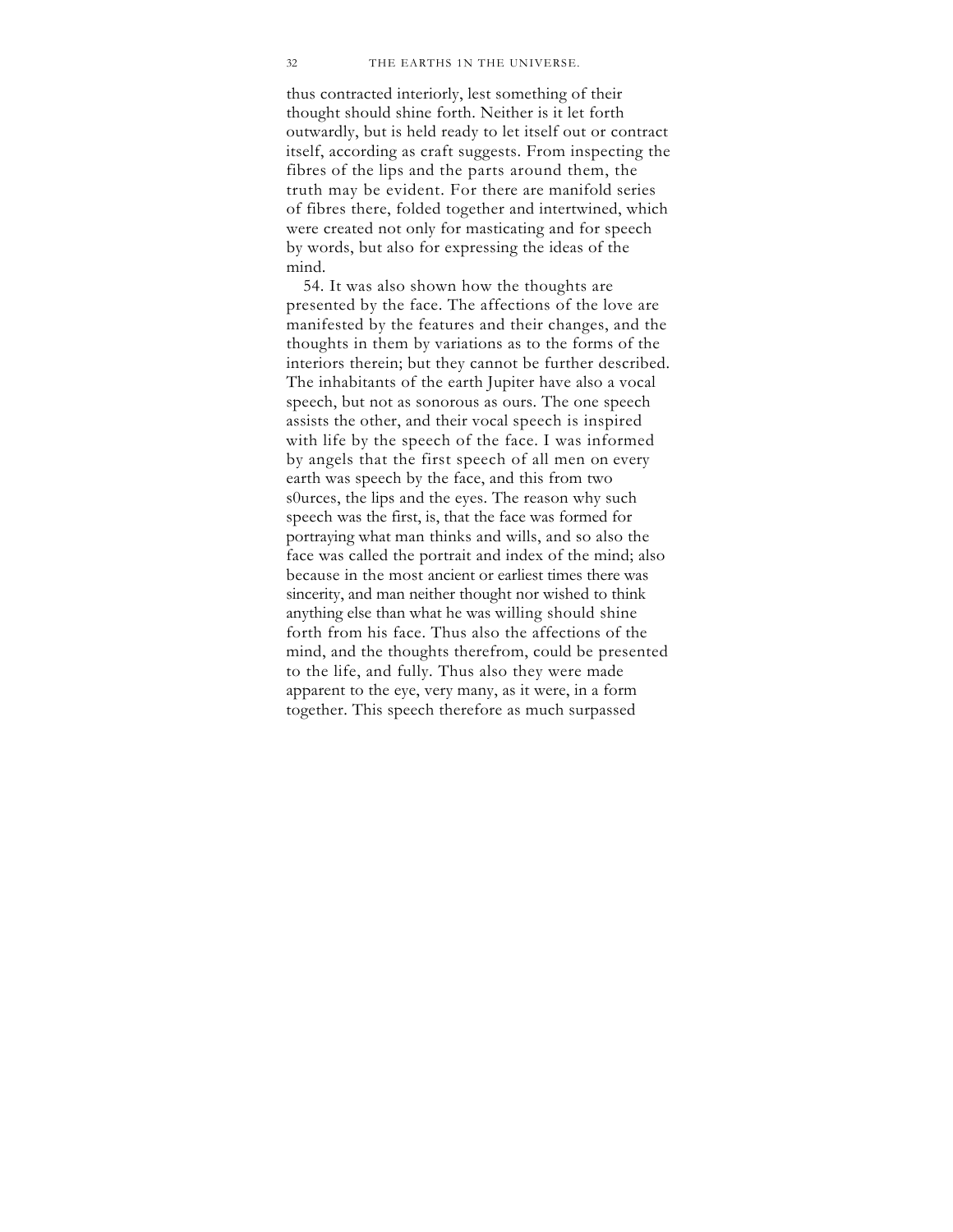thus contracted interiorly, lest something of their thought should shine forth. Neither is it let forth outwardly, but is held ready to let itself out or contract itself, according as craft suggests. From inspecting the fibres of the lips and the parts around them, the truth may be evident. For there are manifold series of fibres there, folded together and intertwined, which were created not only for masticating and for speech by words, but also for expressing the ideas of the mind.

54. It was also shown how the thoughts are presented by the face. The affections of the love are manifested by the features and their changes, and the thoughts in them by variations as to the forms of the interiors therein; but they cannot be further described. The inhabitants of the earth Jupiter have also a vocal speech, but not as sonorous as ours. The one speech assists the other, and their vocal speech is inspired with life by the speech of the face. I was informed by angels that the first speech of all men on every earth was speech by the face, and this from two s0urces, the lips and the eyes. The reason why such speech was the first, is, that the face was formed for portraying what man thinks and wills, and so also the face was called the portrait and index of the mind; also because in the most ancient or earliest times there was sincerity, and man neither thought nor wished to think anything else than what he was willing should shine forth from his face. Thus also the affections of the mind, and the thoughts therefrom, could be presented to the life, and fully. Thus also they were made apparent to the eye, very many, as it were, in a form together. This speech therefore as much surpassed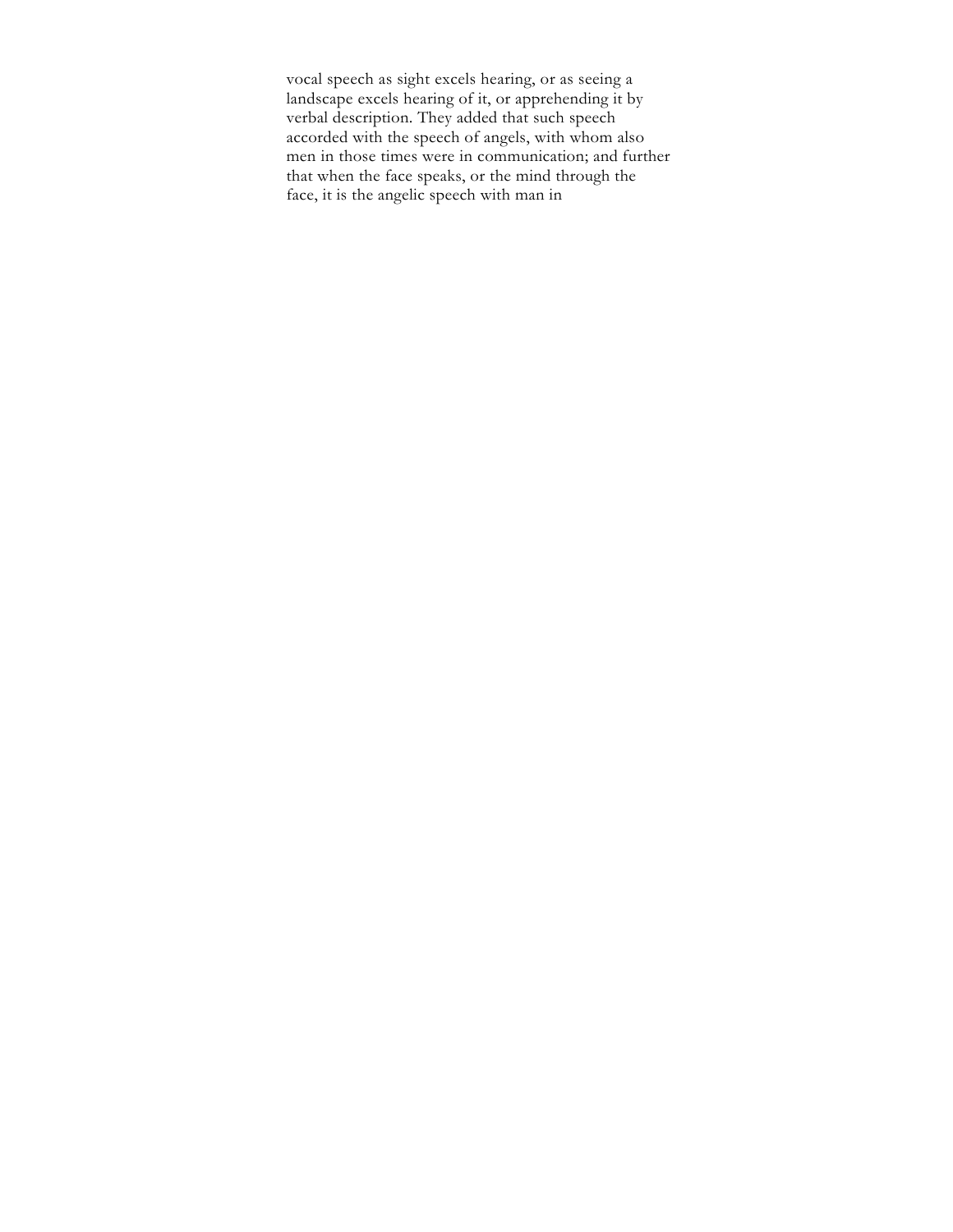vocal speech as sight excels hearing, or as seeing a landscape excels hearing of it, or apprehending it by verbal description. They added that such speech accorded with the speech of angels, with whom also men in those times were in communication; and further that when the face speaks, or the mind through the face, it is the angelic speech with man in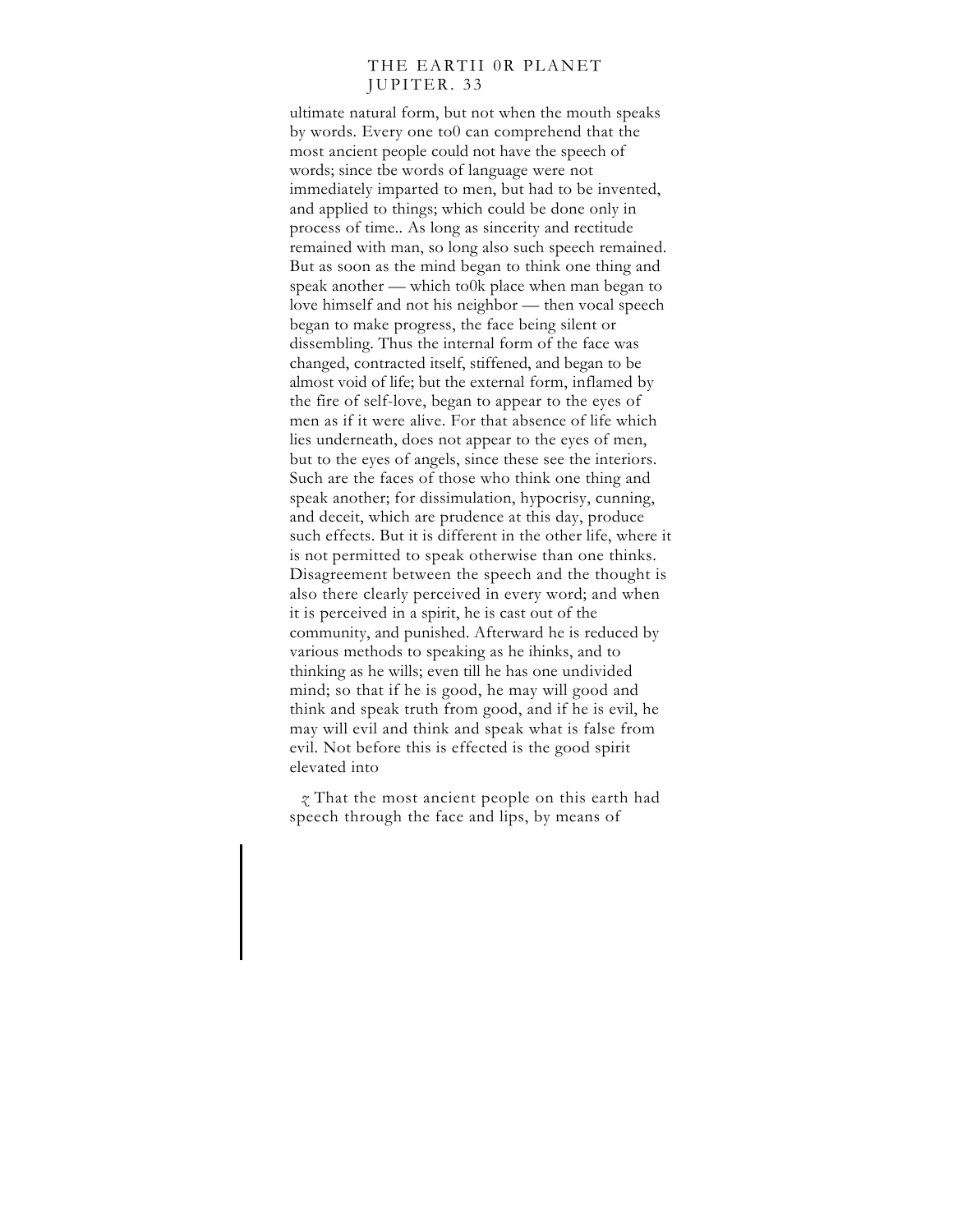ultimate natural form, but not when the mouth speaks by words. Every one to0 can comprehend that the most ancient people could not have the speech of words; since tbe words of language were not immediately imparted to men, but had to be invented, and applied to things; which could be done only in process of time.. As long as sincerity and rectitude remained with man, so long also such speech remained. But as soon as the mind began to think one thing and speak another — which to0k place when man began to love himself and not his neighbor — then vocal speech began to make progress, the face being silent or dissembling. Thus the internal form of the face was changed, contracted itself, stiffened, and began to be almost void of life; but the external form, inflamed by the fire of self-love, began to appear to the eyes of men as if it were alive. For that absence of life which lies underneath, does not appear to the eyes of men, but to the eyes of angels, since these see the interiors. Such are the faces of those who think one thing and speak another; for dissimulation, hypocrisy, cunning, and deceit, which are prudence at this day, produce such effects. But it is different in the other life, where it is not permitted to speak otherwise than one thinks. Disagreement between the speech and the thought is also there clearly perceived in every word; and when it is perceived in a spirit, he is cast out of the community, and punished. Afterward he is reduced by various methods to speaking as he ihinks, and to thinking as he wills; even till he has one undivided mind; so that if he is good, he may will good and think and speak truth from good, and if he is evil, he may will evil and think and speak what is false from evil. Not before this is effected is the good spirit elevated into

*z* That the most ancient people on this earth had speech through the face and lips, by means of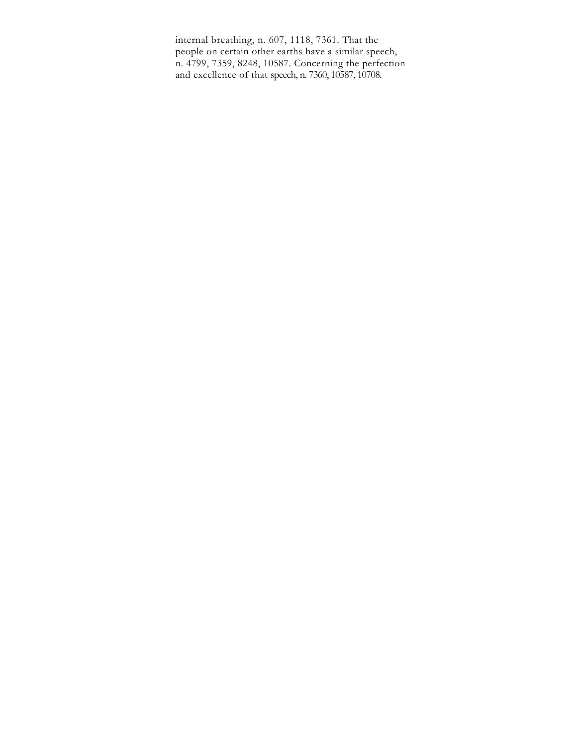internal breathing, n. 607, 1118, 7361. That the people on certain other earths have a similar speech, n. 4799, 7359, 8248, 10587. Concerning the perfection and excellence of that speech, n. 7360, 10587, 10708.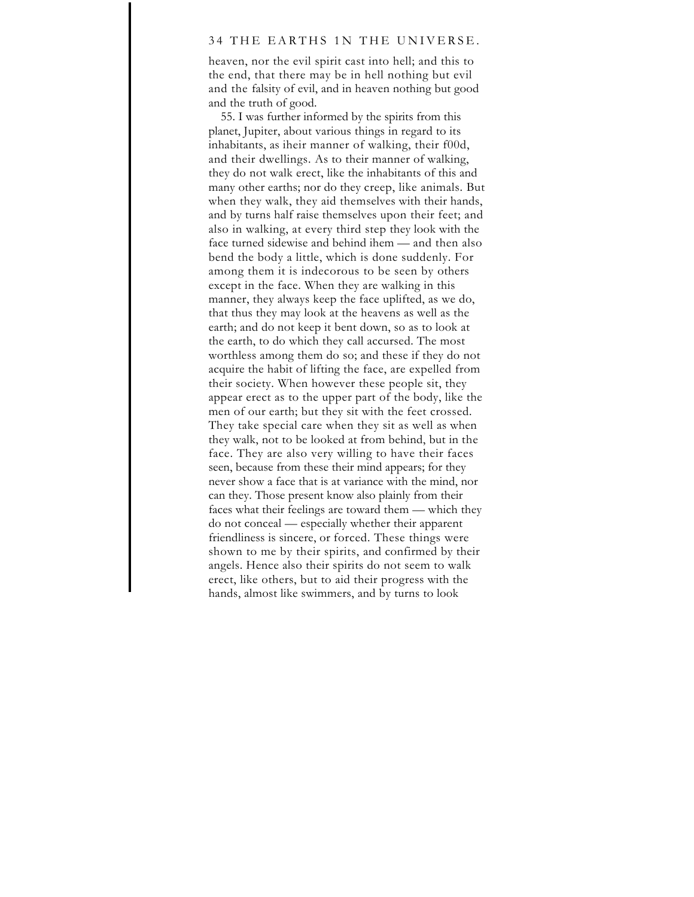heaven, nor the evil spirit cast into hell; and this to the end, that there may be in hell nothing but evil and the falsity of evil, and in heaven nothing but good and the truth of good.

55. I was further informed by the spirits from this planet, Jupiter, about various things in regard to its inhabitants, as iheir manner of walking, their f00d, and their dwellings. As to their manner of walking, they do not walk erect, like the inhabitants of this and many other earths; nor do they creep, like animals. But when they walk, they aid themselves with their hands, and by turns half raise themselves upon their feet; and also in walking, at every third step they look with the face turned sidewise and behind ihem — and then also bend the body a little, which is done suddenly. For among them it is indecorous to be seen by others except in the face. When they are walking in this manner, they always keep the face uplifted, as we do, that thus they may look at the heavens as well as the earth; and do not keep it bent down, so as to look at the earth, to do which they call accursed. The most worthless among them do so; and these if they do not acquire the habit of lifting the face, are expelled from their society. When however these people sit, they appear erect as to the upper part of the body, like the men of our earth; but they sit with the feet crossed. They take special care when they sit as well as when they walk, not to be looked at from behind, but in the face. They are also very willing to have their faces seen, because from these their mind appears; for they never show a face that is at variance with the mind, nor can they. Those present know also plainly from their faces what their feelings are toward them — which they do not conceal — especially whether their apparent friendliness is sincere, or forced. These things were shown to me by their spirits, and confirmed by their angels. Hence also their spirits do not seem to walk erect, like others, but to aid their progress with the hands, almost like swimmers, and by turns to look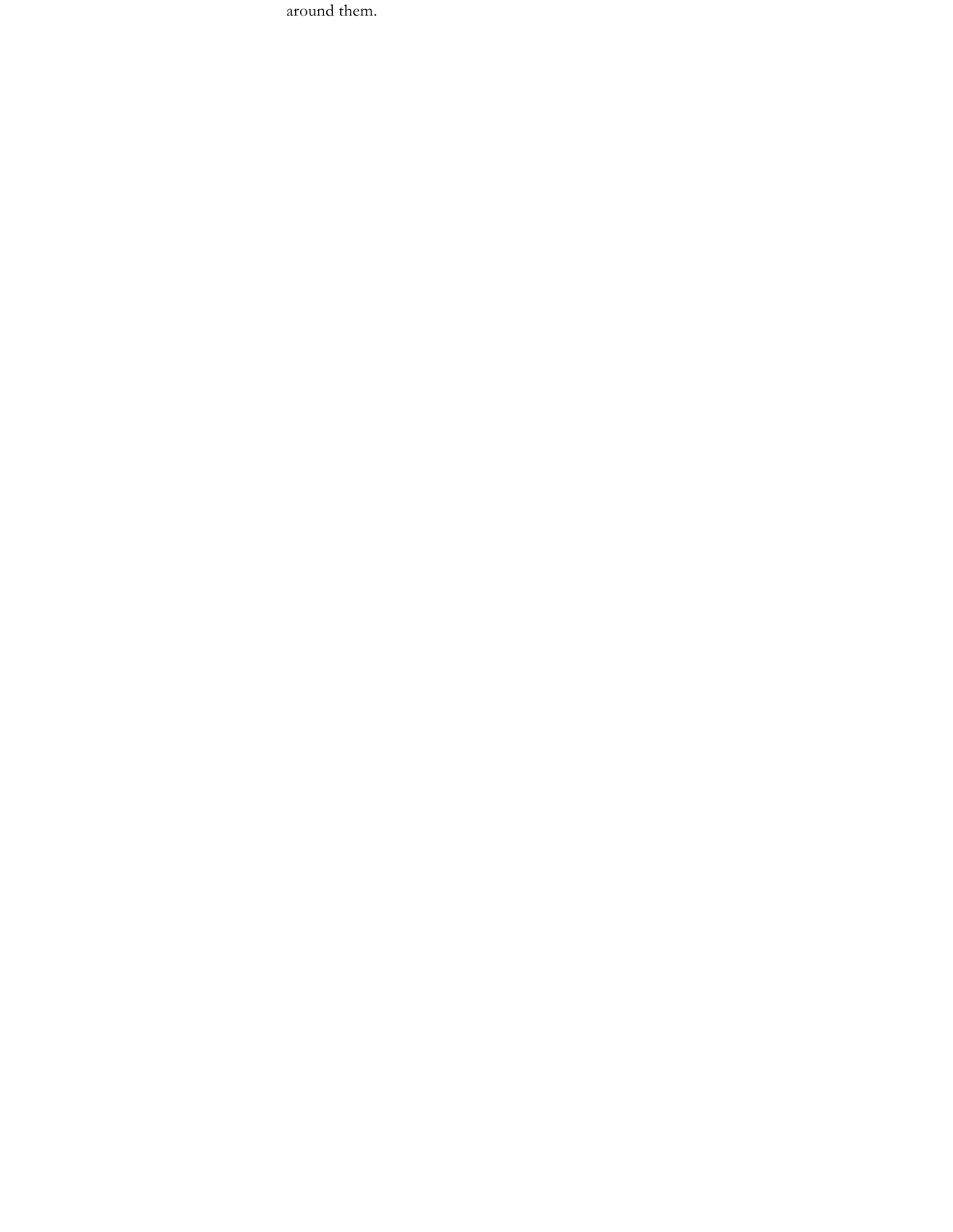around them.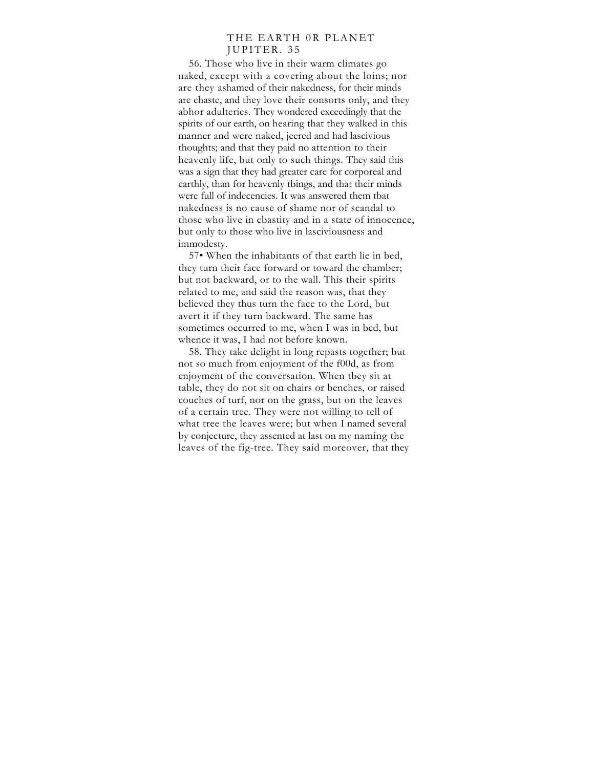56. Those who live in their warm climates go naked, except with a covering about the loins; nor are they ashamed of their nakedness, for their minds are chaste, and they love their consorts only, and they abhor adulteries. They wondered exceedingly that the spirits of our earth, on hearing that they walked in this manner and were naked, jeered and had lascivious thoughts; and that they paid no attention to their heavenly life, but only to such things. They said this was a sign that they had greater care for corporeal and earthly, than for heavenly tbings, and that their minds were full of indecencies. It was answered them tbat nakedness is no cause of shame nor of scandal to those who live in cbastity and in a state of innocence, but only to those who live in lasciviousness and immodesty.

57• When the inhabitants of that earth lie in bed, they turn their face forward or toward the chamber; but not backward, or to the wall. This their spirits related to me, and said the reason was, that they believed they thus turn the face to the Lord, but avert it if they turn backward. The same has sometimes occurred to me, when I was in bed, but whence it was, I had not before known.

58. They take delight in long repasts together; but not so much from enjoyment of the f00d, as from enjoyment of the conversation. When tbey sit at table, they do not sit on chairs or benches, or raised couches of turf, nor on the grass, but on the leaves of a certain tree. They were not willing to tell of what tree the leaves were; but when I named several by conjecture, they assented at last on my naming the leaves of the fig-tree. They said moreover, that they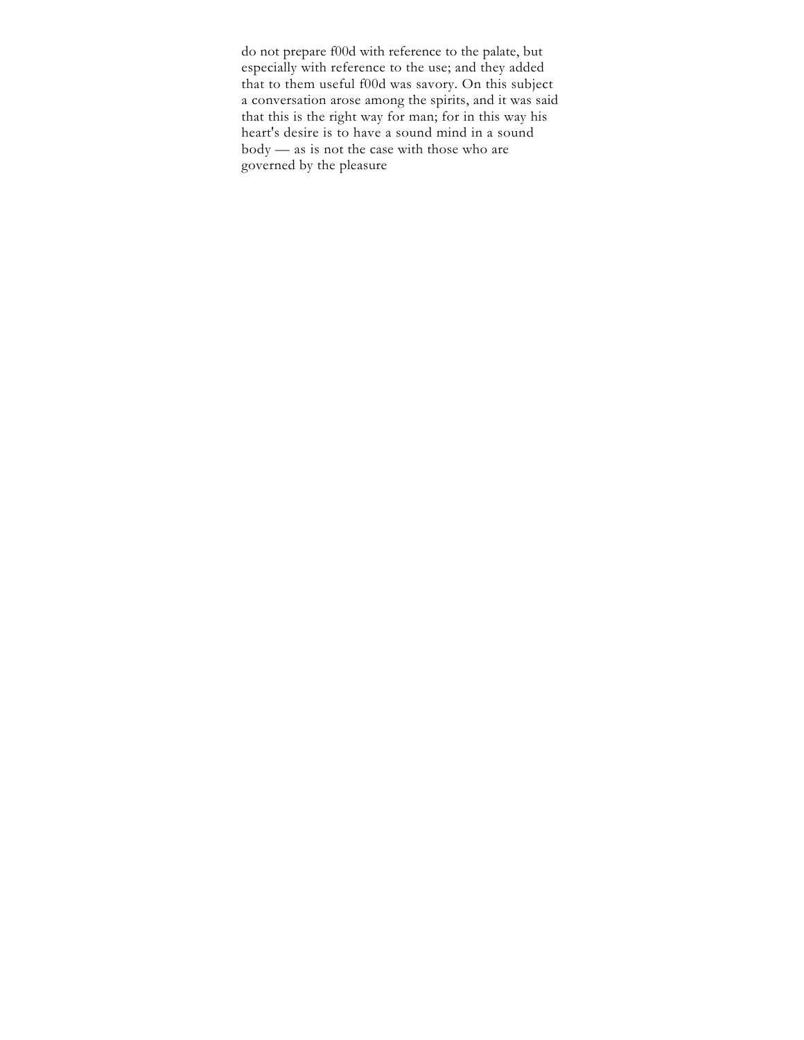do not prepare f00d with reference to the palate, but especially with reference to the use; and they added that to them useful f00d was savory. On this subject a conversation arose among the spirits, and it was said that this is the right way for man; for in this way his heart's desire is to have a sound mind in a sound body — as is not the case with those who are governed by the pleasure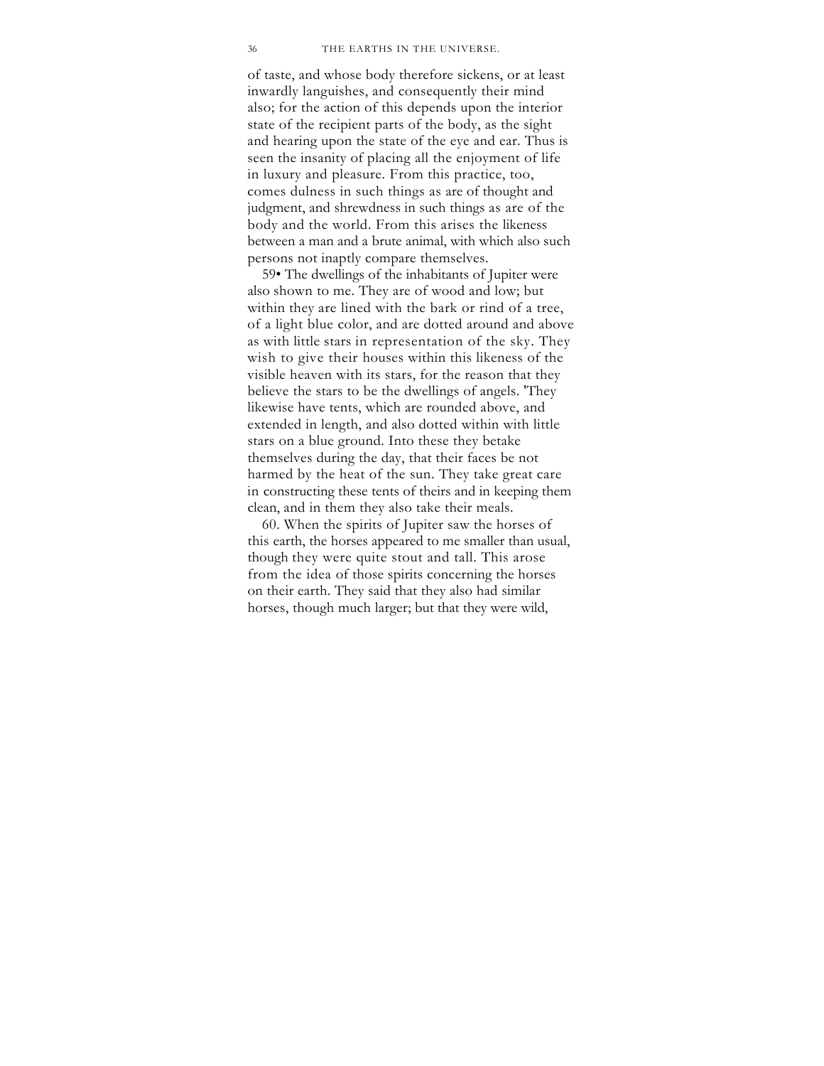of taste, and whose body therefore sickens, or at least inwardly languishes, and consequently their mind also; for the action of this depends upon the interior state of the recipient parts of the body, as the sight and hearing upon the state of the eye and ear. Thus is seen the insanity of placing all the enjoyment of life in luxury and pleasure. From this practice, too, comes dulness in such things as are of thought and judgment, and shrewdness in such things as are of the body and the world. From this arises the likeness between a man and a brute animal, with which also such persons not inaptly compare themselves.

59• The dwellings of the inhabitants of Jupiter were also shown to me. They are of wood and low; but within they are lined with the bark or rind of a tree, of a light blue color, and are dotted around and above as with little stars in representation of the sky. They wish to give their houses within this likeness of the visible heaven with its stars, for the reason that they believe the stars to be the dwellings of angels. 'They likewise have tents, which are rounded above, and extended in length, and also dotted within with little stars on a blue ground. Into these they betake themselves during the day, that their faces be not harmed by the heat of the sun. They take great care in constructing these tents of theirs and in keeping them clean, and in them they also take their meals.

60. When the spirits of Jupiter saw the horses of this earth, the horses appeared to me smaller than usual, though they were quite stout and tall. This arose from the idea of those spirits concerning the horses on their earth. They said that they also had similar horses, though much larger; but that they were wild,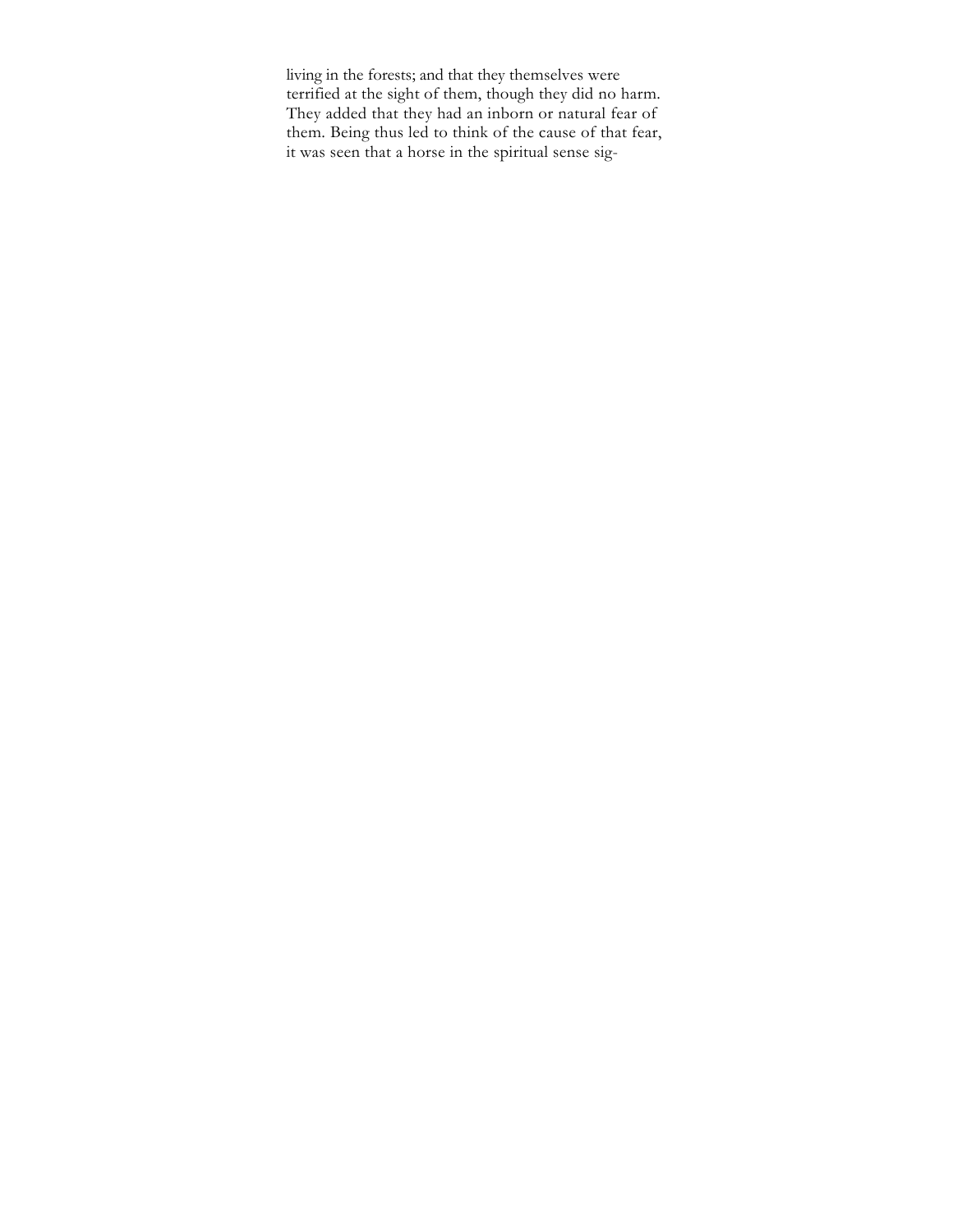living in the forests; and that they themselves were terrified at the sight of them, though they did no harm. They added that they had an inborn or natural fear of them. Being thus led to think of the cause of that fear, it was seen that a horse in the spiritual sense sig-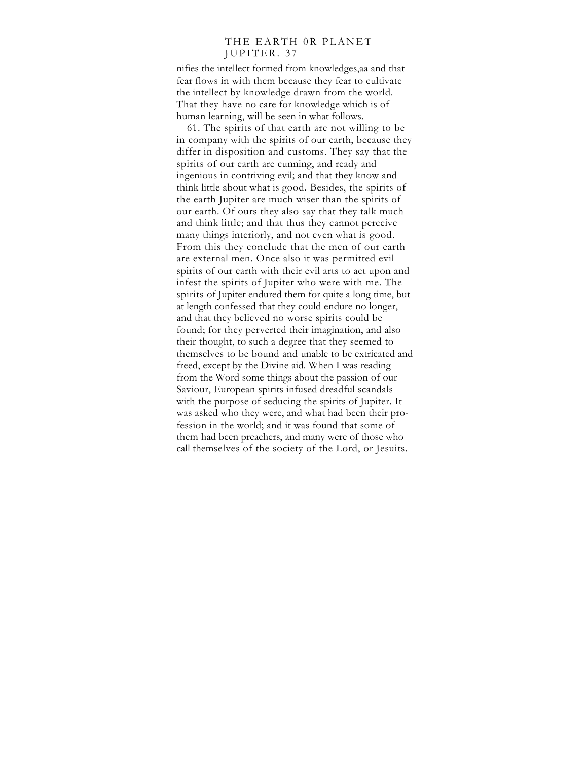nifies the intellect formed from knowledges,aa and that fear flows in with them because they fear to cultivate the intellect by knowledge drawn from the world. That they have no care for knowledge which is of human learning, will be seen in what follows.

61. The spirits of that earth are not willing to be in company with the spirits of our earth, because they differ in disposition and customs. They say that the spirits of our earth are cunning, and ready and ingenious in contriving evil; and that they know and think little about what is good. Besides, the spirits of the earth Jupiter are much wiser than the spirits of our earth. Of ours they also say that they talk much and think little; and that thus they cannot perceive many things interiorly, and not even what is good. From this they conclude that the men of our earth are external men. Once also it was permitted evil spirits of our earth with their evil arts to act upon and infest the spirits of Jupiter who were with me. The spirits of Jupiter endured them for quite a long time, but at length confessed that they could endure no longer, and that they believed no worse spirits could be found; for they perverted their imagination, and also their thought, to such a degree that they seemed to themselves to be bound and unable to be extricated and freed, except by the Divine aid. When I was reading from the Word some things about the passion of our Saviour, European spirits infused dreadful scandals with the purpose of seducing the spirits of Jupiter. It was asked who they were, and what had been their profession in the world; and it was found that some of them had been preachers, and many were of those who call themselves of the society of the Lord, or Jesuits.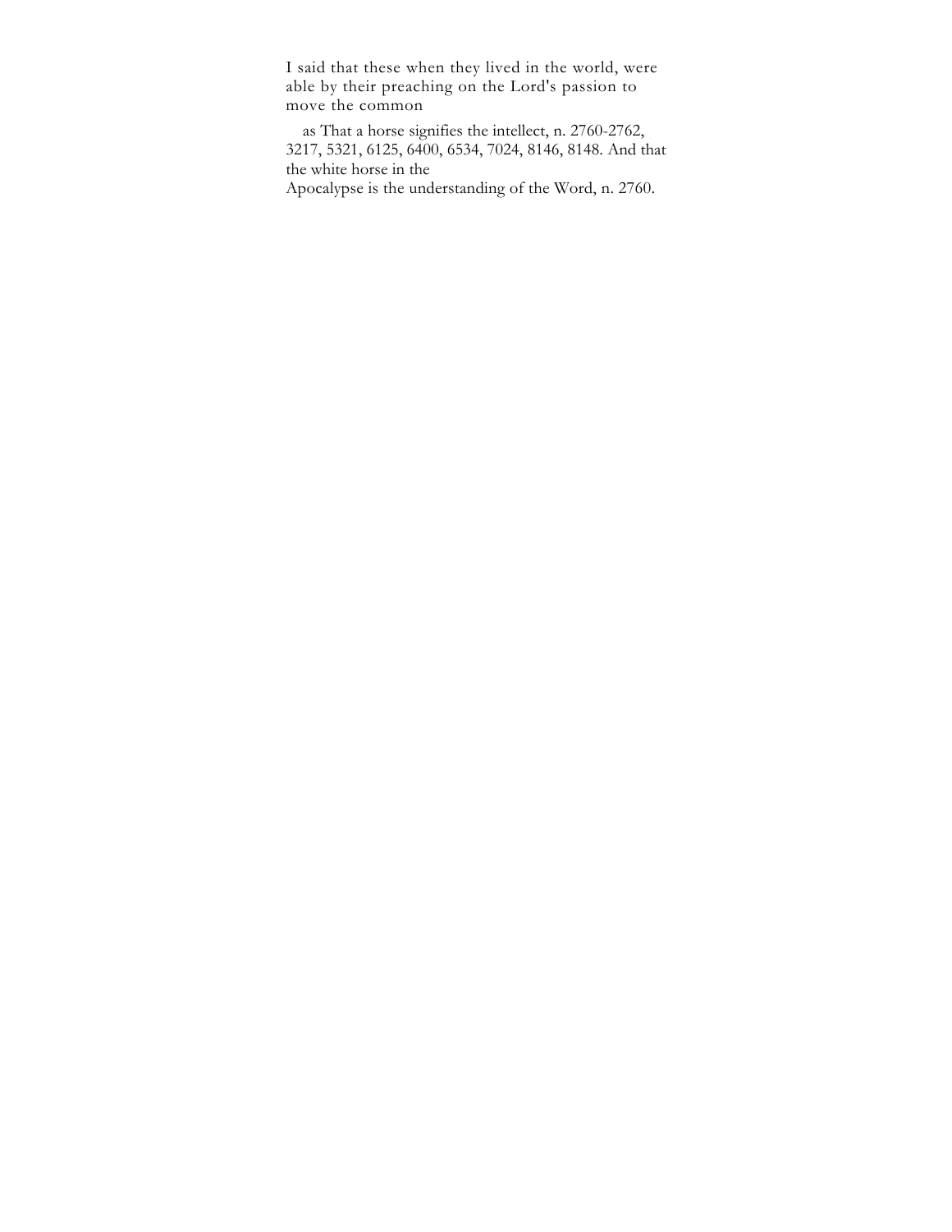I said that these when they lived in the world, were able by their preaching on the Lord's passion to move the common

as That a horse signifies the intellect, n. 2760-2762, 3217, 5321, 6125, 6400, 6534, 7024, 8146, 8148. And that the white horse in the Apocalypse is the understanding of the Word, n. 2760.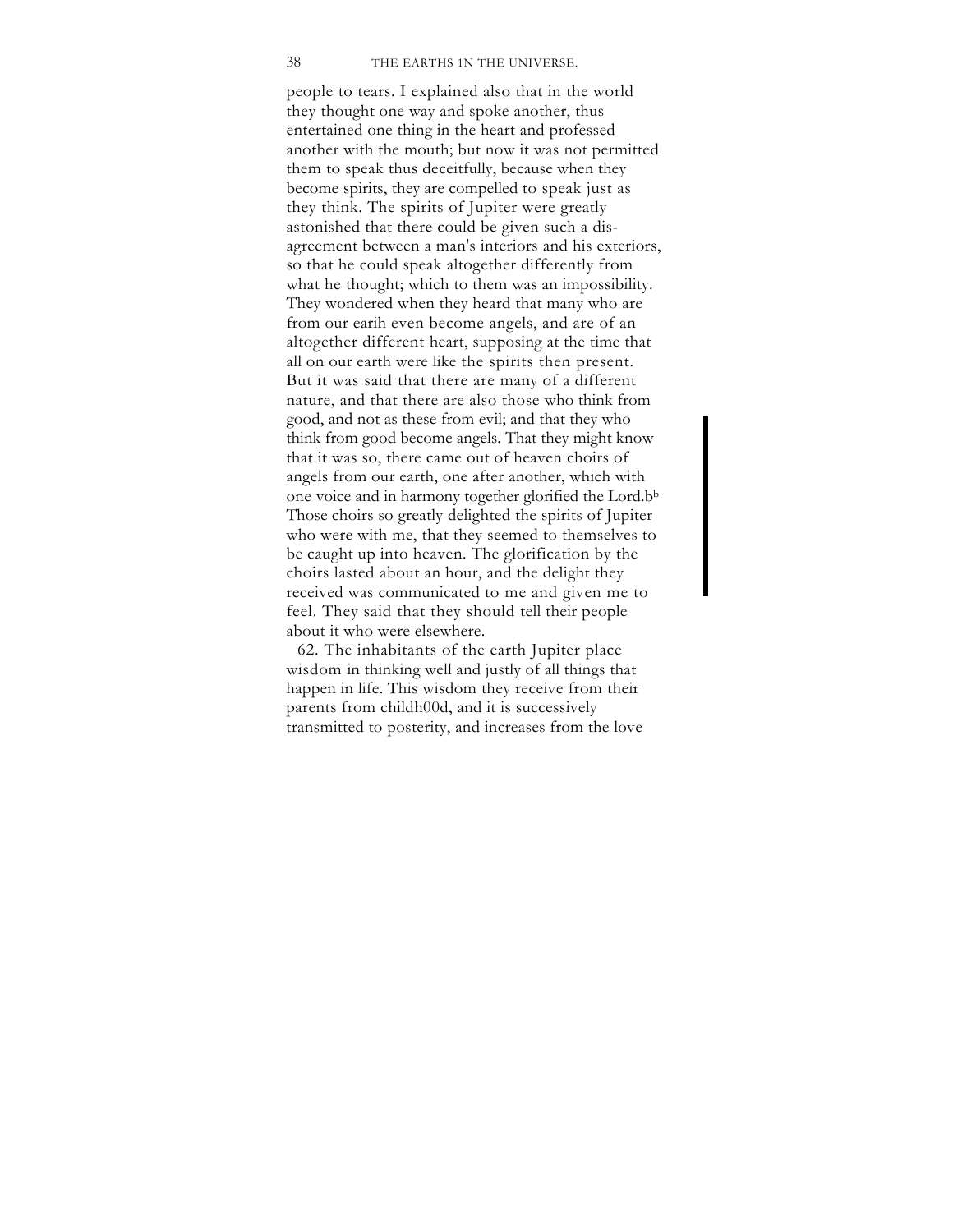people to tears. I explained also that in the world they thought one way and spoke another, thus entertained one thing in the heart and professed another with the mouth; but now it was not permitted them to speak thus deceitfully, because when they become spirits, they are compelled to speak just as they think. The spirits of Jupiter were greatly astonished that there could be given such a disagreement between a man's interiors and his exteriors, so that he could speak altogether differently from what he thought; which to them was an impossibility. They wondered when they heard that many who are from our earih even become angels, and are of an altogether different heart, supposing at the time that all on our earth were like the spirits then present. But it was said that there are many of a different nature, and that there are also those who think from good, and not as these from evil; and that they who think from good become angels. That they might know that it was so, there came out of heaven choirs of angels from our earth, one after another, which with one voice and in harmony together glorified the Lord.[b] Those choirs so greatly delighted the spirits of Jupiter who were with me, that they seemed to themselves to be caught up into heaven. The glorification by the choirs lasted about an hour, and the delight they received was communicated to me and given me to feel. They said that they should tell their people about it who were elsewhere.

62. The inhabitants of the earth Jupiter place wisdom in thinking well and justly of all things that happen in life. This wisdom they receive from their parents from childh00d, and it is successively transmitted to posterity, and increases from the love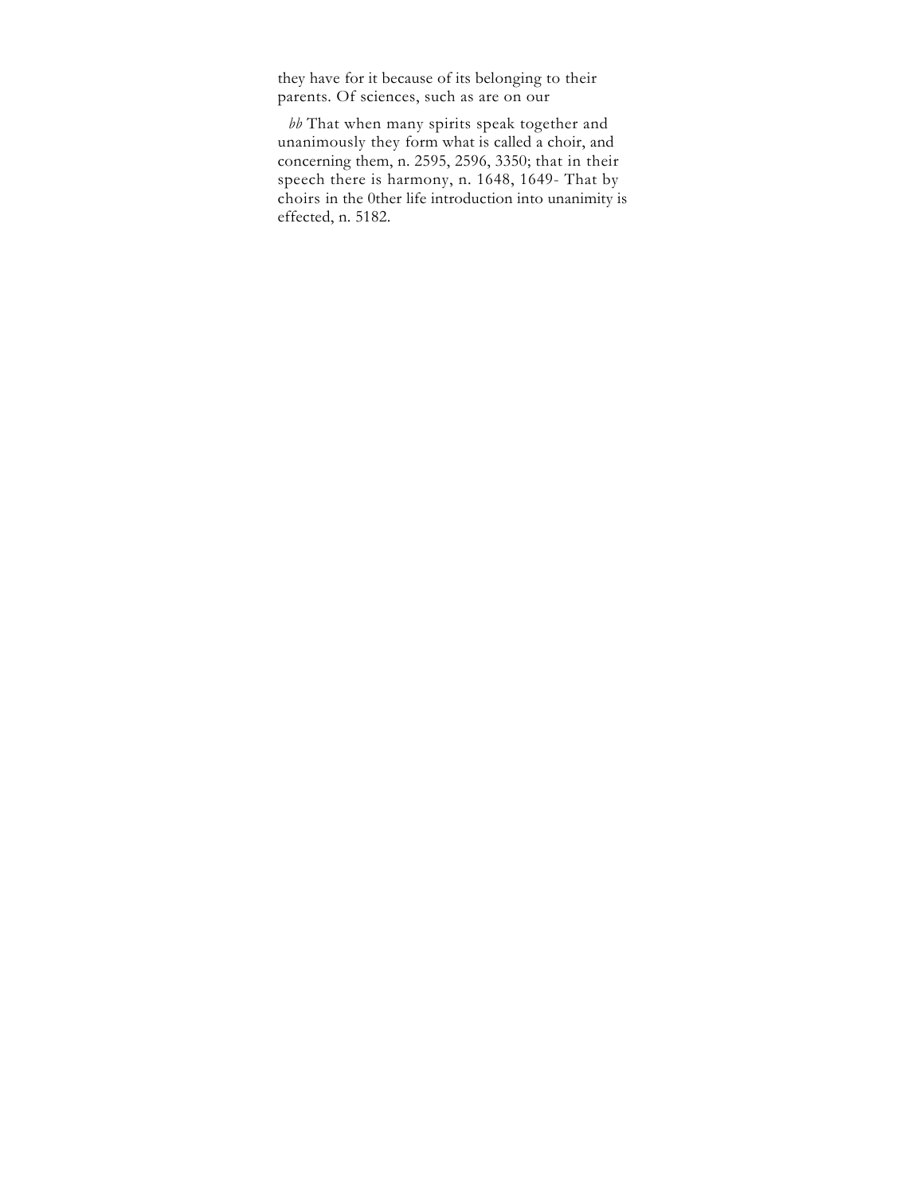they have for it because of its belonging to their parents. Of sciences, such as are on our

*bb* That when many spirits speak together and unanimously they form what is called a choir, and concerning them, n. 2595, 2596, 3350; that in their speech there is harmony, n. 1648, 1649- That by choirs in the 0ther life introduction into unanimity is effected, n. 5182.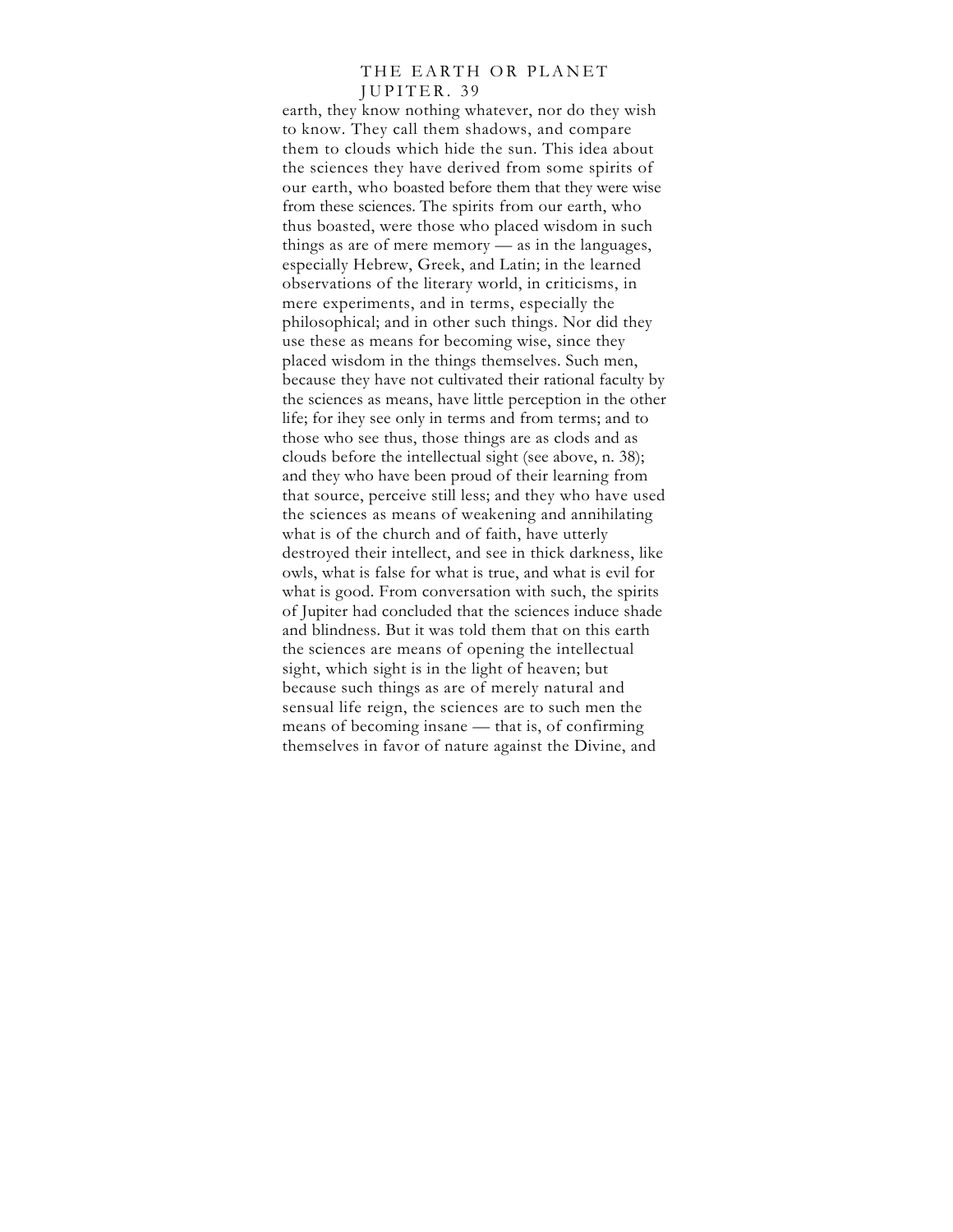earth, they know nothing whatever, nor do they wish to know. They call them shadows, and compare them to clouds which hide the sun. This idea about the sciences they have derived from some spirits of our earth, who boasted before them that they were wise from these sciences. The spirits from our earth, who thus boasted, were those who placed wisdom in such things as are of mere memory — as in the languages, especially Hebrew, Greek, and Latin; in the learned observations of the literary world, in criticisms, in mere experiments, and in terms, especially the philosophical; and in other such things. Nor did they use these as means for becoming wise, since they placed wisdom in the things themselves. Such men, because they have not cultivated their rational faculty by the sciences as means, have little perception in the other life; for ihey see only in terms and from terms; and to those who see thus, those things are as clods and as clouds before the intellectual sight (see above, n. 38); and they who have been proud of their learning from that source, perceive still less; and they who have used the sciences as means of weakening and annihilating what is of the church and of faith, have utterly destroyed their intellect, and see in thick darkness, like owls, what is false for what is true, and what is evil for what is good. From conversation with such, the spirits of Jupiter had concluded that the sciences induce shade and blindness. But it was told them that on this earth the sciences are means of opening the intellectual sight, which sight is in the light of heaven; but because such things as are of merely natural and sensual life reign, the sciences are to such men the means of becoming insane — that is, of confirming themselves in favor of nature against the Divine, and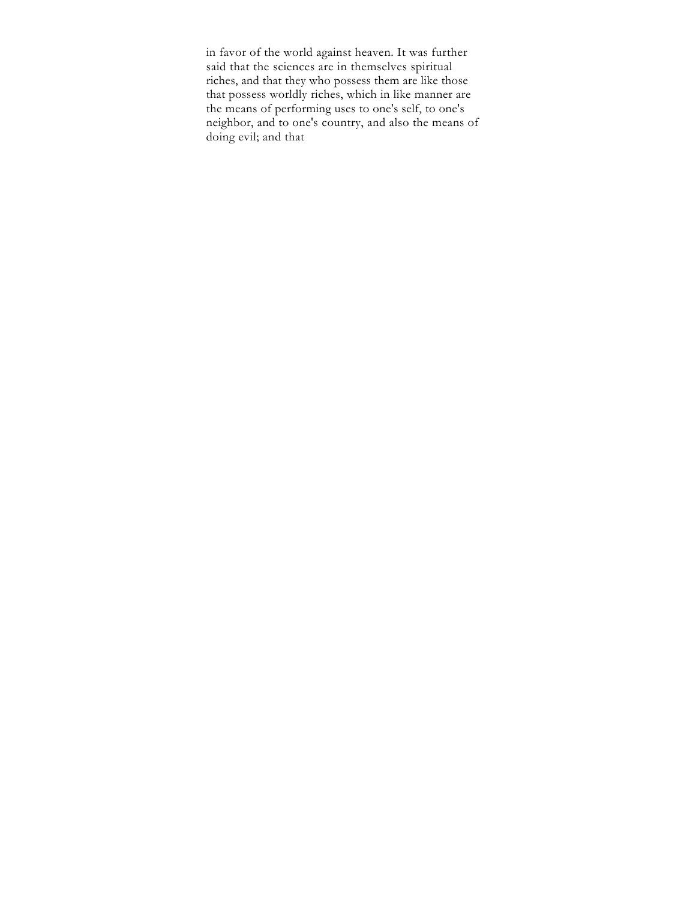in favor of the world against heaven. It was further said that the sciences are in themselves spiritual riches, and that they who possess them are like those that possess worldly riches, which in like manner are the means of performing uses to one's self, to one's neighbor, and to one's country, and also the means of doing evil; and that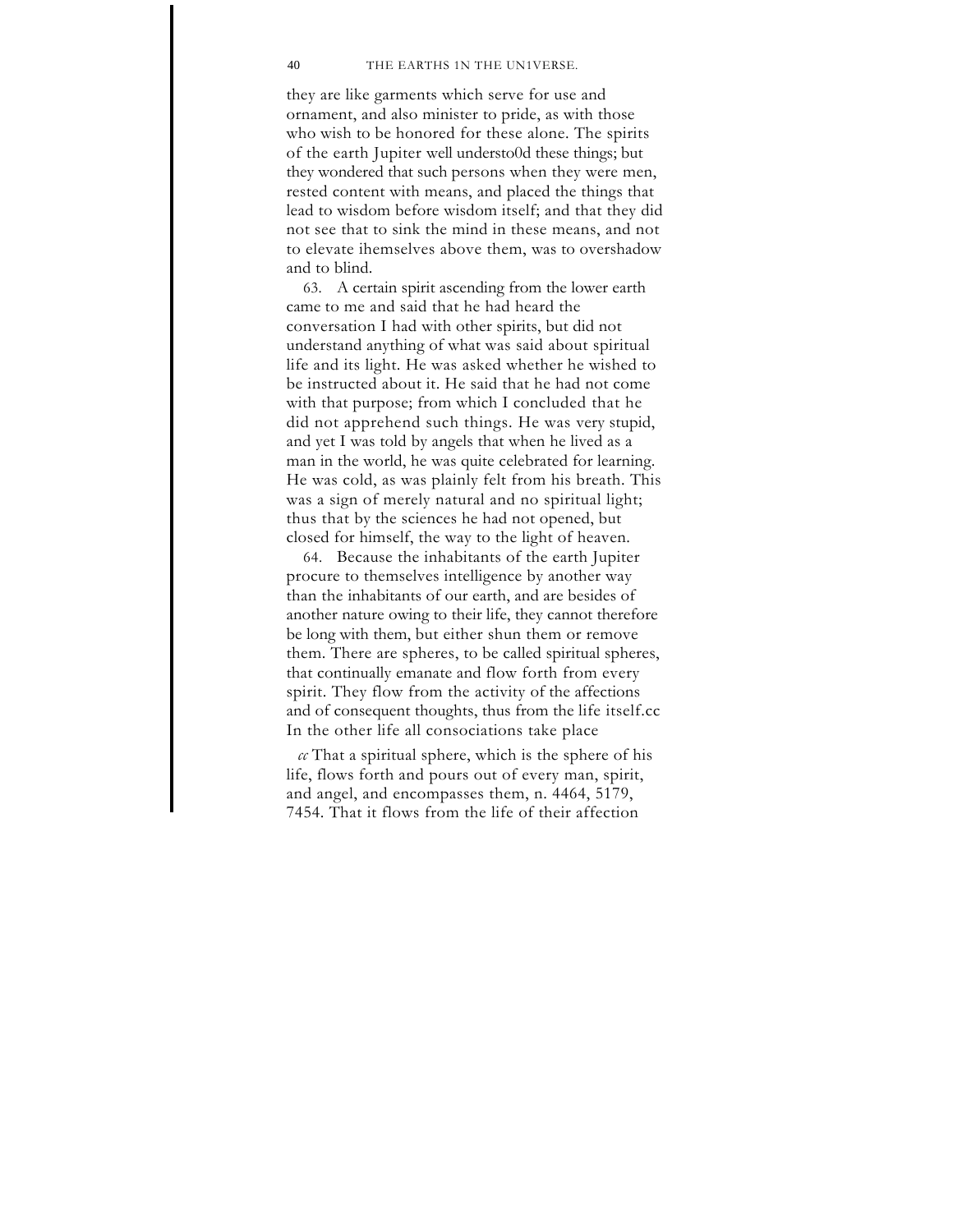they are like garments which serve for use and ornament, and also minister to pride, as with those who wish to be honored for these alone. The spirits of the earth Jupiter well understo0d these things; but they wondered that such persons when they were men, rested content with means, and placed the things that lead to wisdom before wisdom itself; and that they did not see that to sink the mind in these means, and not to elevate ihemselves above them, was to overshadow and to blind.

63. A certain spirit ascending from the lower earth came to me and said that he had heard the conversation I had with other spirits, but did not understand anything of what was said about spiritual life and its light. He was asked whether he wished to be instructed about it. He said that he had not come with that purpose; from which I concluded that he did not apprehend such things. He was very stupid, and yet I was told by angels that when he lived as a man in the world, he was quite celebrated for learning. He was cold, as was plainly felt from his breath. This was a sign of merely natural and no spiritual light; thus that by the sciences he had not opened, but closed for himself, the way to the light of heaven.

64. Because the inhabitants of the earth Jupiter procure to themselves intelligence by another way than the inhabitants of our earth, and are besides of another nature owing to their life, they cannot therefore be long with them, but either shun them or remove them. There are spheres, to be called spiritual spheres, that continually emanate and flow forth from every spirit. They flow from the activity of the affections and of consequent thoughts, thus from the life itself.[cc] In the other life all consociations take place

*cc* That a spiritual sphere, which is the sphere of his life, flows forth and pours out of every man, spirit, and angel, and encompasses them, n. 4464, 5179, 7454. That it flows from the life of their affection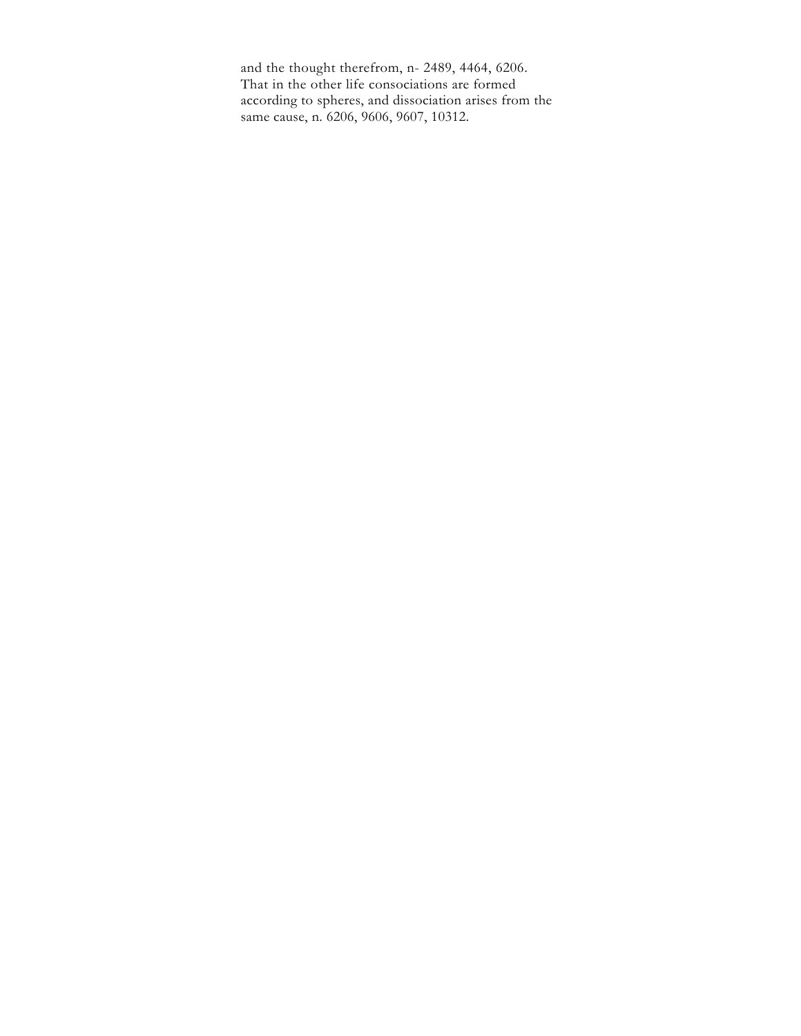and the thought therefrom, n- 2489, 4464, 6206.
That in the other life consociations are formed according to spheres, and dissociation arises from the same cause, n. 6206, 9606, 9607, 10312.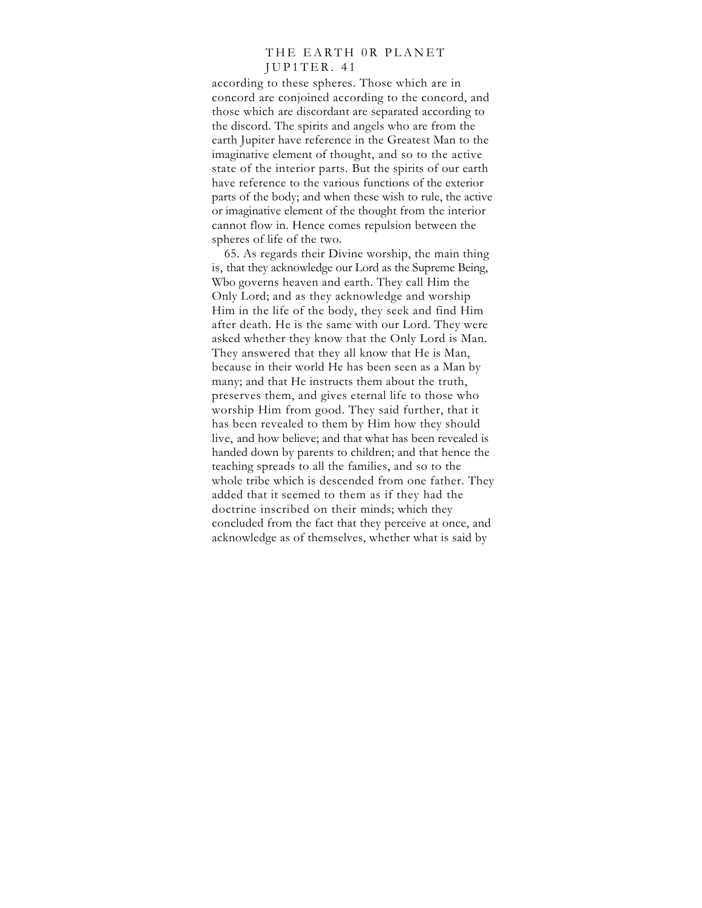according to these spheres. Those which are in concord are conjoined according to the concord, and those which are discordant are separated according to the discord. The spirits and angels who are from the earth Jupiter have reference in the Greatest Man to the imaginative element of thought, and so to the active state of the interior parts. But the spirits of our earth have reference to the various functions of the exterior parts of the body; and when these wish to rule, the active or imaginative element of the thought from the interior cannot flow in. Hence comes repulsion between the spheres of life of the two.

65. As regards their Divine worship, the main thing is, that they acknowledge our Lord as the Supreme Being, Wbo governs heaven and earth. They call Him the Only Lord; and as they acknowledge and worship Him in the life of the body, they seek and find Him after death. He is the same with our Lord. They were asked whether they know that the Only Lord is Man. They answered that they all know that He is Man, because in their world He has been seen as a Man by many; and that He instructs them about the truth, preserves them, and gives eternal life to those who worship Him from good. They said further, that it has been revealed to them by Him how they should live, and how believe; and that what has been revealed is handed down by parents to children; and that hence the teaching spreads to all the families, and so to the whole tribe which is descended from one father. They added that it seemed to them as if they had the doctrine inscribed on their minds; which they concluded from the fact that they perceive at once, and acknowledge as of themselves, whether what is said by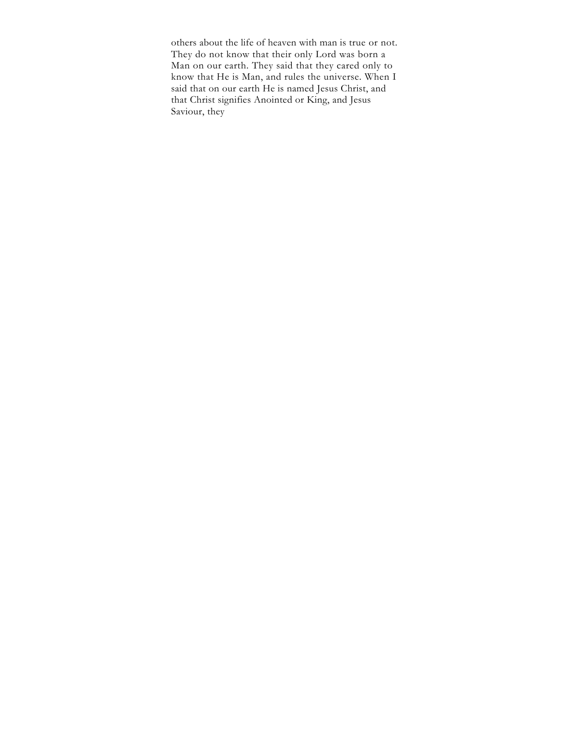others about the life of heaven with man is true or not. They do not know that their only Lord was born a Man on our earth. They said that they cared only to know that He is Man, and rules the universe. When I said that on our earth He is named Jesus Christ, and that Christ signifies Anointed or King, and Jesus Saviour, they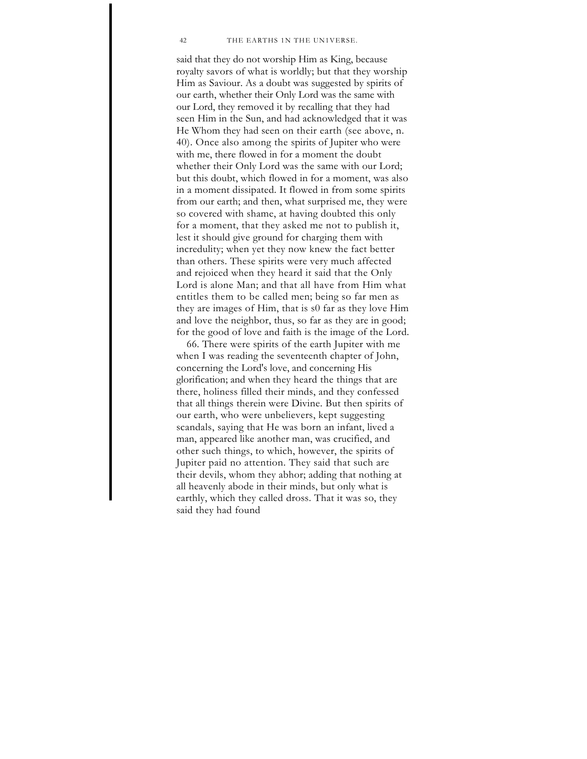said that they do not worship Him as King, because royalty savors of what is worldly; but that they worship Him as Saviour. As a doubt was suggested by spirits of our earth, whether their Only Lord was the same with our Lord, they removed it by recalling that they had seen Him in the Sun, and had acknowledged that it was He Whom they had seen on their earth (see above, n. 40). Once also among the spirits of Jupiter who were with me, there flowed in for a moment the doubt whether their Only Lord was the same with our Lord; but this doubt, which flowed in for a moment, was also in a moment dissipated. It flowed in from some spirits from our earth; and then, what surprised me, they were so covered with shame, at having doubted this only for a moment, that they asked me not to publish it, lest it should give ground for charging them with incredulity; when yet they now knew the fact better than others. These spirits were very much affected and rejoiced when they heard it said that the Only Lord is alone Man; and that all have from Him what entitles them to be called men; being so far men as they are images of Him, that is s0 far as they love Him and love the neighbor, thus, so far as they are in good; for the good of love and faith is the image of the Lord.

66. There were spirits of the earth Jupiter with me when I was reading the seventeenth chapter of John, concerning the Lord's love, and concerning His glorification; and when they heard the things that are there, holiness filled their minds, and they confessed that all things therein were Divine. But then spirits of our earth, who were unbelievers, kept suggesting scandals, saying that He was born an infant, lived a man, appeared like another man, was crucified, and other such things, to which, however, the spirits of Jupiter paid no attention. They said that such are their devils, whom they abhor; adding that nothing at all heavenly abode in their minds, but only what is earthly, which they called dross. That it was so, they said they had found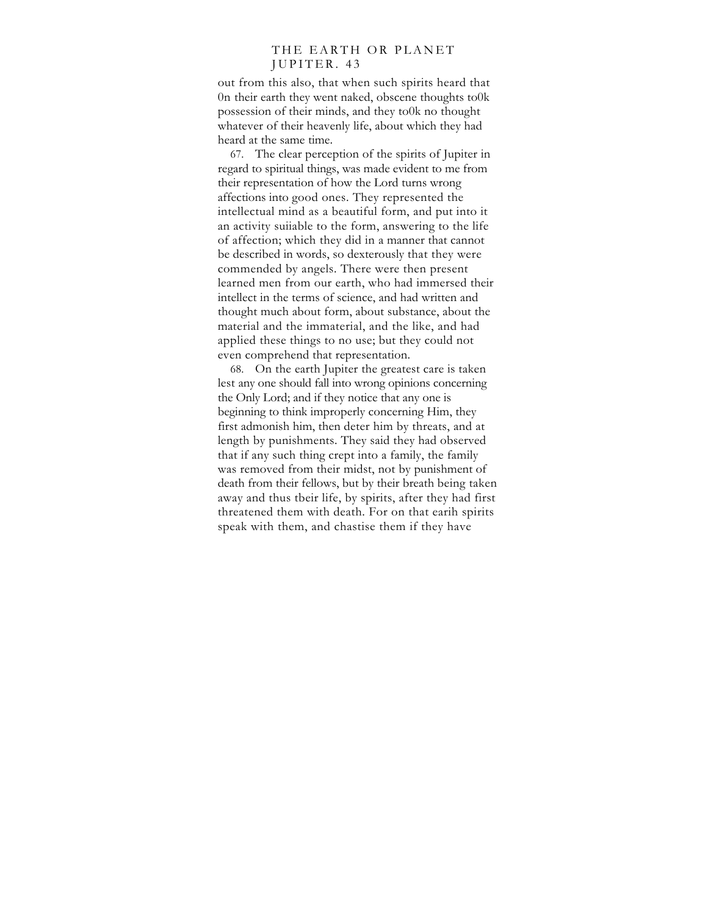out from this also, that when such spirits heard that 0n their earth they went naked, obscene thoughts to0k possession of their minds, and they to0k no thought whatever of their heavenly life, about which they had heard at the same time.

67. The clear perception of the spirits of Jupiter in regard to spiritual things, was made evident to me from their representation of how the Lord turns wrong affections into good ones. They represented the intellectual mind as a beautiful form, and put into it an activity suiiable to the form, answering to the life of affection; which they did in a manner that cannot be described in words, so dexterously that they were commended by angels. There were then present learned men from our earth, who had immersed their intellect in the terms of science, and had written and thought much about form, about substance, about the material and the immaterial, and the like, and had applied these things to no use; but they could not even comprehend that representation.

68. On the earth Jupiter the greatest care is taken lest any one should fall into wrong opinions concerning the Only Lord; and if they notice that any one is beginning to think improperly concerning Him, they first admonish him, then deter him by threats, and at length by punishments. They said they had observed that if any such thing crept into a family, the family was removed from their midst, not by punishment of death from their fellows, but by their breath being taken away and thus tbeir life, by spirits, after they had first threatened them with death. For on that earih spirits speak with them, and chastise them if they have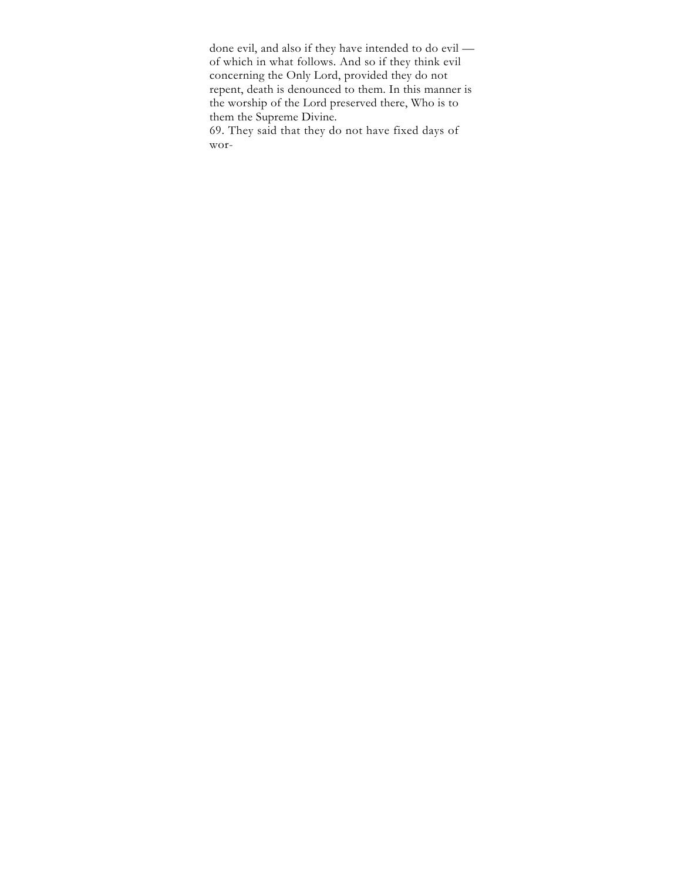done evil, and also if they have intended to do evil — of which in what follows. And so if they think evil concerning the Only Lord, provided they do not repent, death is denounced to them. In this manner is the worship of the Lord preserved there, Who is to them the Supreme Divine.

69. They said that they do not have fixed days of wor-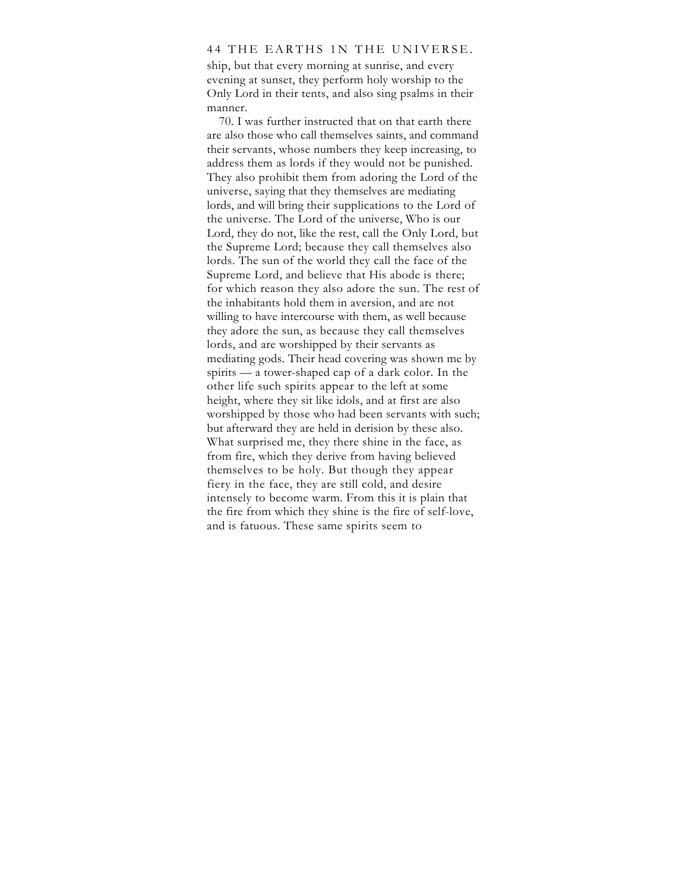ship, but that every morning at sunrise, and every evening at sunset, they perform holy worship to the Only Lord in their tents, and also sing psalms in their manner.

70. I was further instructed that on that earth there are also those who call themselves saints, and command their servants, whose numbers they keep increasing, to address them as lords if they would not be punished. They also prohibit them from adoring the Lord of the universe, saying that they themselves are mediating lords, and will bring their supplications to the Lord of the universe. The Lord of the universe, Who is our Lord, they do not, like the rest, call the Only Lord, but the Supreme Lord; because they call themselves also lords. The sun of the world they call the face of the Supreme Lord, and believe that His abode is there; for which reason they also adore the sun. The rest of the inhabitants hold them in aversion, and are not willing to have intercourse with them, as well because they adore the sun, as because they call themselves lords, and are worshipped by their servants as mediating gods. Their head covering was shown me by spirits — a tower-shaped cap of a dark color. In the other life such spirits appear to the left at some height, where they sit like idols, and at first are also worshipped by those who had been servants with such; but afterward they are held in derision by these also. What surprised me, they there shine in the face, as from fire, which they derive from having believed themselves to be holy. But though they appear fiery in the face, they are still cold, and desire intensely to become warm. From this it is plain that the fire from which they shine is the fire of self-love, and is fatuous. These same spirits seem to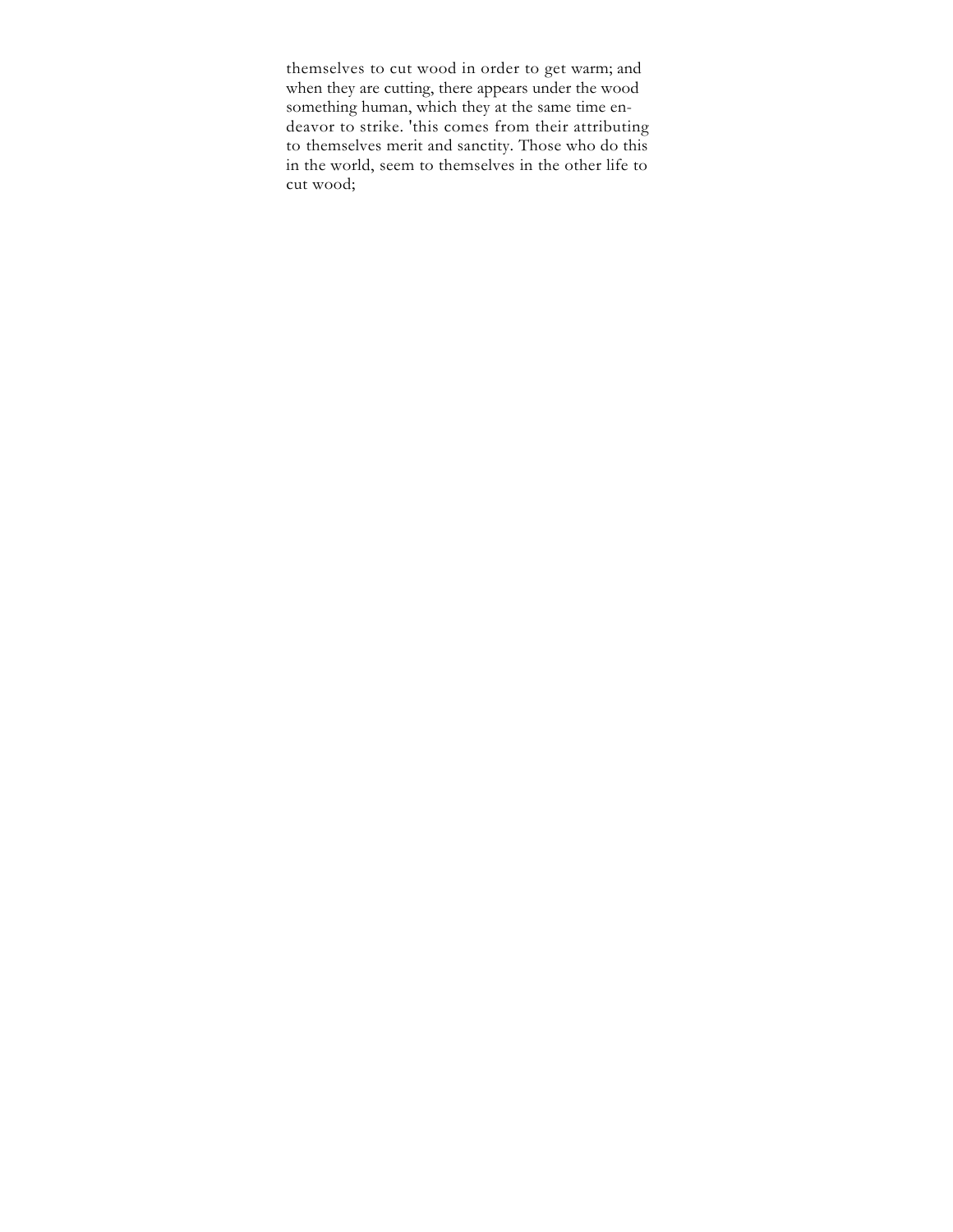themselves to cut wood in order to get warm; and when they are cutting, there appears under the wood something human, which they at the same time endeavor to strike. 'this comes from their attributing to themselves merit and sanctity. Those who do this in the world, seem to themselves in the other life to cut wood;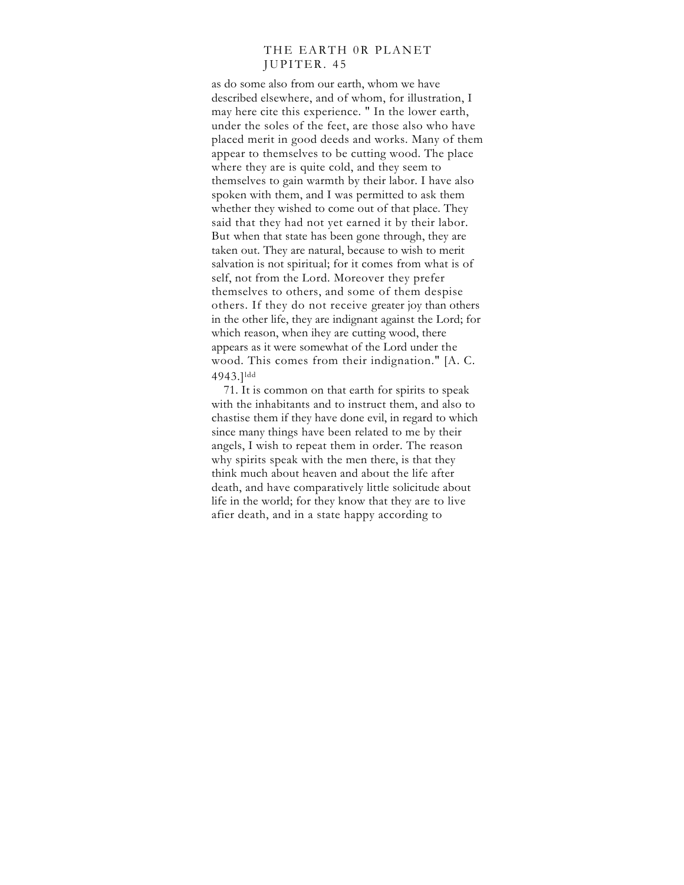as do some also from our earth, whom we have described elsewhere, and of whom, for illustration, I may here cite this experience. " In the lower earth, under the soles of the feet, are those also who have placed merit in good deeds and works. Many of them appear to themselves to be cutting wood. The place where they are is quite cold, and they seem to themselves to gain warmth by their labor. I have also spoken with them, and I was permitted to ask them whether they wished to come out of that place. They said that they had not yet earned it by their labor. But when that state has been gone through, they are taken out. They are natural, because to wish to merit salvation is not spiritual; for it comes from what is of self, not from the Lord. Moreover they prefer themselves to others, and some of them despise others. If they do not receive greater joy than others in the other life, they are indignant against the Lord; for which reason, when ihey are cutting wood, there appears as it were somewhat of the Lord under the wood. This comes from their indignation." [A. C. 4943.][ldd]

71. It is common on that earth for spirits to speak with the inhabitants and to instruct them, and also to chastise them if they have done evil, in regard to which since many things have been related to me by their angels, I wish to repeat them in order. The reason why spirits speak with the men there, is that they think much about heaven and about the life after death, and have comparatively little solicitude about life in the world; for they know that they are to live afier death, and in a state happy according to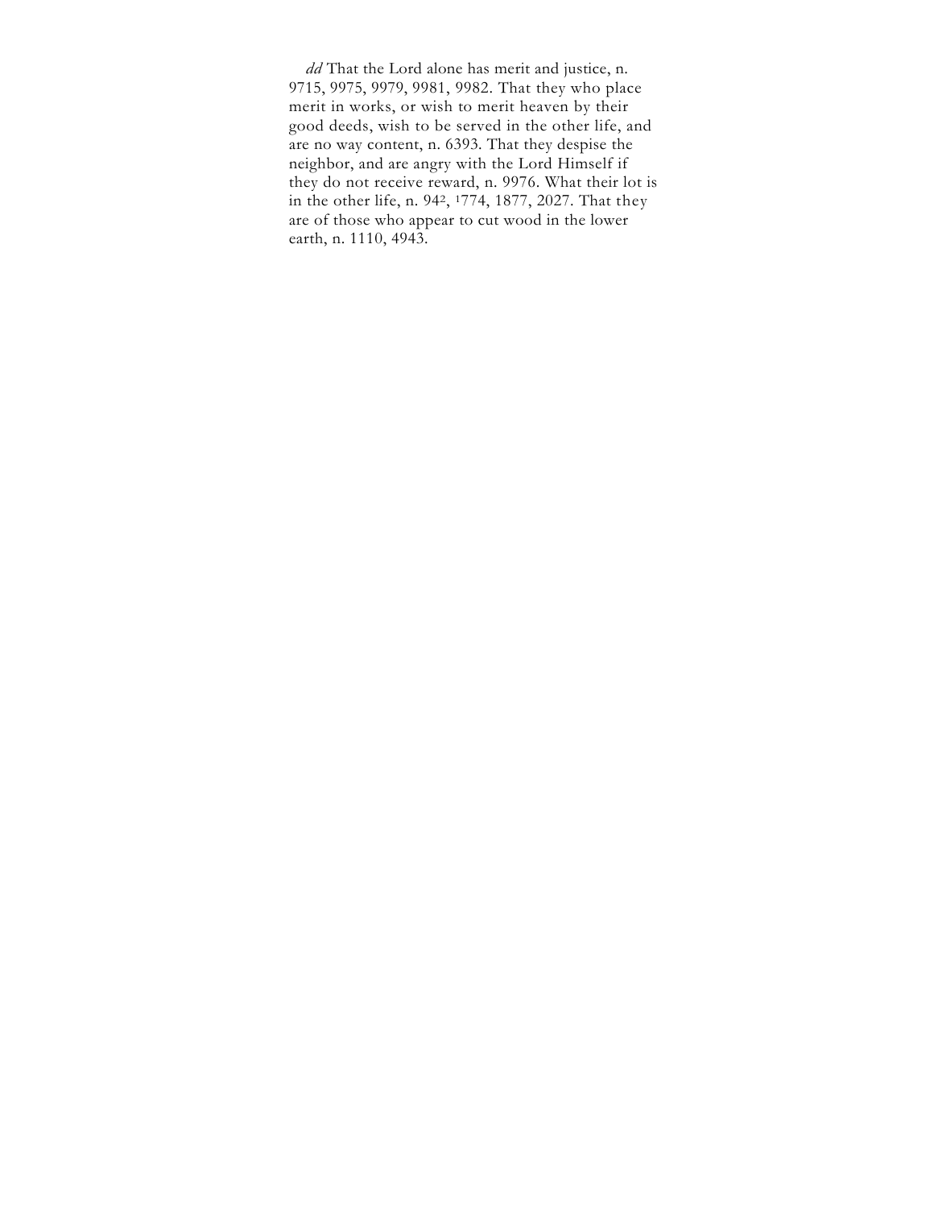*dd* That the Lord alone has merit and justice, n. 9715, 9975, 9979, 9981, 9982. That they who place merit in works, or wish to merit heaven by their good deeds, wish to be served in the other life, and are no way content, n. 6393. That they despise the neighbor, and are angry with the Lord Himself if they do not receive reward, n. 9976. What their lot is in the other life, n. 942, 1774, 1877, 2027. That they are of those who appear to cut wood in the lower earth, n. 1110, 4943.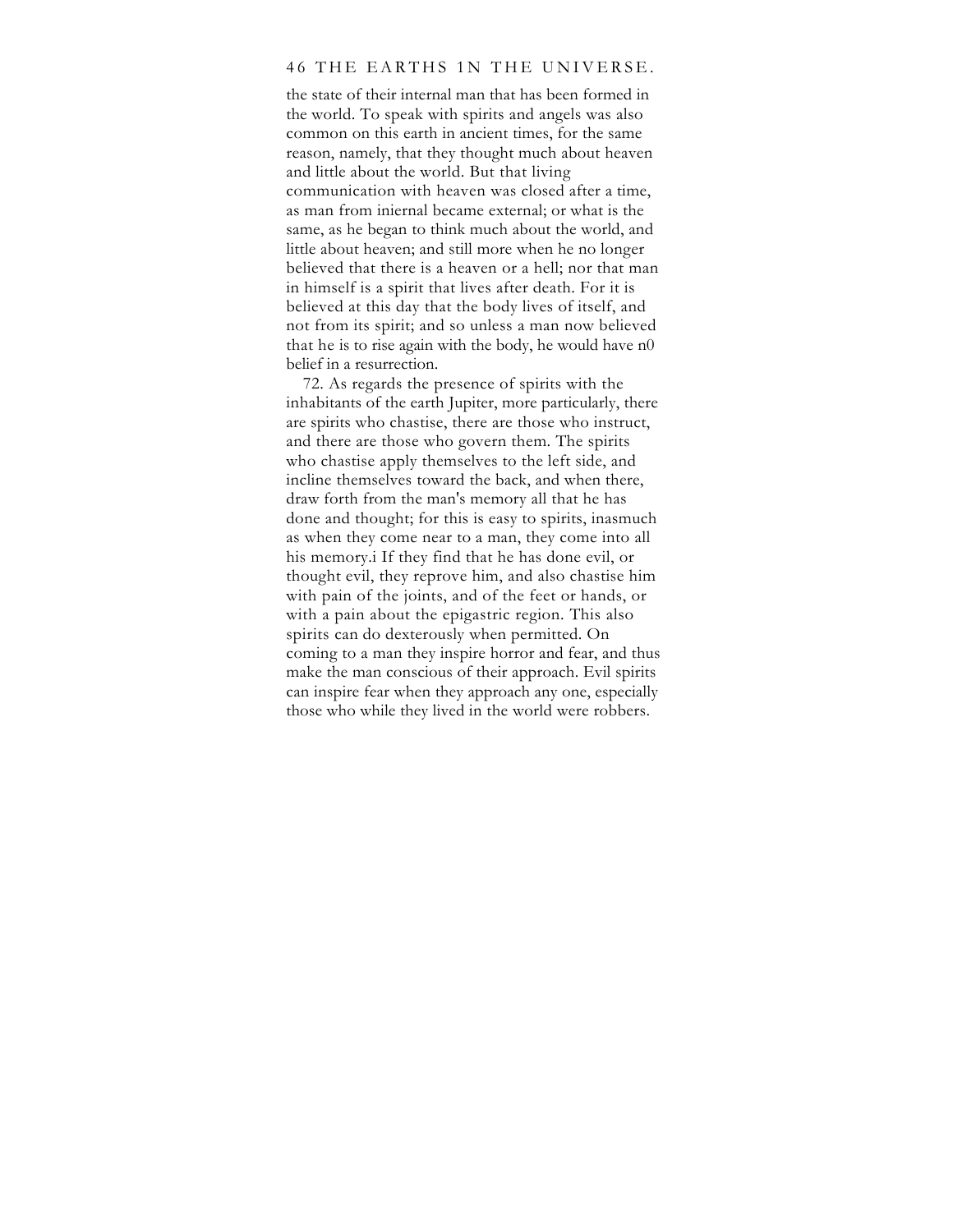the state of their internal man that has been formed in the world. To speak with spirits and angels was also common on this earth in ancient times, for the same reason, namely, that they thought much about heaven and little about the world. But that living communication with heaven was closed after a time, as man from inernal became external; or what is the same, as he began to think much about the world, and little about heaven; and still more when he no longer believed that there is a heaven or a hell; nor that man in himself is a spirit that lives after death. For it is believed at this day that the body lives of itself, and not from its spirit; and so unless a man now believed that he is to rise again with the body, he would have n0 belief in a resurrection.

72. As regards the presence of spirits with the inhabitants of the earth Jupiter, more particularly, there are spirits who chastise, there are those who instruct, and there are those who govern them. The spirits who chastise apply themselves to the left side, and incline themselves toward the back, and when there, draw forth from the man's memory all that he has done and thought; for this is easy to spirits, inasmuch as when they come near to a man, they come into all his memory.i If they find that he has done evil, or thought evil, they reprove him, and also chastise him with pain of the joints, and of the feet or hands, or with a pain about the epigastric region. This also spirits can do dexterously when permitted. On coming to a man they inspire horror and fear, and thus make the man conscious of their approach. Evil spirits can inspire fear when they approach any one, especially those who while they lived in the world were robbers.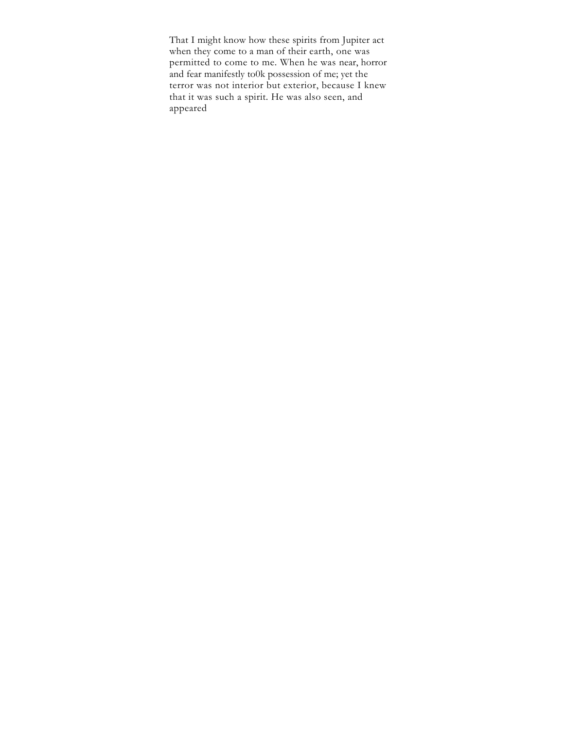That I might know how these spirits from Jupiter act when they come to a man of their earth, one was permitted to come to me. When he was near, horror and fear manifestly to0k possession of me; yet the terror was not interior but exterior, because I knew that it was such a spirit. He was also seen, and appeared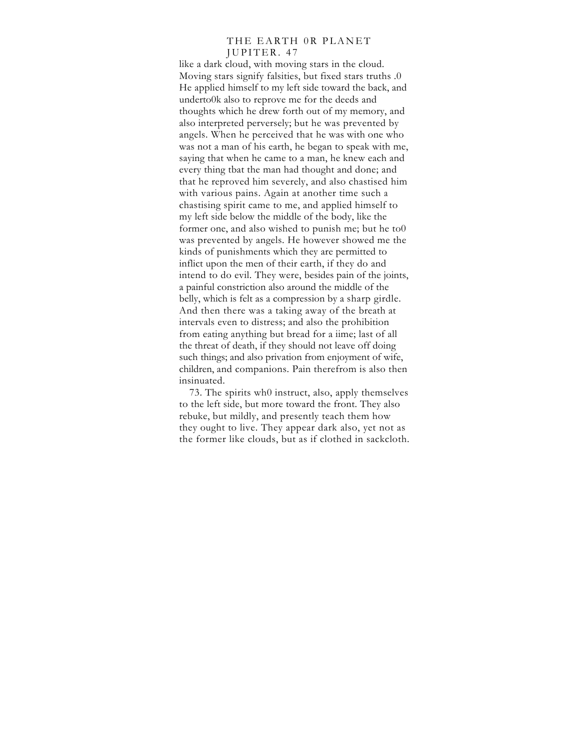like a dark cloud, with moving stars in the cloud. Moving stars signify falsities, but fixed stars truths .0 He applied himself to my left side toward the back, and underto0k also to reprove me for the deeds and thoughts which he drew forth out of my memory, and also interpreted perversely; but he was prevented by angels. When he perceived that he was with one who was not a man of his earth, he began to speak with me, saying that when he came to a man, he knew each and every thing tbat the man had thought and done; and that he reproved him severely, and also chastised him with various pains. Again at another time such a chastising spirit came to me, and applied himself to my left side below the middle of the body, like the former one, and also wished to punish me; but he to0 was prevented by angels. He however showed me the kinds of punishments which they are permitted to inflict upon the men of their earth, if they do and intend to do evil. They were, besides pain of the joints, a painful constriction also around the middle of the belly, which is felt as a compression by a sharp girdle. And then there was a taking away of the breath at intervals even to distress; and also the prohibition from eating anything but bread for a iime; last of all the threat of death, if they should not leave off doing such things; and also privation from enjoyment of wife, children, and companions. Pain therefrom is also then insinuated.

73. The spirits wh0 instruct, also, apply themselves to the left side, but more toward the front. They also rebuke, but mildly, and presently teach them how they ought to live. They appear dark also, yet not as the former like clouds, but as if clothed in sackcloth.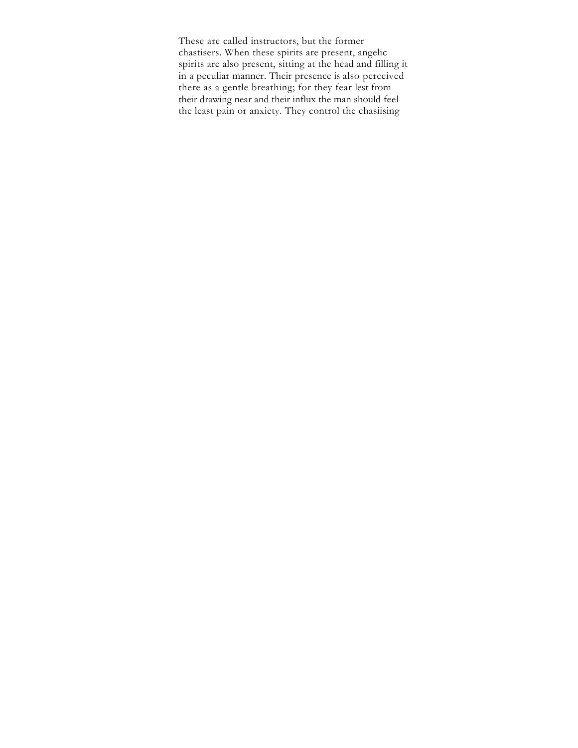These are called instructors, but the former chastisers. When these spirits are present, angelic spirits are also present, sitting at the head and filling it in a peculiar manner. Their presence is also perceived there as a gentle breathing; for they fear lest from their drawing near and their influx the man should feel the least pain or anxiety. They control the chasiising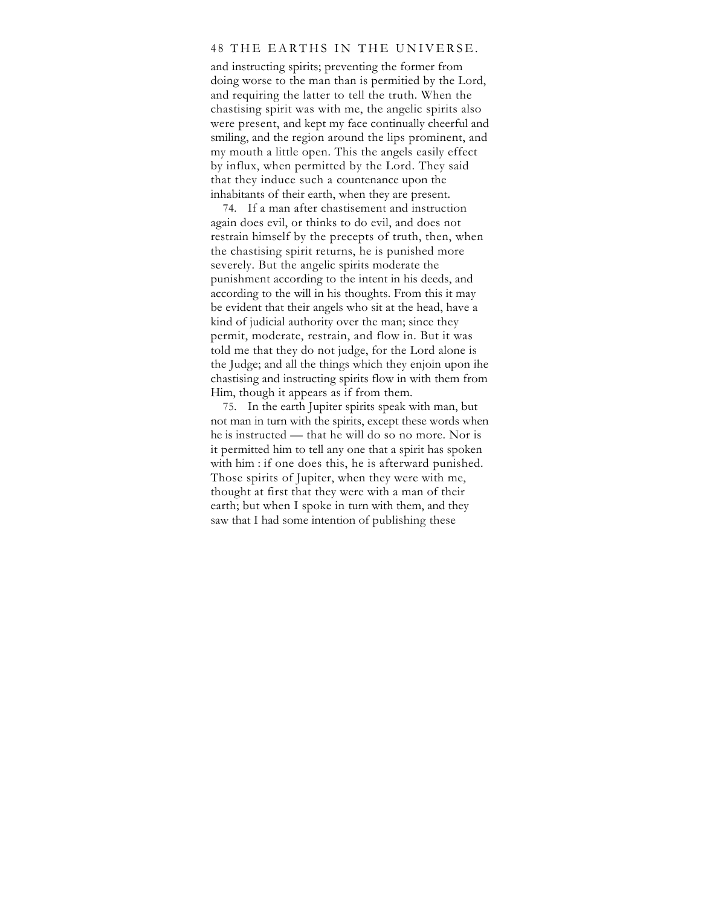and instructing spirits; preventing the former from doing worse to the man than is permitied by the Lord, and requiring the latter to tell the truth. When the chastising spirit was with me, the angelic spirits also were present, and kept my face continually cheerful and smiling, and the region around the lips prominent, and my mouth a little open. This the angels easily effect by influx, when permitted by the Lord. They said that they induce such a countenance upon the inhabitants of their earth, when they are present.

74. If a man after chastisement and instruction again does evil, or thinks to do evil, and does not restrain himself by the precepts of truth, then, when the chastising spirit returns, he is punished more severely. But the angelic spirits moderate the punishment according to the intent in his deeds, and according to the will in his thoughts. From this it may be evident that their angels who sit at the head, have a kind of judicial authority over the man; since they permit, moderate, restrain, and flow in. But it was told me that they do not judge, for the Lord alone is the Judge; and all the things which they enjoin upon ihe chastising and instructing spirits flow in with them from Him, though it appears as if from them.

75. In the earth Jupiter spirits speak with man, but not man in turn with the spirits, except these words when he is instructed — that he will do so no more. Nor is it permitted him to tell any one that a spirit has spoken with him : if one does this, he is afterward punished. Those spirits of Jupiter, when they were with me, thought at first that they were with a man of their earth; but when I spoke in turn with them, and they saw that I had some intention of publishing these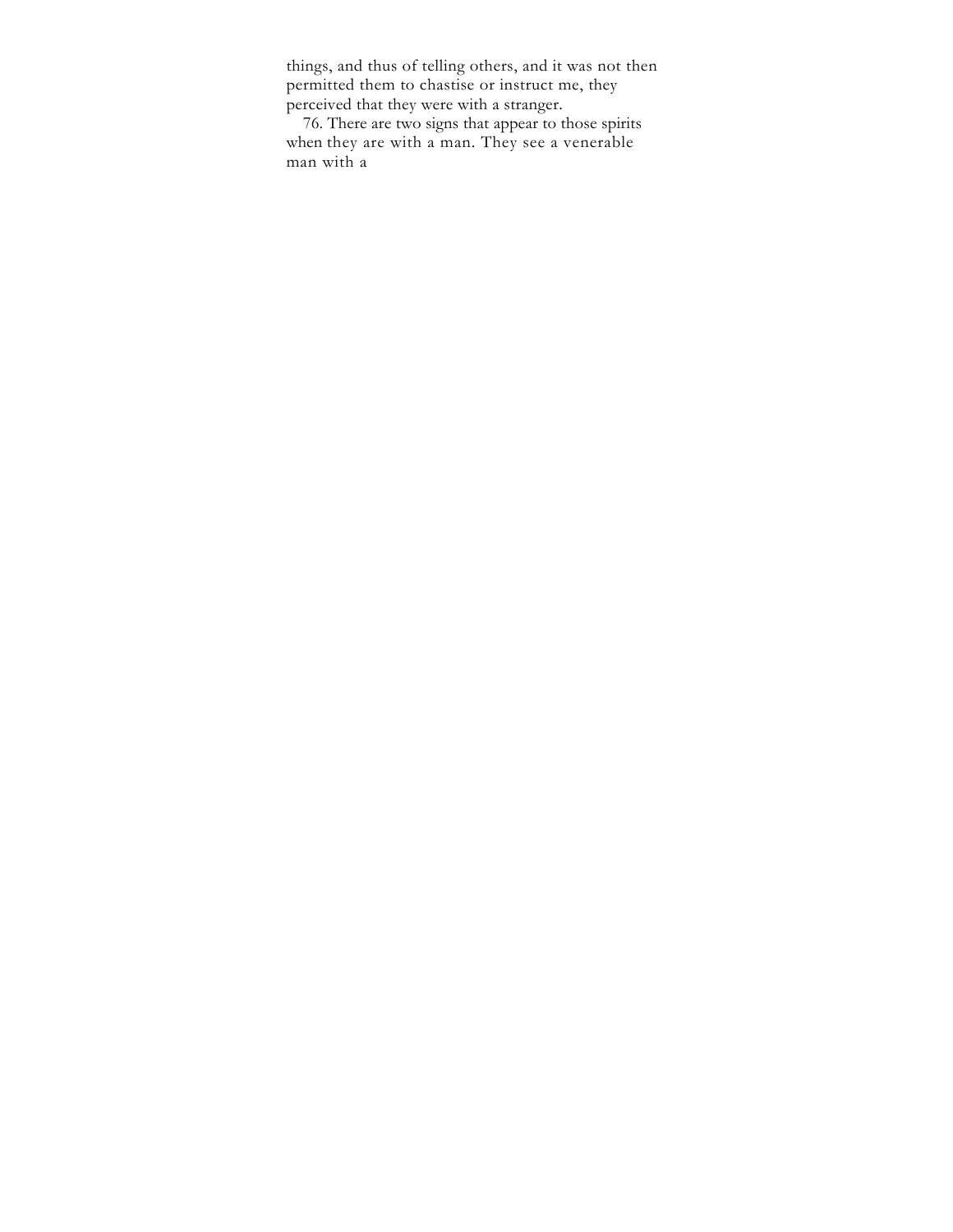things, and thus of telling others, and it was not then permitted them to chastise or instruct me, they perceived that they were with a stranger.

76. There are two signs that appear to those spirits when they are with a man. They see a venerable man with a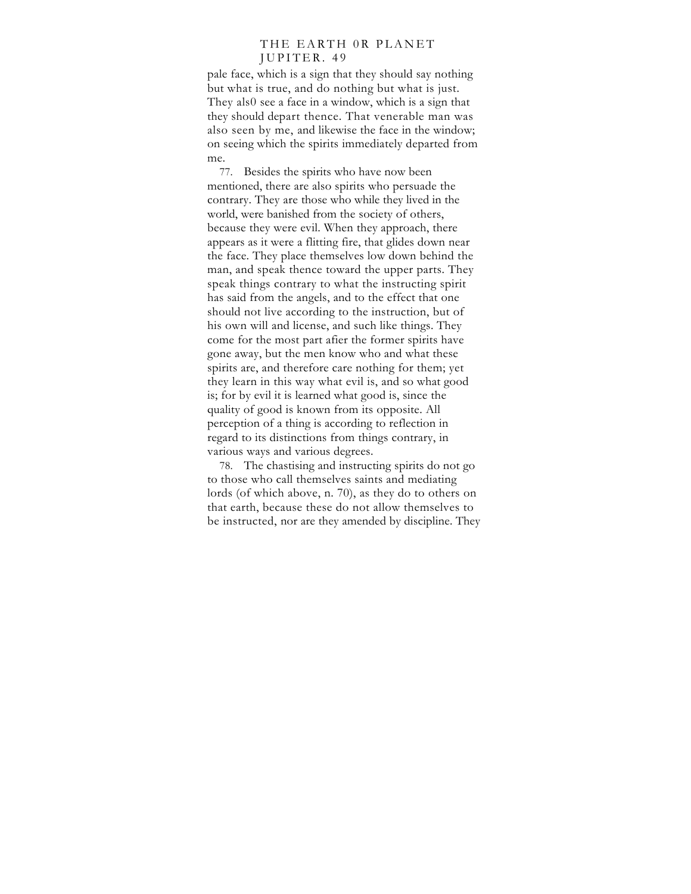pale face, which is a sign that they should say nothing but what is true, and do nothing but what is just. They als0 see a face in a window, which is a sign that they should depart thence. That venerable man was also seen by me, and likewise the face in the window; on seeing which the spirits immediately departed from me.

77. Besides the spirits who have now been mentioned, there are also spirits who persuade the contrary. They are those who while they lived in the world, were banished from the society of others, because they were evil. When they approach, there appears as it were a flitting fire, that glides down near the face. They place themselves low down behind the man, and speak thence toward the upper parts. They speak things contrary to what the instructing spirit has said from the angels, and to the effect that one should not live according to the instruction, but of his own will and license, and such like things. They come for the most part afier the former spirits have gone away, but the men know who and what these spirits are, and therefore care nothing for them; yet they learn in this way what evil is, and so what good is; for by evil it is learned what good is, since the quality of good is known from its opposite. All perception of a thing is according to reflection in regard to its distinctions from things contrary, in various ways and various degrees.

78. The chastising and instructing spirits do not go to those who call themselves saints and mediating lords (of which above, n. 70), as they do to others on that earth, because these do not allow themselves to be instructed, nor are they amended by discipline. They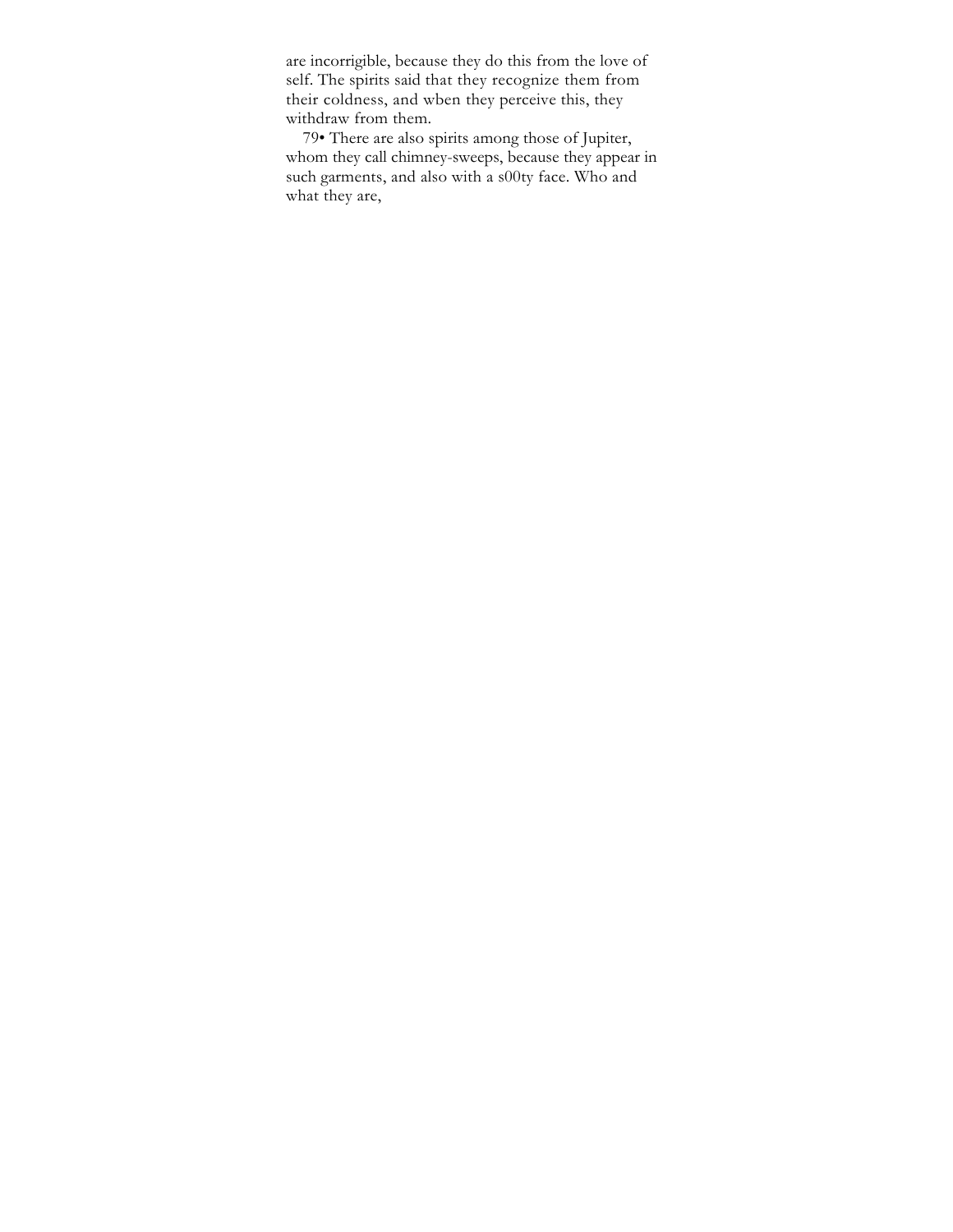are incorrigible, because they do this from the love of self. The spirits said that they recognize them from their coldness, and wben they perceive this, they withdraw from them.

79• There are also spirits among those of Jupiter, whom they call chimney-sweeps, because they appear in such garments, and also with a s00ty face. Who and what they are,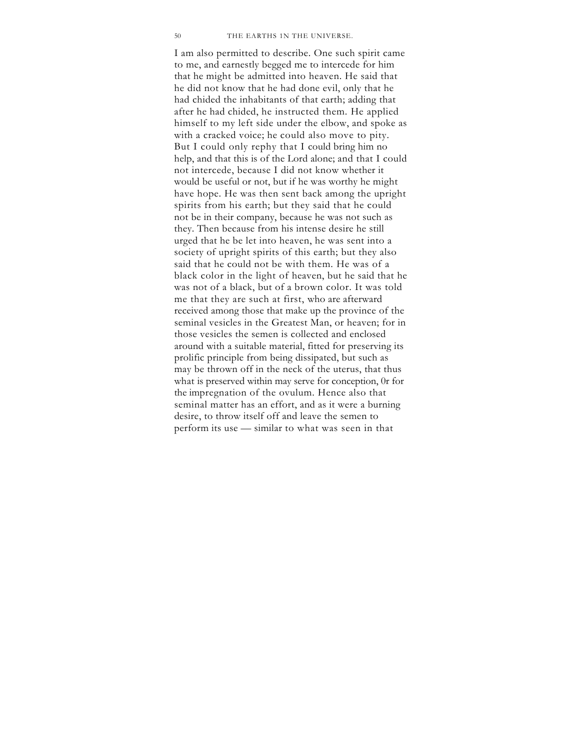I am also permitted to describe. One such spirit came to me, and earnestly begged me to intercede for him that he might be admitted into heaven. He said that he did not know that he had done evil, only that he had chided the inhabitants of that earth; adding that after he had chided, he instructed them. He applied himself to my left side under the elbow, and spoke as with a cracked voice; he could also move to pity. But I could only rephy that I could bring him no help, and that this is of the Lord alone; and that I could not intercede, because I did not know whether it would be useful or not, but if he was worthy he might have hope. He was then sent back among the upright spirits from his earth; but they said that he could not be in their company, because he was not such as they. Then because from his intense desire he still urged that he be let into heaven, he was sent into a society of upright spirits of this earth; but they also said that he could not be with them. He was of a black color in the light of heaven, but he said that he was not of a black, but of a brown color. It was told me that they are such at first, who are afterward received among those that make up the province of the seminal vesicles in the Greatest Man, or heaven; for in those vesicles the semen is collected and enclosed around with a suitable material, fitted for preserving its prolific principle from being dissipated, but such as may be thrown off in the neck of the uterus, that thus what is preserved within may serve for conception, 0r for the impregnation of the ovulum. Hence also that seminal matter has an effort, and as it were a burning desire, to throw itself off and leave the semen to perform its use — similar to what was seen in that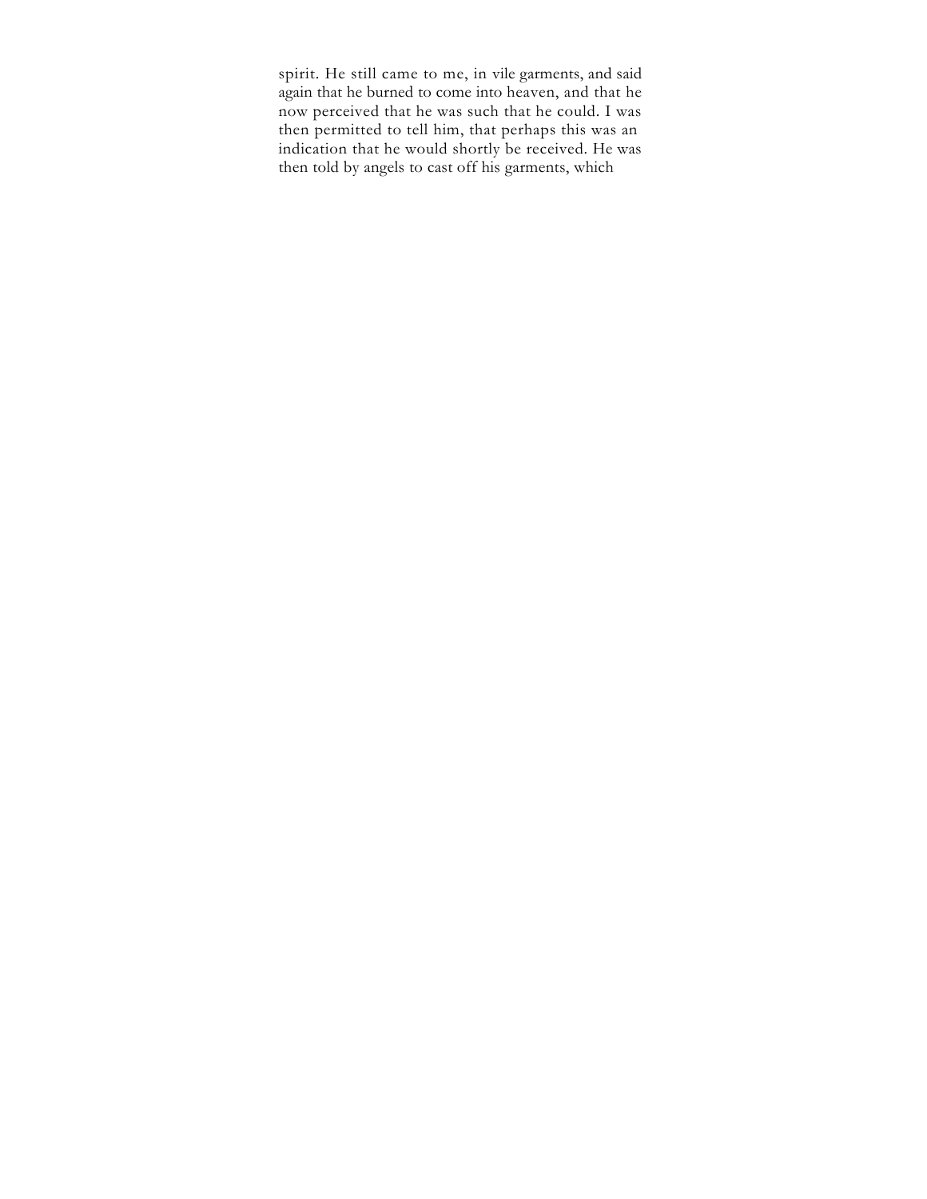spirit. He still came to me, in vile garments, and said again that he burned to come into heaven, and that he now perceived that he was such that he could. I was then permitted to tell him, that perhaps this was an indication that he would shortly be received. He was then told by angels to cast off his garments, which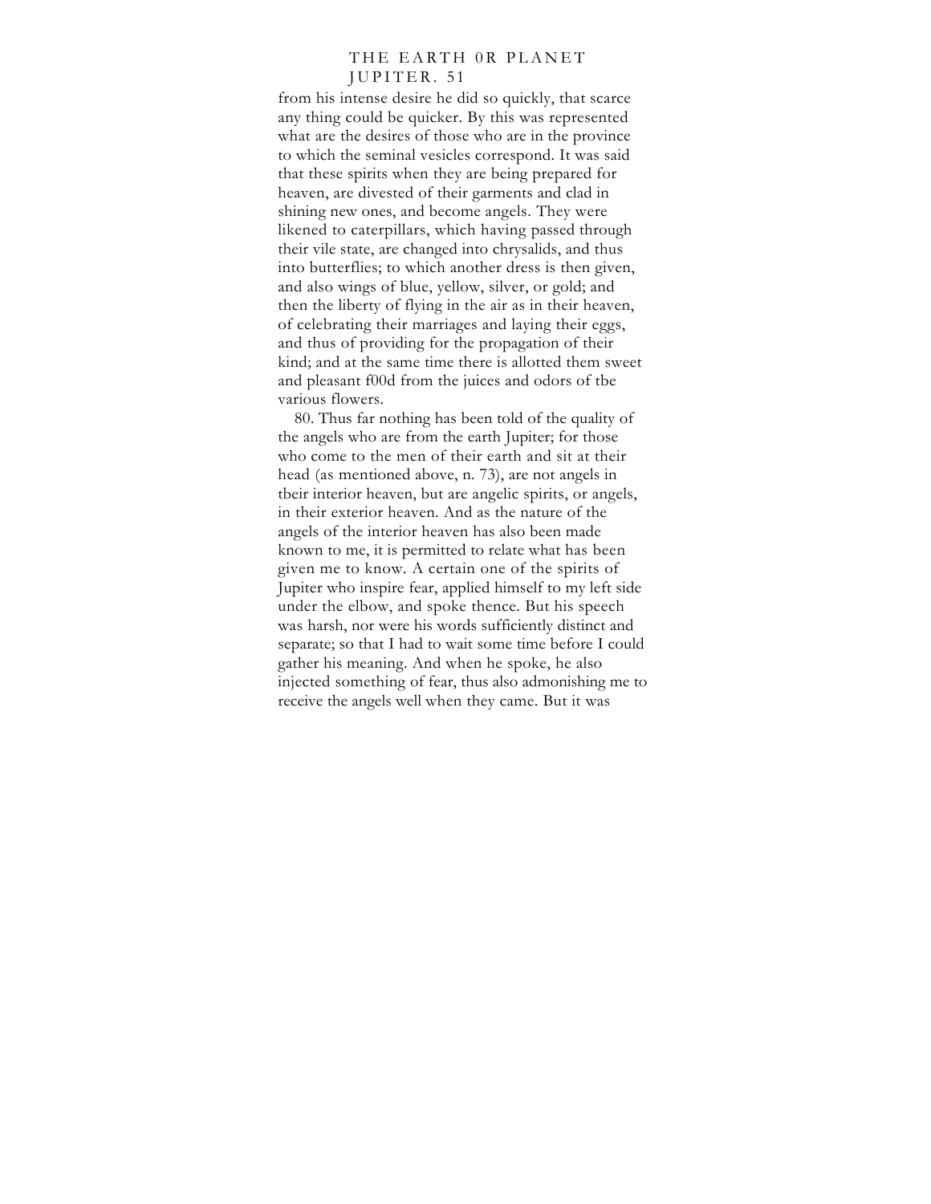from his intense desire he did so quickly, that scarce any thing could be quicker. By this was represented what are the desires of those who are in the province to which the seminal vesicles correspond. It was said that these spirits when they are being prepared for heaven, are divested of their garments and clad in shining new ones, and become angels. They were likened to caterpillars, which having passed through their vile state, are changed into chrysalids, and thus into butterflies; to which another dress is then given, and also wings of blue, yellow, silver, or gold; and then the liberty of flying in the air as in their heaven, of celebrating their marriages and laying their eggs, and thus of providing for the propagation of their kind; and at the same time there is allotted them sweet and pleasant f00d from the juices and odors of tbe various flowers.

80. Thus far nothing has been told of the quality of the angels who are from the earth Jupiter; for those who come to the men of their earth and sit at their head (as mentioned above, n. 73), are not angels in tbeir interior heaven, but are angelic spirits, or angels, in their exterior heaven. And as the nature of the angels of the interior heaven has also been made known to me, it is permitted to relate what has been given me to know. A certain one of the spirits of Jupiter who inspire fear, applied himself to my left side under the elbow, and spoke thence. But his speech was harsh, nor were his words sufficiently distinct and separate; so that I had to wait some time before I could gather his meaning. And when he spoke, he also injected something of fear, thus also admonishing me to receive the angels well when they came. But it was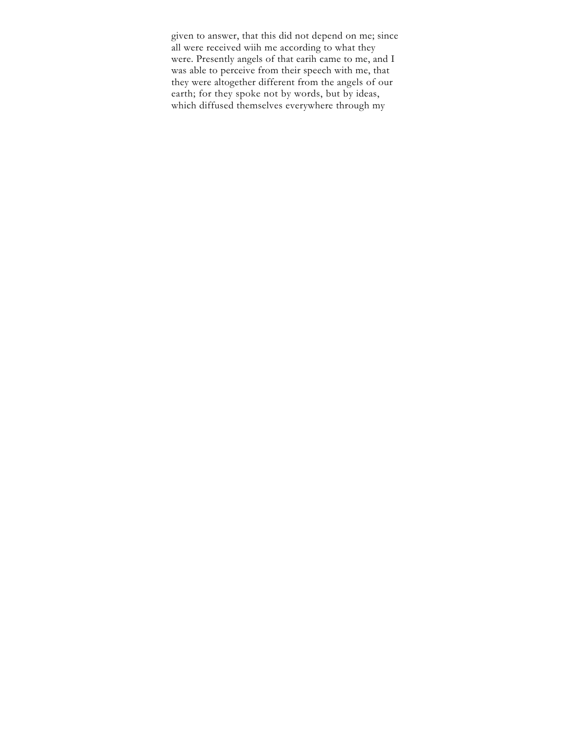given to answer, that this did not depend on me; since all were received wiih me according to what they were. Presently angels of that earih came to me, and I was able to perceive from their speech with me, that they were altogether different from the angels of our earth; for they spoke not by words, but by ideas, which diffused themselves everywhere through my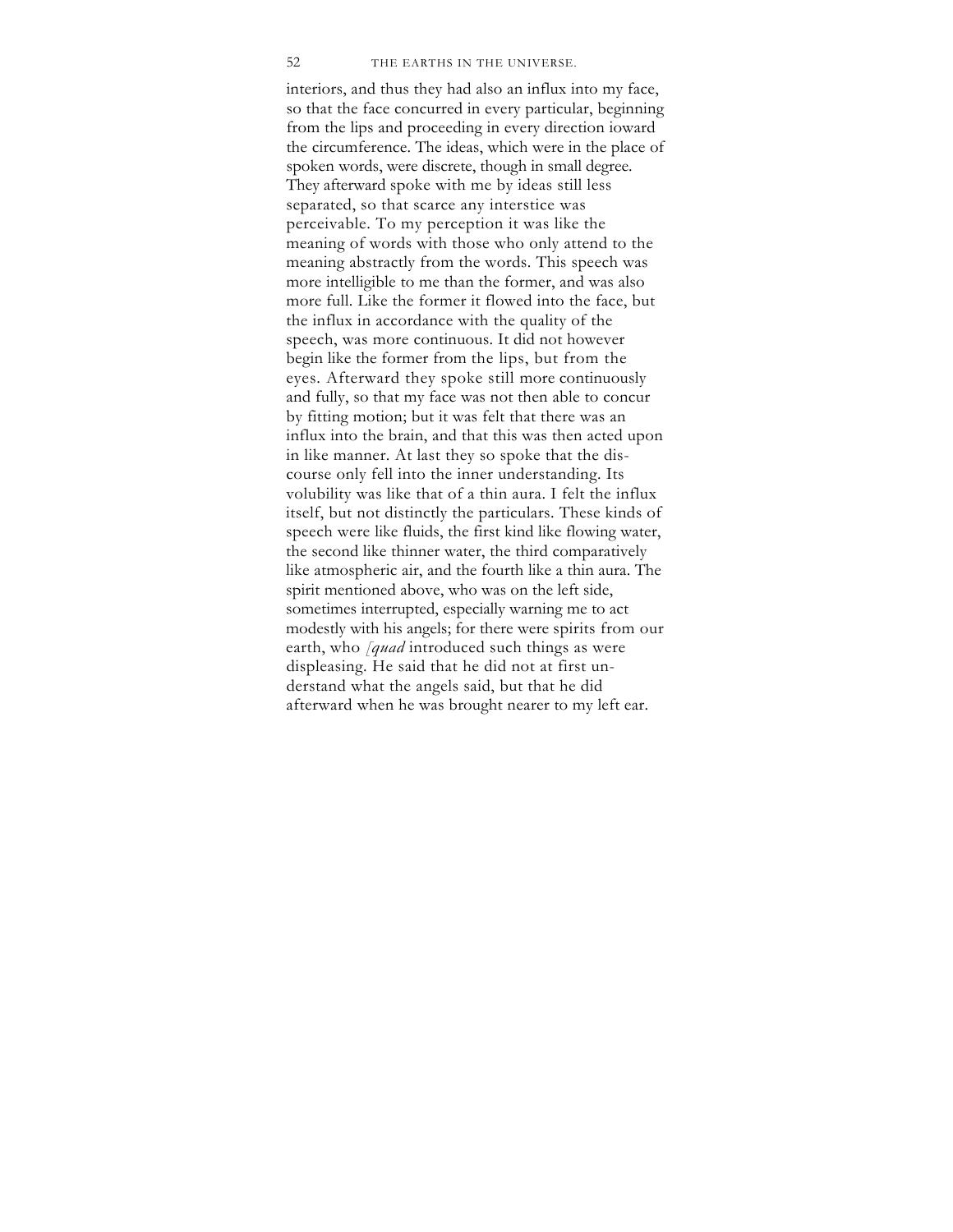interiors, and thus they had also an influx into my face, so that the face concurred in every particular, beginning from the lips and proceeding in every direction ioward the circumference. The ideas, which were in the place of spoken words, were discrete, though in small degree. They afterward spoke with me by ideas still less separated, so that scarce any interstice was perceivable. To my perception it was like the meaning of words with those who only attend to the meaning abstractly from the words. This speech was more intelligible to me than the former, and was also more full. Like the former it flowed into the face, but the influx in accordance with the quality of the speech, was more continuous. It did not however begin like the former from the lips, but from the eyes. Afterward they spoke still more continuously and fully, so that my face was not then able to concur by fitting motion; but it was felt that there was an influx into the brain, and that this was then acted upon in like manner. At last they so spoke that the discourse only fell into the inner understanding. Its volubility was like that of a thin aura. I felt the influx itself, but not distinctly the particulars. These kinds of speech were like fluids, the first kind like flowing water, the second like thinner water, the third comparatively like atmospheric air, and the fourth like a thin aura. The spirit mentioned above, who was on the left side, sometimes interrupted, especially warning me to act modestly with his angels; for there were spirits from our earth, who *[quad* introduced such things as were displeasing. He said that he did not at first understand what the angels said, but that he did afterward when he was brought nearer to my left ear.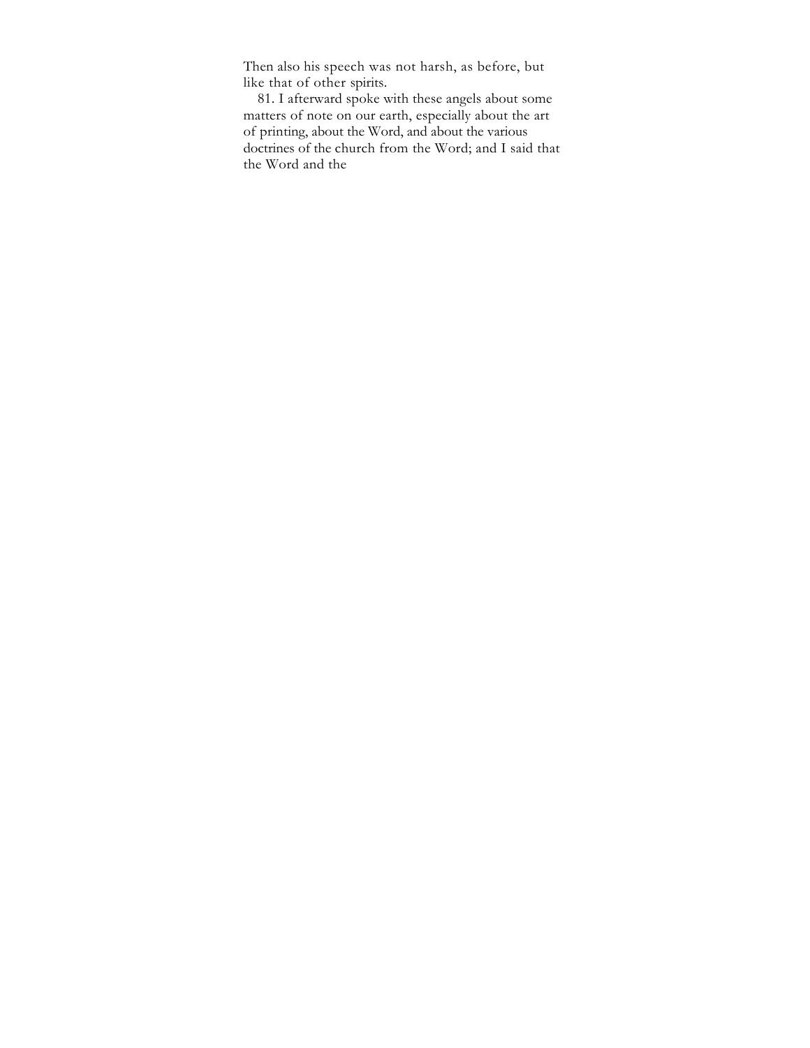Then also his speech was not harsh, as before, but like that of other spirits.

81. I afterward spoke with these angels about some matters of note on our earth, especially about the art of printing, about the Word, and about the various doctrines of the church from the Word; and I said that the Word and the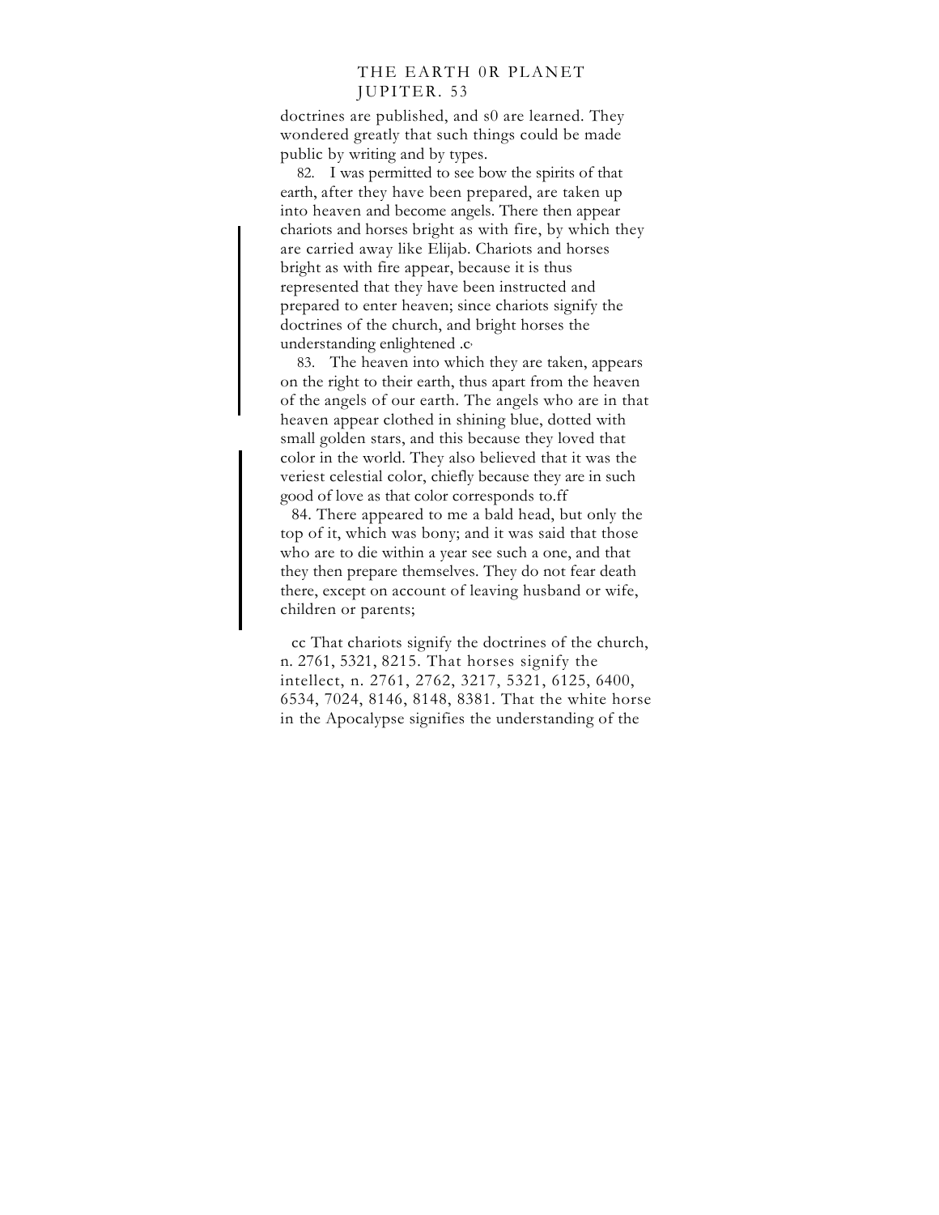doctrines are published, and s0 are learned. They wondered greatly that such things could be made public by writing and by types.

82. I was permitted to see bow the spirits of that earth, after they have been prepared, are taken up into heaven and become angels. There then appear chariots and horses bright as with fire, by which they are carried away like Elijab. Chariots and horses bright as with fire appear, because it is thus represented that they have been instructed and prepared to enter heaven; since chariots signify the doctrines of the church, and bright horses the understanding enlightened .c

83. The heaven into which they are taken, appears on the right to their earth, thus apart from the heaven of the angels of our earth. The angels who are in that heaven appear clothed in shining blue, dotted with small golden stars, and this because they loved that color in the world. They also believed that it was the veriest celestial color, chiefly because they are in such good of love as that color corresponds to.ff

84. There appeared to me a bald head, but only the top of it, which was bony; and it was said that those who are to die within a year see such a one, and that they then prepare themselves. They do not fear death there, except on account of leaving husband or wife, children or parents;

cc That chariots signify the doctrines of the church, n. 2761, 5321, 8215. That horses signify the intellect, n. 2761, 2762, 3217, 5321, 6125, 6400, 6534, 7024, 8146, 8148, 8381. That the white horse in the Apocalypse signifies the understanding of the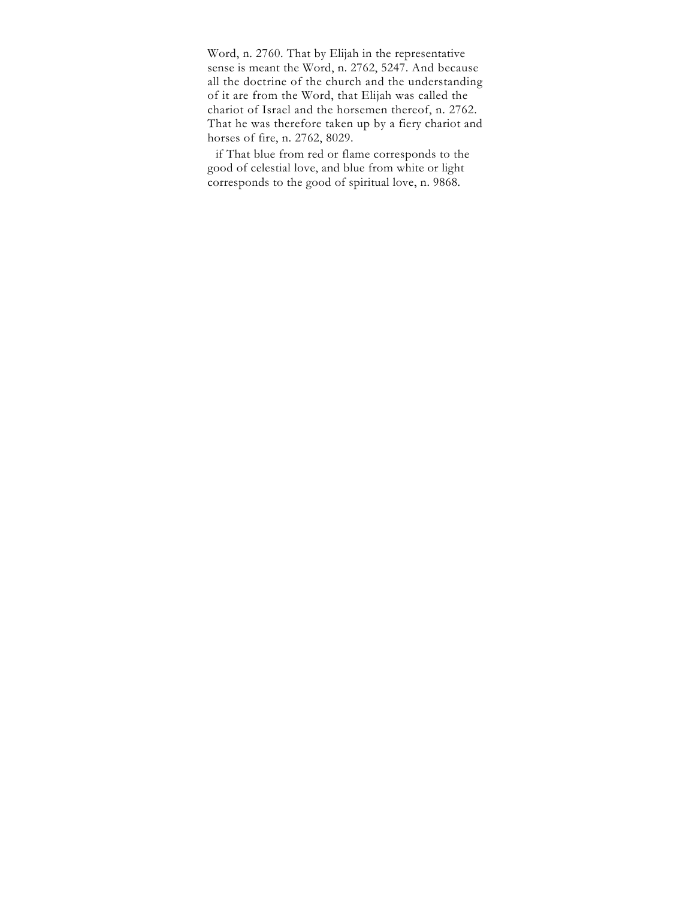Word, n. 2760. That by Elijah in the representative sense is meant the Word, n. 2762, 5247. And because all the doctrine of the church and the understanding of it are from the Word, that Elijah was called the chariot of Israel and the horsemen thereof, n. 2762. That he was therefore taken up by a fiery chariot and horses of fire, n. 2762, 8029.

if That blue from red or flame corresponds to the good of celestial love, and blue from white or light corresponds to the good of spiritual love, n. 9868.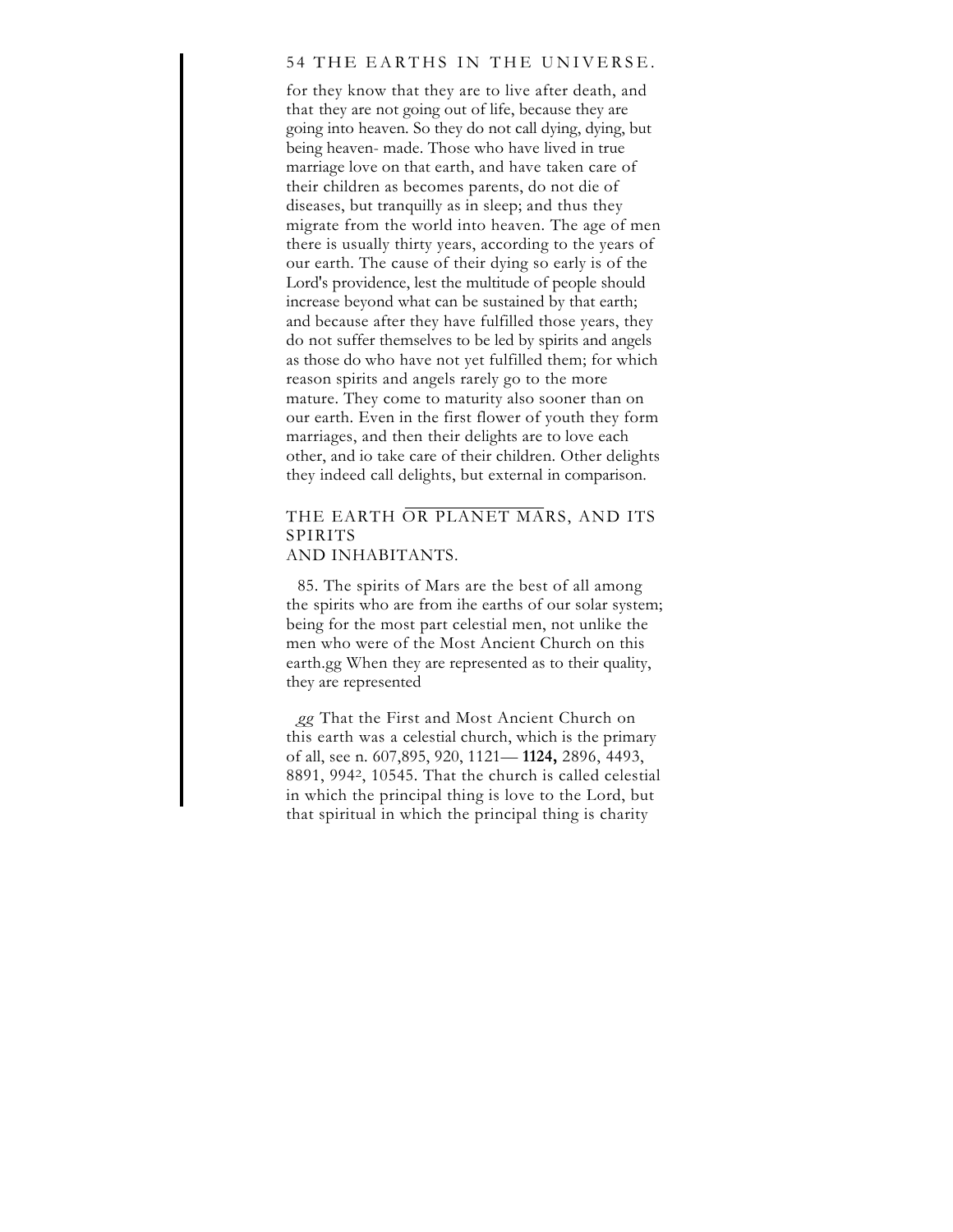for they know that they are to live after death, and that they are not going out of life, because they are going into heaven. So they do not call dying, dying, but being heaven- made. Those who have lived in true marriage love on that earth, and have taken care of their children as becomes parents, do not die of diseases, but tranquilly as in sleep; and thus they migrate from the world into heaven. The age of men there is usually thirty years, according to the years of our earth. The cause of their dying so early is of the Lord's providence, lest the multitude of people should increase beyond what can be sustained by that earth; and because after they have fulfilled those years, they do not suffer themselves to be led by spirits and angels as those do who have not yet fulfilled them; for which reason spirits and angels rarely go to the more mature. They come to maturity also sooner than on our earth. Even in the first flower of youth they form marriages, and then their delights are to love each other, and io take care of their children. Other delights they indeed call delights, but external in comparison.

---

## THE EARTH OR PLANET MARS, AND ITS SPIRITS AND INHABITANTS.

85. The spirits of Mars are the best of all among the spirits who are from ihe earths of our solar system; being for the most part celestial men, not unlike the men who were of the Most Ancient Church on this earth.gg When they are represented as to their quality, they are represented

*gg* That the First and Most Ancient Church on this earth was a celestial church, which is the primary of all, see n. 607,895, 920, 1121— **1124,** 2896, 4493, 8891, 994[2], 10545. That the church is called celestial in which the principal thing is love to the Lord, but that spiritual in which the principal thing is charity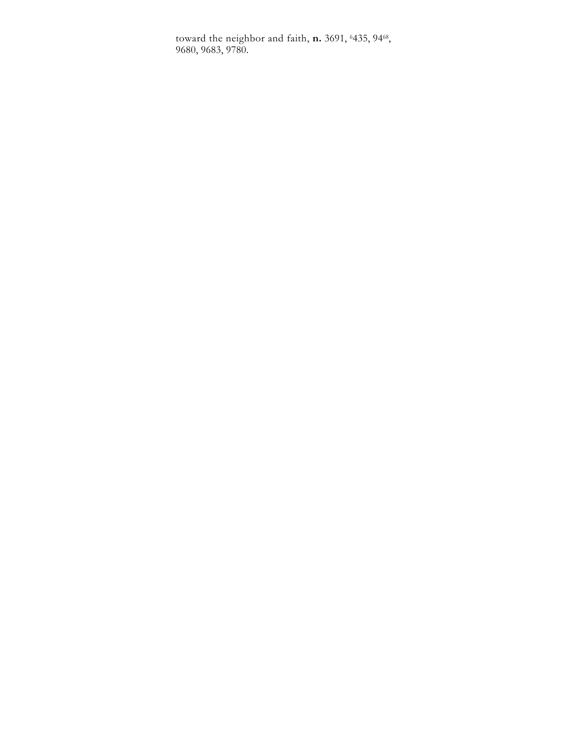toward the neighbor and faith, **n.** 3691, [6]435, 94[68], 9680, 9683, 9780.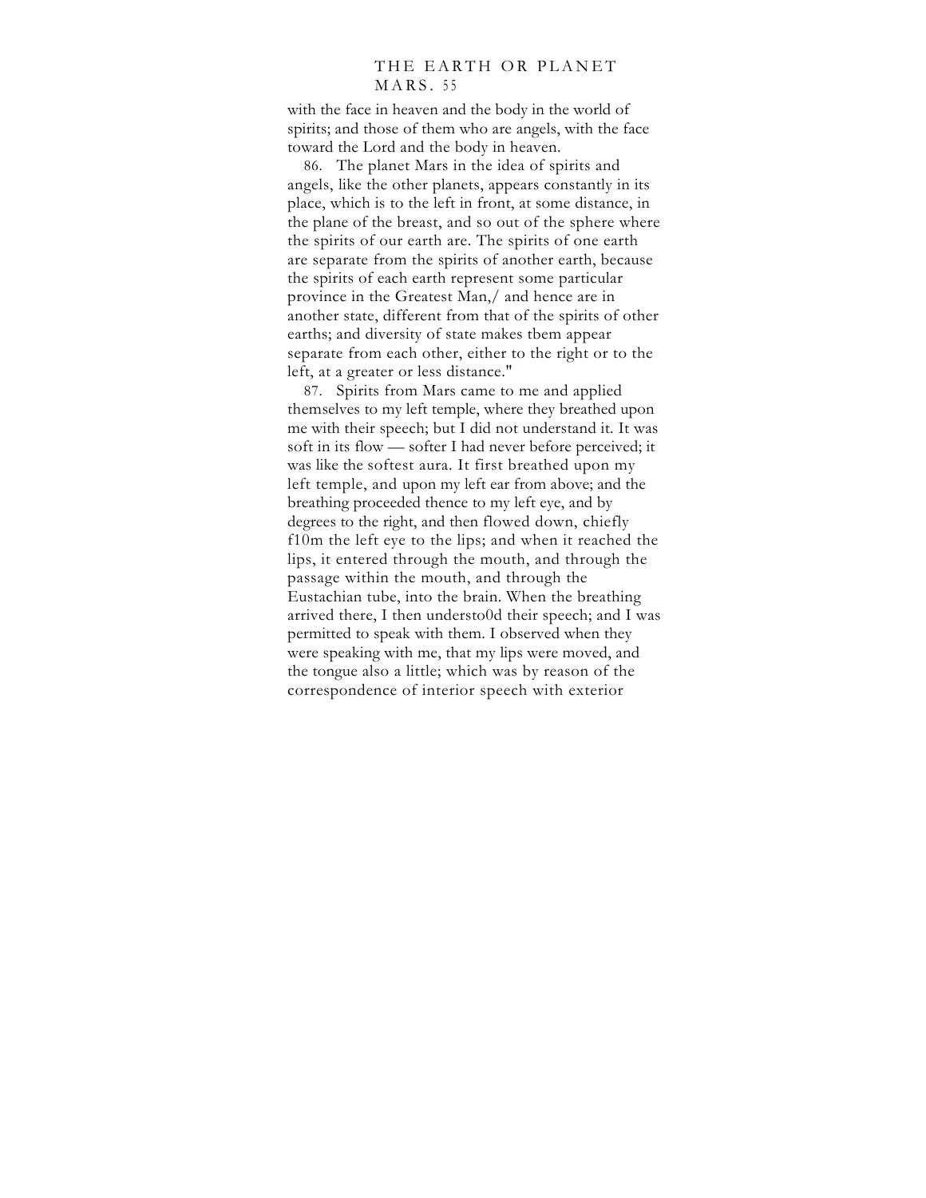with the face in heaven and the body in the world of spirits; and those of them who are angels, with the face toward the Lord and the body in heaven.

86. The planet Mars in the idea of spirits and angels, like the other planets, appears constantly in its place, which is to the left in front, at some distance, in the plane of the breast, and so out of the sphere where the spirits of our earth are. The spirits of one earth are separate from the spirits of another earth, because the spirits of each earth represent some particular province in the Greatest Man,/ and hence are in another state, different from that of the spirits of other earths; and diversity of state makes tbem appear separate from each other, either to the right or to the left, at a greater or less distance."

87. Spirits from Mars came to me and applied themselves to my left temple, where they breathed upon me with their speech; but I did not understand it. It was soft in its flow — softer I had never before perceived; it was like the softest aura. It first breathed upon my left temple, and upon my left ear from above; and the breathing proceeded thence to my left eye, and by degrees to the right, and then flowed down, chiefly f10m the left eye to the lips; and when it reached the lips, it entered through the mouth, and through the passage within the mouth, and through the Eustachian tube, into the brain. When the breathing arrived there, I then understo0d their speech; and I was permitted to speak with them. I observed when they were speaking with me, that my lips were moved, and the tongue also a little; which was by reason of the correspondence of interior speech with exterior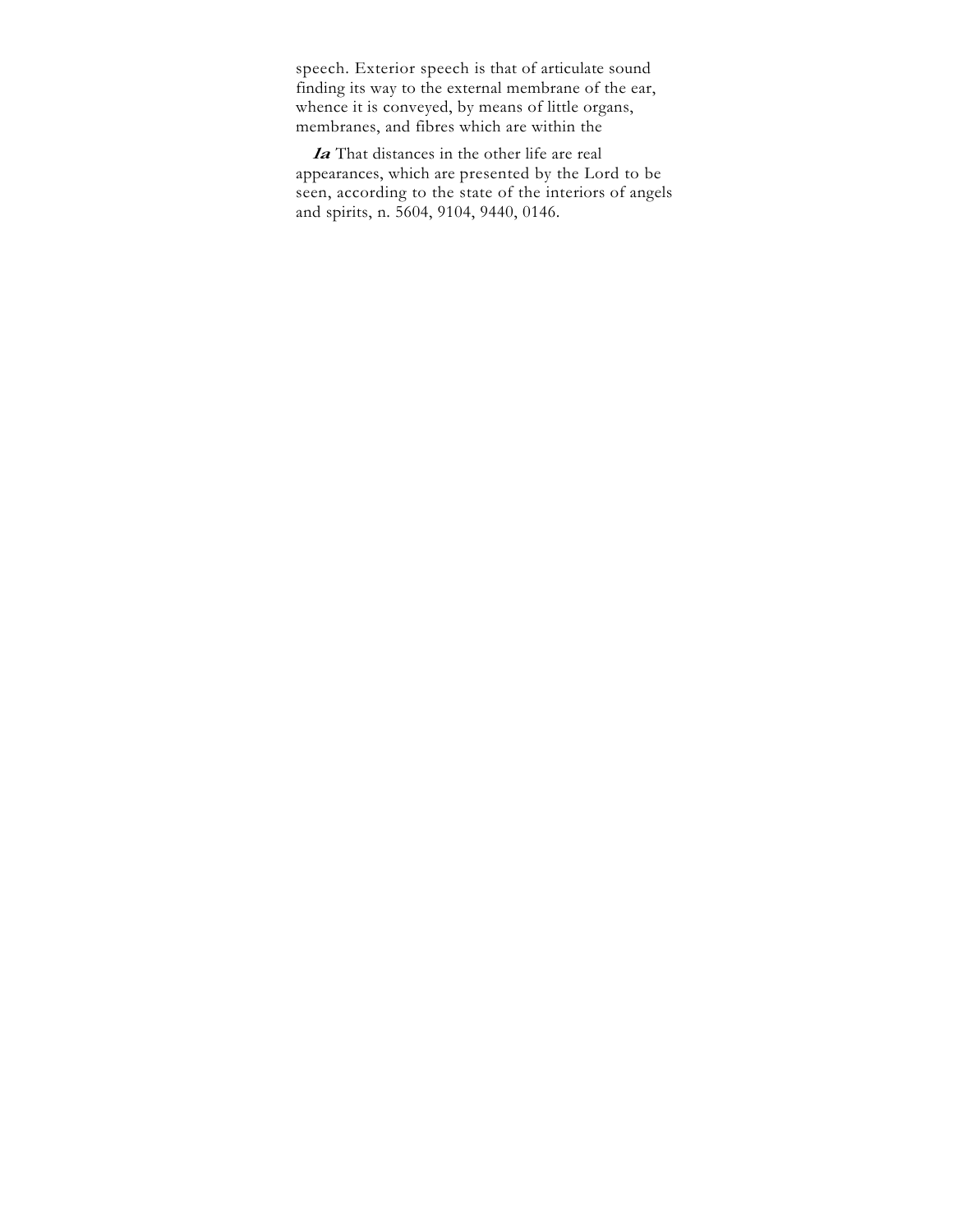speech. Exterior speech is that of articulate sound finding its way to the external membrane of the ear, whence it is conveyed, by means of little organs, membranes, and fibres which are within the

***1a*** That distances in the other life are real appearances, which are presented by the Lord to be seen, according to the state of the interiors of angels and spirits, n. 5604, 9104, 9440, 0146.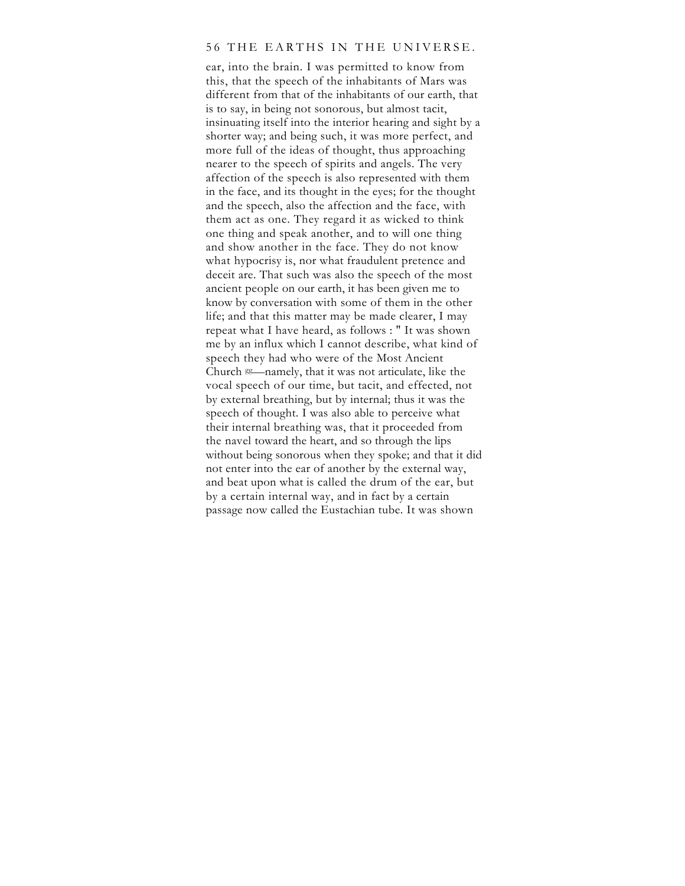ear, into the brain. I was permitted to know from this, that the speech of the inhabitants of Mars was different from that of the inhabitants of our earth, that is to say, in being not sonorous, but almost tacit, insinuating itself into the interior hearing and sight by a shorter way; and being such, it was more perfect, and more full of the ideas of thought, thus approaching nearer to the speech of spirits and angels. The very affection of the speech is also represented with them in the face, and its thought in the eyes; for the thought and the speech, also the affection and the face, with them act as one. They regard it as wicked to think one thing and speak another, and to will one thing and show another in the face. They do not know what hypocrisy is, nor what fraudulent pretence and deceit are. That such was also the speech of the most ancient people on our earth, it has been given me to know by conversation with some of them in the other life; and that this matter may be made clearer, I may repeat what I have heard, as follows : " It was shown me by an influx which I cannot describe, what kind of speech they had who were of the Most Ancient Church [gg]—namely, that it was not articulate, like the vocal speech of our time, but tacit, and effected, not by external breathing, but by internal; thus it was the speech of thought. I was also able to perceive what their internal breathing was, that it proceeded from the navel toward the heart, and so through the lips without being sonorous when they spoke; and that it did not enter into the ear of another by the external way, and beat upon what is called the drum of the ear, but by a certain internal way, and in fact by a certain passage now called the Eustachian tube. It was shown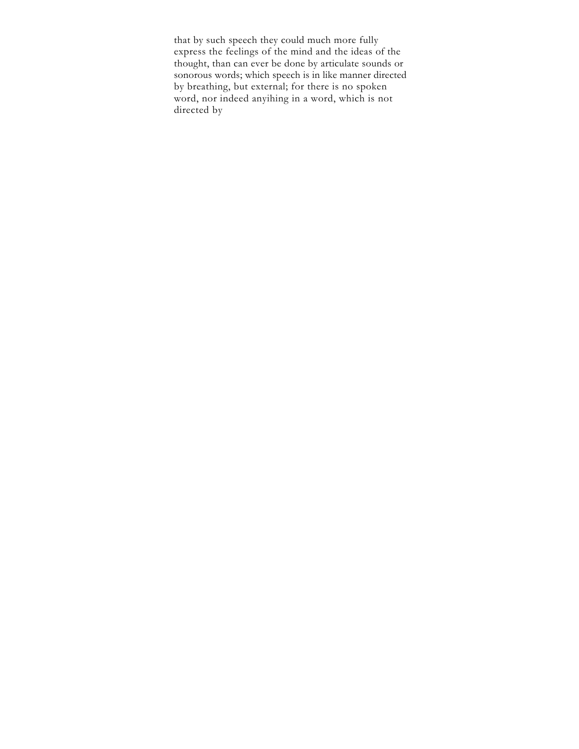that by such speech they could much more fully express the feelings of the mind and the ideas of the thought, than can ever be done by articulate sounds or sonorous words; which speech is in like manner directed by breathing, but external; for there is no spoken word, nor indeed anyihing in a word, which is not directed by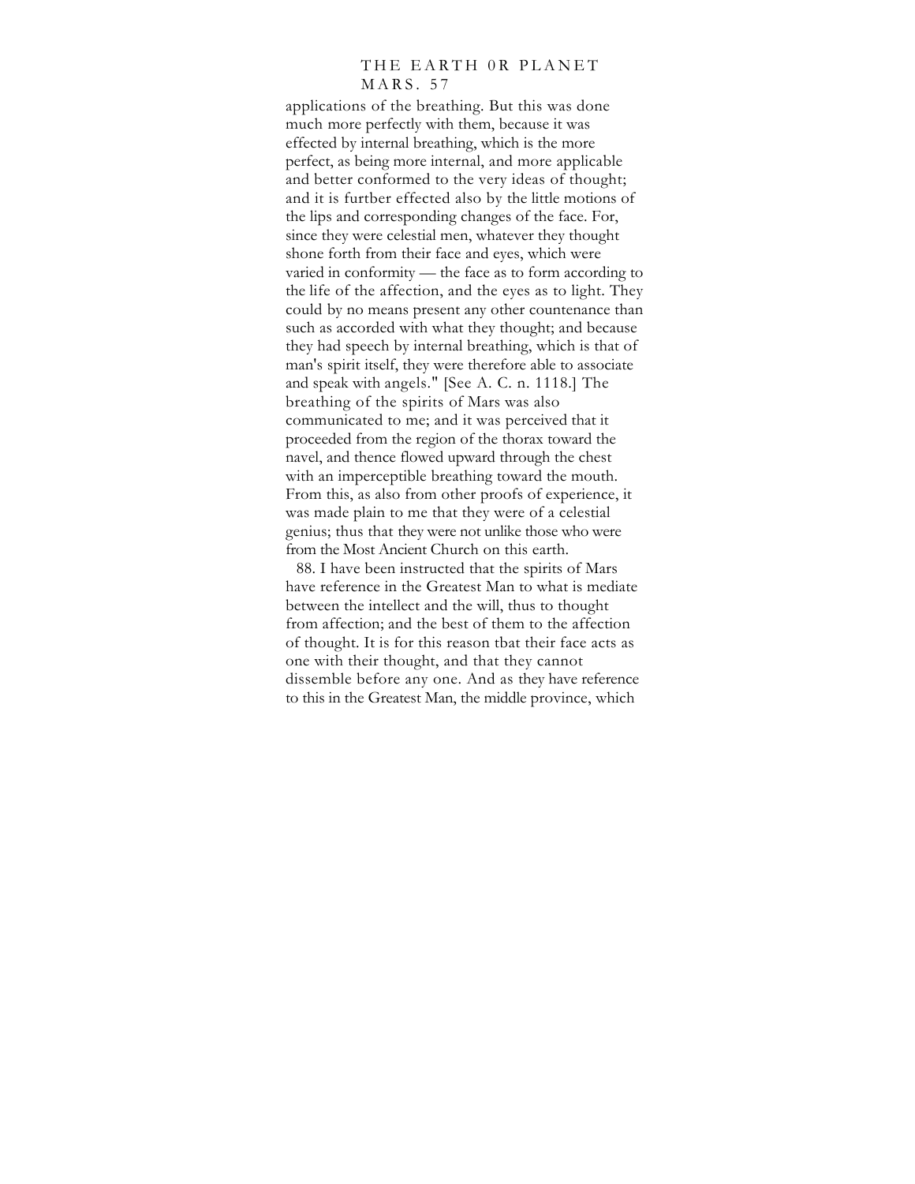applications of the breathing. But this was done much more perfectly with them, because it was effected by internal breathing, which is the more perfect, as being more internal, and more applicable and better conformed to the very ideas of thought; and it is furtber effected also by the little motions of the lips and corresponding changes of the face. For, since they were celestial men, whatever they thought shone forth from their face and eyes, which were varied in conformity — the face as to form according to the life of the affection, and the eyes as to light. They could by no means present any other countenance than such as accorded with what they thought; and because they had speech by internal breathing, which is that of man's spirit itself, they were therefore able to associate and speak with angels." [See A. C. n. 1118.] The breathing of the spirits of Mars was also communicated to me; and it was perceived that it proceeded from the region of the thorax toward the navel, and thence flowed upward through the chest with an imperceptible breathing toward the mouth. From this, as also from other proofs of experience, it was made plain to me that they were of a celestial genius; thus that they were not unlike those who were from the Most Ancient Church on this earth.

88. I have been instructed that the spirits of Mars have reference in the Greatest Man to what is mediate between the intellect and the will, thus to thought from affection; and the best of them to the affection of thought. It is for this reason tbat their face acts as one with their thought, and that they cannot dissemble before any one. And as they have reference to this in the Greatest Man, the middle province, which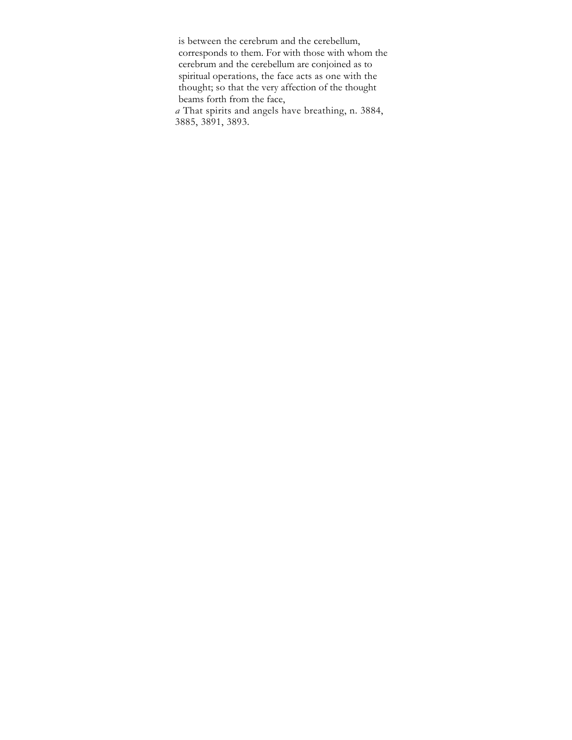is between the cerebrum and the cerebellum, corresponds to them. For with those with whom the cerebrum and the cerebellum are conjoined as to spiritual operations, the face acts as one with the thought; so that the very affection of the thought beams forth from the face,

*a* That spirits and angels have breathing, n. 3884, 3885, 3891, 3893.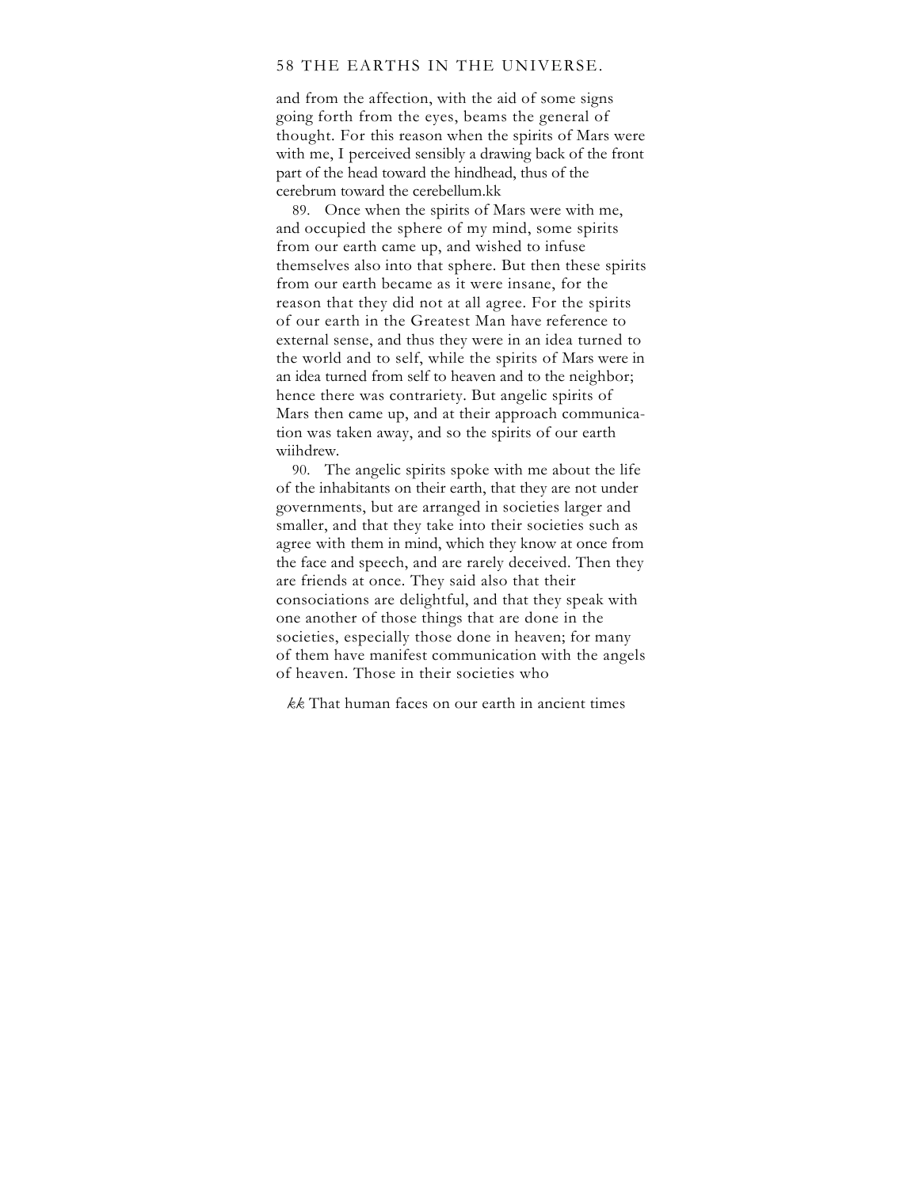and from the affection, with the aid of some signs going forth from the eyes, beams the general of thought. For this reason when the spirits of Mars were with me, I perceived sensibly a drawing back of the front part of the head toward the hindhead, thus of the cerebrum toward the cerebellum.kk

89. Once when the spirits of Mars were with me, and occupied the sphere of my mind, some spirits from our earth came up, and wished to infuse themselves also into that sphere. But then these spirits from our earth became as it were insane, for the reason that they did not at all agree. For the spirits of our earth in the Greatest Man have reference to external sense, and thus they were in an idea turned to the world and to self, while the spirits of Mars were in an idea turned from self to heaven and to the neighbor; hence there was contrariety. But angelic spirits of Mars then came up, and at their approach communication was taken away, and so the spirits of our earth wiihdrew.

90. The angelic spirits spoke with me about the life of the inhabitants on their earth, that they are not under governments, but are arranged in societies larger and smaller, and that they take into their societies such as agree with them in mind, which they know at once from the face and speech, and are rarely deceived. Then they are friends at once. They said also that their consociations are delightful, and that they speak with one another of those things that are done in the societies, especially those done in heaven; for many of them have manifest communication with the angels of heaven. Those in their societies who

*kk* That human faces on our earth in ancient times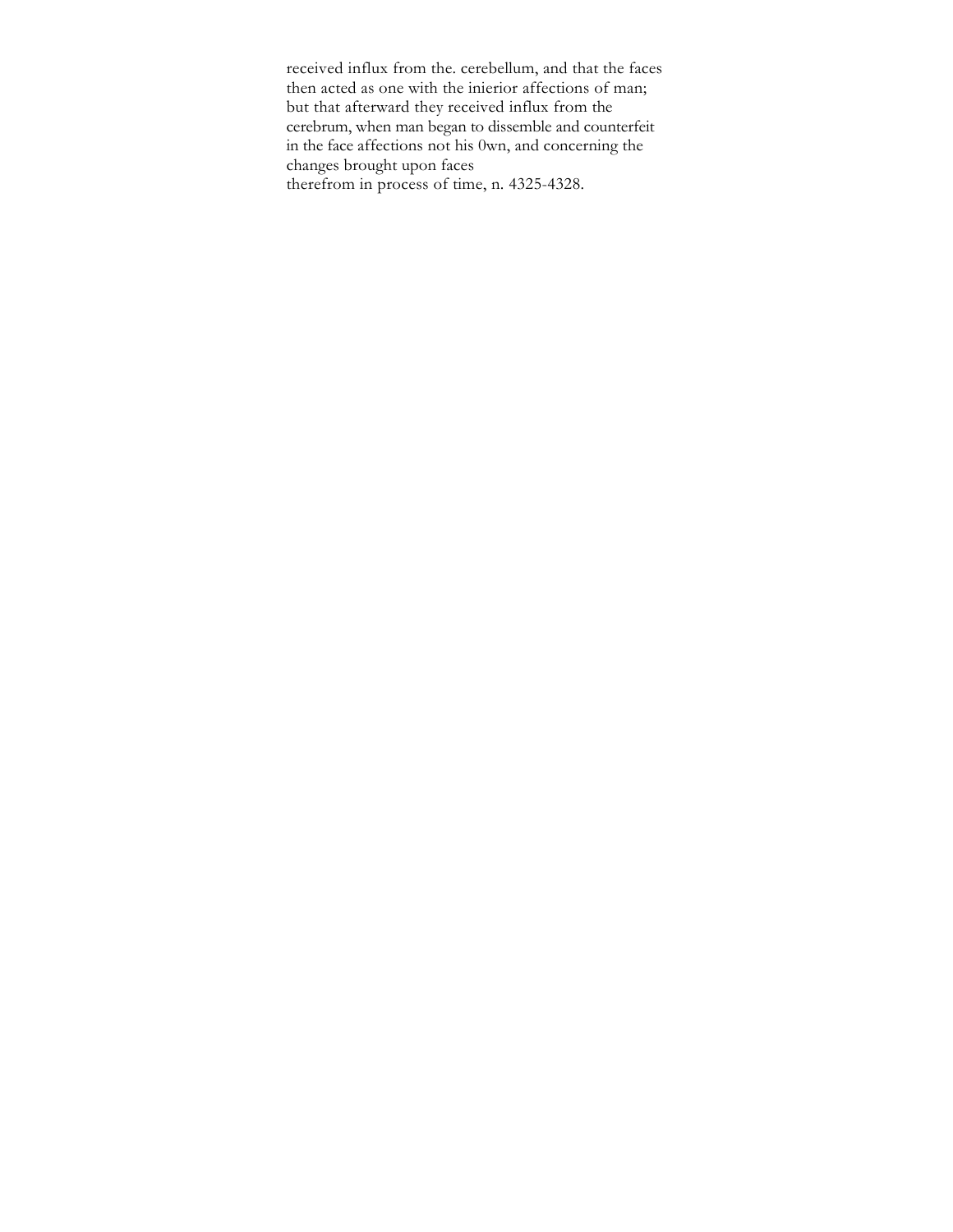received influx from the. cerebellum, and that the faces then acted as one with the inierior affections of man; but that afterward they received influx from the cerebrum, when man began to dissemble and counterfeit in the face affections not his 0wn, and concerning the changes brought upon faces therefrom in process of time, n. 4325-4328.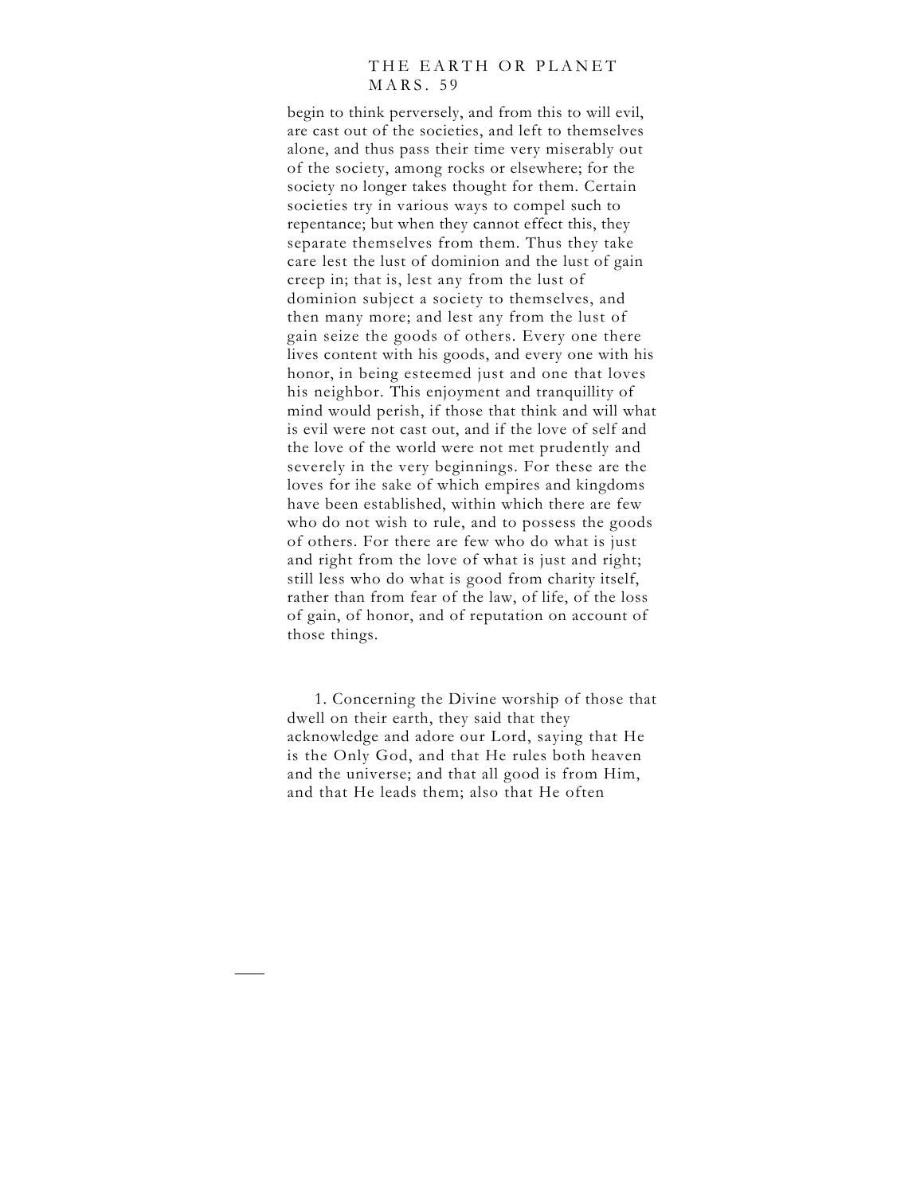begin to think perversely, and from this to will evil, are cast out of the societies, and left to themselves alone, and thus pass their time very miserably out of the society, among rocks or elsewhere; for the society no longer takes thought for them. Certain societies try in various ways to compel such to repentance; but when they cannot effect this, they separate themselves from them. Thus they take care lest the lust of dominion and the lust of gain creep in; that is, lest any from the lust of dominion subject a society to themselves, and then many more; and lest any from the lust of gain seize the goods of others. Every one there lives content with his goods, and every one with his honor, in being esteemed just and one that loves his neighbor. This enjoyment and tranquillity of mind would perish, if those that think and will what is evil were not cast out, and if the love of self and the love of the world were not met prudently and severely in the very beginnings. For these are the loves for ihe sake of which empires and kingdoms have been established, within which there are few who do not wish to rule, and to possess the goods of others. For there are few who do what is just and right from the love of what is just and right; still less who do what is good from charity itself, rather than from fear of the law, of life, of the loss of gain, of honor, and of reputation on account of those things.

1. Concerning the Divine worship of those that dwell on their earth, they said that they acknowledge and adore our Lord, saying that He is the Only God, and that He rules both heaven and the universe; and that all good is from Him, and that He leads them; also that He often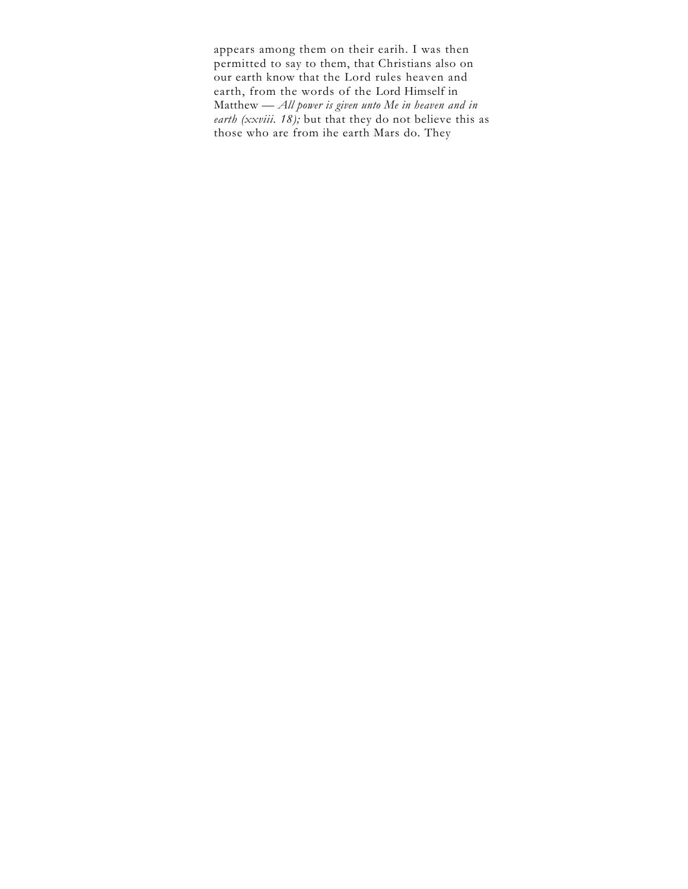appears among them on their earih. I was then permitted to say to them, that Christians also on our earth know that the Lord rules heaven and earth, from the words of the Lord Himself in Matthew — *All power is given unto Me in heaven and in earth (xxviii. 18);* but that they do not believe this as those who are from ihe earth Mars do. They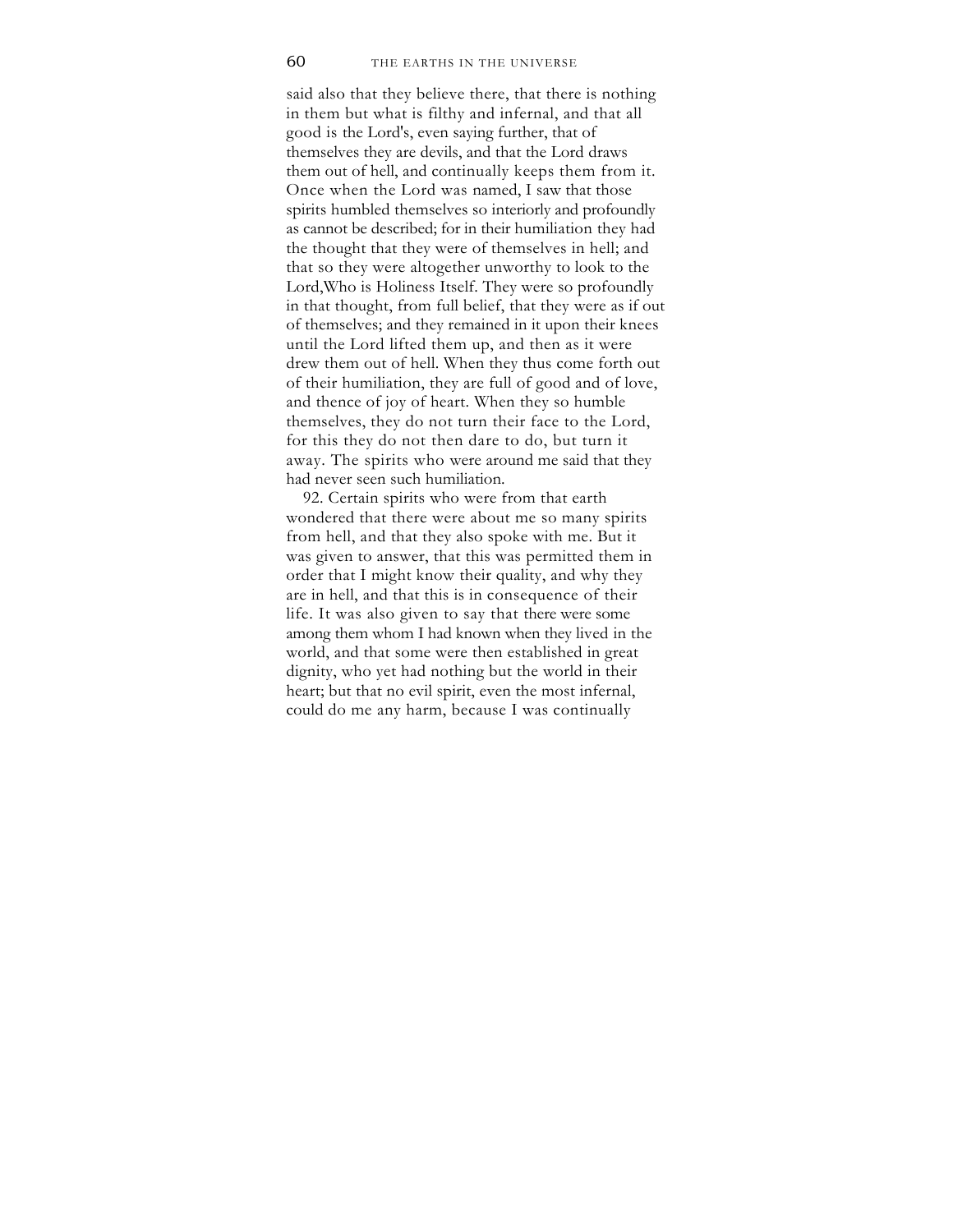said also that they believe there, that there is nothing in them but what is filthy and infernal, and that all good is the Lord's, even saying further, that of themselves they are devils, and that the Lord draws them out of hell, and continually keeps them from it. Once when the Lord was named, I saw that those spirits humbled themselves so interiorly and profoundly as cannot be described; for in their humiliation they had the thought that they were of themselves in hell; and that so they were altogether unworthy to look to the Lord,Who is Holiness Itself. They were so profoundly in that thought, from full belief, that they were as if out of themselves; and they remained in it upon their knees until the Lord lifted them up, and then as it were drew them out of hell. When they thus come forth out of their humiliation, they are full of good and of love, and thence of joy of heart. When they so humble themselves, they do not turn their face to the Lord, for this they do not then dare to do, but turn it away. The spirits who were around me said that they had never seen such humiliation.

92. Certain spirits who were from that earth wondered that there were about me so many spirits from hell, and that they also spoke with me. But it was given to answer, that this was permitted them in order that I might know their quality, and why they are in hell, and that this is in consequence of their life. It was also given to say that there were some among them whom I had known when they lived in the world, and that some were then established in great dignity, who yet had nothing but the world in their heart; but that no evil spirit, even the most infernal, could do me any harm, because I was continually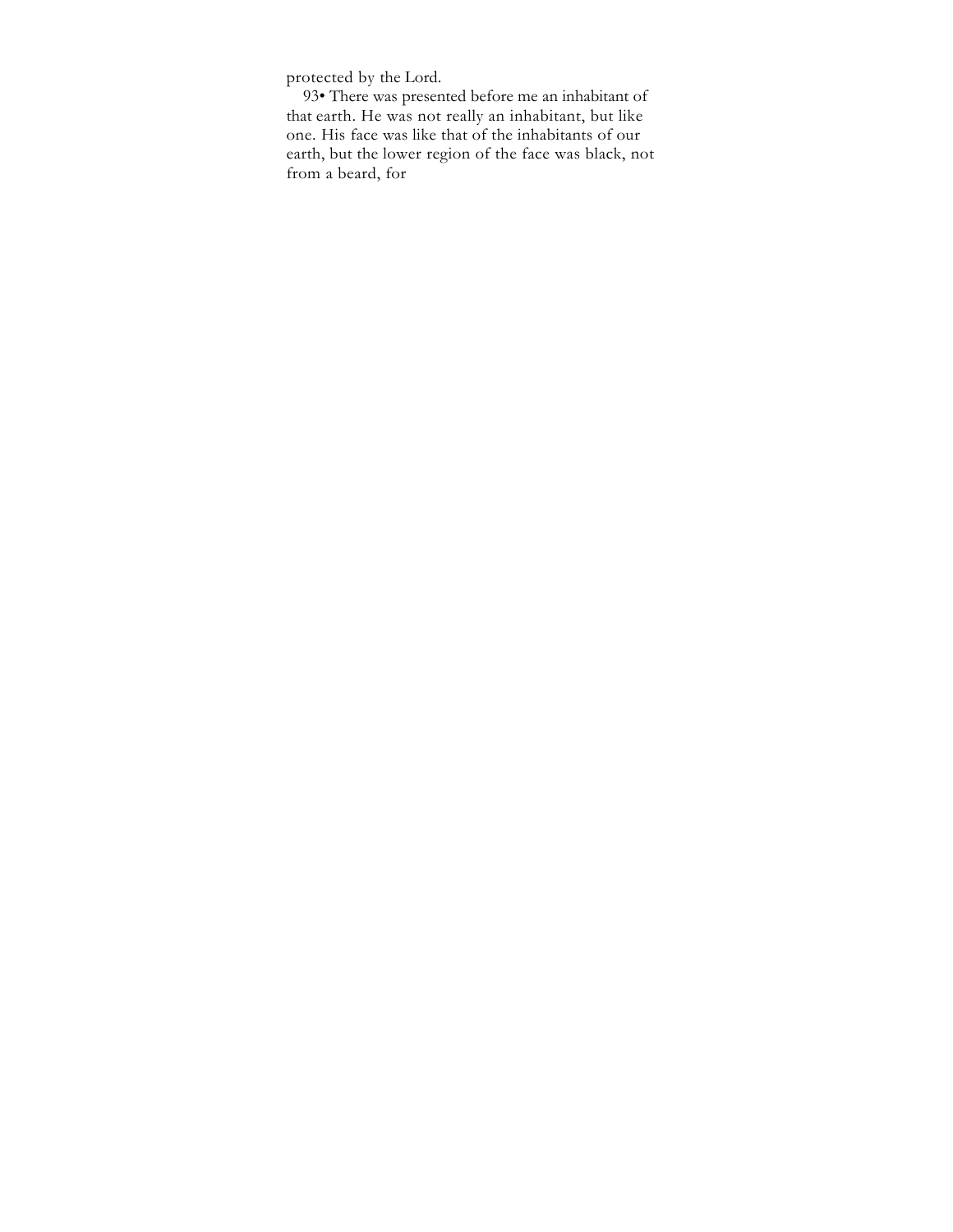protected by the Lord.

93• There was presented before me an inhabitant of that earth. He was not really an inhabitant, but like one. His face was like that of the inhabitants of our earth, but the lower region of the face was black, not from a beard, for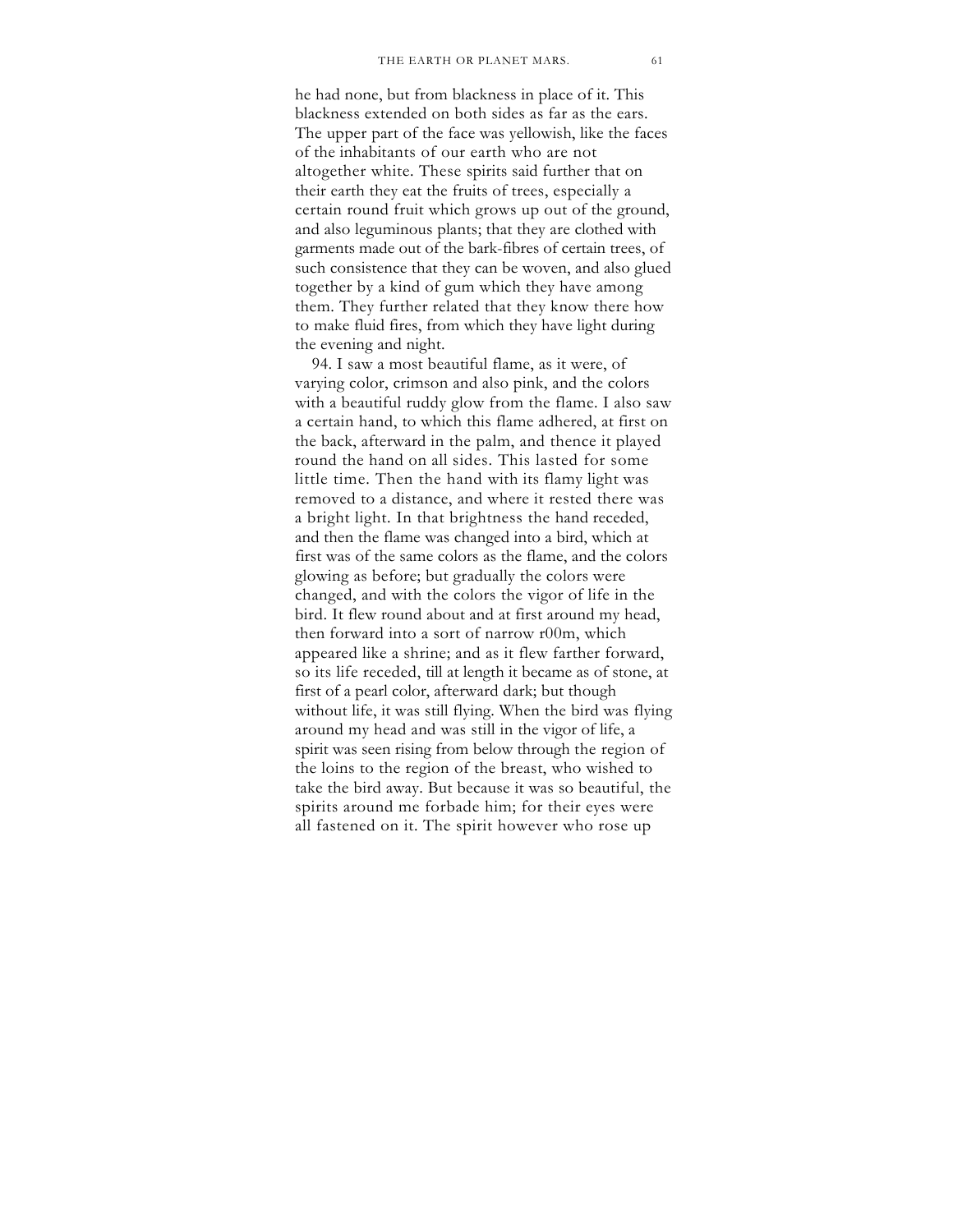he had none, but from blackness in place of it. This blackness extended on both sides as far as the ears. The upper part of the face was yellowish, like the faces of the inhabitants of our earth who are not altogether white. These spirits said further that on their earth they eat the fruits of trees, especially a certain round fruit which grows up out of the ground, and also leguminous plants; that they are clothed with garments made out of the bark-fibres of certain trees, of such consistence that they can be woven, and also glued together by a kind of gum which they have among them. They further related that they know there how to make fluid fires, from which they have light during the evening and night.

94. I saw a most beautiful flame, as it were, of varying color, crimson and also pink, and the colors with a beautiful ruddy glow from the flame. I also saw a certain hand, to which this flame adhered, at first on the back, afterward in the palm, and thence it played round the hand on all sides. This lasted for some little time. Then the hand with its flamy light was removed to a distance, and where it rested there was a bright light. In that brightness the hand receded, and then the flame was changed into a bird, which at first was of the same colors as the flame, and the colors glowing as before; but gradually the colors were changed, and with the colors the vigor of life in the bird. It flew round about and at first around my head, then forward into a sort of narrow r00m, which appeared like a shrine; and as it flew farther forward, so its life receded, till at length it became as of stone, at first of a pearl color, afterward dark; but though without life, it was still flying. When the bird was flying around my head and was still in the vigor of life, a spirit was seen rising from below through the region of the loins to the region of the breast, who wished to take the bird away. But because it was so beautiful, the spirits around me forbade him; for their eyes were all fastened on it. The spirit however who rose up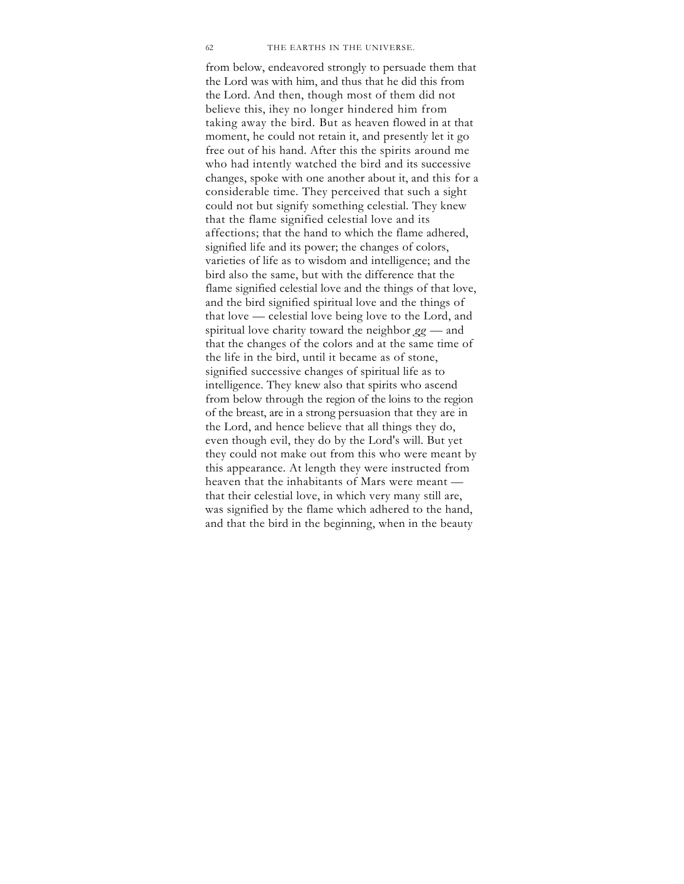from below, endeavored strongly to persuade them that the Lord was with him, and thus that he did this from the Lord. And then, though most of them did not believe this, ihey no longer hindered him from taking away the bird. But as heaven flowed in at that moment, he could not retain it, and presently let it go free out of his hand. After this the spirits around me who had intently watched the bird and its successive changes, spoke with one another about it, and this for a considerable time. They perceived that such a sight could not but signify something celestial. They knew that the flame signified celestial love and its affections; that the hand to which the flame adhered, signified life and its power; the changes of colors, varieties of life as to wisdom and intelligence; and the bird also the same, but with the difference that the flame signified celestial love and the things of that love, and the bird signified spiritual love and the things of that love — celestial love being love to the Lord, and spiritual love charity toward the neighbor *gg* — and that the changes of the colors and at the same time of the life in the bird, until it became as of stone, signified successive changes of spiritual life as to intelligence. They knew also that spirits who ascend from below through the region of the loins to the region of the breast, are in a strong persuasion that they are in the Lord, and hence believe that all things they do, even though evil, they do by the Lord's will. But yet they could not make out from this who were meant by this appearance. At length they were instructed from heaven that the inhabitants of Mars were meant — that their celestial love, in which very many still are, was signified by the flame which adhered to the hand, and that the bird in the beginning, when in the beauty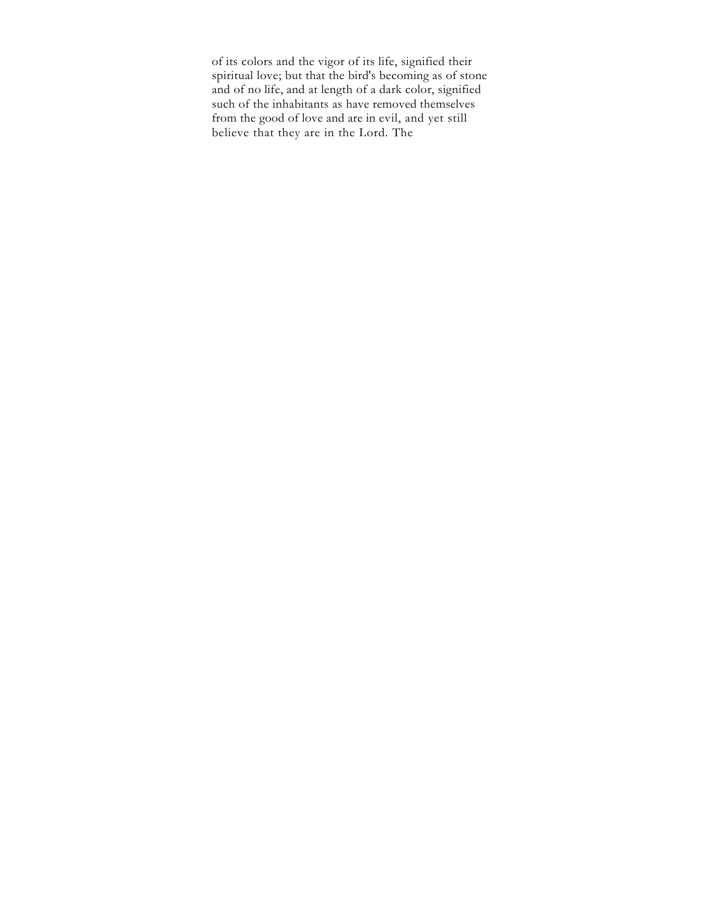of its colors and the vigor of its life, signified their spiritual love; but that the bird's becoming as of stone and of no life, and at length of a dark color, signified such of the inhabitants as have removed themselves from the good of love and are in evil, and yet still believe that they are in the Lord. The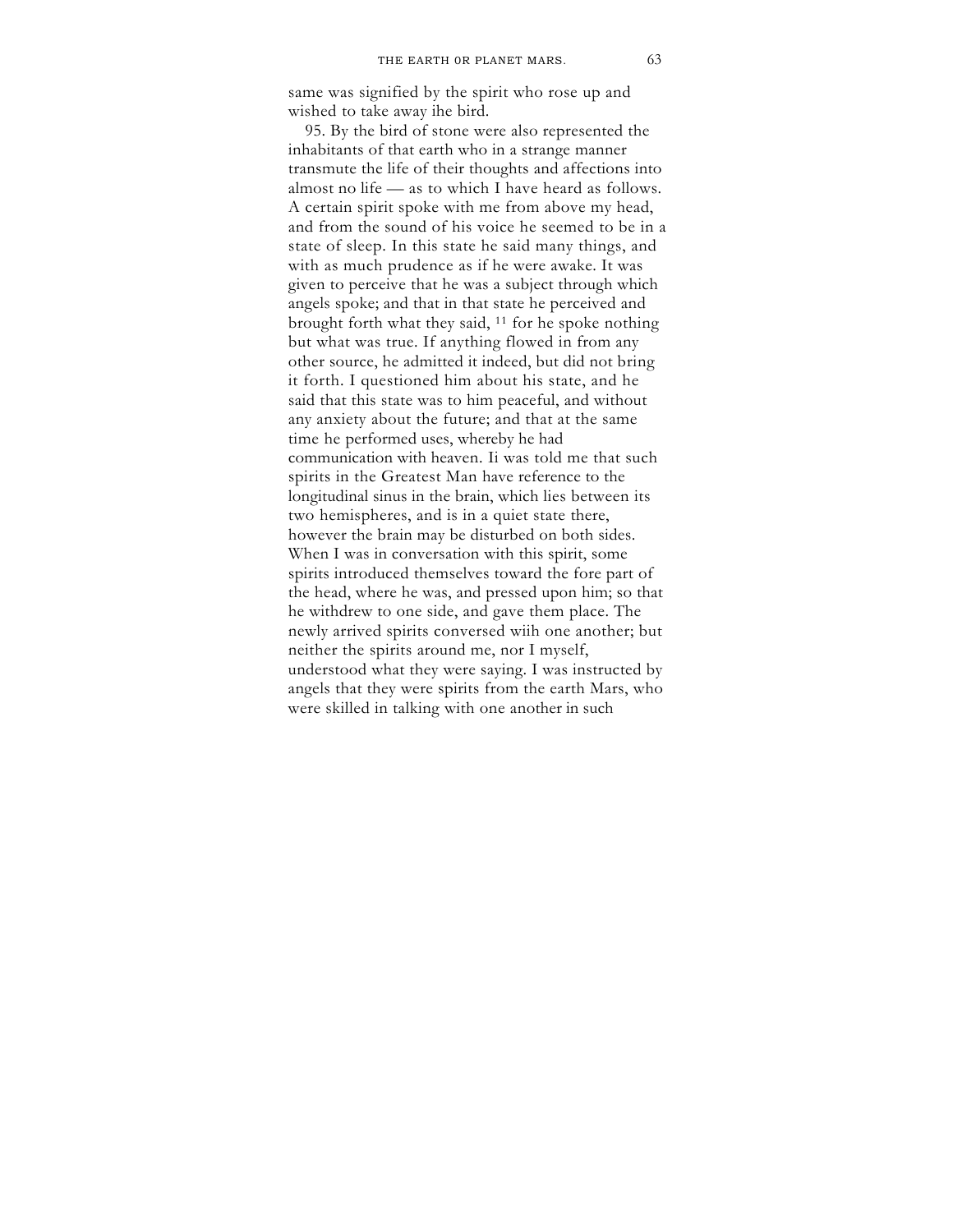same was signified by the spirit who rose up and wished to take away ihe bird.

95. By the bird of stone were also represented the inhabitants of that earth who in a strange manner transmute the life of their thoughts and affections into almost no life — as to which I have heard as follows. A certain spirit spoke with me from above my head, and from the sound of his voice he seemed to be in a state of sleep. In this state he said many things, and with as much prudence as if he were awake. It was given to perceive that he was a subject through which angels spoke; and that in that state he perceived and brought forth what they said, [11] for he spoke nothing but what was true. If anything flowed in from any other source, he admitted it indeed, but did not bring it forth. I questioned him about his state, and he said that this state was to him peaceful, and without any anxiety about the future; and that at the same time he performed uses, whereby he had communication with heaven. Ii was told me that such spirits in the Greatest Man have reference to the longitudinal sinus in the brain, which lies between its two hemispheres, and is in a quiet state there, however the brain may be disturbed on both sides. When I was in conversation with this spirit, some spirits introduced themselves toward the fore part of the head, where he was, and pressed upon him; so that he withdrew to one side, and gave them place. The newly arrived spirits conversed wiih one another; but neither the spirits around me, nor I myself, understood what they were saying. I was instructed by angels that they were spirits from the earth Mars, who were skilled in talking with one another in such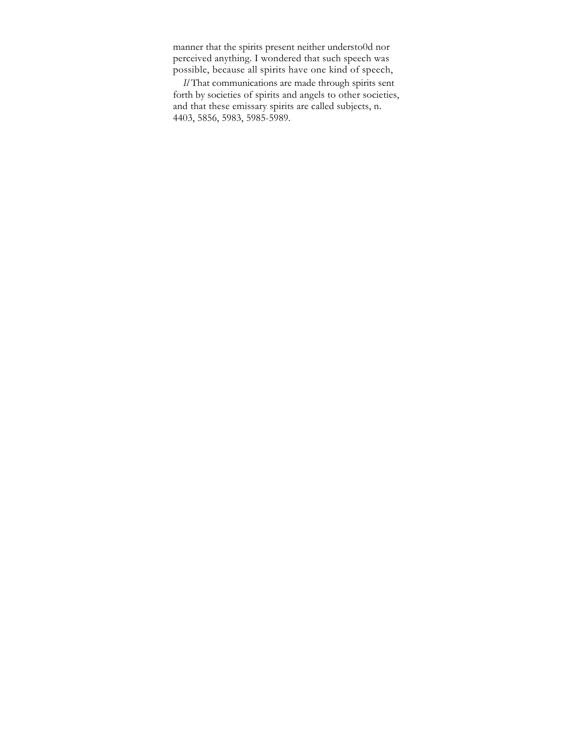manner that the spirits present neither understo0d nor perceived anything. I wondered that such speech was possible, because all spirits have one kind of speech,

*1l* That communications are made through spirits sent forth by societies of spirits and angels to other societies, and that these emissary spirits are called subjects, n. 4403, 5856, 5983, 5985-5989.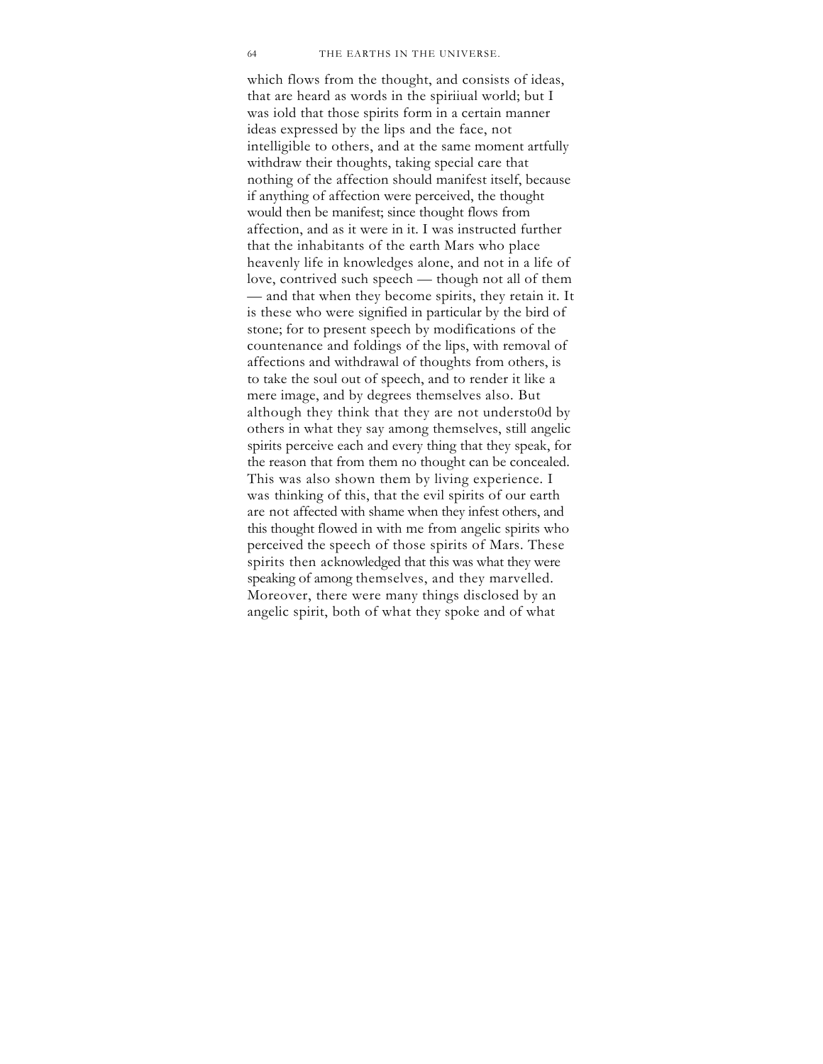which flows from the thought, and consists of ideas, that are heard as words in the spiriiual world; but I was iold that those spirits form in a certain manner ideas expressed by the lips and the face, not intelligible to others, and at the same moment artfully withdraw their thoughts, taking special care that nothing of the affection should manifest itself, because if anything of affection were perceived, the thought would then be manifest; since thought flows from affection, and as it were in it. I was instructed further that the inhabitants of the earth Mars who place heavenly life in knowledges alone, and not in a life of love, contrived such speech — though not all of them — and that when they become spirits, they retain it. It is these who were signified in particular by the bird of stone; for to present speech by modifications of the countenance and foldings of the lips, with removal of affections and withdrawal of thoughts from others, is to take the soul out of speech, and to render it like a mere image, and by degrees themselves also. But although they think that they are not understo0d by others in what they say among themselves, still angelic spirits perceive each and every thing that they speak, for the reason that from them no thought can be concealed. This was also shown them by living experience. I was thinking of this, that the evil spirits of our earth are not affected with shame when they infest others, and this thought flowed in with me from angelic spirits who perceived the speech of those spirits of Mars. These spirits then acknowledged that this was what they were speaking of among themselves, and they marvelled. Moreover, there were many things disclosed by an angelic spirit, both of what they spoke and of what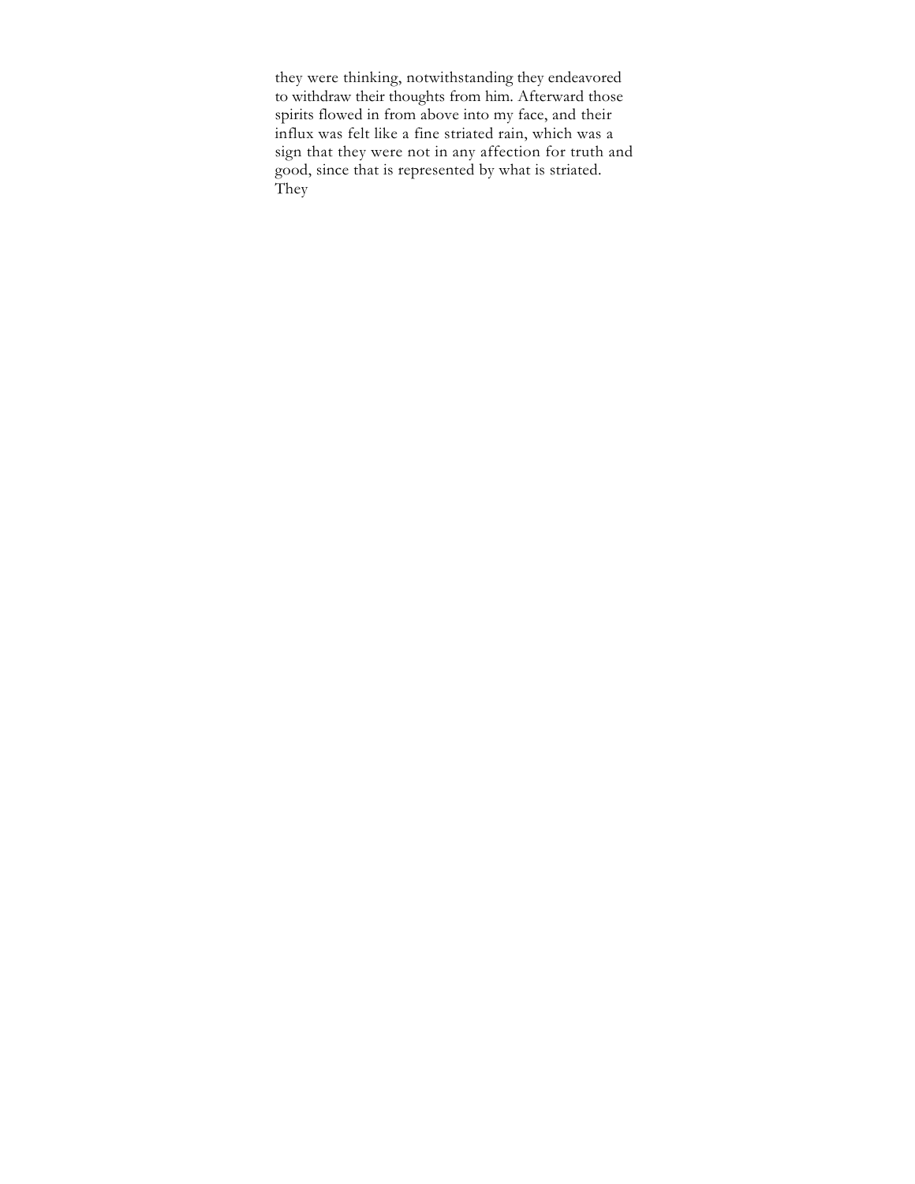they were thinking, notwithstanding they endeavored to withdraw their thoughts from him. Afterward those spirits flowed in from above into my face, and their influx was felt like a fine striated rain, which was a sign that they were not in any affection for truth and good, since that is represented by what is striated. They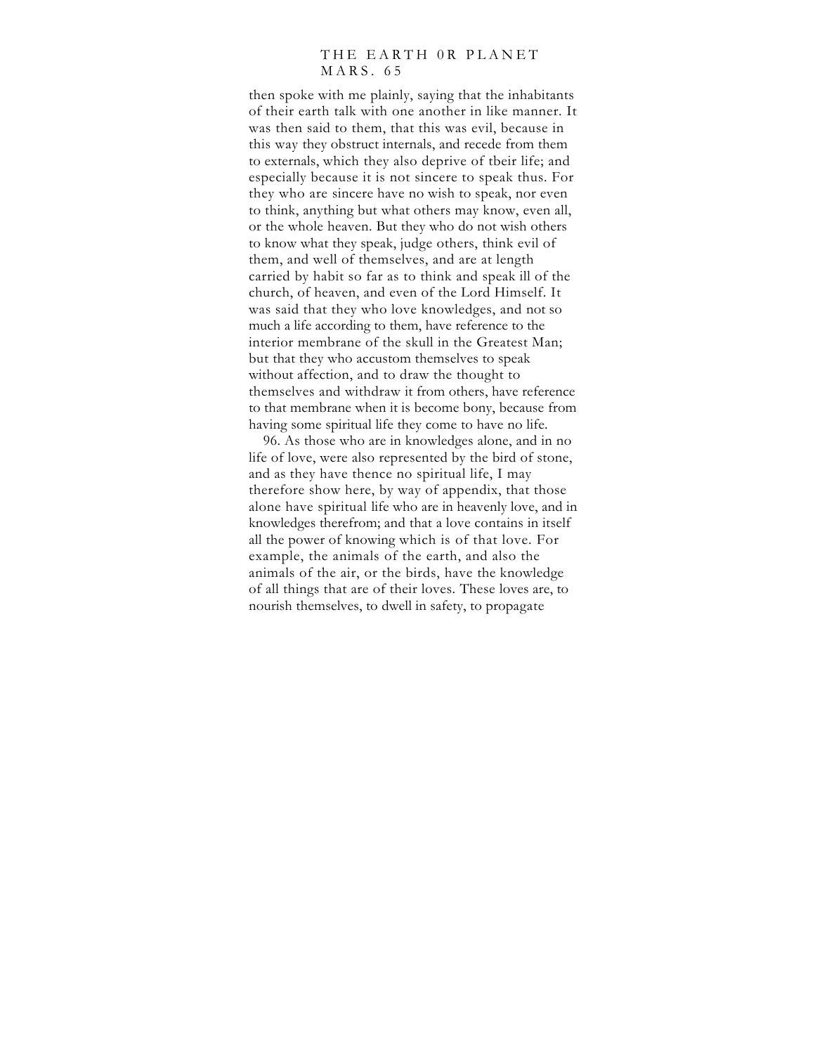then spoke with me plainly, saying that the inhabitants of their earth talk with one another in like manner. It was then said to them, that this was evil, because in this way they obstruct internals, and recede from them to externals, which they also deprive of tbeir life; and especially because it is not sincere to speak thus. For they who are sincere have no wish to speak, nor even to think, anything but what others may know, even all, or the whole heaven. But they who do not wish others to know what they speak, judge others, think evil of them, and well of themselves, and are at length carried by habit so far as to think and speak ill of the church, of heaven, and even of the Lord Himself. It was said that they who love knowledges, and not so much a life according to them, have reference to the interior membrane of the skull in the Greatest Man; but that they who accustom themselves to speak without affection, and to draw the thought to themselves and withdraw it from others, have reference to that membrane when it is become bony, because from having some spiritual life they come to have no life.

96. As those who are in knowledges alone, and in no life of love, were also represented by the bird of stone, and as they have thence no spiritual life, I may therefore show here, by way of appendix, that those alone have spiritual life who are in heavenly love, and in knowledges therefrom; and that a love contains in itself all the power of knowing which is of that love. For example, the animals of the earth, and also the animals of the air, or the birds, have the knowledge of all things that are of their loves. These loves are, to nourish themselves, to dwell in safety, to propagate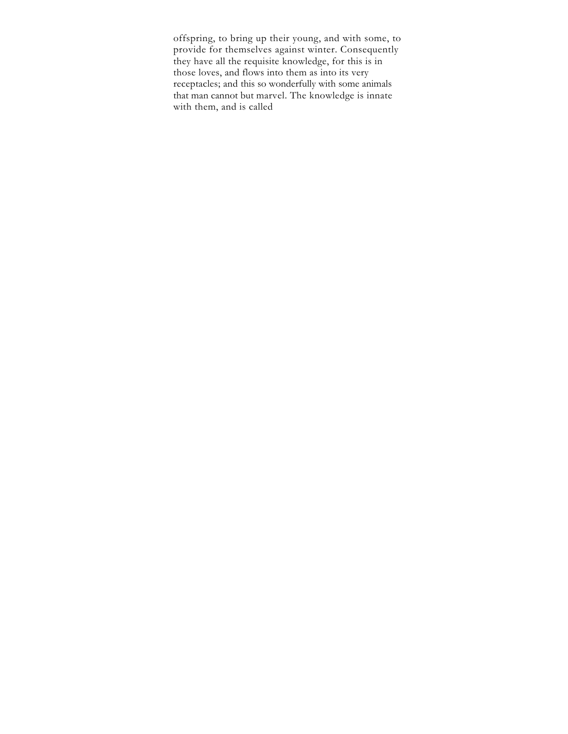offspring, to bring up their young, and with some, to provide for themselves against winter. Consequently they have all the requisite knowledge, for this is in those loves, and flows into them as into its very receptacles; and this so wonderfully with some animals that man cannot but marvel. The knowledge is innate with them, and is called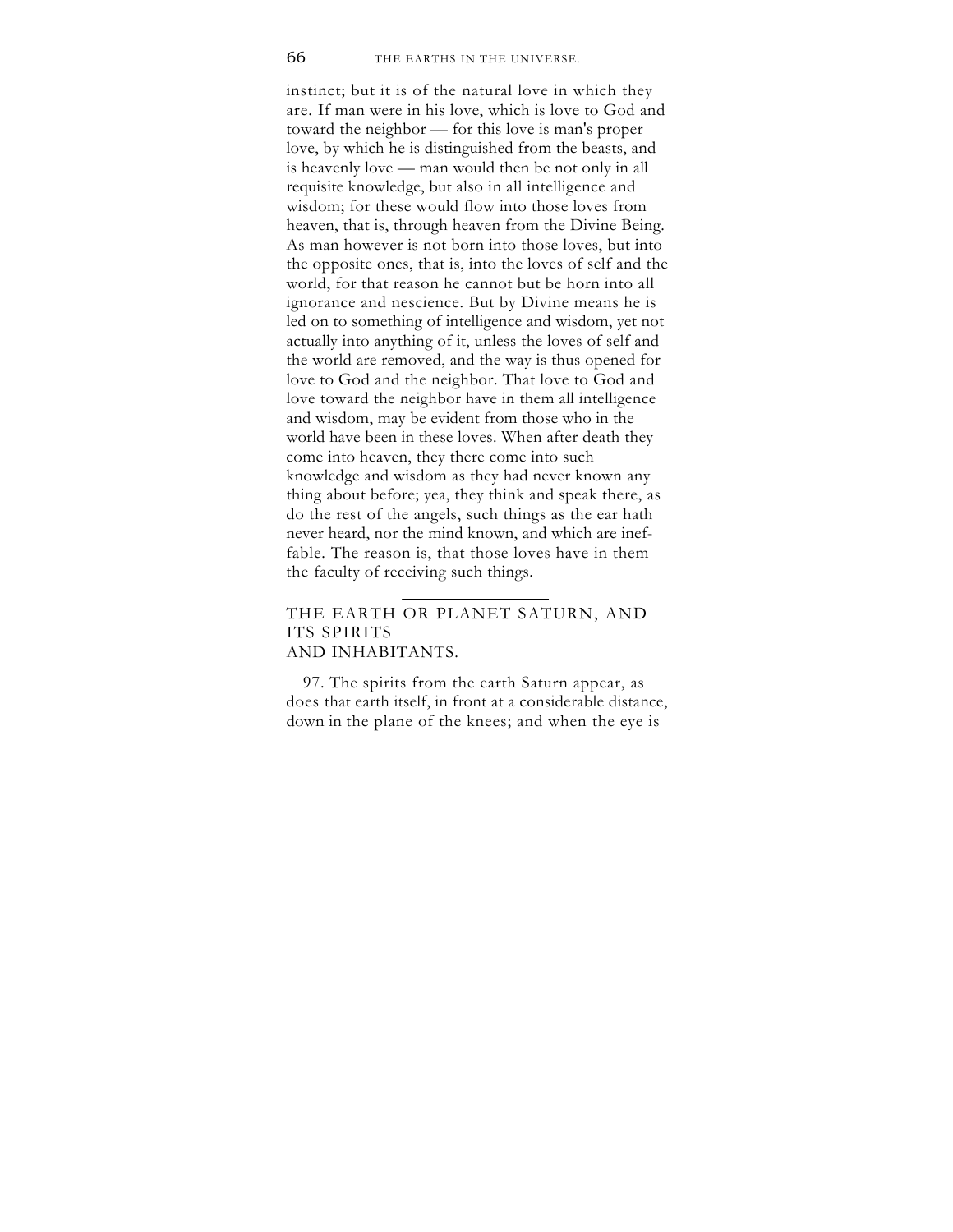instinct; but it is of the natural love in which they are. If man were in his love, which is love to God and toward the neighbor — for this love is man's proper love, by which he is distinguished from the beasts, and is heavenly love — man would then be not only in all requisite knowledge, but also in all intelligence and wisdom; for these would flow into those loves from heaven, that is, through heaven from the Divine Being. As man however is not born into those loves, but into the opposite ones, that is, into the loves of self and the world, for that reason he cannot but be horn into all ignorance and nescience. But by Divine means he is led on to something of intelligence and wisdom, yet not actually into anything of it, unless the loves of self and the world are removed, and the way is thus opened for love to God and the neighbor. That love to God and love toward the neighbor have in them all intelligence and wisdom, may be evident from those who in the world have been in these loves. When after death they come into heaven, they there come into such knowledge and wisdom as they had never known any thing about before; yea, they think and speak there, as do the rest of the angels, such things as the ear hath never heard, nor the mind known, and which are ineffable. The reason is, that those loves have in them the faculty of receiving such things.

---

## THE EARTH OR PLANET SATURN, AND ITS SPIRITS AND INHABITANTS.

97. The spirits from the earth Saturn appear, as does that earth itself, in front at a considerable distance, down in the plane of the knees; and when the eye is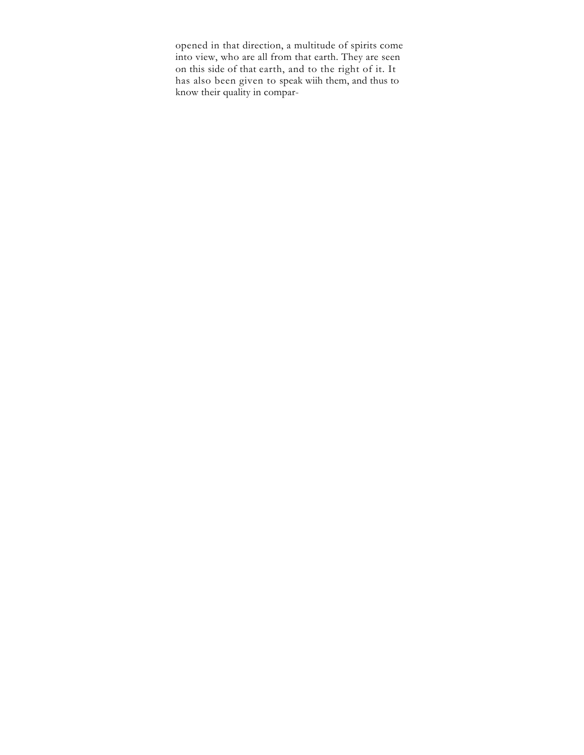opened in that direction, a multitude of spirits come into view, who are all from that earth. They are seen on this side of that earth, and to the right of it. It has also been given to speak wiih them, and thus to know their quality in compar-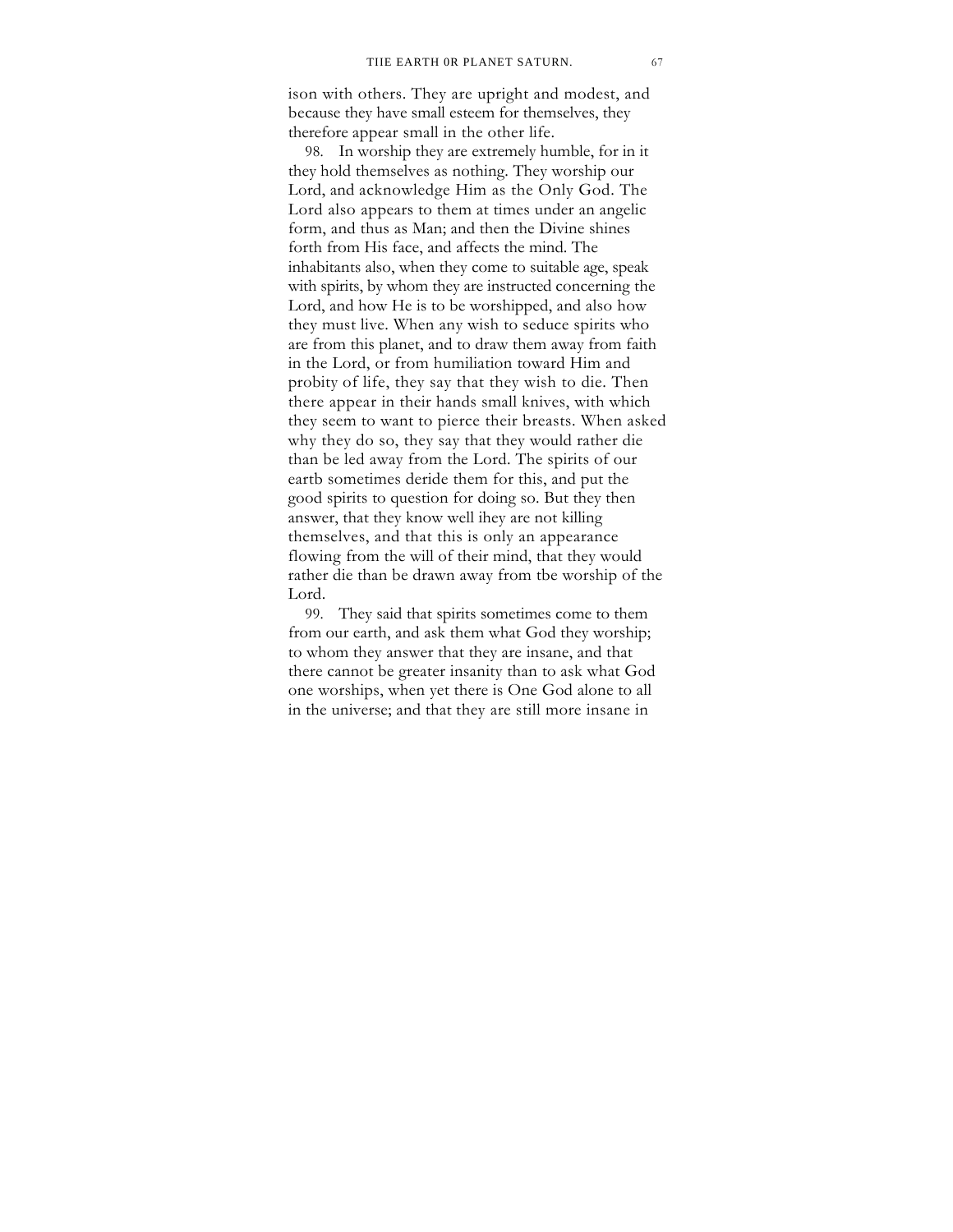ison with others. They are upright and modest, and because they have small esteem for themselves, they therefore appear small in the other life.

98. In worship they are extremely humble, for in it they hold themselves as nothing. They worship our Lord, and acknowledge Him as the Only God. The Lord also appears to them at times under an angelic form, and thus as Man; and then the Divine shines forth from His face, and affects the mind. The inhabitants also, when they come to suitable age, speak with spirits, by whom they are instructed concerning the Lord, and how He is to be worshipped, and also how they must live. When any wish to seduce spirits who are from this planet, and to draw them away from faith in the Lord, or from humiliation toward Him and probity of life, they say that they wish to die. Then there appear in their hands small knives, with which they seem to want to pierce their breasts. When asked why they do so, they say that they would rather die than be led away from the Lord. The spirits of our eartb sometimes deride them for this, and put the good spirits to question for doing so. But they then answer, that they know well ihey are not killing themselves, and that this is only an appearance flowing from the will of their mind, that they would rather die than be drawn away from tbe worship of the Lord.

99. They said that spirits sometimes come to them from our earth, and ask them what God they worship; to whom they answer that they are insane, and that there cannot be greater insanity than to ask what God one worships, when yet there is One God alone to all in the universe; and that they are still more insane in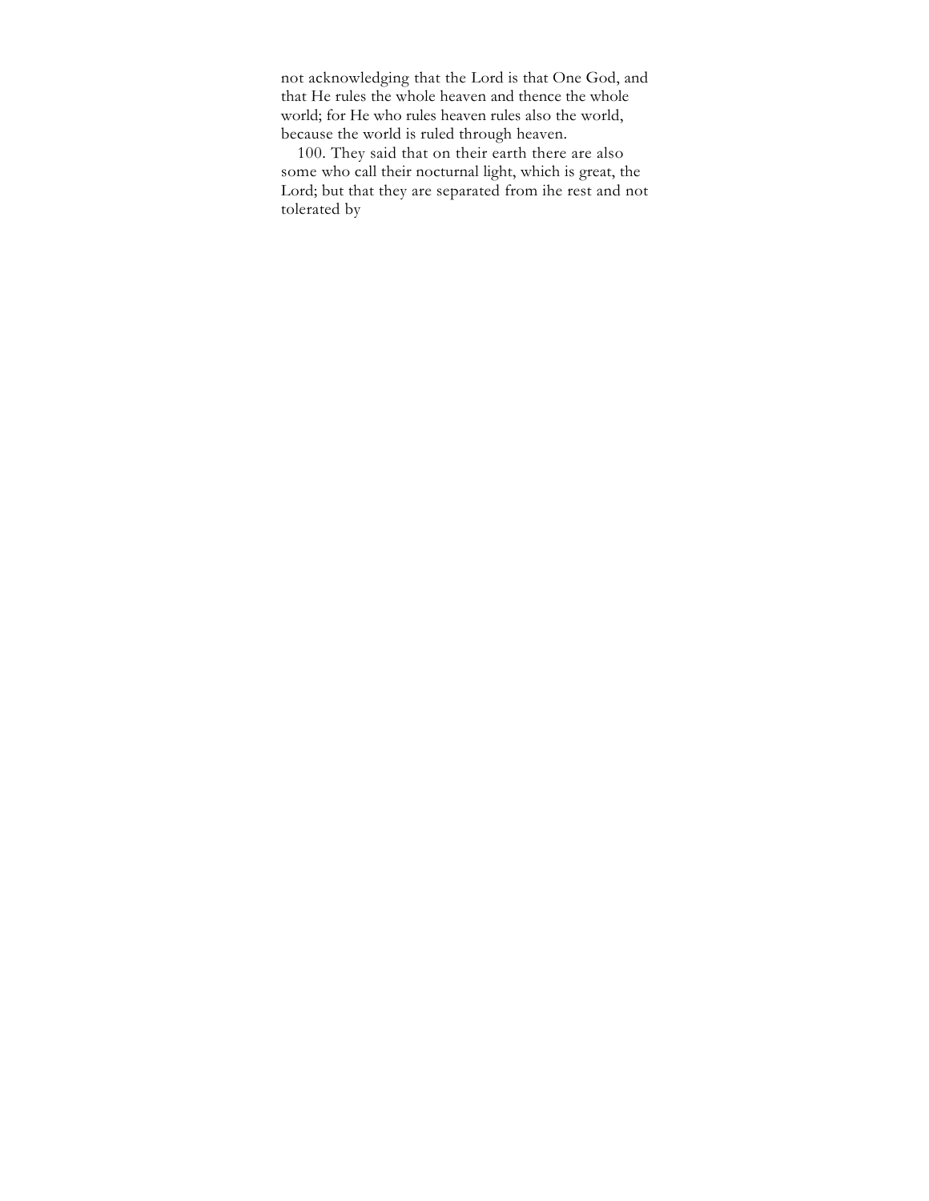not acknowledging that the Lord is that One God, and that He rules the whole heaven and thence the whole world; for He who rules heaven rules also the world, because the world is ruled through heaven.

100. They said that on their earth there are also some who call their nocturnal light, which is great, the Lord; but that they are separated from ihe rest and not tolerated by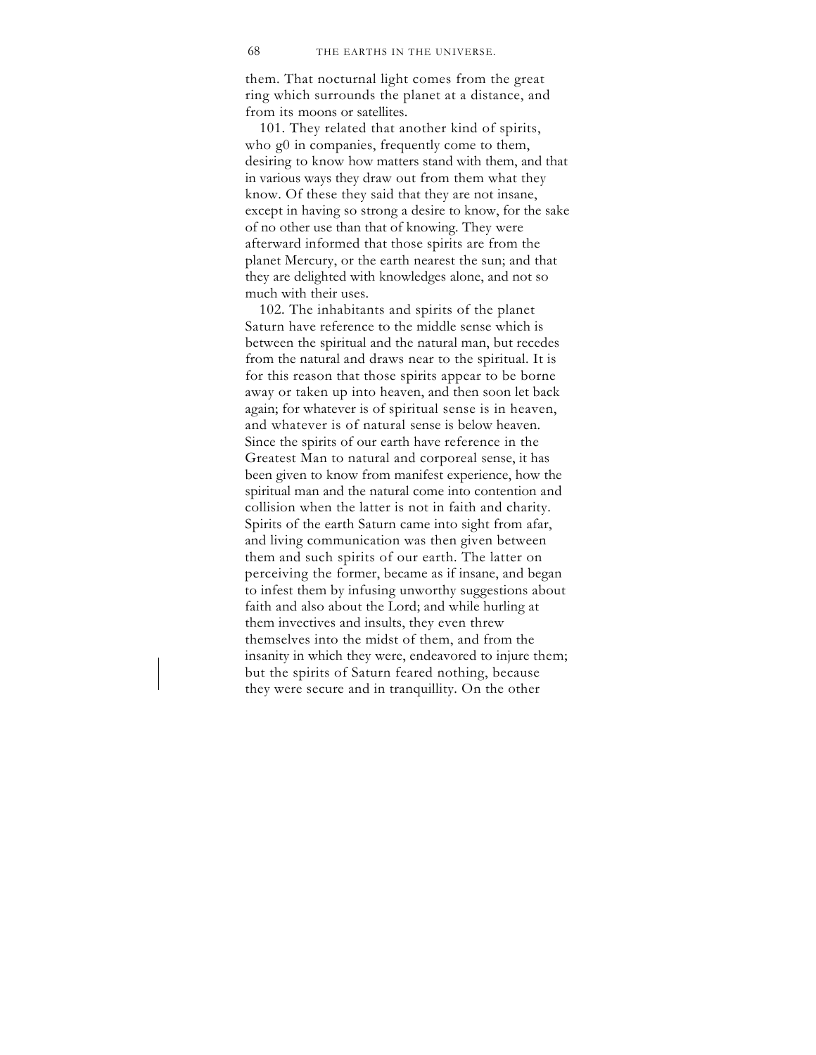them. That nocturnal light comes from the great ring which surrounds the planet at a distance, and from its moons or satellites.

101. They related that another kind of spirits, who g0 in companies, frequently come to them, desiring to know how matters stand with them, and that in various ways they draw out from them what they know. Of these they said that they are not insane, except in having so strong a desire to know, for the sake of no other use than that of knowing. They were afterward informed that those spirits are from the planet Mercury, or the earth nearest the sun; and that they are delighted with knowledges alone, and not so much with their uses.

102. The inhabitants and spirits of the planet Saturn have reference to the middle sense which is between the spiritual and the natural man, but recedes from the natural and draws near to the spiritual. It is for this reason that those spirits appear to be borne away or taken up into heaven, and then soon let back again; for whatever is of spiritual sense is in heaven, and whatever is of natural sense is below heaven. Since the spirits of our earth have reference in the Greatest Man to natural and corporeal sense, it has been given to know from manifest experience, how the spiritual man and the natural come into contention and collision when the latter is not in faith and charity. Spirits of the earth Saturn came into sight from afar, and living communication was then given between them and such spirits of our earth. The latter on perceiving the former, became as if insane, and began to infest them by infusing unworthy suggestions about faith and also about the Lord; and while hurling at them invectives and insults, they even threw themselves into the midst of them, and from the insanity in which they were, endeavored to injure them; but the spirits of Saturn feared nothing, because they were secure and in tranquillity. On the other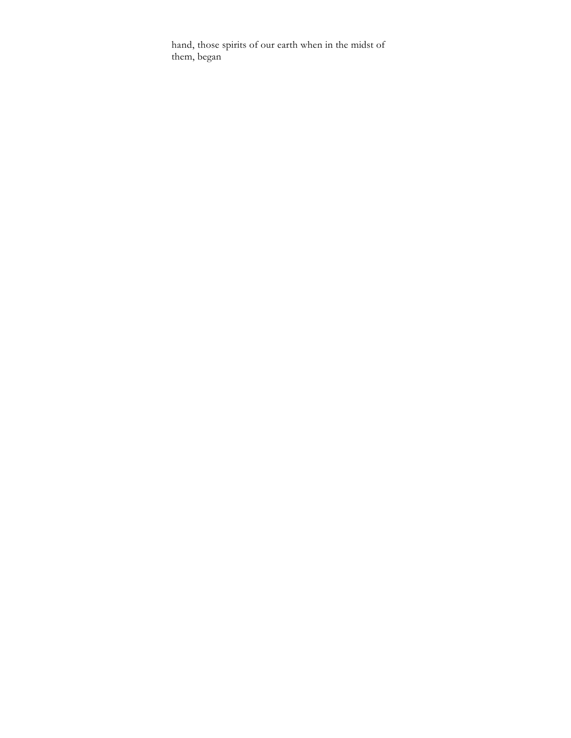hand, those spirits of our earth when in the midst of them, began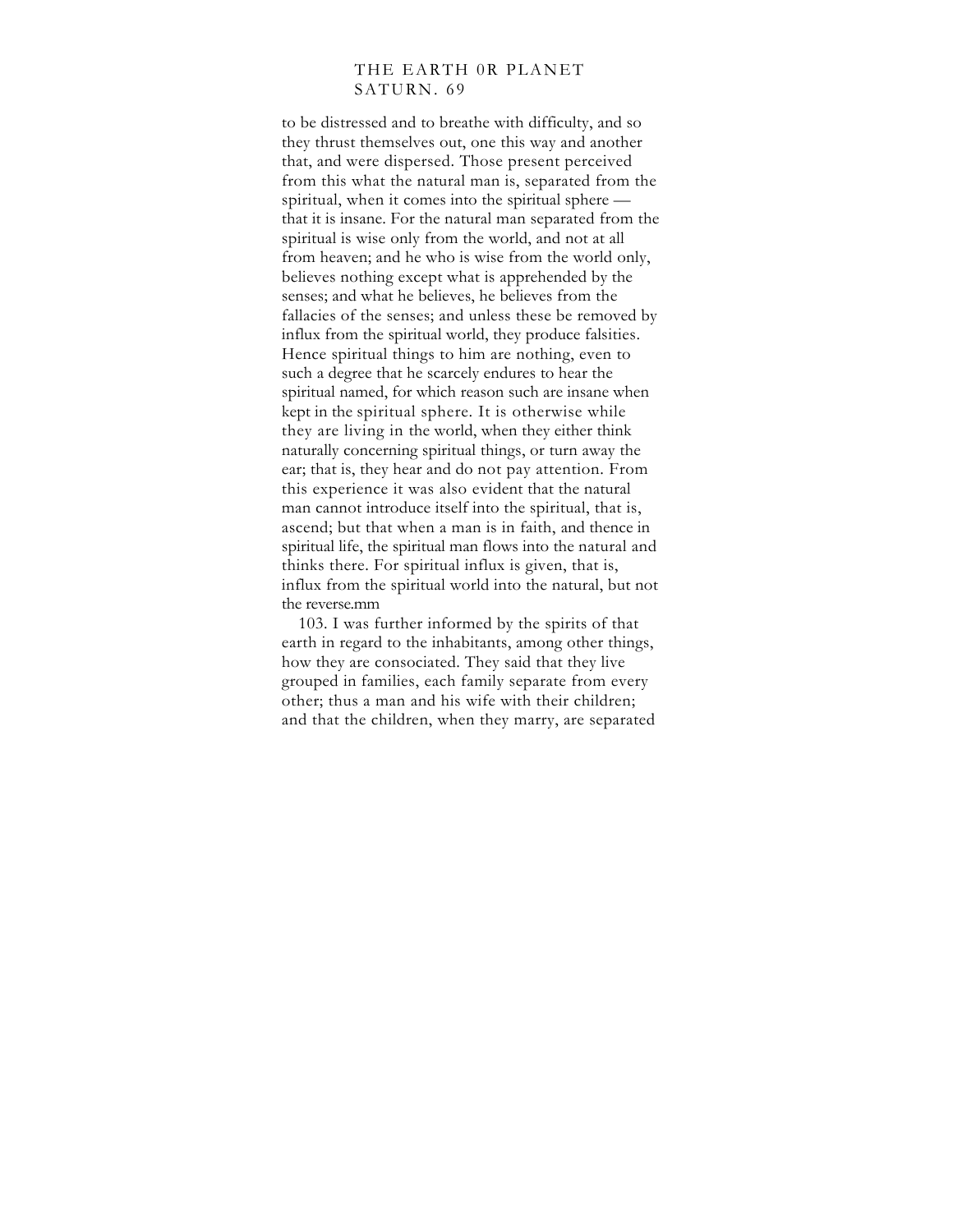to be distressed and to breathe with difficulty, and so they thrust themselves out, one this way and another that, and were dispersed. Those present perceived from this what the natural man is, separated from the spiritual, when it comes into the spiritual sphere — that it is insane. For the natural man separated from the spiritual is wise only from the world, and not at all from heaven; and he who is wise from the world only, believes nothing except what is apprehended by the senses; and what he believes, he believes from the fallacies of the senses; and unless these be removed by influx from the spiritual world, they produce falsities. Hence spiritual things to him are nothing, even to such a degree that he scarcely endures to hear the spiritual named, for which reason such are insane when kept in the spiritual sphere. It is otherwise while they are living in the world, when they either think naturally concerning spiritual things, or turn away the ear; that is, they hear and do not pay attention. From this experience it was also evident that the natural man cannot introduce itself into the spiritual, that is, ascend; but that when a man is in faith, and thence in spiritual life, the spiritual man flows into the natural and thinks there. For spiritual influx is given, that is, influx from the spiritual world into the natural, but not the reverse.[mm]

103. I was further informed by the spirits of that earth in regard to the inhabitants, among other things, how they are consociated. They said that they live grouped in families, each family separate from every other; thus a man and his wife with their children; and that the children, when they marry, are separated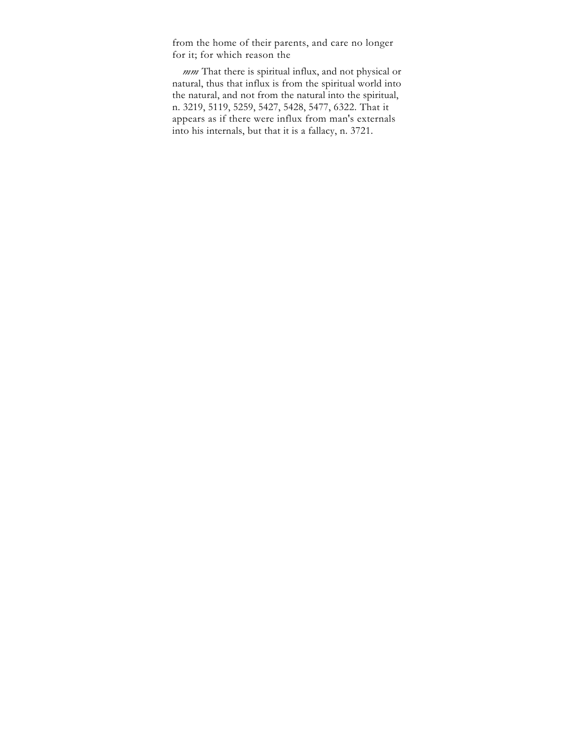from the home of their parents, and care no longer for it; for which reason the

*mm* That there is spiritual influx, and not physical or natural, thus that influx is from the spiritual world into the natural, and not from the natural into the spiritual, n. 3219, 5119, 5259, 5427, 5428, 5477, 6322. That it appears as if there were influx from man's externals into his internals, but that it is a fallacy, n. 3721.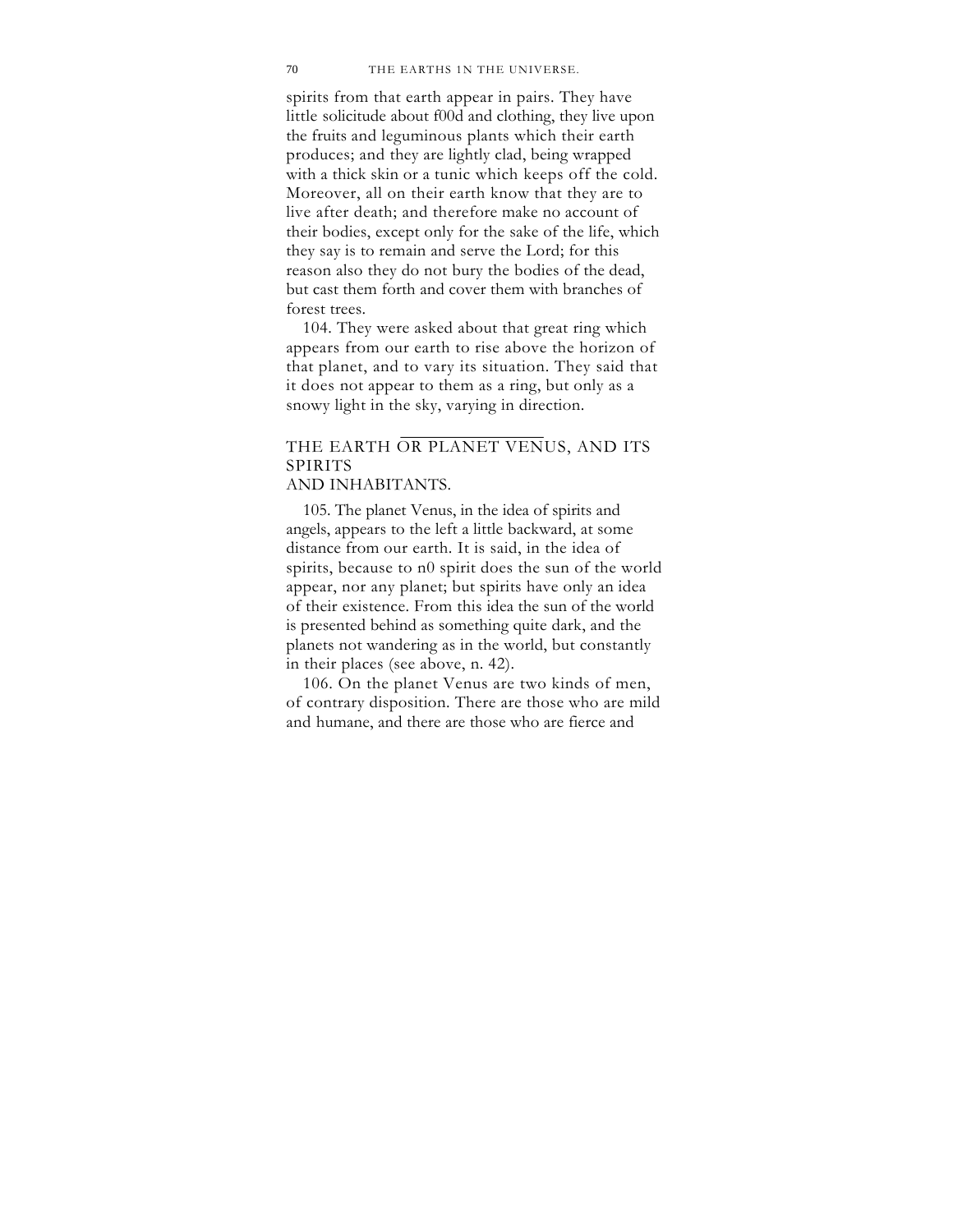spirits from that earth appear in pairs. They have little solicitude about f00d and clothing, they live upon the fruits and leguminous plants which their earth produces; and they are lightly clad, being wrapped with a thick skin or a tunic which keeps off the cold. Moreover, all on their earth know that they are to live after death; and therefore make no account of their bodies, except only for the sake of the life, which they say is to remain and serve the Lord; for this reason also they do not bury the bodies of the dead, but cast them forth and cover them with branches of forest trees.

104. They were asked about that great ring which appears from our earth to rise above the horizon of that planet, and to vary its situation. They said that it does not appear to them as a ring, but only as a snowy light in the sky, varying in direction.

## THE EARTH OR PLANET VENUS, AND ITS SPIRITS AND INHABITANTS.

105. The planet Venus, in the idea of spirits and angels, appears to the left a little backward, at some distance from our earth. It is said, in the idea of spirits, because to n0 spirit does the sun of the world appear, nor any planet; but spirits have only an idea of their existence. From this idea the sun of the world is presented behind as something quite dark, and the planets not wandering as in the world, but constantly in their places (see above, n. 42).

106. On the planet Venus are two kinds of men, of contrary disposition. There are those who are mild and humane, and there are those who are fierce and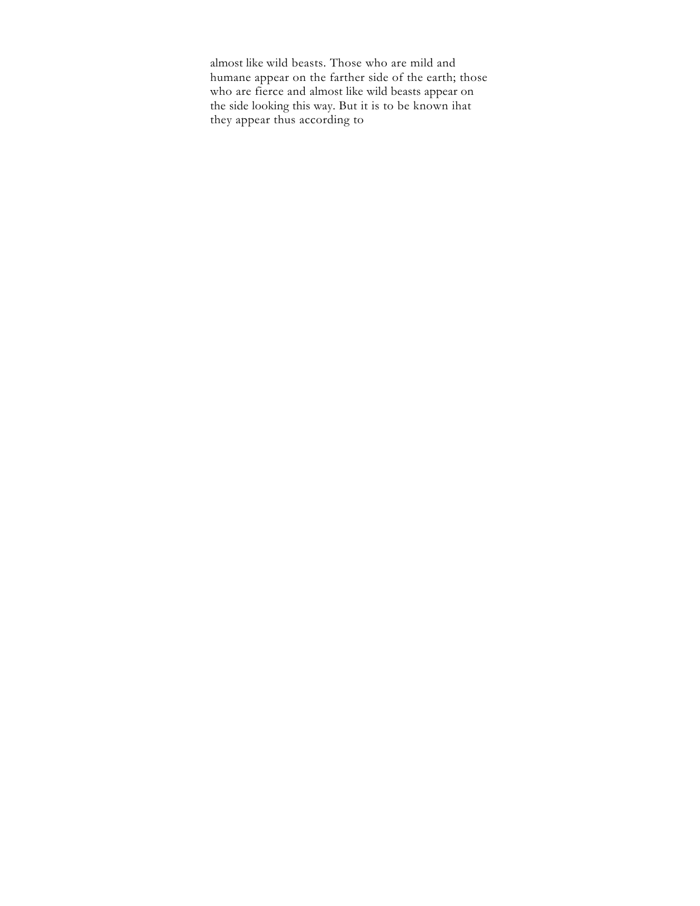almost like wild beasts. Those who are mild and humane appear on the farther side of the earth; those who are fierce and almost like wild beasts appear on the side looking this way. But it is to be known ihat they appear thus according to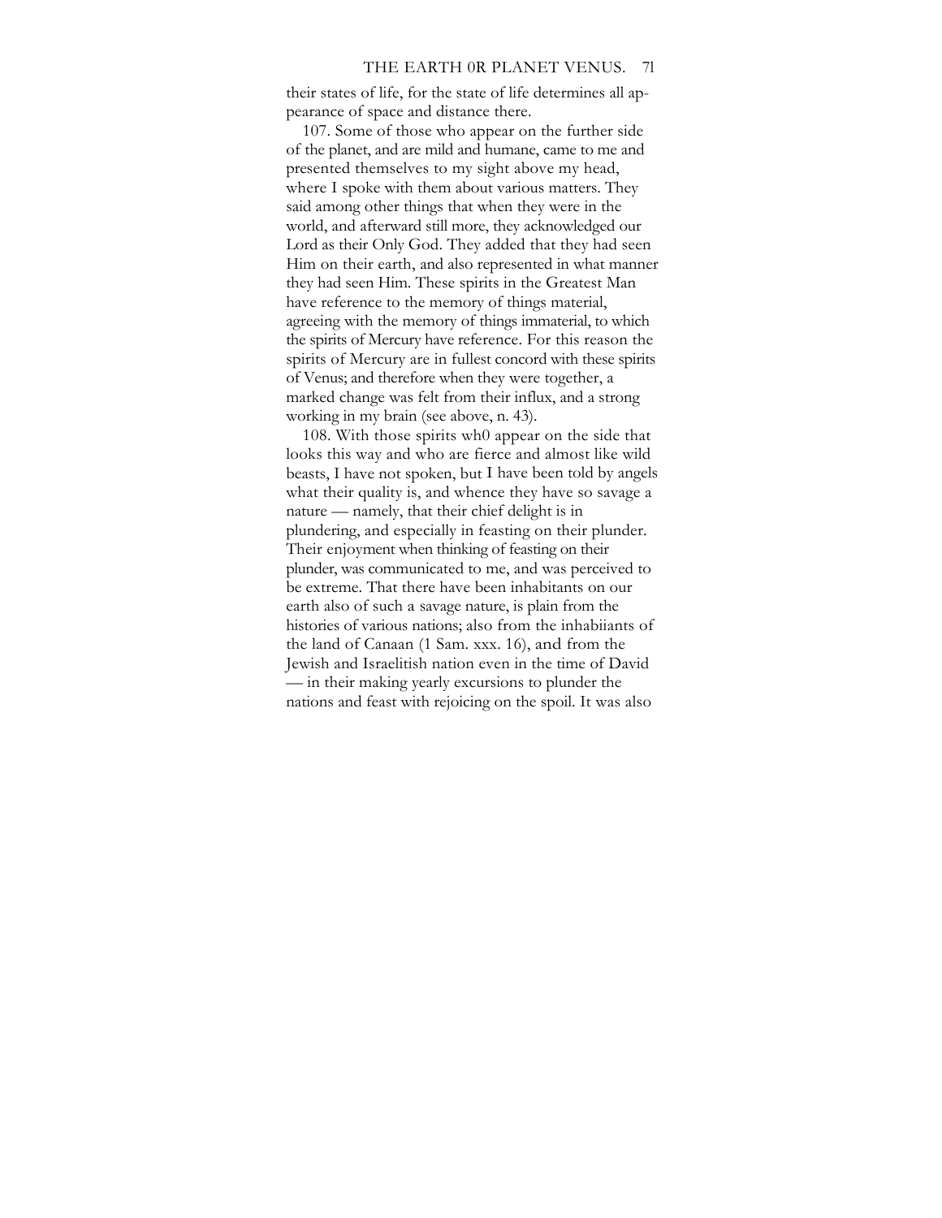their states of life, for the state of life determines all appearance of space and distance there.

107. Some of those who appear on the further side of the planet, and are mild and humane, came to me and presented themselves to my sight above my head, where I spoke with them about various matters. They said among other things that when they were in the world, and afterward still more, they acknowledged our Lord as their Only God. They added that they had seen Him on their earth, and also represented in what manner they had seen Him. These spirits in the Greatest Man have reference to the memory of things material, agreeing with the memory of things immaterial, to which the spirits of Mercury have reference. For this reason the spirits of Mercury are in fullest concord with these spirits of Venus; and therefore when they were together, a marked change was felt from their influx, and a strong working in my brain (see above, n. 43).

108. With those spirits wh0 appear on the side that looks this way and who are fierce and almost like wild beasts, I have not spoken, but I have been told by angels what their quality is, and whence they have so savage a nature — namely, that their chief delight is in plundering, and especially in feasting on their plunder. Their enjoyment when thinking of feasting on their plunder, was communicated to me, and was perceived to be extreme. That there have been inhabitants on our earth also of such a savage nature, is plain from the histories of various nations; also from the inhabiiants of the land of Canaan (1 Sam. xxx. 16), and from the Jewish and Israelitish nation even in the time of David — in their making yearly excursions to plunder the nations and feast with rejoicing on the spoil. It was also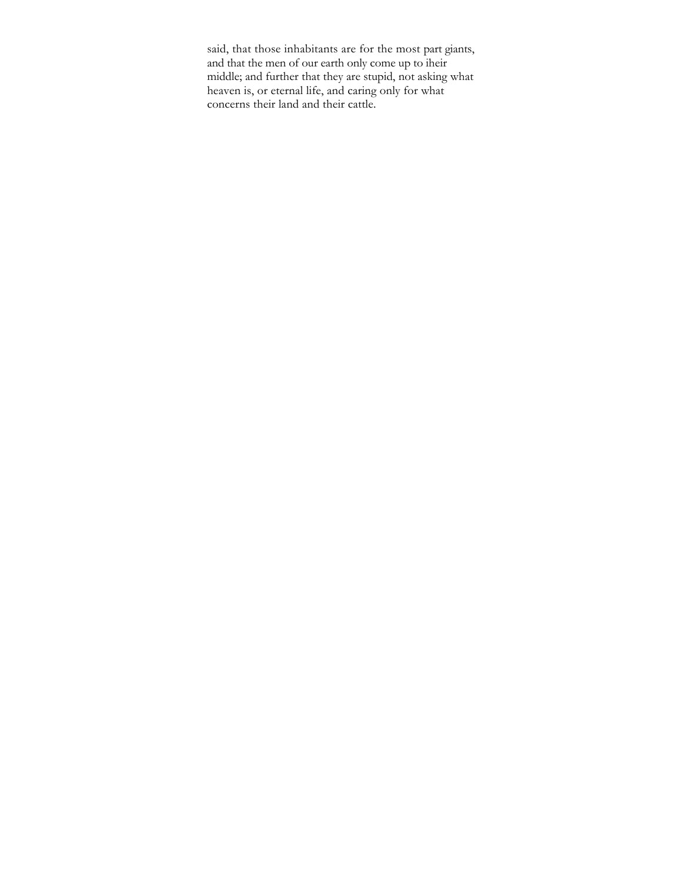said, that those inhabitants are for the most part giants, and that the men of our earth only come up to iheir middle; and further that they are stupid, not asking what heaven is, or eternal life, and caring only for what concerns their land and their cattle.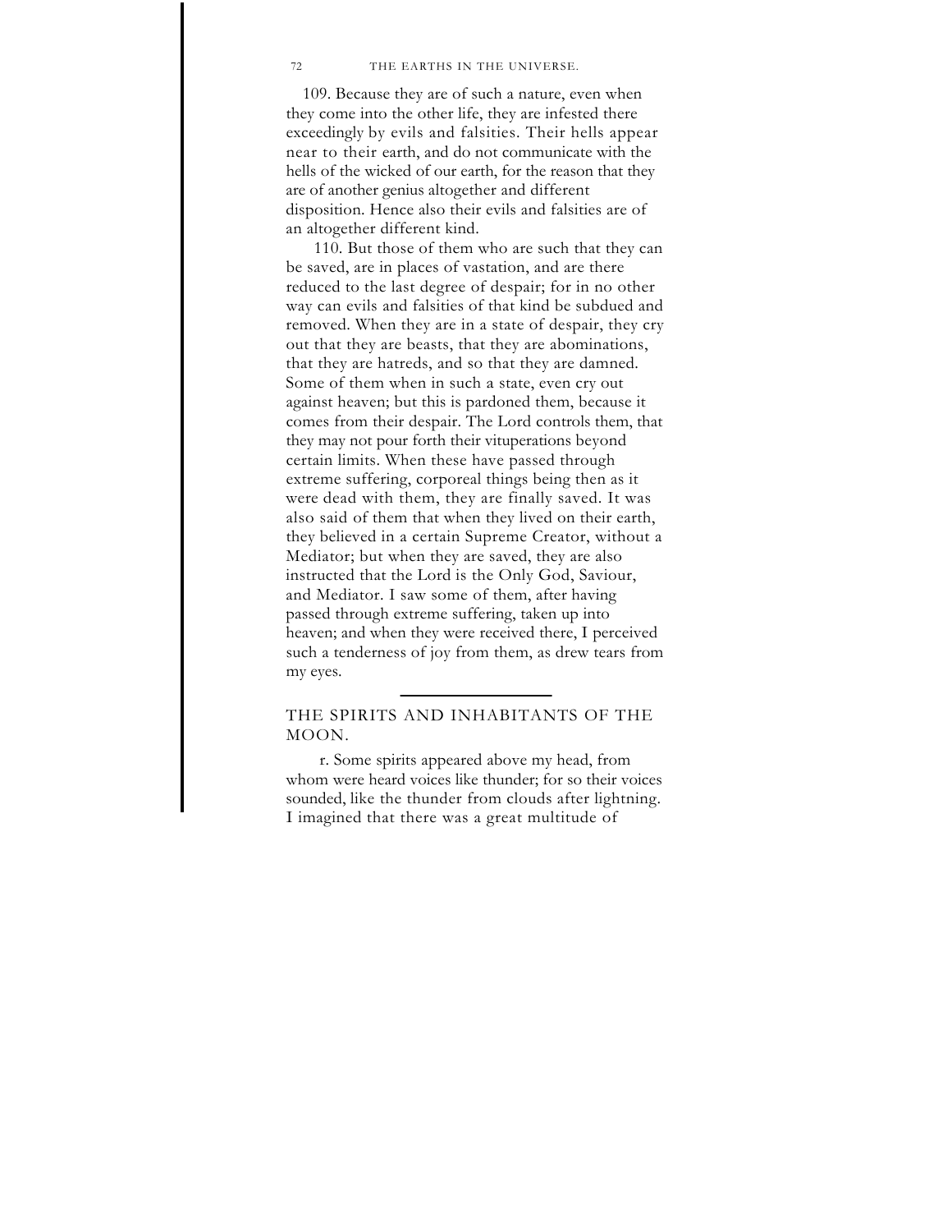109. Because they are of such a nature, even when they come into the other life, they are infested there exceedingly by evils and falsities. Their hells appear near to their earth, and do not communicate with the hells of the wicked of our earth, for the reason that they are of another genius altogether and different disposition. Hence also their evils and falsities are of an altogether different kind.

110. But those of them who are such that they can be saved, are in places of vastation, and are there reduced to the last degree of despair; for in no other way can evils and falsities of that kind be subdued and removed. When they are in a state of despair, they cry out that they are beasts, that they are abominations, that they are hatreds, and so that they are damned. Some of them when in such a state, even cry out against heaven; but this is pardoned them, because it comes from their despair. The Lord controls them, that they may not pour forth their vituperations beyond certain limits. When these have passed through extreme suffering, corporeal things being then as it were dead with them, they are finally saved. It was also said of them that when they lived on their earth, they believed in a certain Supreme Creator, without a Mediator; but when they are saved, they are also instructed that the Lord is the Only God, Saviour, and Mediator. I saw some of them, after having passed through extreme suffering, taken up into heaven; and when they were received there, I perceived such a tenderness of joy from them, as drew tears from my eyes.

---

## THE SPIRITS AND INHABITANTS OF THE MOON.

r. Some spirits appeared above my head, from whom were heard voices like thunder; for so their voices sounded, like the thunder from clouds after lightning. I imagined that there was a great multitude of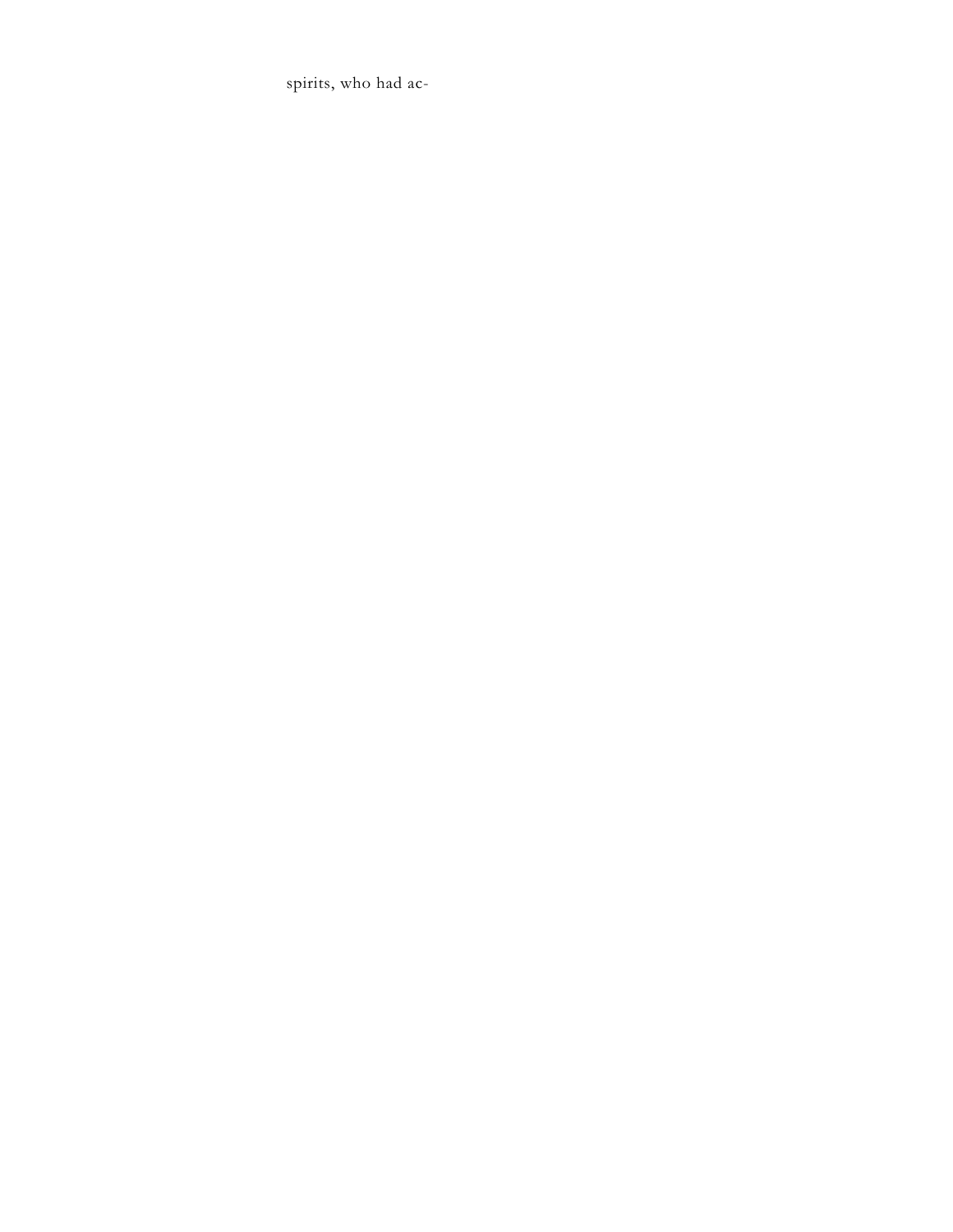spirits, who had ac-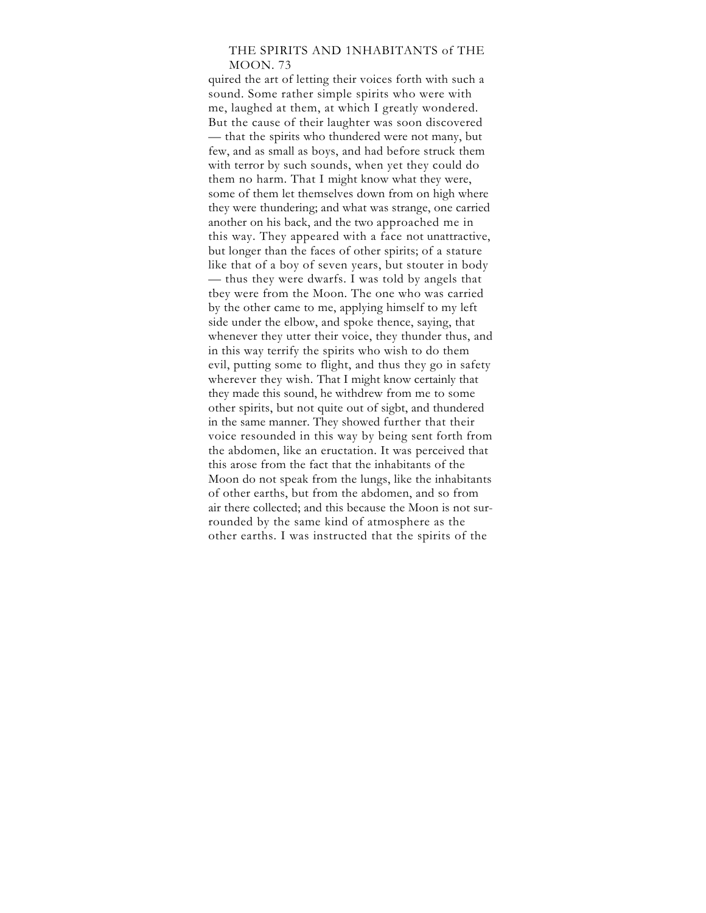quired the art of letting their voices forth with such a sound. Some rather simple spirits who were with me, laughed at them, at which I greatly wondered. But the cause of their laughter was soon discovered — that the spirits who thundered were not many, but few, and as small as boys, and had before struck them with terror by such sounds, when yet they could do them no harm. That I might know what they were, some of them let themselves down from on high where they were thundering; and what was strange, one carried another on his back, and the two approached me in this way. They appeared with a face not unattractive, but longer than the faces of other spirits; of a stature like that of a boy of seven years, but stouter in body — thus they were dwarfs. I was told by angels that tbey were from the Moon. The one who was carried by the other came to me, applying himself to my left side under the elbow, and spoke thence, saying, that whenever they utter their voice, they thunder thus, and in this way terrify the spirits who wish to do them evil, putting some to flight, and thus they go in safety wherever they wish. That I might know certainly that they made this sound, he withdrew from me to some other spirits, but not quite out of sigbt, and thundered in the same manner. They showed further that their voice resounded in this way by being sent forth from the abdomen, like an eructation. It was perceived that this arose from the fact that the inhabitants of the Moon do not speak from the lungs, like the inhabitants of other earths, but from the abdomen, and so from air there collected; and this because the Moon is not surrounded by the same kind of atmosphere as the other earths. I was instructed that the spirits of the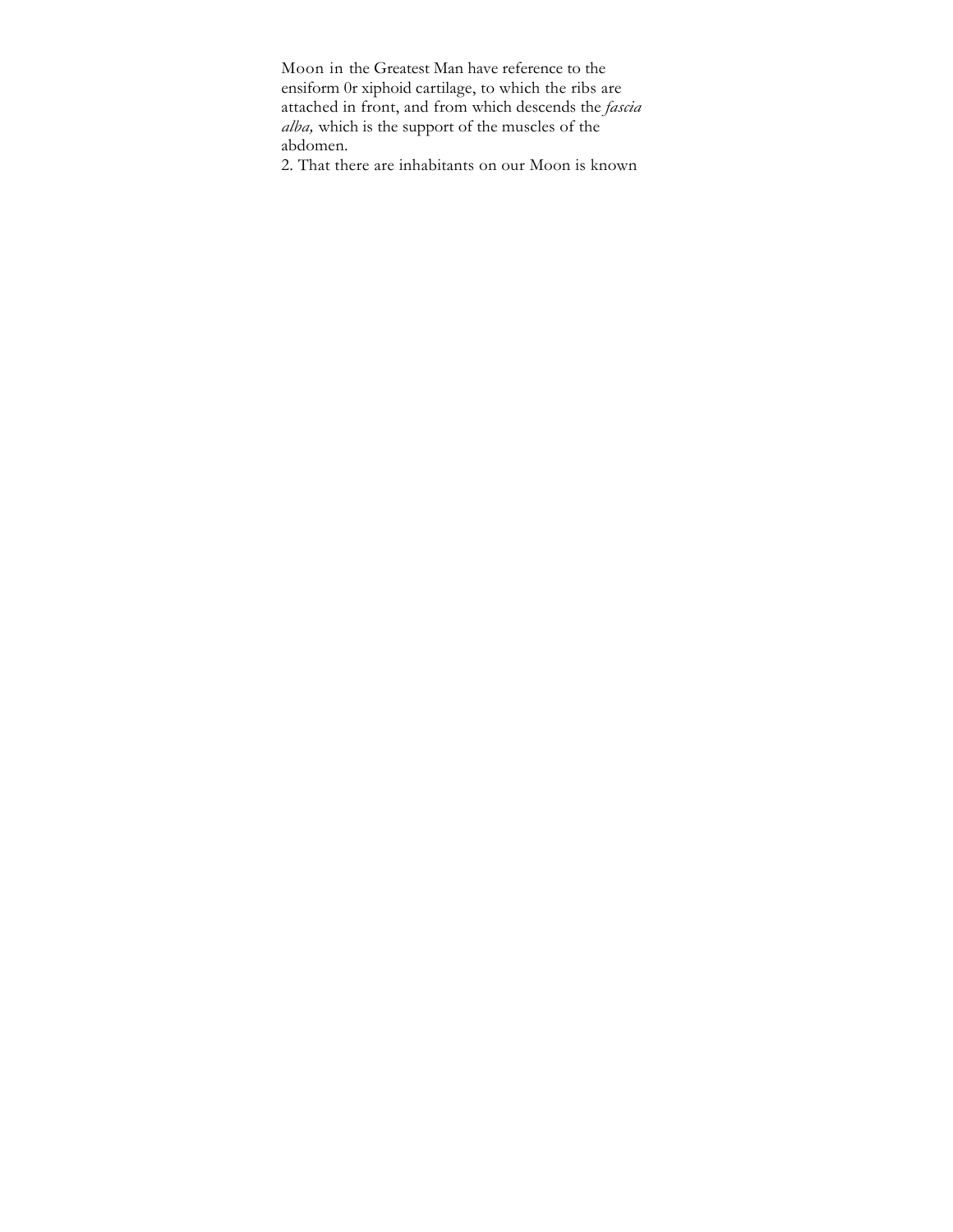Moon in the Greatest Man have reference to the ensiform 0r xiphoid cartilage, to which the ribs are attached in front, and from which descends the *fascia alba,* which is the support of the muscles of the abdomen.

2. That there are inhabitants on our Moon is known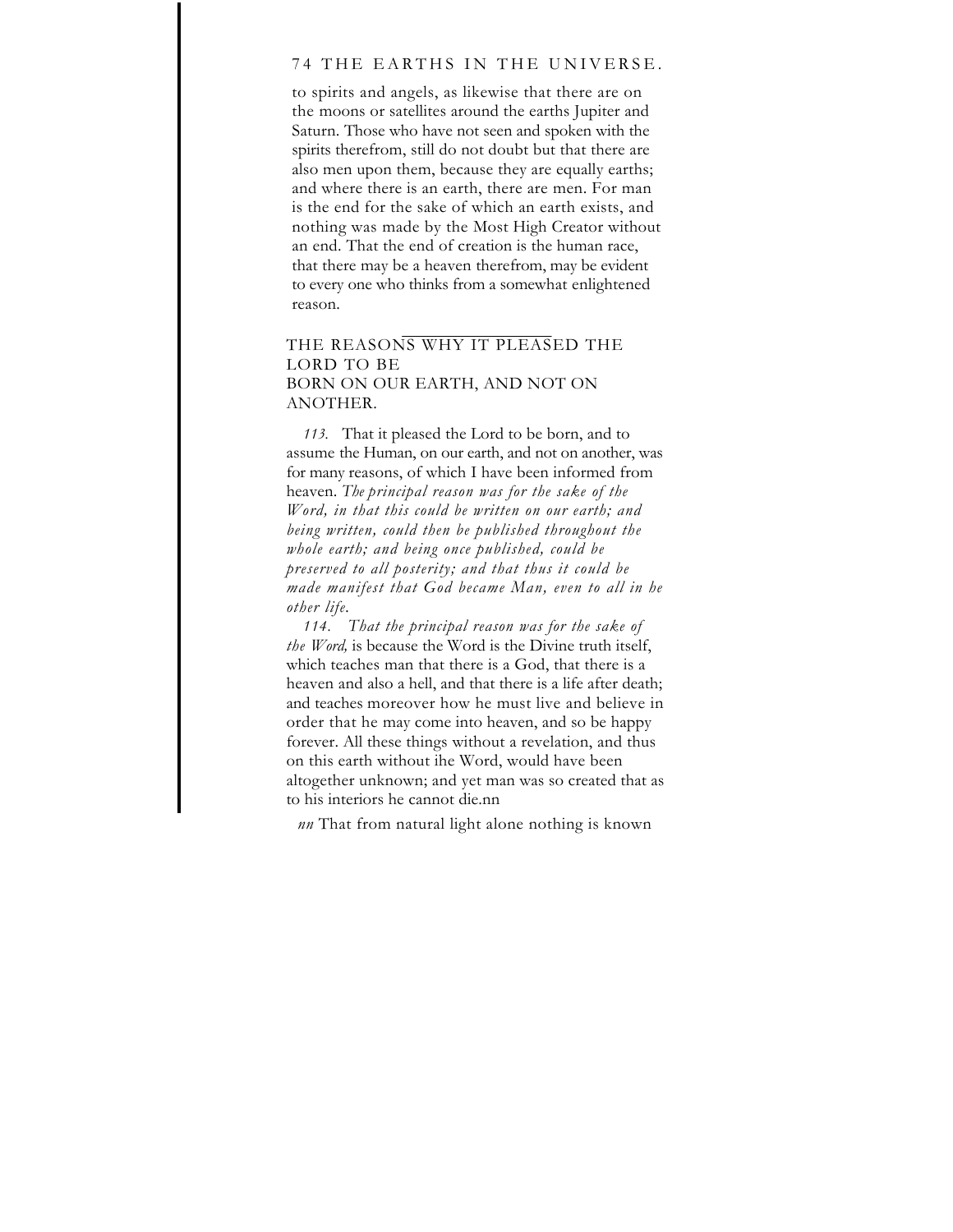to spirits and angels, as likewise that there are on the moons or satellites around the earths Jupiter and Saturn. Those who have not seen and spoken with the spirits therefrom, still do not doubt but that there are also men upon them, because they are equally earths; and where there is an earth, there are men. For man is the end for the sake of which an earth exists, and nothing was made by the Most High Creator without an end. That the end of creation is the human race, that there may be a heaven therefrom, may be evident to every one who thinks from a somewhat enlightened reason.

## THE REASONS WHY IT PLEASED THE LORD TO BE BORN ON OUR EARTH, AND NOT ON ANOTHER.

*113.* That it pleased the Lord to be born, and to assume the Human, on our earth, and not on another, was for many reasons, of which I have been informed from heaven. *The principal reason was for the sake of the Word, in that this could be written on our earth; and being written, could then be published throughout the whole earth; and being once published, could be preserved to all posterity; and that thus it could be made manifest that God became Man, even to all in he other life.*

*114. That the principal reason was for the sake of the Word,* is because the Word is the Divine truth itself, which teaches man that there is a God, that there is a heaven and also a hell, and that there is a life after death; and teaches moreover how he must live and believe in order that he may come into heaven, and so be happy forever. All these things without a revelation, and thus on this earth without ihe Word, would have been altogether unknown; and yet man was so created that as to his interiors he cannot die.nn

*nn* That from natural light alone nothing is known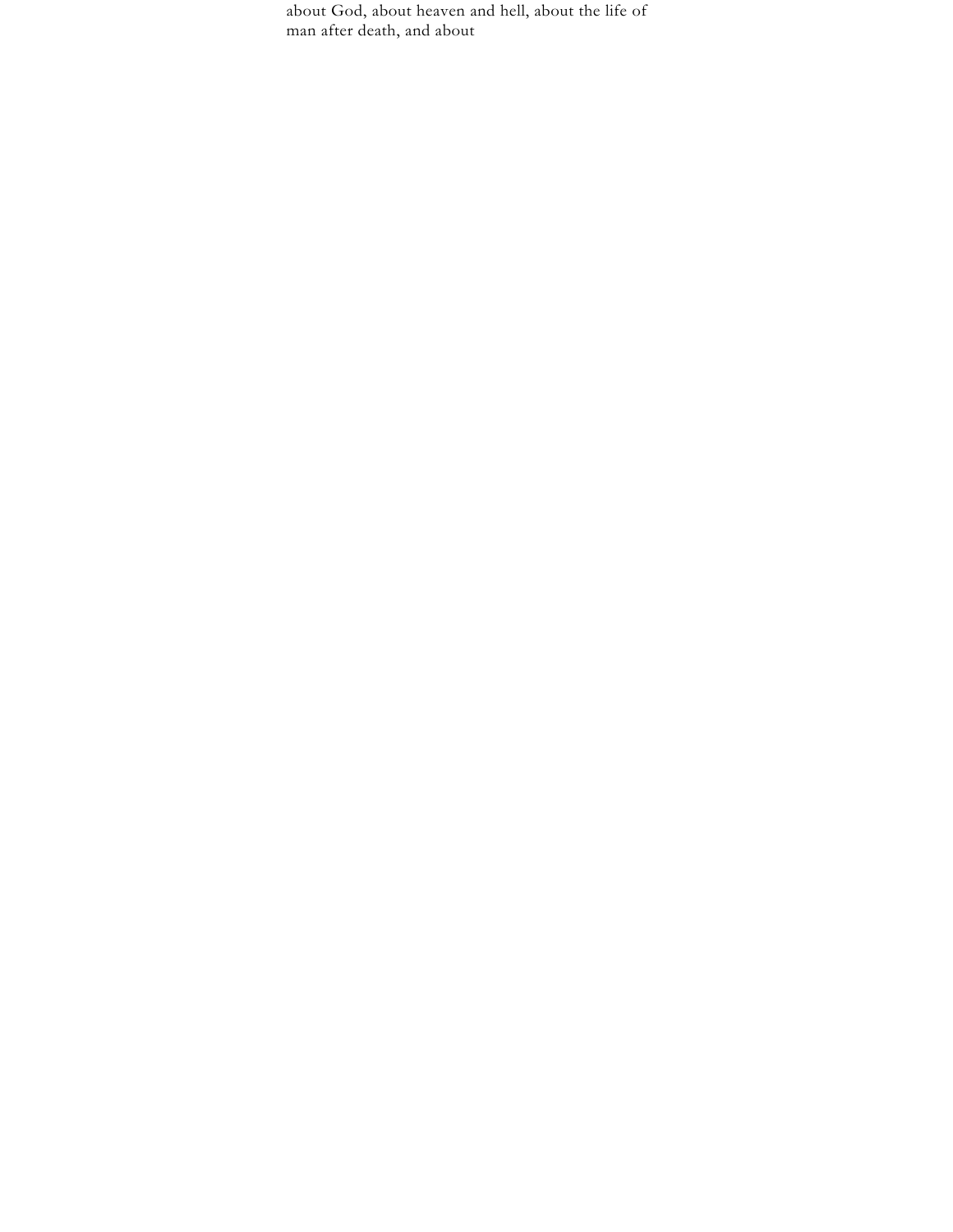about God, about heaven and hell, about the life of man after death, and about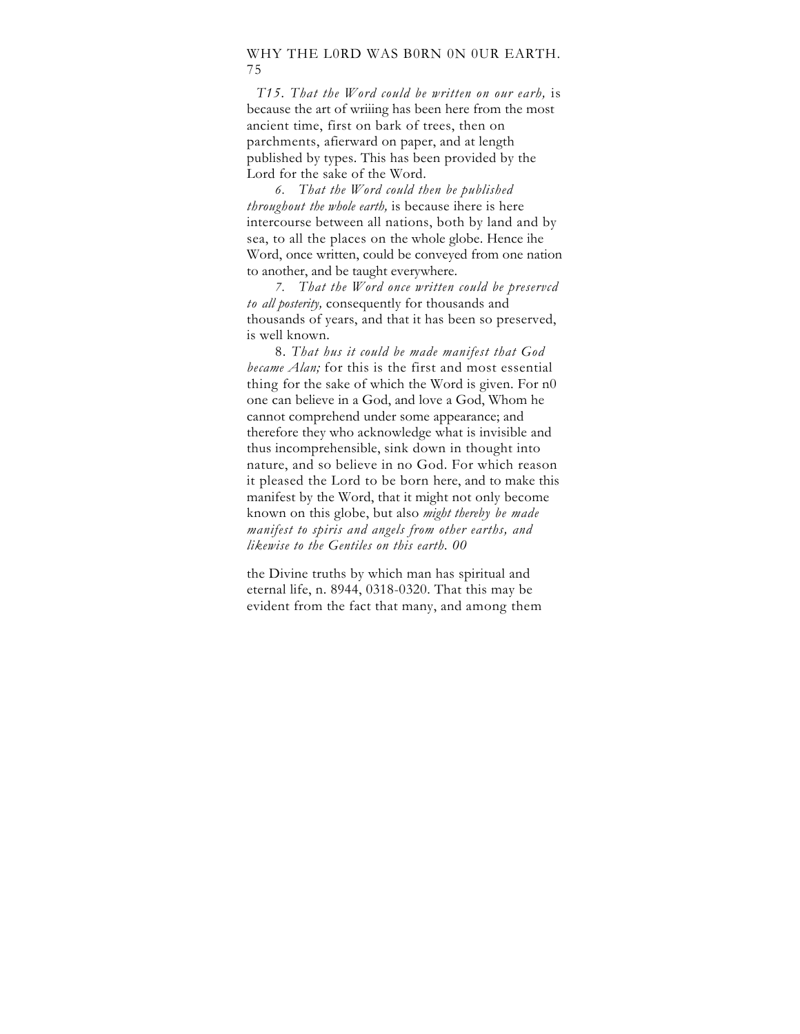*T15. That the Word could be written on our earh,* is because the art of wriiing has been here from the most ancient time, first on bark of trees, then on parchments, afierward on paper, and at length published by types. This has been provided by the Lord for the sake of the Word.

*6. That the Word could then be published throughout the whole earth,* is because ihere is here intercourse between all nations, both by land and by sea, to all the places on the whole globe. Hence ihe Word, once written, could be conveyed from one nation to another, and be taught everywhere.

*7. That the Word once written could be preservcd to all posterity,* consequently for thousands and thousands of years, and that it has been so preserved, is well known.

8. *That hus it could be made manifest that God became Alan;* for this is the first and most essential thing for the sake of which the Word is given. For n0 one can believe in a God, and love a God, Whom he cannot comprehend under some appearance; and therefore they who acknowledge what is invisible and thus incomprehensible, sink down in thought into nature, and so believe in no God. For which reason it pleased the Lord to be born here, and to make this manifest by the Word, that it might not only become known on this globe, but also *might thereby be made manifest to spiris and angels from other earths, and likewise to the Gentiles on this earth. 00*

the Divine truths by which man has spiritual and eternal life, n. 8944, 0318-0320. That this may be evident from the fact that many, and among them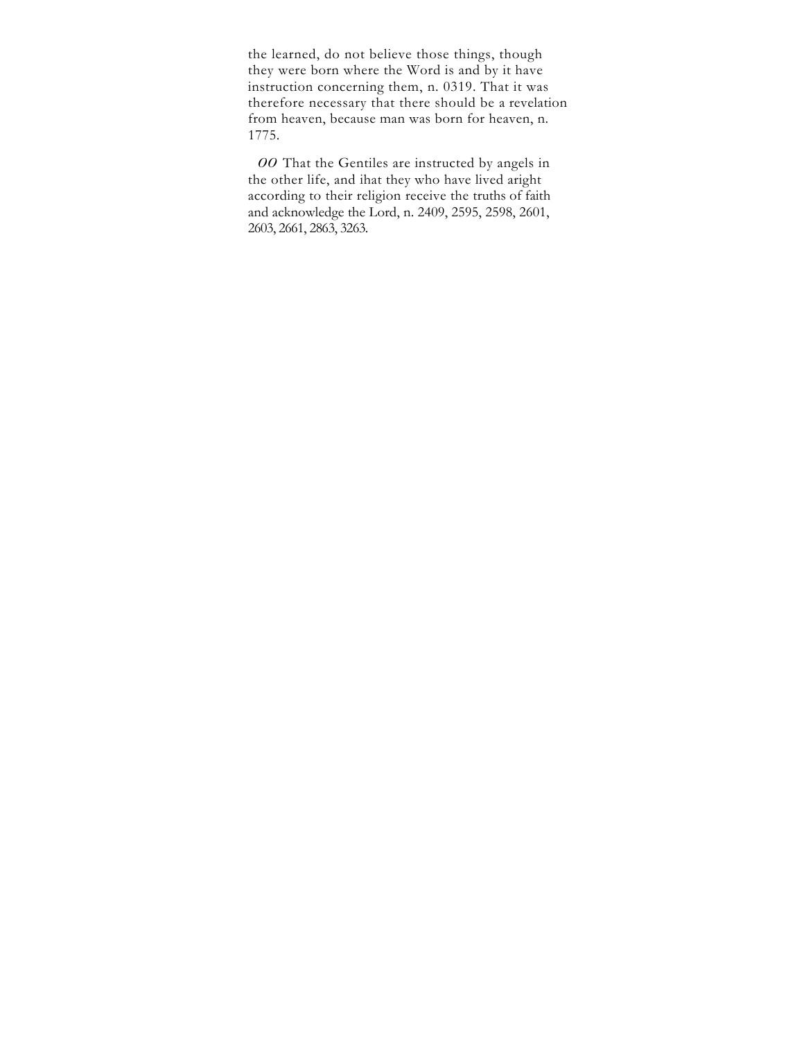the learned, do not believe those things, though they were born where the Word is and by it have instruction concerning them, n. 0319. That it was therefore necessary that there should be a revelation from heaven, because man was born for heaven, n. 1775.

*OO* That the Gentiles are instructed by angels in the other life, and ihat they who have lived aright according to their religion receive the truths of faith and acknowledge the Lord, n. 2409, 2595, 2598, 2601, 2603, 2661, 2863, 3263.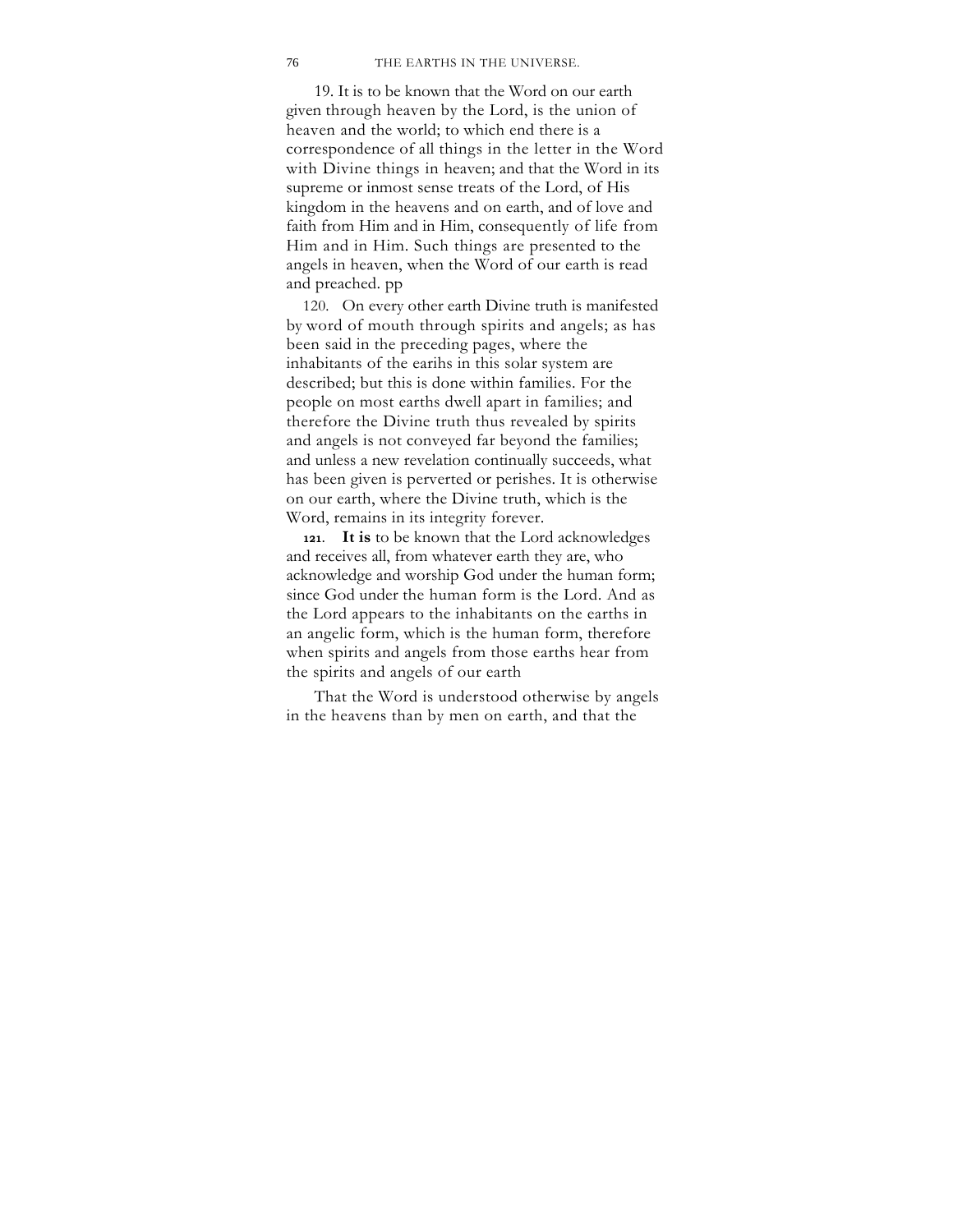19. It is to be known that the Word on our earth given through heaven by the Lord, is the union of heaven and the world; to which end there is a correspondence of all things in the letter in the Word with Divine things in heaven; and that the Word in its supreme or inmost sense treats of the Lord, of His kingdom in the heavens and on earth, and of love and faith from Him and in Him, consequently of life from Him and in Him. Such things are presented to the angels in heaven, when the Word of our earth is read and preached. pp

120. On every other earth Divine truth is manifested by word of mouth through spirits and angels; as has been said in the preceding pages, where the inhabitants of the earihs in this solar system are described; but this is done within families. For the people on most earths dwell apart in families; and therefore the Divine truth thus revealed by spirits and angels is not conveyed far beyond the families; and unless a new revelation continually succeeds, what has been given is perverted or perishes. It is otherwise on our earth, where the Divine truth, which is the Word, remains in its integrity forever.

**121**. **It is** to be known that the Lord acknowledges and receives all, from whatever earth they are, who acknowledge and worship God under the human form; since God under the human form is the Lord. And as the Lord appears to the inhabitants on the earths in an angelic form, which is the human form, therefore when spirits and angels from those earths hear from the spirits and angels of our earth

That the Word is understood otherwise by angels in the heavens than by men on earth, and that the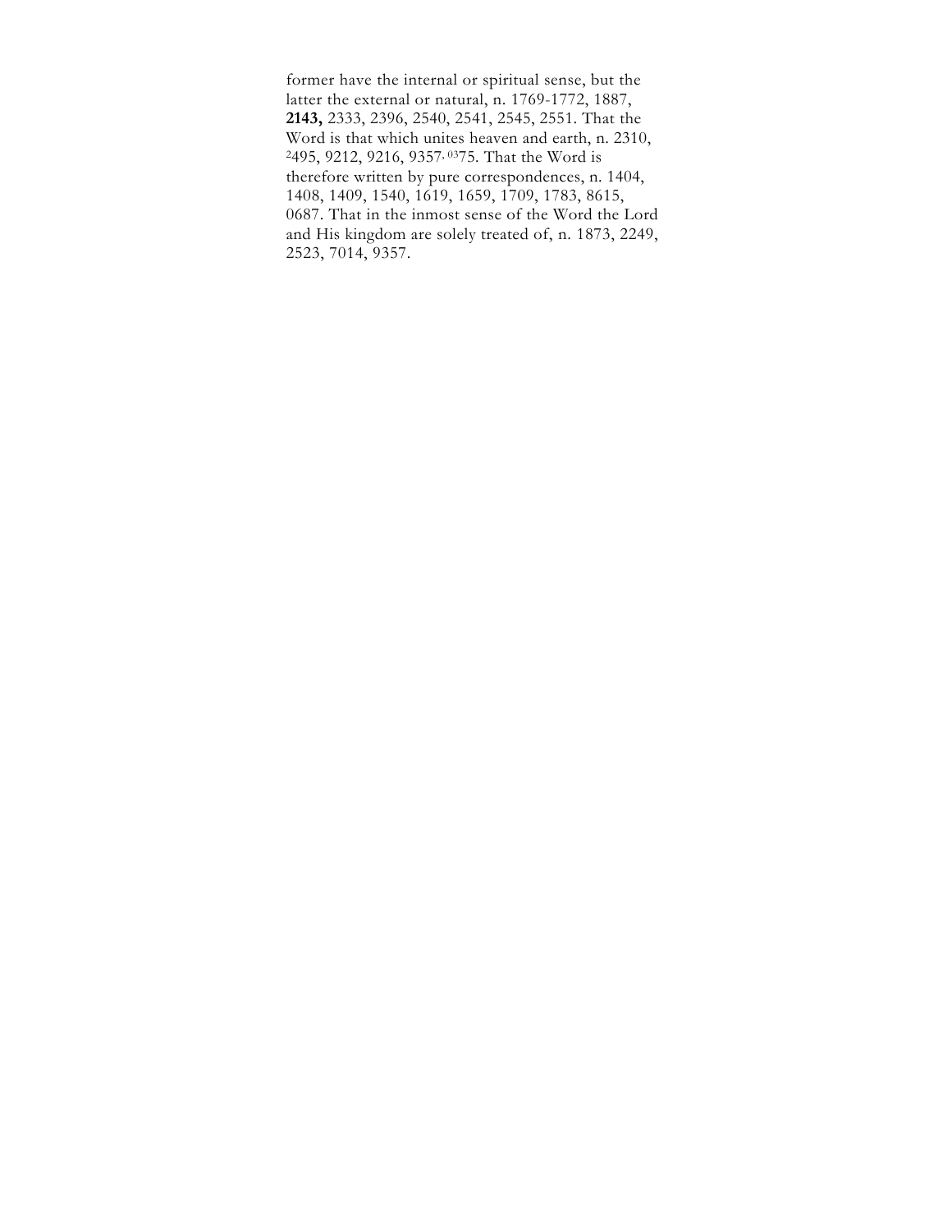former have the internal or spiritual sense, but the latter the external or natural, n. 1769-1772, 1887, **2143,** 2333, 2396, 2540, 2541, 2545, 2551. That the Word is that which unites heaven and earth, n. 2310, 2495, 9212, 9216, 9357, 0375. That the Word is therefore written by pure correspondences, n. 1404, 1408, 1409, 1540, 1619, 1659, 1709, 1783, 8615, 0687. That in the inmost sense of the Word the Lord and His kingdom are solely treated of, n. 1873, 2249, 2523, 7014, 9357.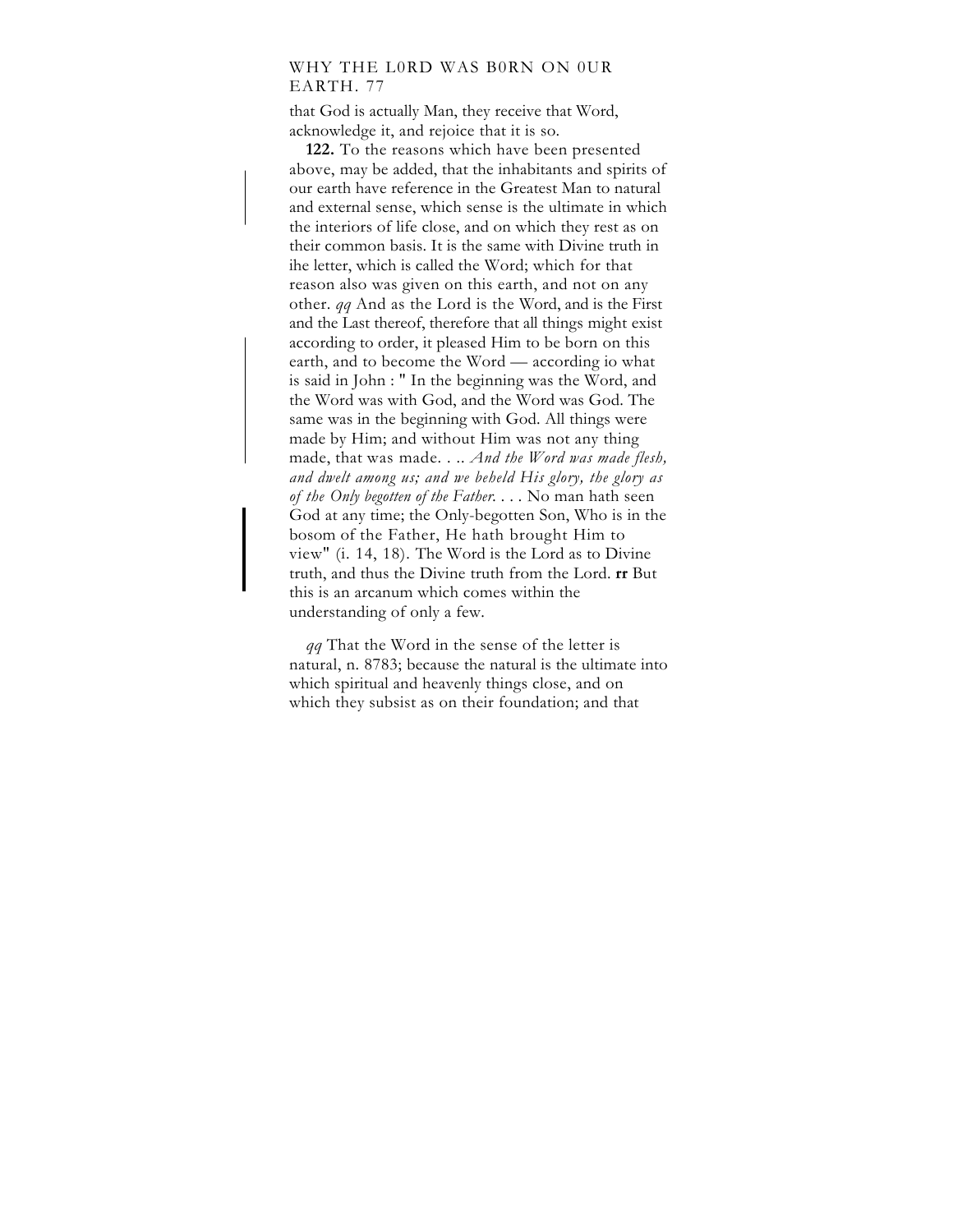that God is actually Man, they receive that Word, acknowledge it, and rejoice that it is so.

**122.** To the reasons which have been presented above, may be added, that the inhabitants and spirits of our earth have reference in the Greatest Man to natural and external sense, which sense is the ultimate in which the interiors of life close, and on which they rest as on their common basis. It is the same with Divine truth in ihe letter, which is called the Word; which for that reason also was given on this earth, and not on any other. *qq* And as the Lord is the Word, and is the First and the Last thereof, therefore that all things might exist according to order, it pleased Him to be born on this earth, and to become the Word — according io what is said in John : " In the beginning was the Word, and the Word was with God, and the Word was God. The same was in the beginning with God. All things were made by Him; and without Him was not any thing made, that was made. . .. *And the Word was made flesh, and dwelt among us; and we beheld His glory, the glory as of the Only begotten of the Father.* . . . No man hath seen God at any time; the Only-begotten Son, Who is in the bosom of the Father, He hath brought Him to view" (i. 14, 18). The Word is the Lord as to Divine truth, and thus the Divine truth from the Lord. **rr** But this is an arcanum which comes within the understanding of only a few.

*qq* That the Word in the sense of the letter is natural, n. 8783; because the natural is the ultimate into which spiritual and heavenly things close, and on which they subsist as on their foundation; and that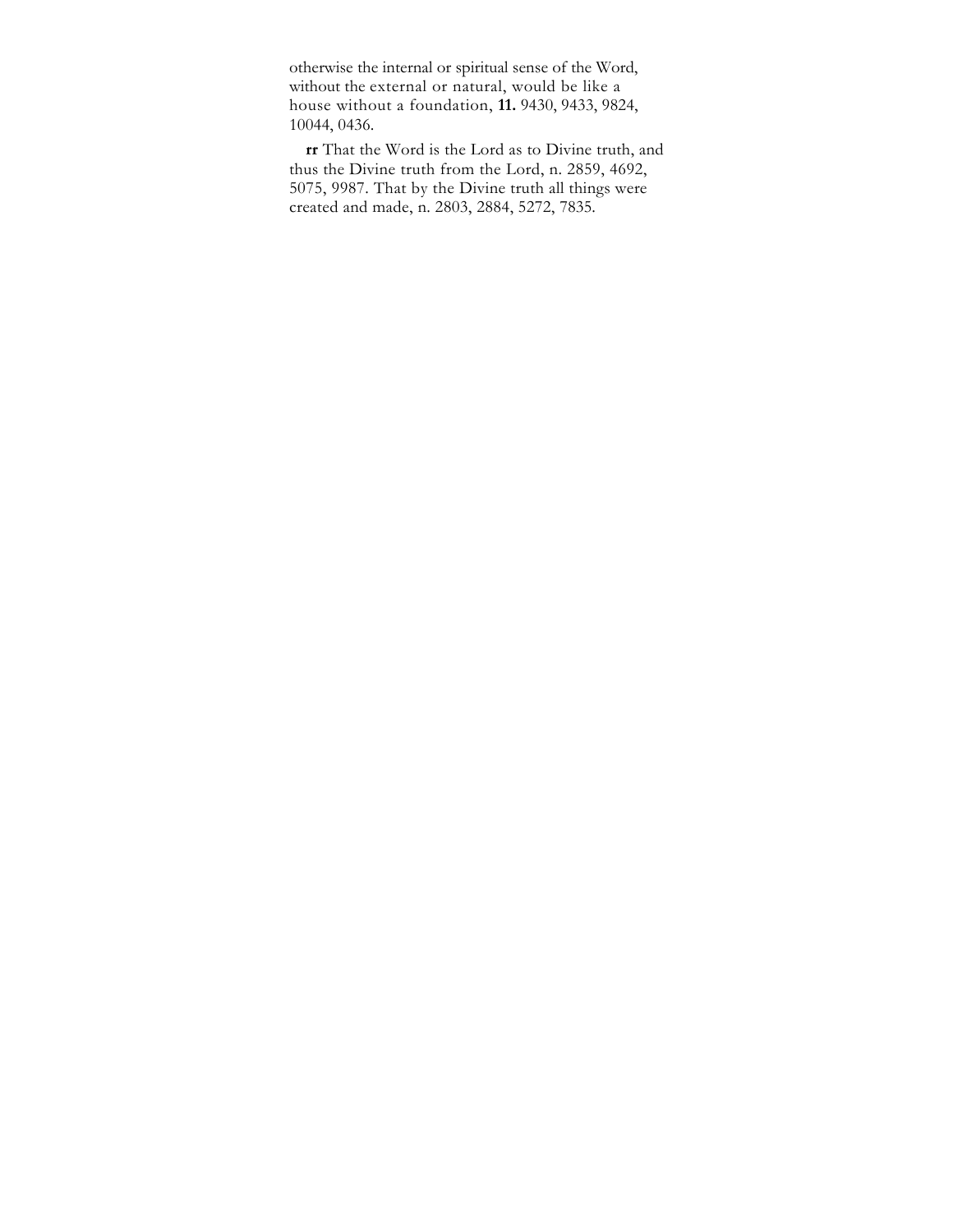otherwise the internal or spiritual sense of the Word, without the external or natural, would be like a house without a foundation, **11.** 9430, 9433, 9824, 10044, 0436.

**rr** That the Word is the Lord as to Divine truth, and thus the Divine truth from the Lord, n. 2859, 4692, 5075, 9987. That by the Divine truth all things were created and made, n. 2803, 2884, 5272, 7835.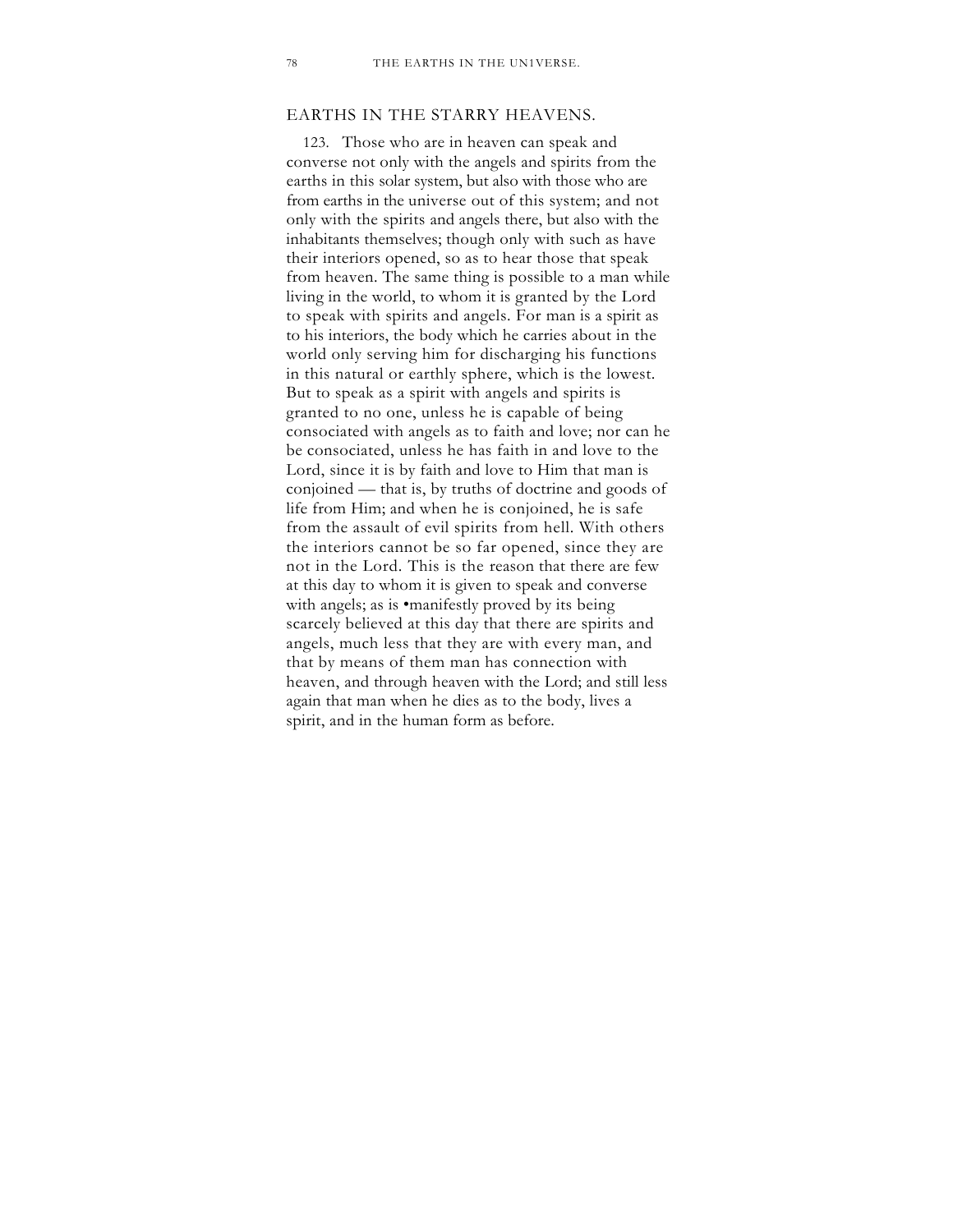## EARTHS IN THE STARRY HEAVENS.

123. Those who are in heaven can speak and converse not only with the angels and spirits from the earths in this solar system, but also with those who are from earths in the universe out of this system; and not only with the spirits and angels there, but also with the inhabitants themselves; though only with such as have their interiors opened, so as to hear those that speak from heaven. The same thing is possible to a man while living in the world, to whom it is granted by the Lord to speak with spirits and angels. For man is a spirit as to his interiors, the body which he carries about in the world only serving him for discharging his functions in this natural or earthly sphere, which is the lowest. But to speak as a spirit with angels and spirits is granted to no one, unless he is capable of being consociated with angels as to faith and love; nor can he be consociated, unless he has faith in and love to the Lord, since it is by faith and love to Him that man is conjoined — that is, by truths of doctrine and goods of life from Him; and when he is conjoined, he is safe from the assault of evil spirits from hell. With others the interiors cannot be so far opened, since they are not in the Lord. This is the reason that there are few at this day to whom it is given to speak and converse with angels; as is •manifestly proved by its being scarcely believed at this day that there are spirits and angels, much less that they are with every man, and that by means of them man has connection with heaven, and through heaven with the Lord; and still less again that man when he dies as to the body, lives a spirit, and in the human form as before.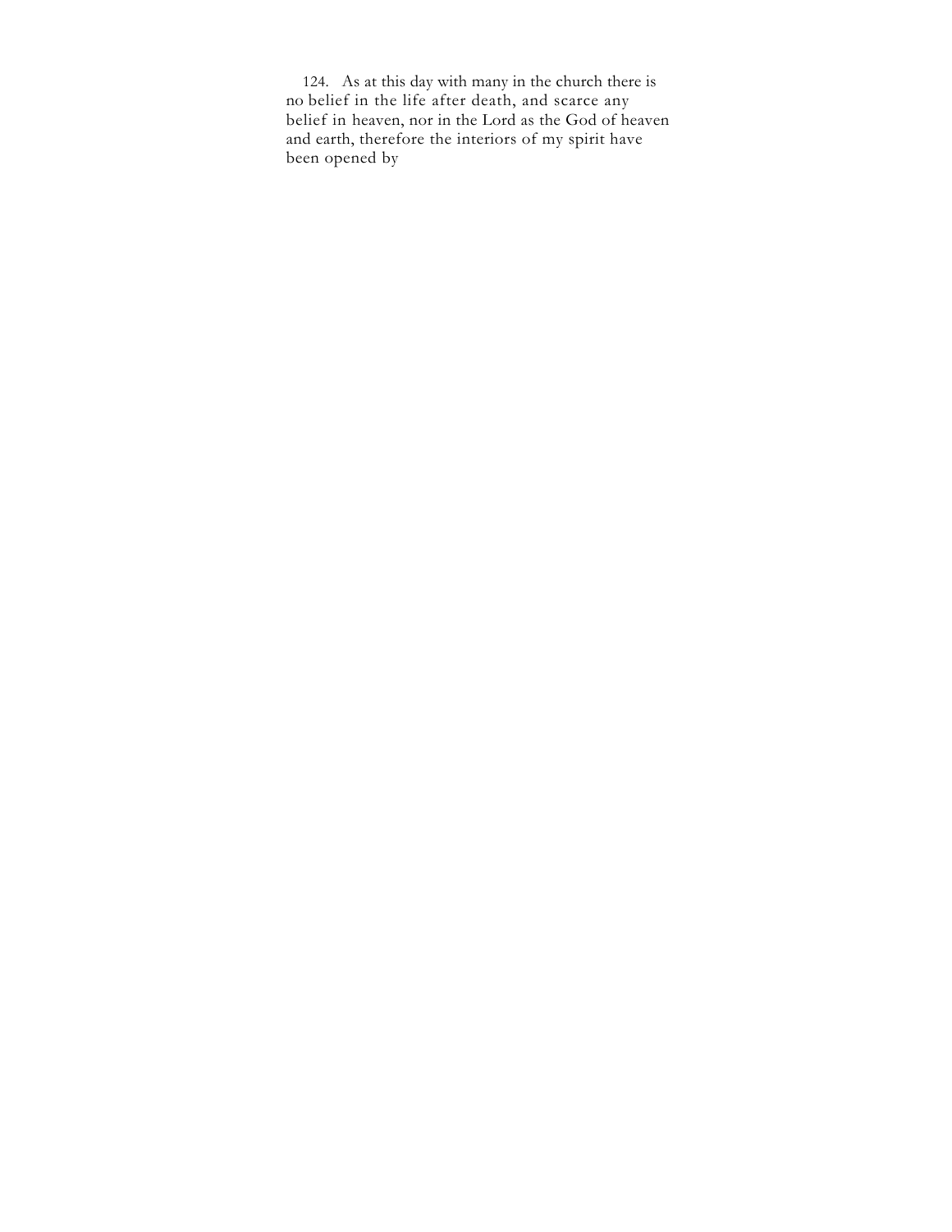124. As at this day with many in the church there is no belief in the life after death, and scarce any belief in heaven, nor in the Lord as the God of heaven and earth, therefore the interiors of my spirit have been opened by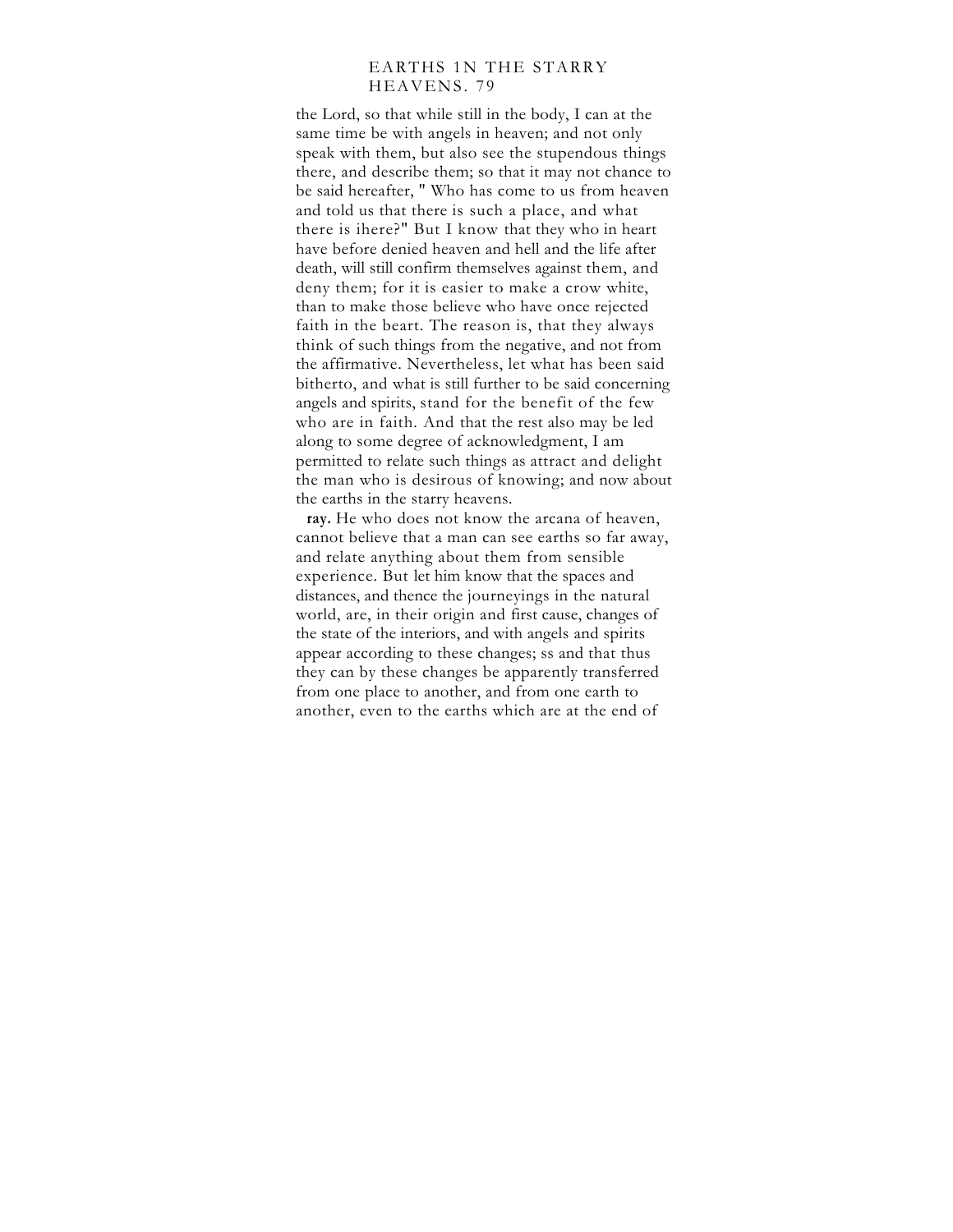the Lord, so that while still in the body, I can at the same time be with angels in heaven; and not only speak with them, but also see the stupendous things there, and describe them; so that it may not chance to be said hereafter, " Who has come to us from heaven and told us that there is such a place, and what there is ihere?" But I know that they who in heart have before denied heaven and hell and the life after death, will still confirm themselves against them, and deny them; for it is easier to make a crow white, than to make those believe who have once rejected faith in the beart. The reason is, that they always think of such things from the negative, and not from the affirmative. Nevertheless, let what has been said bitherto, and what is still further to be said concerning angels and spirits, stand for the benefit of the few who are in faith. And that the rest also may be led along to some degree of acknowledgment, I am permitted to relate such things as attract and delight the man who is desirous of knowing; and now about the earths in the starry heavens.

**ray.** He who does not know the arcana of heaven, cannot believe that a man can see earths so far away, and relate anything about them from sensible experience. But let him know that the spaces and distances, and thence the journeyings in the natural world, are, in their origin and first cause, changes of the state of the interiors, and with angels and spirits appear according to these changes; ss and that thus they can by these changes be apparently transferred from one place to another, and from one earth to another, even to the earths which are at the end of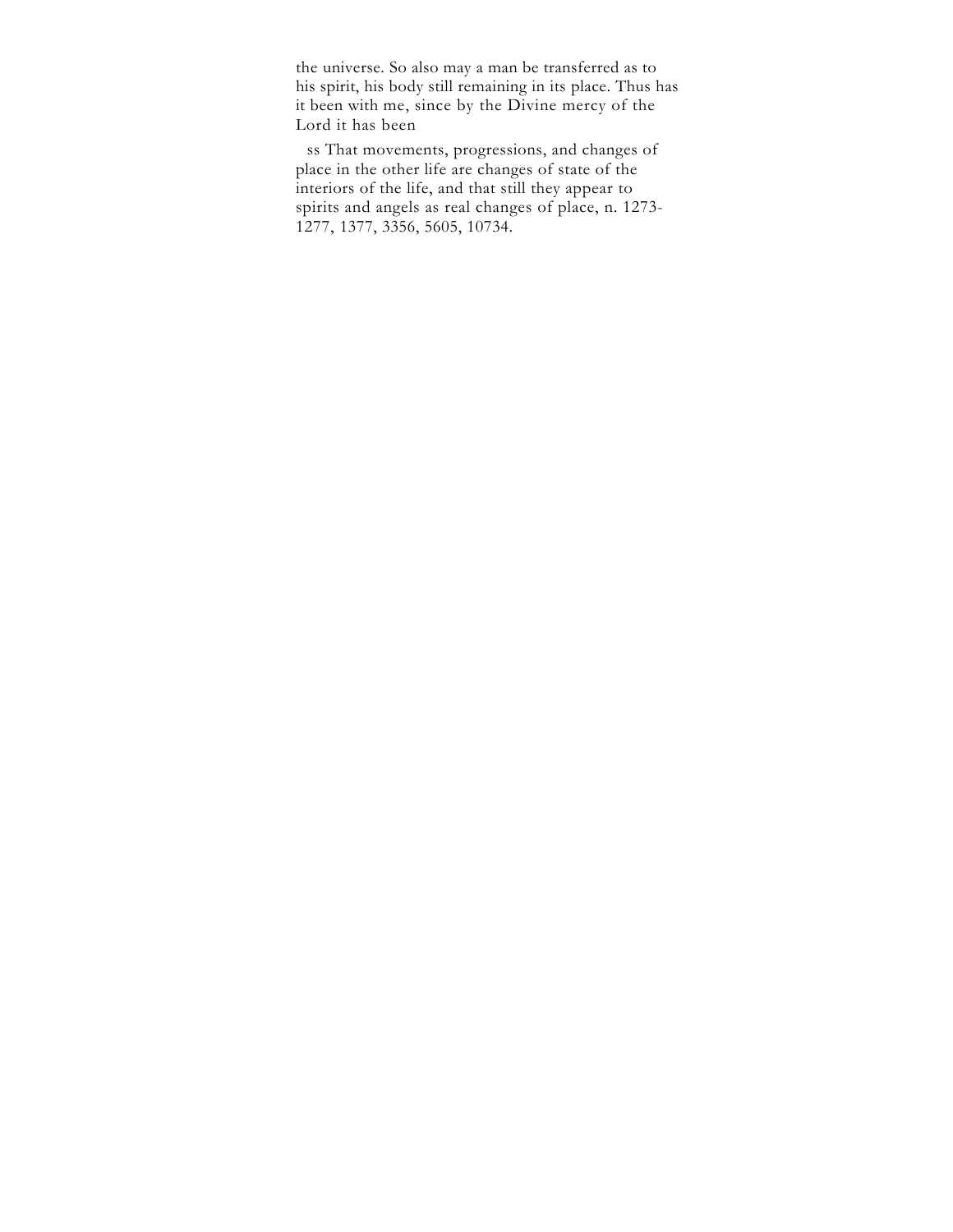the universe. So also may a man be transferred as to his spirit, his body still remaining in its place. Thus has it been with me, since by the Divine mercy of the Lord it has been

ss That movements, progressions, and changes of place in the other life are changes of state of the interiors of the life, and that still they appear to spirits and angels as real changes of place, n. 1273-1277, 1377, 3356, 5605, 10734.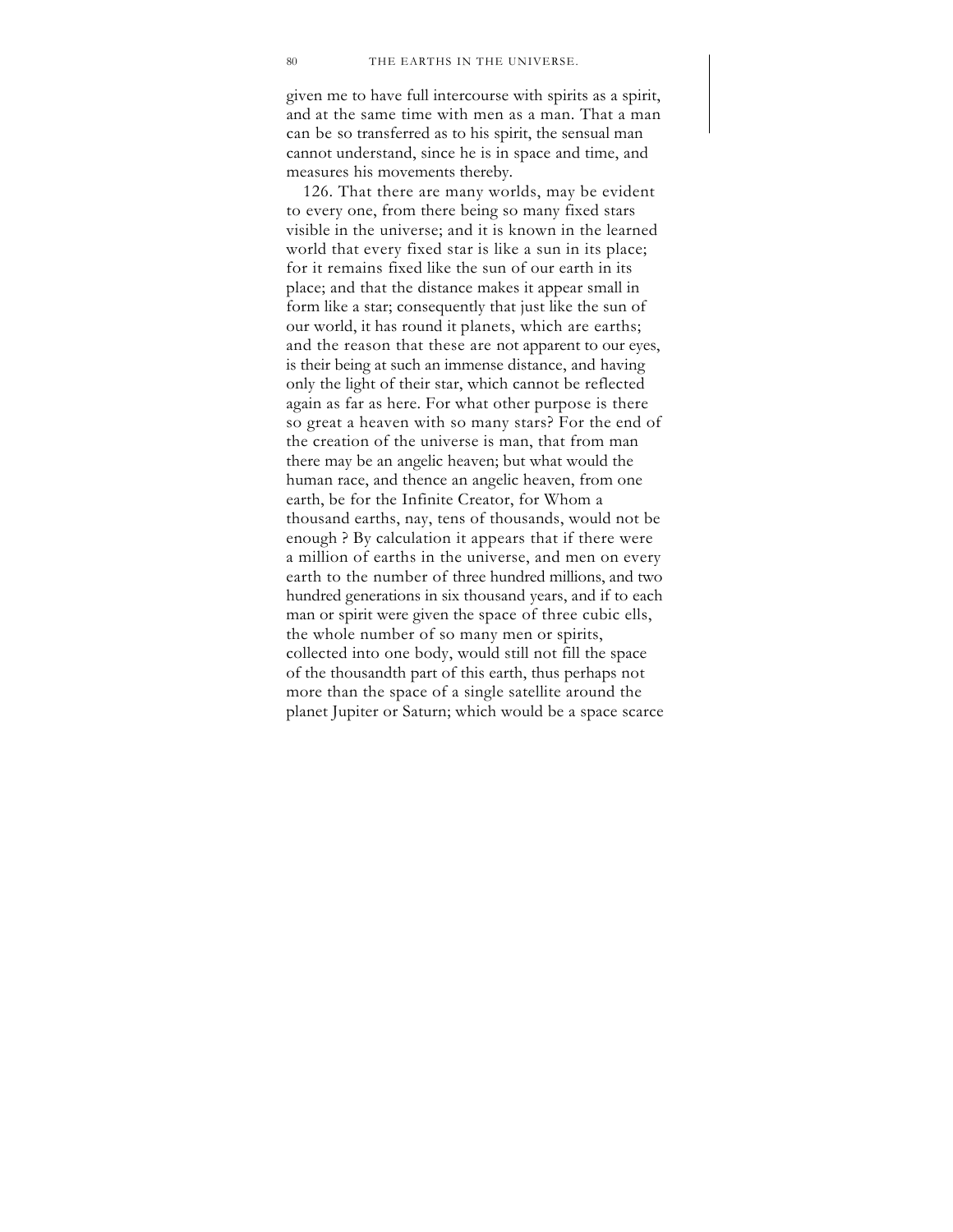given me to have full intercourse with spirits as a spirit, and at the same time with men as a man. That a man can be so transferred as to his spirit, the sensual man cannot understand, since he is in space and time, and measures his movements thereby.

126. That there are many worlds, may be evident to every one, from there being so many fixed stars visible in the universe; and it is known in the learned world that every fixed star is like a sun in its place; for it remains fixed like the sun of our earth in its place; and that the distance makes it appear small in form like a star; consequently that just like the sun of our world, it has round it planets, which are earths; and the reason that these are not apparent to our eyes, is their being at such an immense distance, and having only the light of their star, which cannot be reflected again as far as here. For what other purpose is there so great a heaven with so many stars? For the end of the creation of the universe is man, that from man there may be an angelic heaven; but what would the human race, and thence an angelic heaven, from one earth, be for the Infinite Creator, for Whom a thousand earths, nay, tens of thousands, would not be enough ? By calculation it appears that if there were a million of earths in the universe, and men on every earth to the number of three hundred millions, and two hundred generations in six thousand years, and if to each man or spirit were given the space of three cubic ells, the whole number of so many men or spirits, collected into one body, would still not fill the space of the thousandth part of this earth, thus perhaps not more than the space of a single satellite around the planet Jupiter or Saturn; which would be a space scarce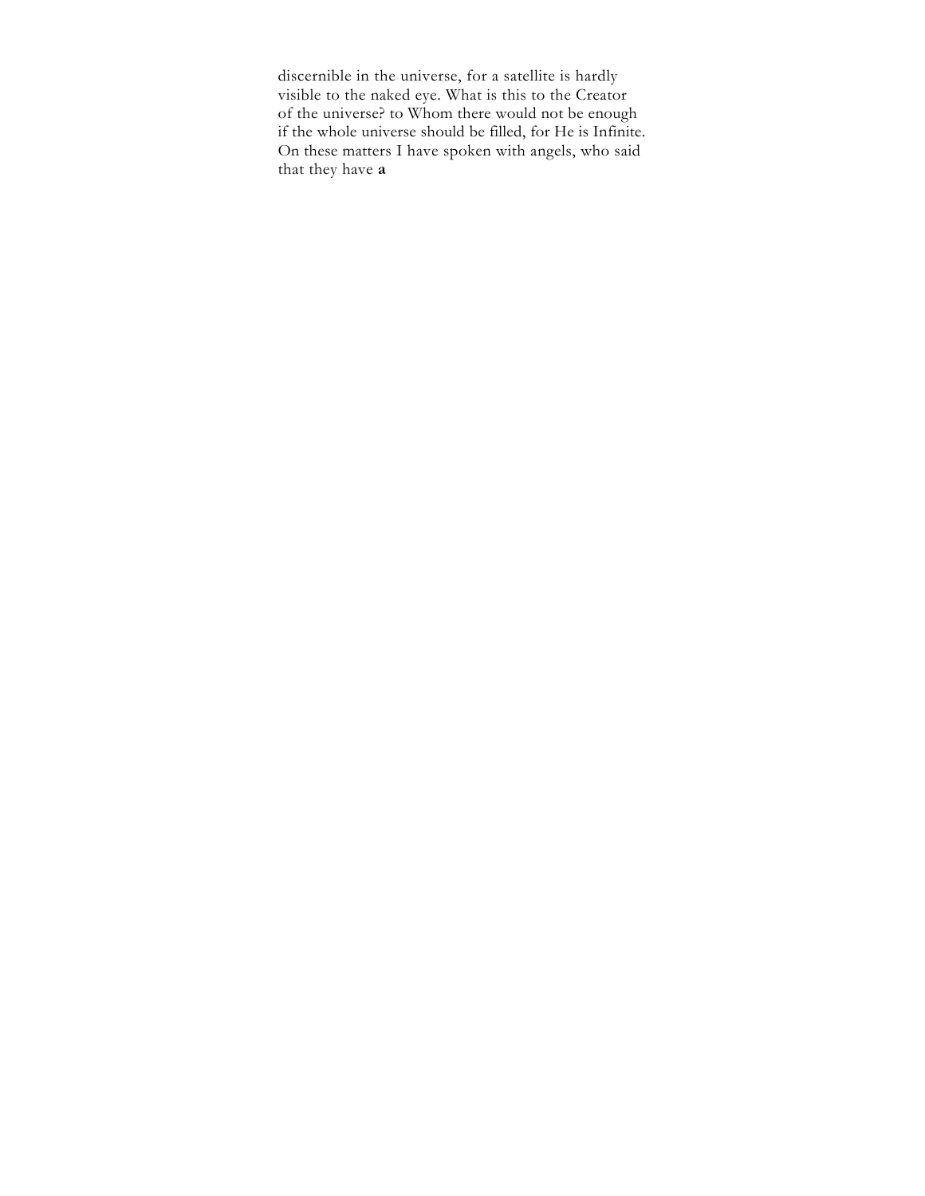discernible in the universe, for a satellite is hardly visible to the naked eye. What is this to the Creator of the universe? to Whom there would not be enough if the whole universe should be filled, for He is Infinite. On these matters I have spoken with angels, who said that they have **a**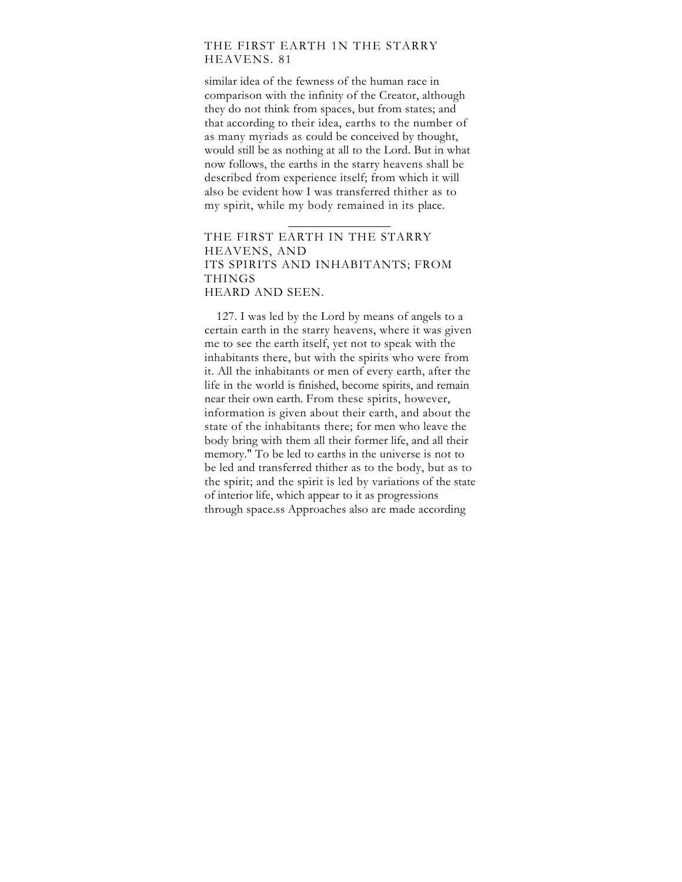similar idea of the fewness of the human race in comparison with the infinity of the Creator, although they do not think from spaces, but from states; and that according to their idea, earths to the number of as many myriads as could be conceived by thought, would still be as nothing at all to the Lord. But in what now follows, the earths in the starry heavens shall be described from experience itself; from which it will also be evident how I was transferred thither as to my spirit, while my body remained in its place.

---

## THE FIRST EARTH IN THE STARRY HEAVENS, AND ITS SPIRITS AND INHABITANTS; FROM THINGS HEARD AND SEEN.

127. I was led by the Lord by means of angels to a certain earth in the starry heavens, where it was given me to see the earth itself, yet not to speak with the inhabitants there, but with the spirits who were from it. All the inhabitants or men of every earth, after the life in the world is finished, become spirits, and remain near their own earth. From these spirits, however, information is given about their earth, and about the state of the inhabitants there; for men who leave the body bring with them all their former life, and all their memory." To be led to earths in the universe is not to be led and transferred thither as to the body, but as to the spirit; and the spirit is led by variations of the state of interior life, which appear to it as progressions through space.ss Approaches also are made according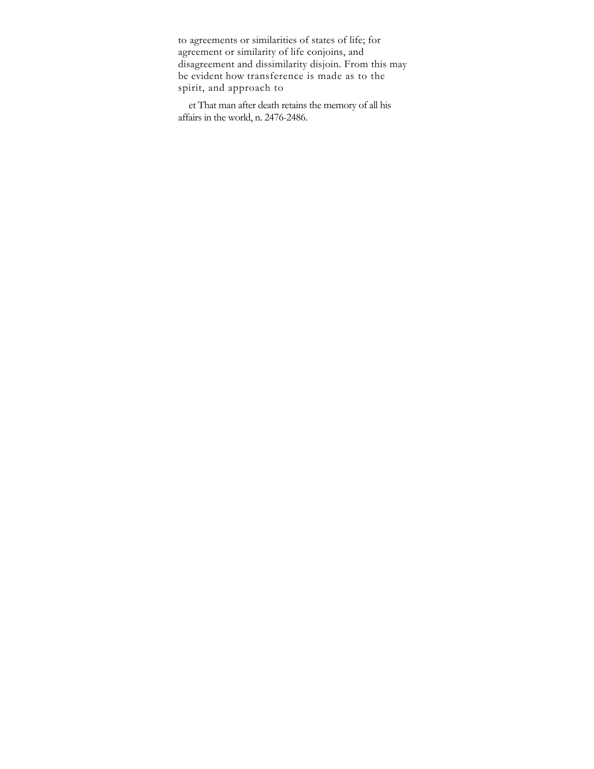to agreements or similarities of states of life; for agreement or similarity of life conjoins, and disagreement and dissimilarity disjoin. From this may be evident how transference is made as to the spirit, and approach to

et That man after death retains the memory of all his affairs in the world, n. 2476-2486.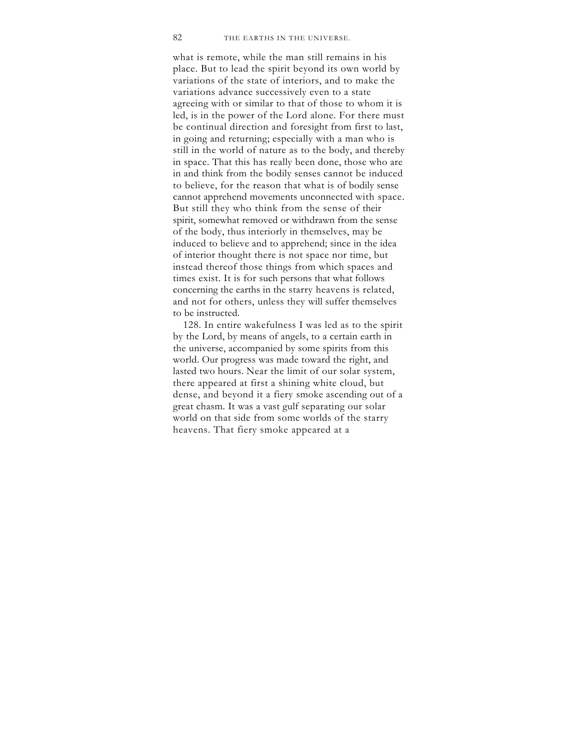what is remote, while the man still remains in his place. But to lead the spirit beyond its own world by variations of the state of interiors, and to make the variations advance successively even to a state agreeing with or similar to that of those to whom it is led, is in the power of the Lord alone. For there must be continual direction and foresight from first to last, in going and returning; especially with a man who is still in the world of nature as to the body, and thereby in space. That this has really been done, those who are in and think from the bodily senses cannot be induced to believe, for the reason that what is of bodily sense cannot apprehend movements unconnected with space. But still they who think from the sense of their spirit, somewhat removed or withdrawn from the sense of the body, thus interiorly in themselves, may be induced to believe and to apprehend; since in the idea of interior thought there is not space nor time, but instead thereof those things from which spaces and times exist. It is for such persons that what follows concerning the earths in the starry heavens is related, and not for others, unless they will suffer themselves to be instructed.

128. In entire wakefulness I was led as to the spirit by the Lord, by means of angels, to a certain earth in the universe, accompanied by some spirits from this world. Our progress was made toward the right, and lasted two hours. Near the limit of our solar system, there appeared at first a shining white cloud, but dense, and beyond it a fiery smoke ascending out of a great chasm. It was a vast gulf separating our solar world on that side from some worlds of the starry heavens. That fiery smoke appeared at a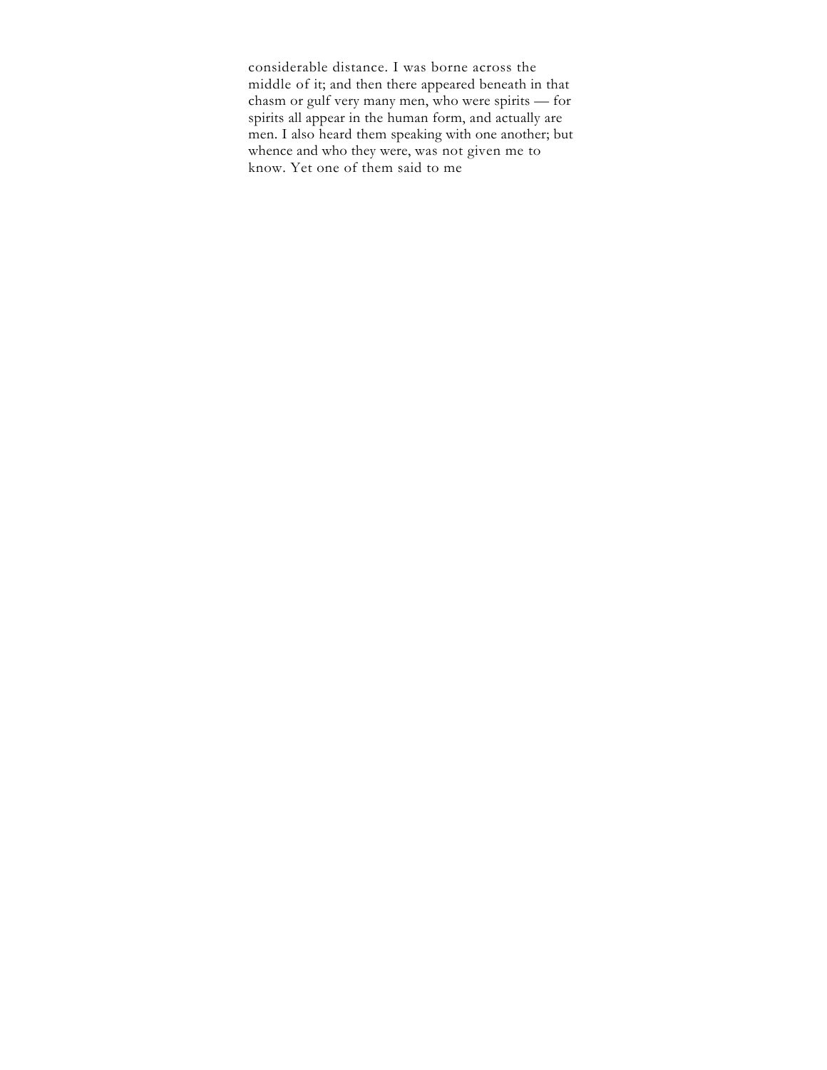considerable distance. I was borne across the middle of it; and then there appeared beneath in that chasm or gulf very many men, who were spirits — for spirits all appear in the human form, and actually are men. I also heard them speaking with one another; but whence and who they were, was not given me to know. Yet one of them said to me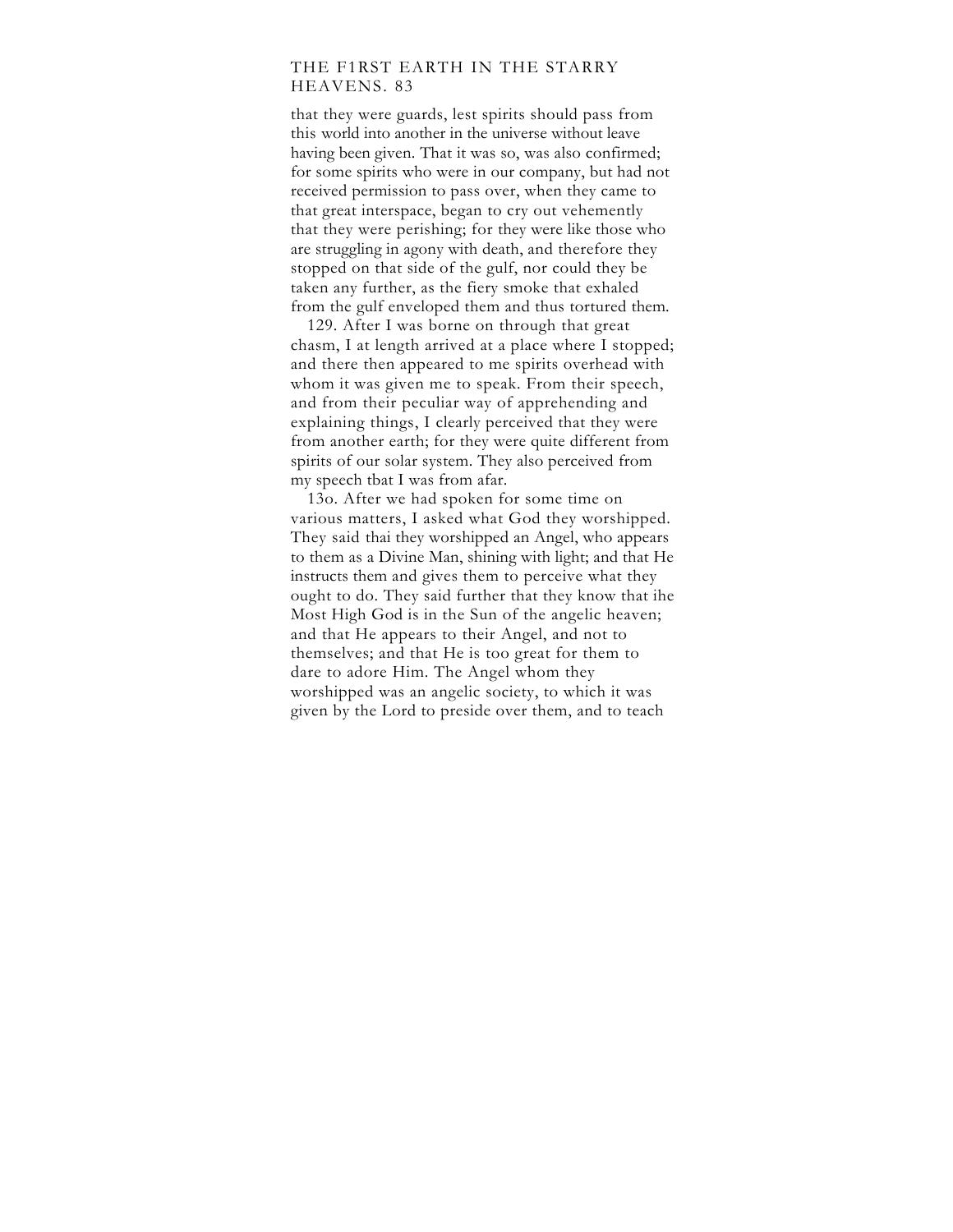that they were guards, lest spirits should pass from this world into another in the universe without leave having been given. That it was so, was also confirmed; for some spirits who were in our company, but had not received permission to pass over, when they came to that great interspace, began to cry out vehemently that they were perishing; for they were like those who are struggling in agony with death, and therefore they stopped on that side of the gulf, nor could they be taken any further, as the fiery smoke that exhaled from the gulf enveloped them and thus tortured them.

129. After I was borne on through that great chasm, I at length arrived at a place where I stopped; and there then appeared to me spirits overhead with whom it was given me to speak. From their speech, and from their peculiar way of apprehending and explaining things, I clearly perceived that they were from another earth; for they were quite different from spirits of our solar system. They also perceived from my speech tbat I was from afar.

13o. After we had spoken for some time on various matters, I asked what God they worshipped. They said thai they worshipped an Angel, who appears to them as a Divine Man, shining with light; and that He instructs them and gives them to perceive what they ought to do. They said further that they know that ihe Most High God is in the Sun of the angelic heaven; and that He appears to their Angel, and not to themselves; and that He is too great for them to dare to adore Him. The Angel whom they worshipped was an angelic society, to which it was given by the Lord to preside over them, and to teach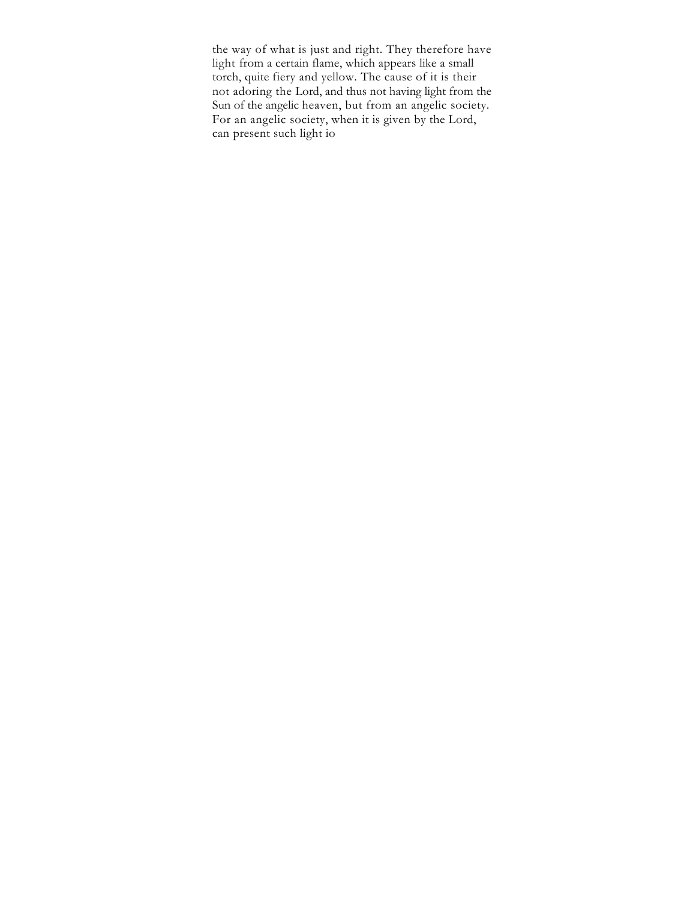the way of what is just and right. They therefore have light from a certain flame, which appears like a small torch, quite fiery and yellow. The cause of it is their not adoring the Lord, and thus not having light from the Sun of the angelic heaven, but from an angelic society. For an angelic society, when it is given by the Lord, can present such light io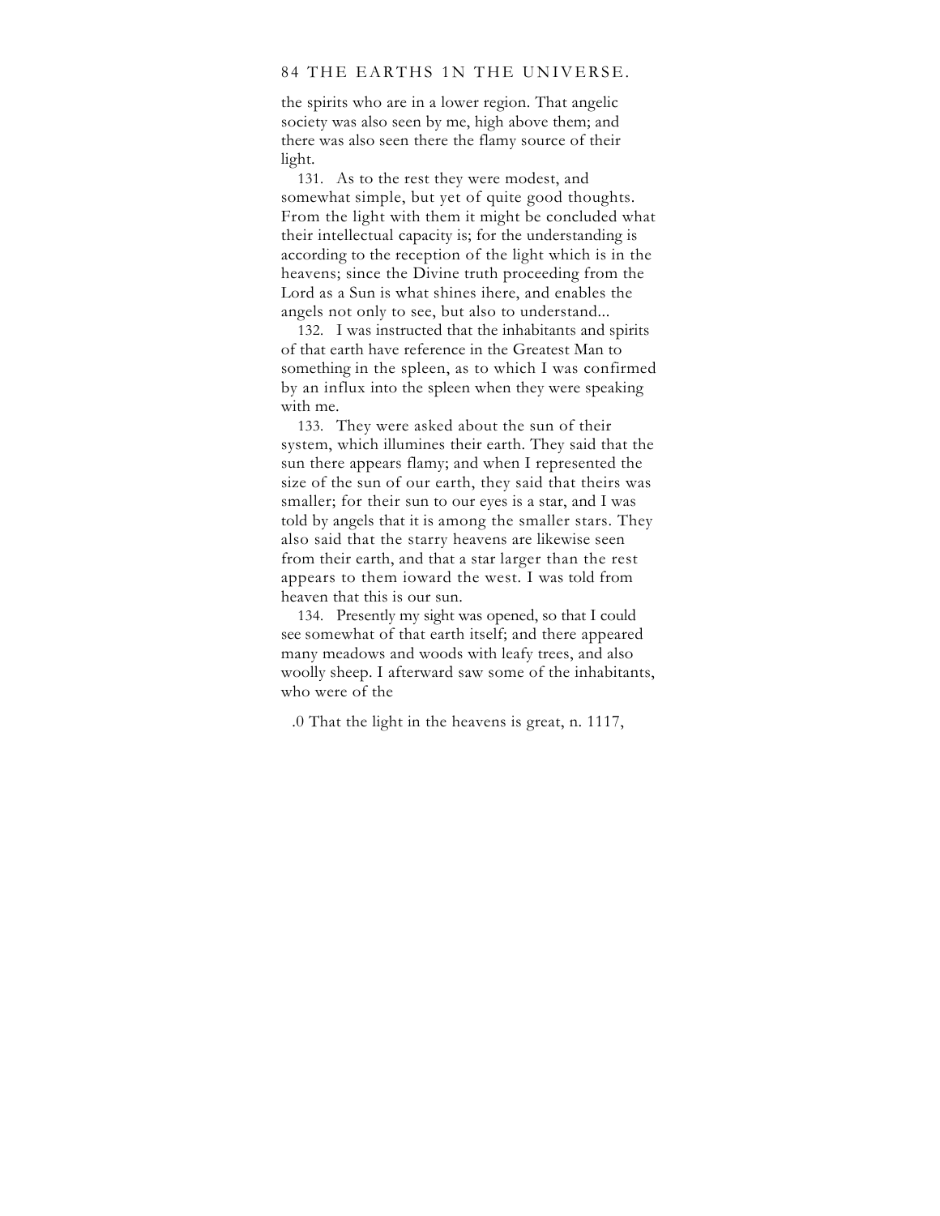the spirits who are in a lower region. That angelic society was also seen by me, high above them; and there was also seen there the flamy source of their light.

131. As to the rest they were modest, and somewhat simple, but yet of quite good thoughts. From the light with them it might be concluded what their intellectual capacity is; for the understanding is according to the reception of the light which is in the heavens; since the Divine truth proceeding from the Lord as a Sun is what shines ihere, and enables the angels not only to see, but also to understand...

132. I was instructed that the inhabitants and spirits of that earth have reference in the Greatest Man to something in the spleen, as to which I was confirmed by an influx into the spleen when they were speaking with me.

133. They were asked about the sun of their system, which illumines their earth. They said that the sun there appears flamy; and when I represented the size of the sun of our earth, they said that theirs was smaller; for their sun to our eyes is a star, and I was told by angels that it is among the smaller stars. They also said that the starry heavens are likewise seen from their earth, and that a star larger than the rest appears to them ioward the west. I was told from heaven that this is our sun.

134. Presently my sight was opened, so that I could see somewhat of that earth itself; and there appeared many meadows and woods with leafy trees, and also woolly sheep. I afterward saw some of the inhabitants, who were of the

.0 That the light in the heavens is great, n. 1117,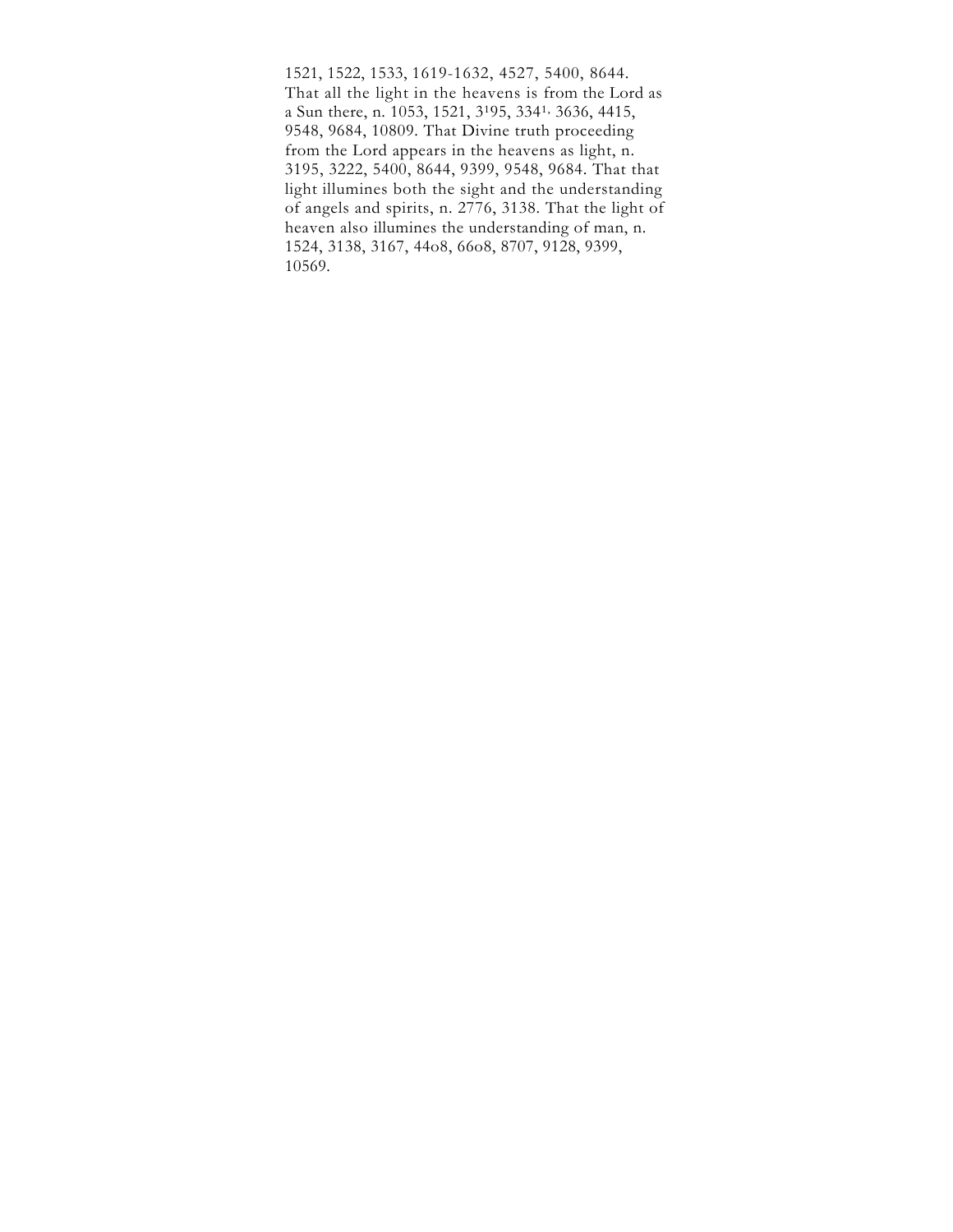1521, 1522, 1533, 1619-1632, 4527, 5400, 8644. That all the light in the heavens is from the Lord as a Sun there, n. 1053, 1521, 3195, 3341, 3636, 4415, 9548, 9684, 10809. That Divine truth proceeding from the Lord appears in the heavens as light, n. 3195, 3222, 5400, 8644, 9399, 9548, 9684. That that light illumines both the sight and the understanding of angels and spirits, n. 2776, 3138. That the light of heaven also illumines the understanding of man, n. 1524, 3138, 3167, 4408, 6608, 8707, 9128, 9399, 10569.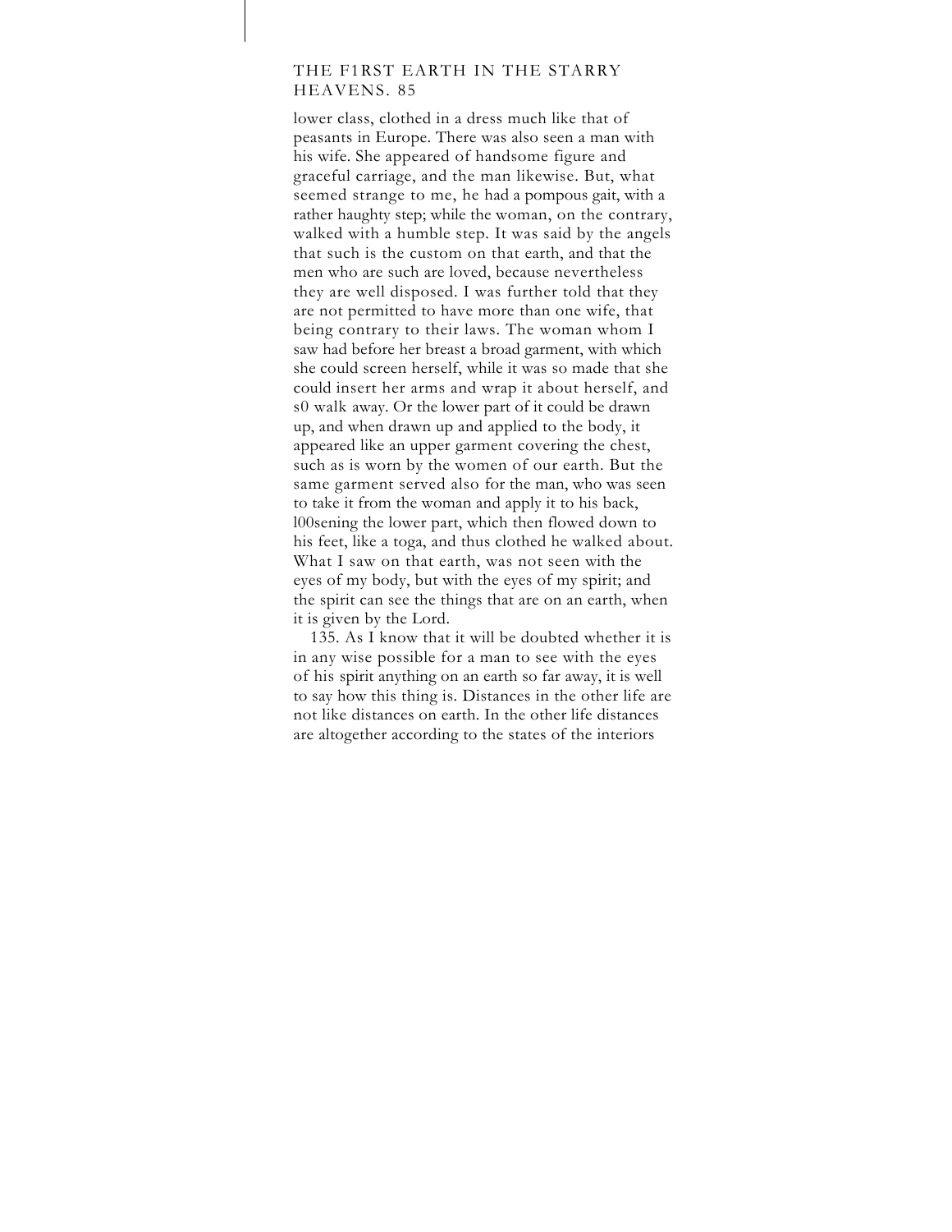lower class, clothed in a dress much like that of peasants in Europe. There was also seen a man with his wife. She appeared of handsome figure and graceful carriage, and the man likewise. But, what seemed strange to me, he had a pompous gait, with a rather haughty step; while the woman, on the contrary, walked with a humble step. It was said by the angels that such is the custom on that earth, and that the men who are such are loved, because nevertheless they are well disposed. I was further told that they are not permitted to have more than one wife, that being contrary to their laws. The woman whom I saw had before her breast a broad garment, with which she could screen herself, while it was so made that she could insert her arms and wrap it about herself, and s0 walk away. Or the lower part of it could be drawn up, and when drawn up and applied to the body, it appeared like an upper garment covering the chest, such as is worn by the women of our earth. But the same garment served also for the man, who was seen to take it from the woman and apply it to his back, l00sening the lower part, which then flowed down to his feet, like a toga, and thus clothed he walked about. What I saw on that earth, was not seen with the eyes of my body, but with the eyes of my spirit; and the spirit can see the things that are on an earth, when it is given by the Lord.

135. As I know that it will be doubted whether it is in any wise possible for a man to see with the eyes of his spirit anything on an earth so far away, it is well to say how this thing is. Distances in the other life are not like distances on earth. In the other life distances are altogether according to the states of the interiors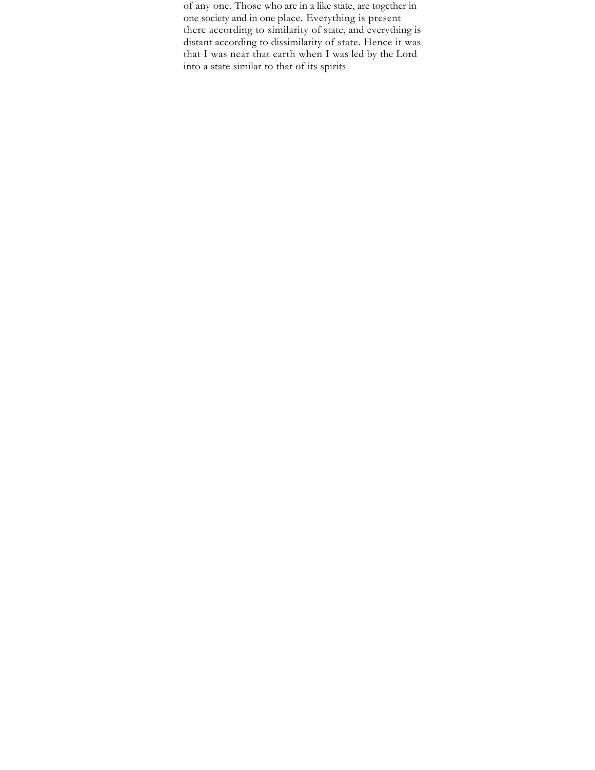of any one. Those who are in a like state, are together in one society and in one place. Everything is present there according to similarity of state, and everything is distant according to dissimilarity of state. Hence it was that I was near that earth when I was led by the Lord into a state similar to that of its spirits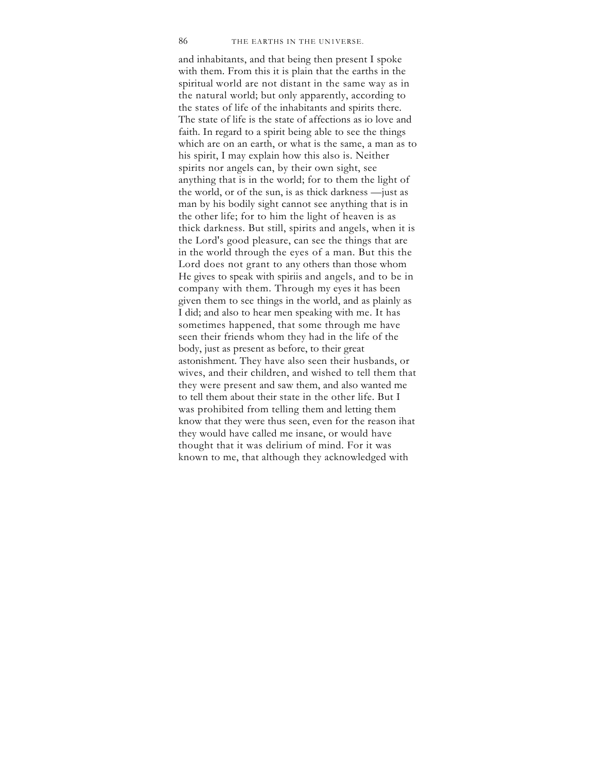and inhabitants, and that being then present I spoke with them. From this it is plain that the earths in the spiritual world are not distant in the same way as in the natural world; but only apparently, according to the states of life of the inhabitants and spirits there. The state of life is the state of affections as io love and faith. In regard to a spirit being able to see the things which are on an earth, or what is the same, a man as to his spirit, I may explain how this also is. Neither spirits nor angels can, by their own sight, see anything that is in the world; for to them the light of the world, or of the sun, is as thick darkness —just as man by his bodily sight cannot see anything that is in the other life; for to him the light of heaven is as thick darkness. But still, spirits and angels, when it is the Lord's good pleasure, can see the things that are in the world through the eyes of a man. But this the Lord does not grant to any others than those whom He gives to speak with spiriis and angels, and to be in company with them. Through my eyes it has been given them to see things in the world, and as plainly as I did; and also to hear men speaking with me. It has sometimes happened, that some through me have seen their friends whom they had in the life of the body, just as present as before, to their great astonishment. They have also seen their husbands, or wives, and their children, and wished to tell them that they were present and saw them, and also wanted me to tell them about their state in the other life. But I was prohibited from telling them and letting them know that they were thus seen, even for the reason ihat they would have called me insane, or would have thought that it was delirium of mind. For it was known to me, that although they acknowledged with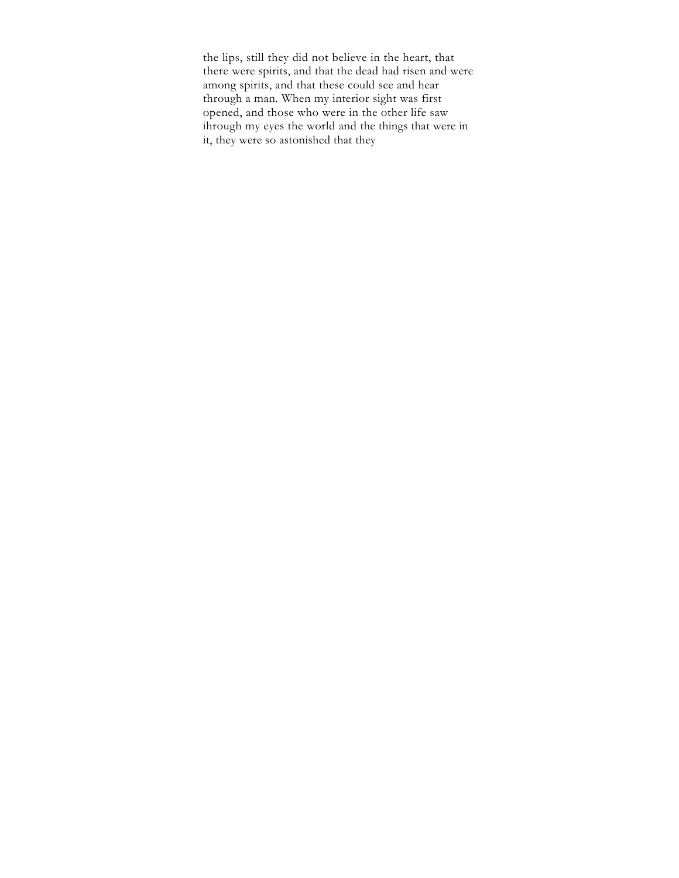the lips, still they did not believe in the heart, that there were spirits, and that the dead had risen and were among spirits, and that these could see and hear through a man. When my interior sight was first opened, and those who were in the other life saw ihrough my eyes the world and the things that were in it, they were so astonished that they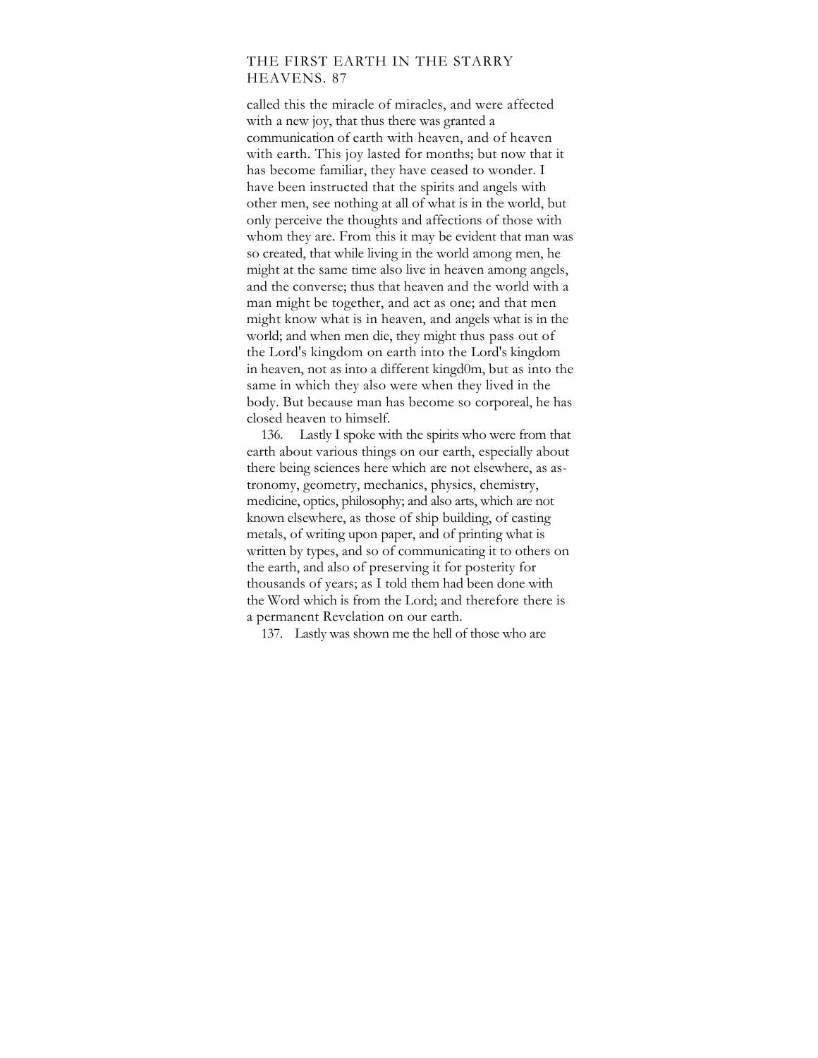called this the miracle of miracles, and were affected with a new joy, that thus there was granted a communication of earth with heaven, and of heaven with earth. This joy lasted for months; but now that it has become familiar, they have ceased to wonder. I have been instructed that the spirits and angels with other men, see nothing at all of what is in the world, but only perceive the thoughts and affections of those with whom they are. From this it may be evident that man was so created, that while living in the world among men, he might at the same time also live in heaven among angels, and the converse; thus that heaven and the world with a man might be together, and act as one; and that men might know what is in heaven, and angels what is in the world; and when men die, they might thus pass out of the Lord's kingdom on earth into the Lord's kingdom in heaven, not as into a different kingd0m, but as into the same in which they also were when they lived in the body. But because man has become so corporeal, he has closed heaven to himself.

136. Lastly I spoke with the spirits who were from that earth about various things on our earth, especially about there being sciences here which are not elsewhere, as astronomy, geometry, mechanics, physics, chemistry, medicine, optics, philosophy; and also arts, which are not known elsewhere, as those of ship building, of casting metals, of writing upon paper, and of printing what is written by types, and so of communicating it to others on the earth, and also of preserving it for posterity for thousands of years; as I told them had been done with the Word which is from the Lord; and therefore there is a permanent Revelation on our earth.

137. Lastly was shown me the hell of those who are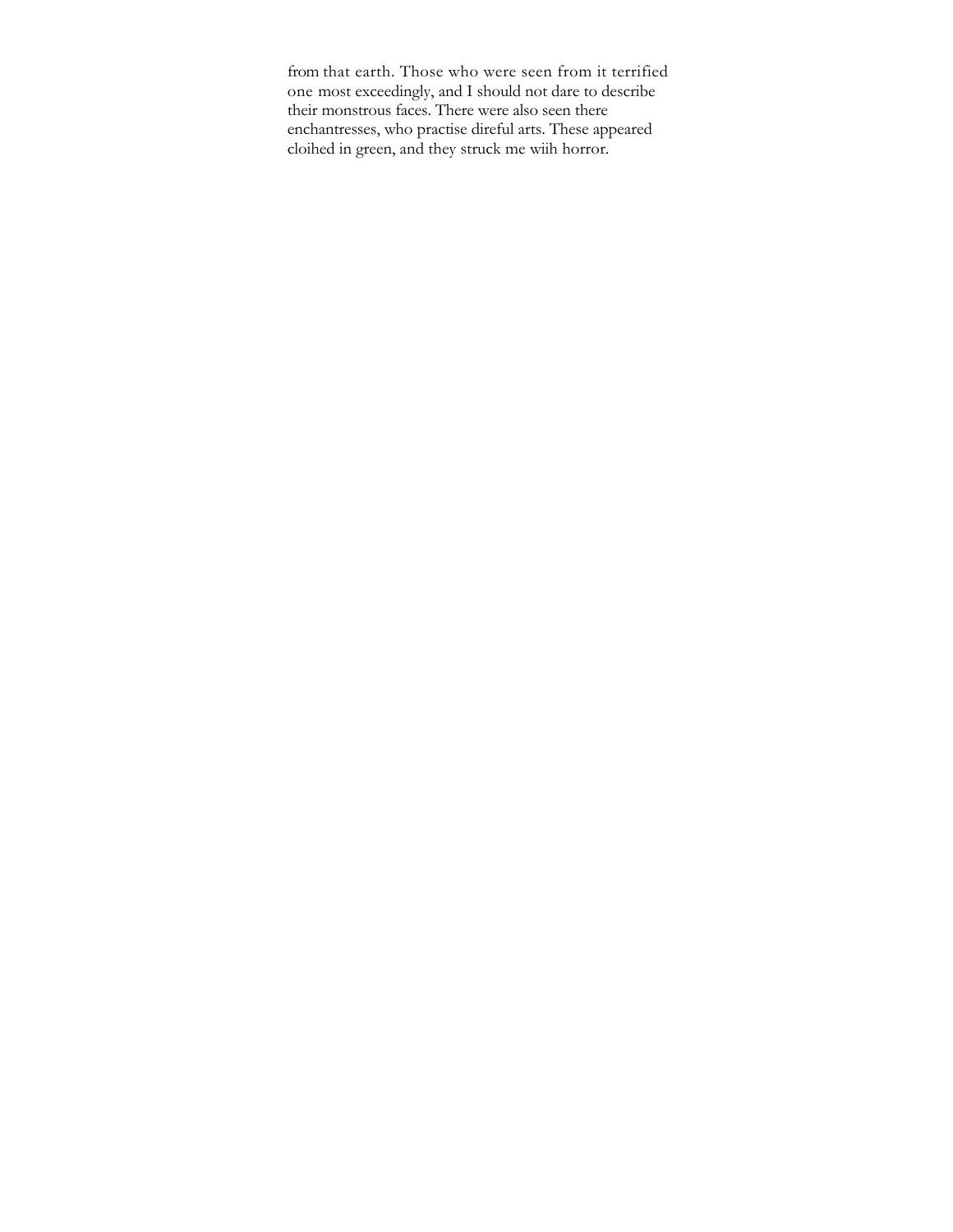from that earth. Those who were seen from it terrified one most exceedingly, and I should not dare to describe their monstrous faces. There were also seen there enchantresses, who practise direful arts. These appeared cloihed in green, and they struck me wiih horror.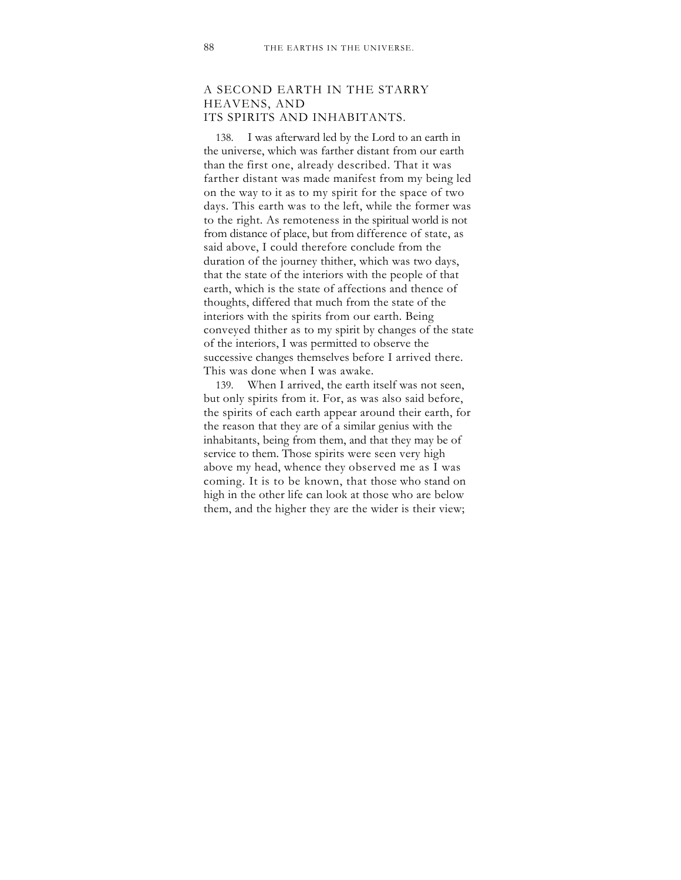## A SECOND EARTH IN THE STARRY HEAVENS, AND ITS SPIRITS AND INHABITANTS.

138. I was afterward led by the Lord to an earth in the universe, which was farther distant from our earth than the first one, already described. That it was farther distant was made manifest from my being led on the way to it as to my spirit for the space of two days. This earth was to the left, while the former was to the right. As remoteness in the spiritual world is not from distance of place, but from difference of state, as said above, I could therefore conclude from the duration of the journey thither, which was two days, that the state of the interiors with the people of that earth, which is the state of affections and thence of thoughts, differed that much from the state of the interiors with the spirits from our earth. Being conveyed thither as to my spirit by changes of the state of the interiors, I was permitted to observe the successive changes themselves before I arrived there. This was done when I was awake.

139. When I arrived, the earth itself was not seen, but only spirits from it. For, as was also said before, the spirits of each earth appear around their earth, for the reason that they are of a similar genius with the inhabitants, being from them, and that they may be of service to them. Those spirits were seen very high above my head, whence they observed me as I was coming. It is to be known, that those who stand on high in the other life can look at those who are below them, and the higher they are the wider is their view;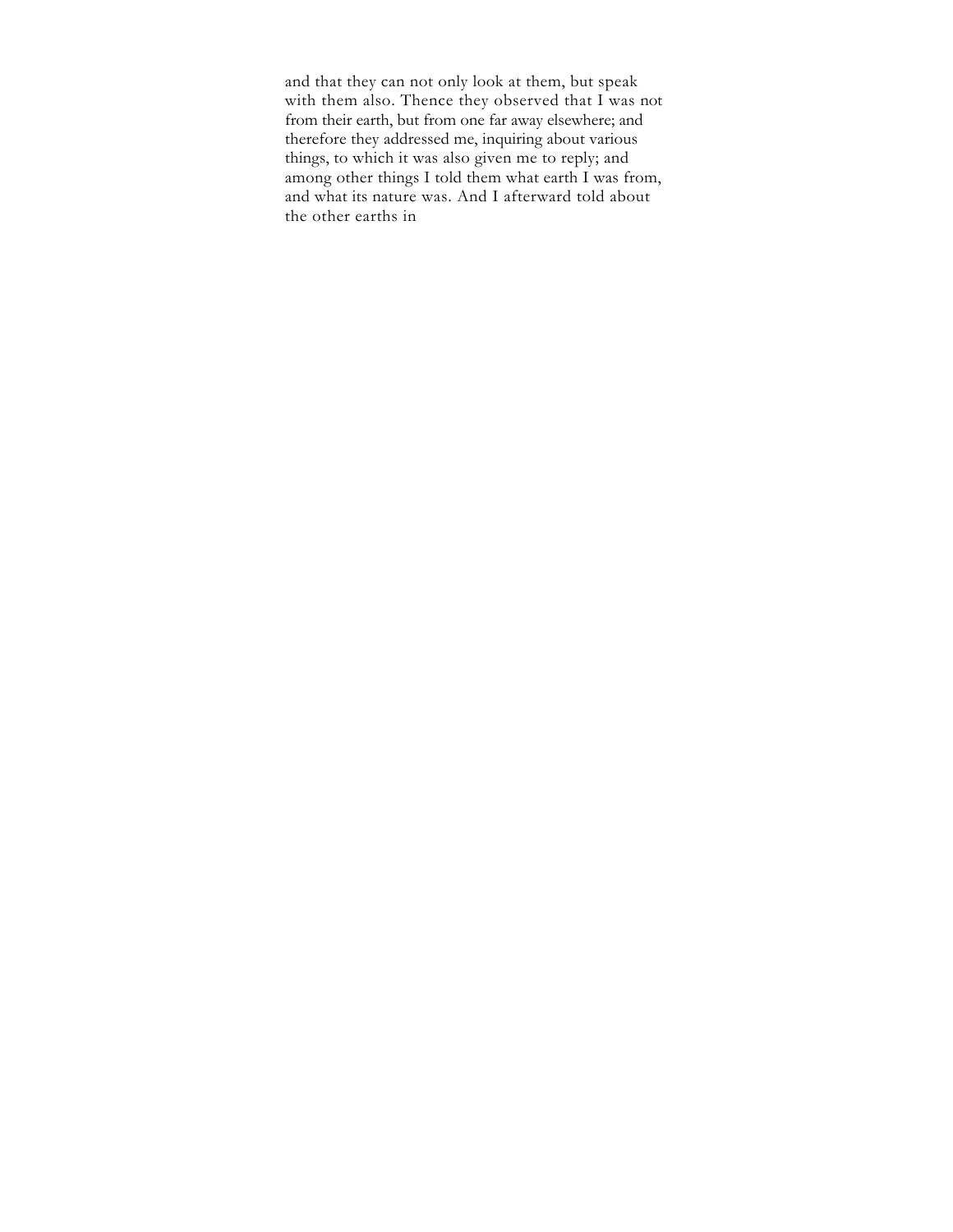and that they can not only look at them, but speak with them also. Thence they observed that I was not from their earth, but from one far away elsewhere; and therefore they addressed me, inquiring about various things, to which it was also given me to reply; and among other things I told them what earth I was from, and what its nature was. And I afterward told about the other earths in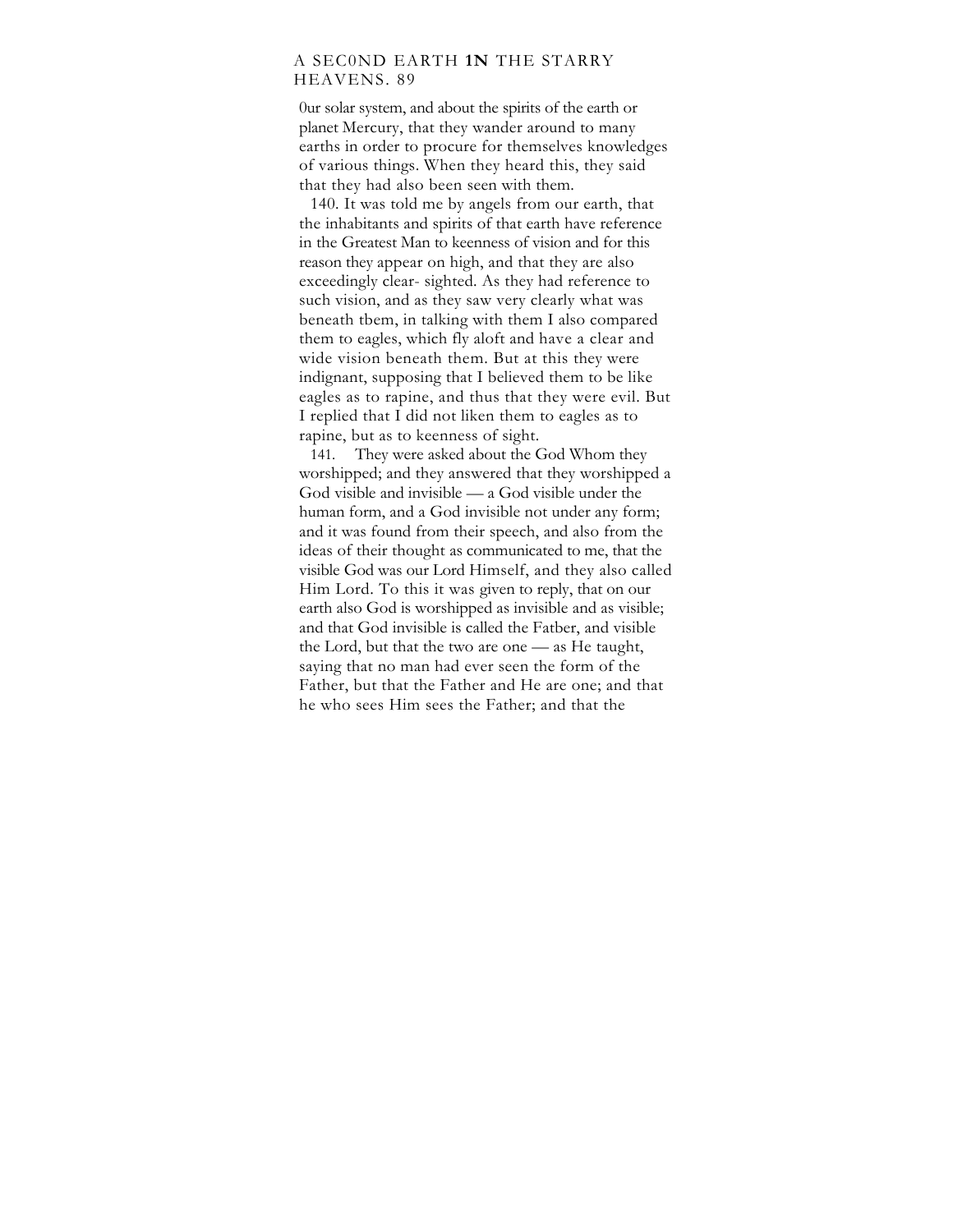0ur solar system, and about the spirits of the earth or planet Mercury, that they wander around to many earths in order to procure for themselves knowledges of various things. When they heard this, they said that they had also been seen with them.

140. It was told me by angels from our earth, that the inhabitants and spirits of that earth have reference in the Greatest Man to keenness of vision and for this reason they appear on high, and that they are also exceedingly clear- sighted. As they had reference to such vision, and as they saw very clearly what was beneath tbem, in talking with them I also compared them to eagles, which fly aloft and have a clear and wide vision beneath them. But at this they were indignant, supposing that I believed them to be like eagles as to rapine, and thus that they were evil. But I replied that I did not liken them to eagles as to rapine, but as to keenness of sight.

141. They were asked about the God Whom they worshipped; and they answered that they worshipped a God visible and invisible — a God visible under the human form, and a God invisible not under any form; and it was found from their speech, and also from the ideas of their thought as communicated to me, that the visible God was our Lord Himself, and they also called Him Lord. To this it was given to reply, that on our earth also God is worshipped as invisible and as visible; and that God invisible is called the Fatber, and visible the Lord, but that the two are one — as He taught, saying that no man had ever seen the form of the Father, but that the Father and He are one; and that he who sees Him sees the Father; and that the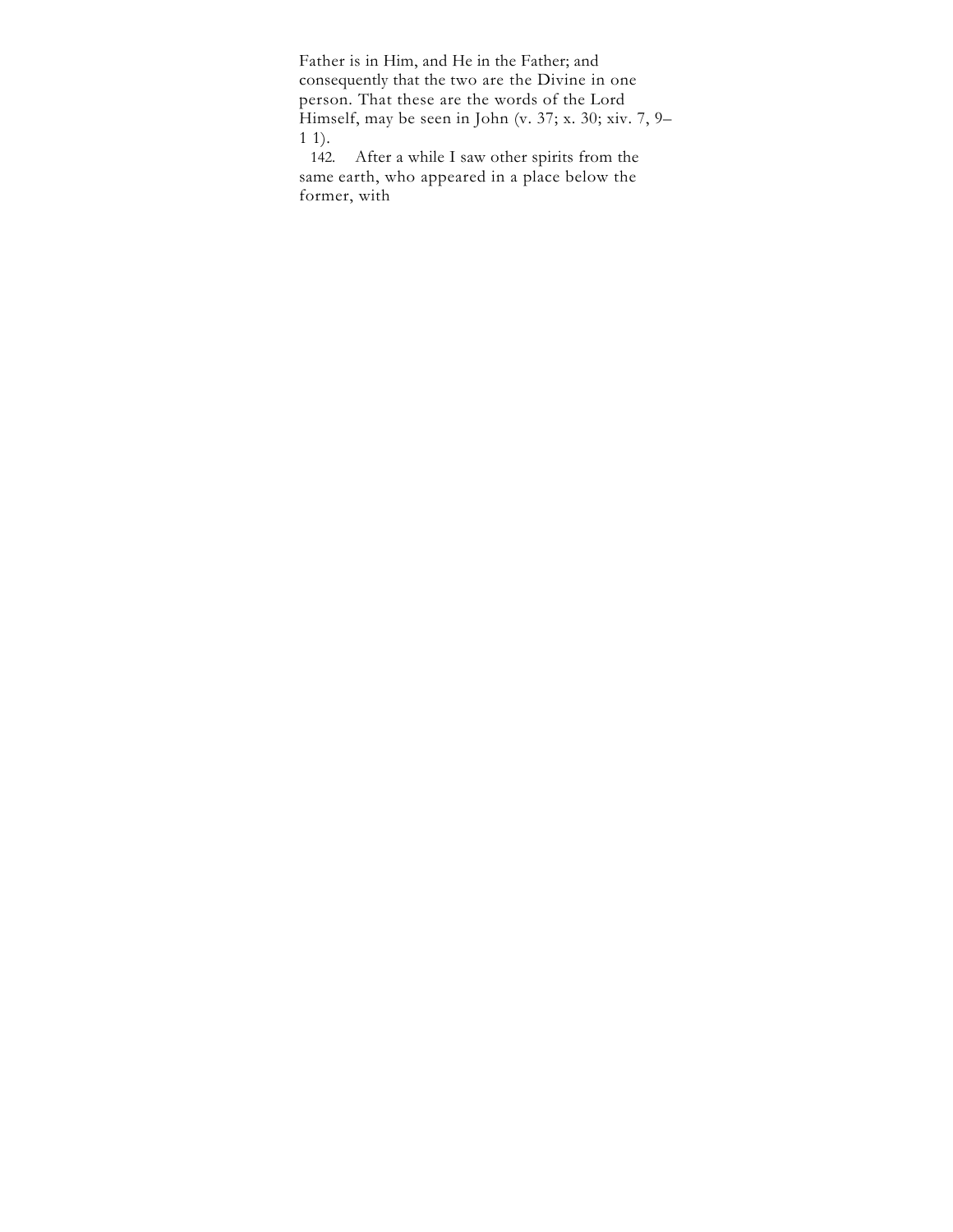Father is in Him, and He in the Father; and consequently that the two are the Divine in one person. That these are the words of the Lord Himself, may be seen in John (v. 37; x. 30; xiv. 7, 9–11).

142. After a while I saw other spirits from the same earth, who appeared in a place below the former, with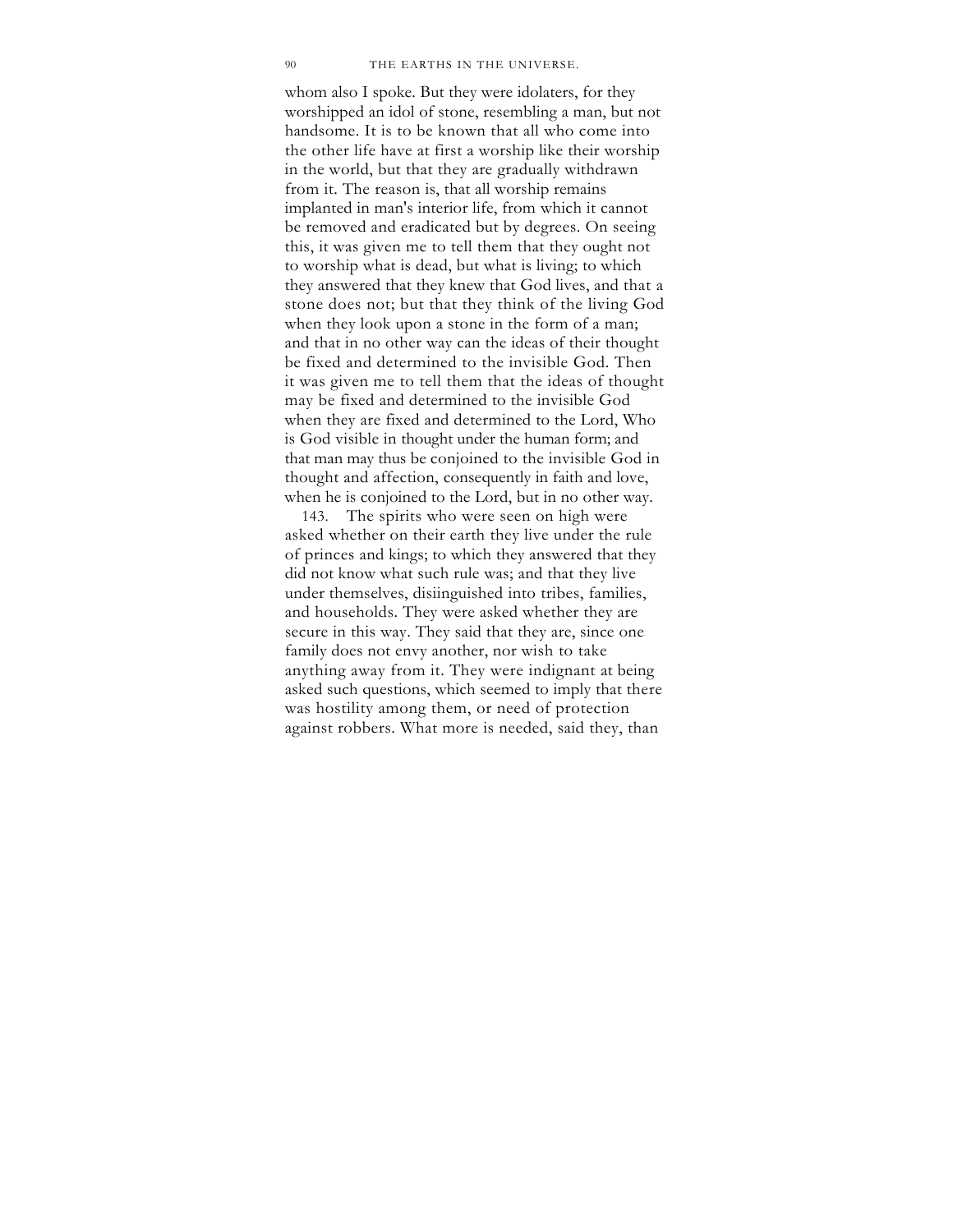whom also I spoke. But they were idolaters, for they worshipped an idol of stone, resembling a man, but not handsome. It is to be known that all who come into the other life have at first a worship like their worship in the world, but that they are gradually withdrawn from it. The reason is, that all worship remains implanted in man's interior life, from which it cannot be removed and eradicated but by degrees. On seeing this, it was given me to tell them that they ought not to worship what is dead, but what is living; to which they answered that they knew that God lives, and that a stone does not; but that they think of the living God when they look upon a stone in the form of a man; and that in no other way can the ideas of their thought be fixed and determined to the invisible God. Then it was given me to tell them that the ideas of thought may be fixed and determined to the invisible God when they are fixed and determined to the Lord, Who is God visible in thought under the human form; and that man may thus be conjoined to the invisible God in thought and affection, consequently in faith and love, when he is conjoined to the Lord, but in no other way.

143. The spirits who were seen on high were asked whether on their earth they live under the rule of princes and kings; to which they answered that they did not know what such rule was; and that they live under themselves, disiinguished into tribes, families, and households. They were asked whether they are secure in this way. They said that they are, since one family does not envy another, nor wish to take anything away from it. They were indignant at being asked such questions, which seemed to imply that there was hostility among them, or need of protection against robbers. What more is needed, said they, than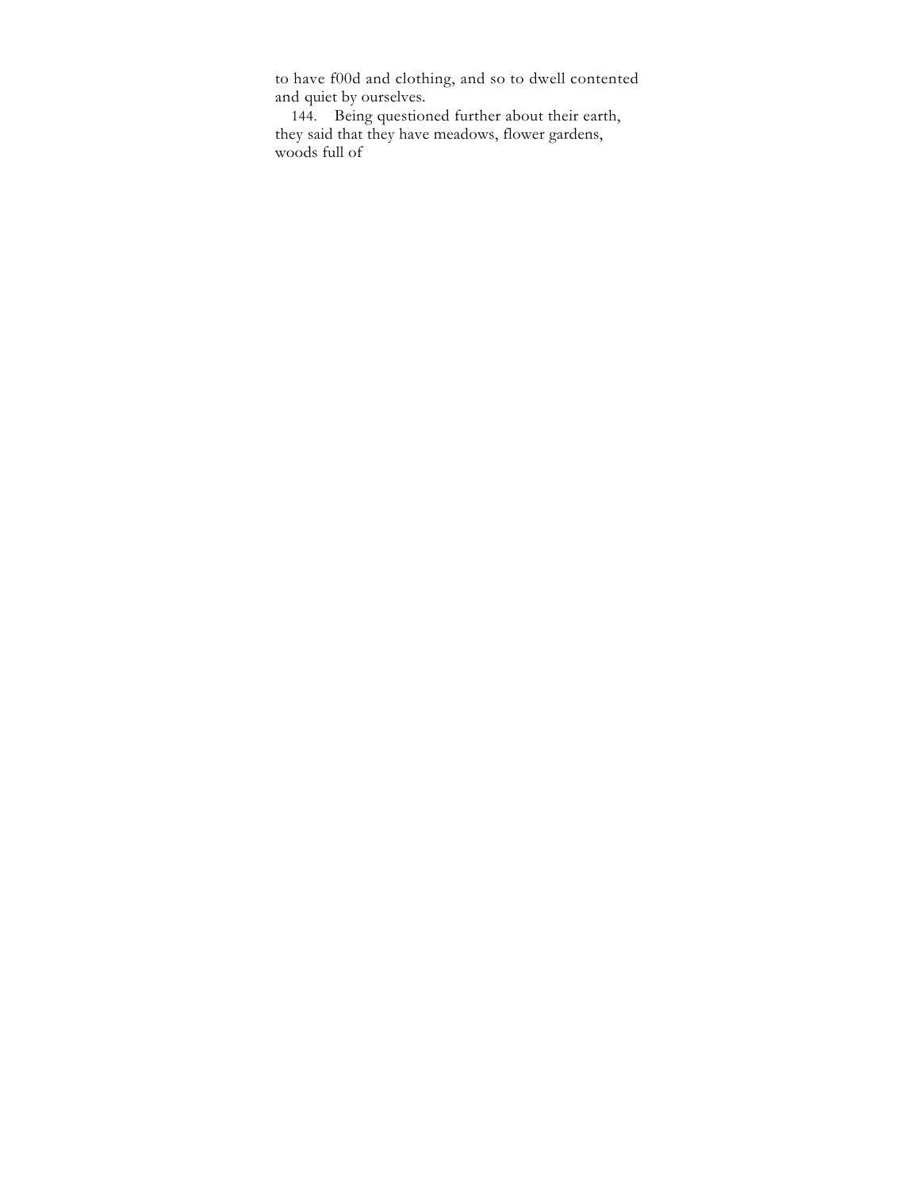to have f00d and clothing, and so to dwell contented and quiet by ourselves.

144. Being questioned further about their earth, they said that they have meadows, flower gardens, woods full of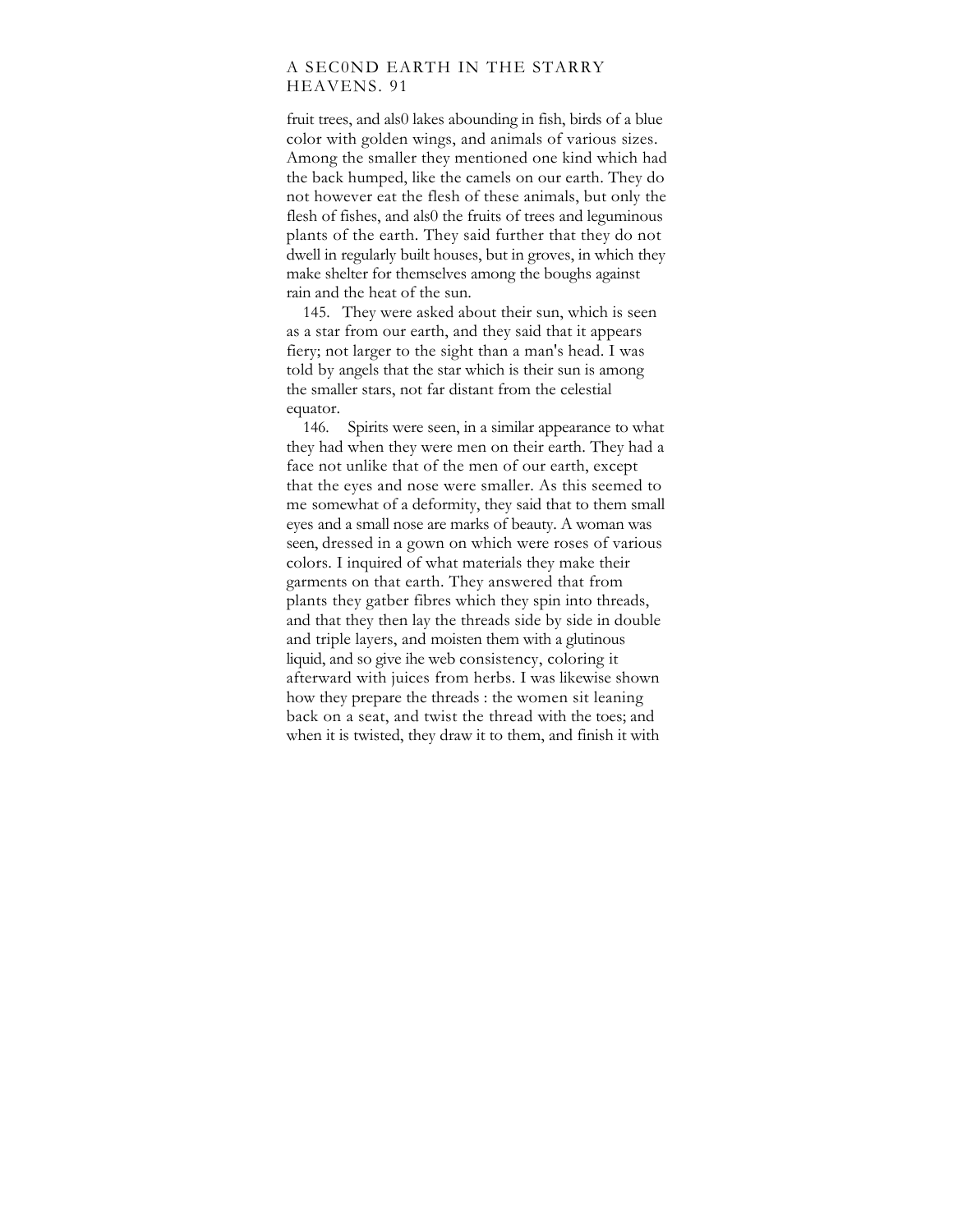fruit trees, and als0 lakes abounding in fish, birds of a blue color with golden wings, and animals of various sizes. Among the smaller they mentioned one kind which had the back humped, like the camels on our earth. They do not however eat the flesh of these animals, but only the flesh of fishes, and als0 the fruits of trees and leguminous plants of the earth. They said further that they do not dwell in regularly built houses, but in groves, in which they make shelter for themselves among the boughs against rain and the heat of the sun.

145. They were asked about their sun, which is seen as a star from our earth, and they said that it appears fiery; not larger to the sight than a man's head. I was told by angels that the star which is their sun is among the smaller stars, not far distant from the celestial equator.

146. Spirits were seen, in a similar appearance to what they had when they were men on their earth. They had a face not unlike that of the men of our earth, except that the eyes and nose were smaller. As this seemed to me somewhat of a deformity, they said that to them small eyes and a small nose are marks of beauty. A woman was seen, dressed in a gown on which were roses of various colors. I inquired of what materials they make their garments on that earth. They answered that from plants they gatber fibres which they spin into threads, and that they then lay the threads side by side in double and triple layers, and moisten them with a glutinous liquid, and so give ihe web consistency, coloring it afterward with juices from herbs. I was likewise shown how they prepare the threads : the women sit leaning back on a seat, and twist the thread with the toes; and when it is twisted, they draw it to them, and finish it with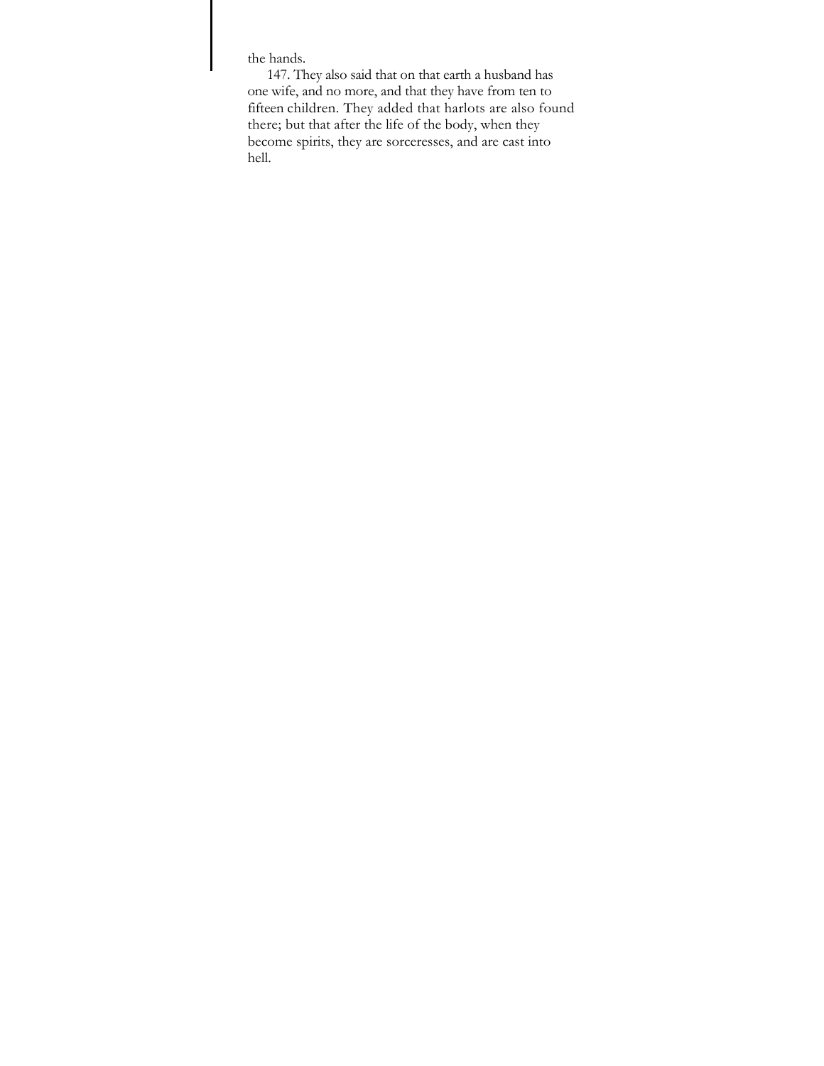the hands.

147. They also said that on that earth a husband has one wife, and no more, and that they have from ten to fifteen children. They added that harlots are also found there; but that after the life of the body, when they become spirits, they are sorceresses, and are cast into hell.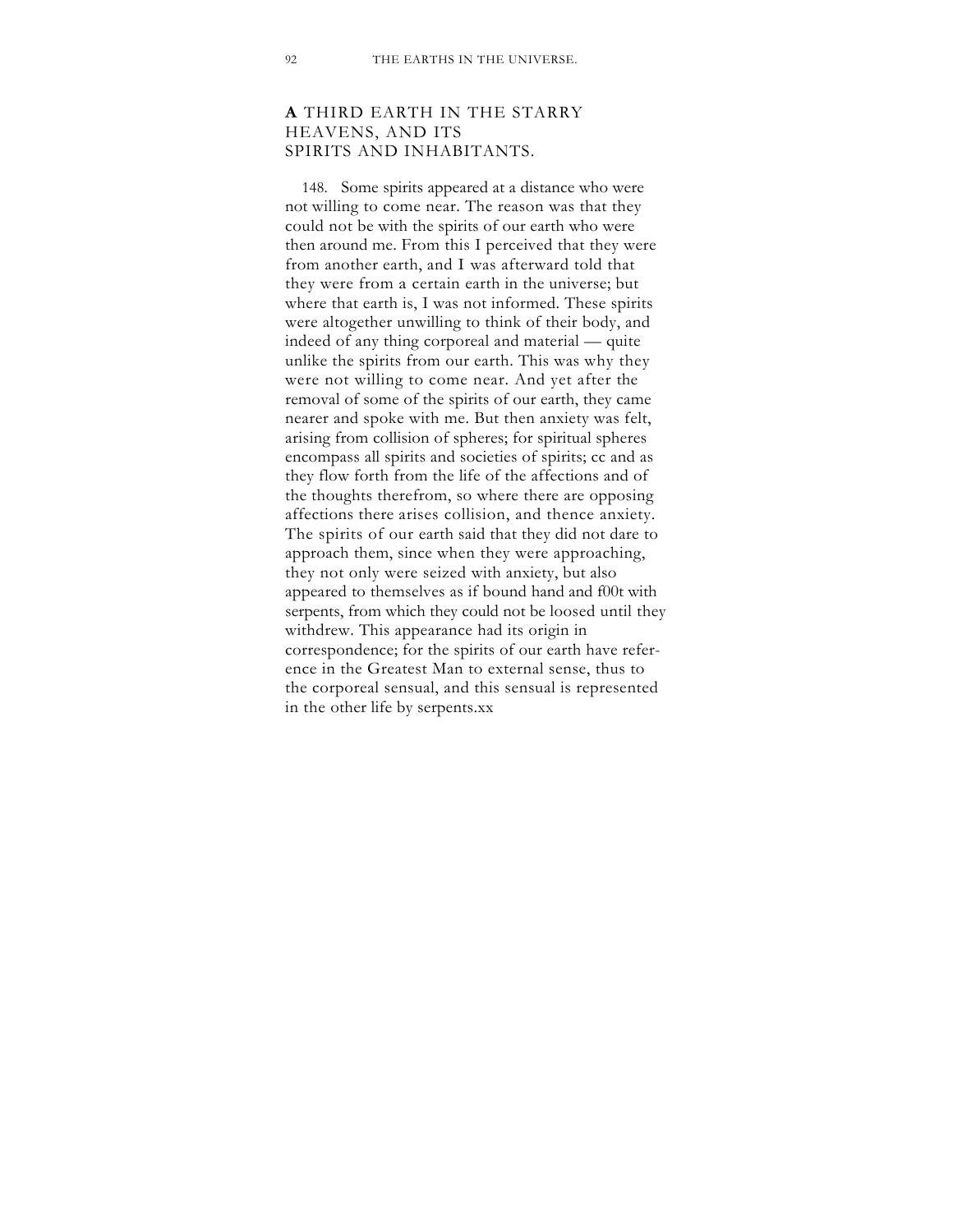## A THIRD EARTH IN THE STARRY HEAVENS, AND ITS SPIRITS AND INHABITANTS.

148. Some spirits appeared at a distance who were not willing to come near. The reason was that they could not be with the spirits of our earth who were then around me. From this I perceived that they were from another earth, and I was afterward told that they were from a certain earth in the universe; but where that earth is, I was not informed. These spirits were altogether unwilling to think of their body, and indeed of any thing corporeal and material — quite unlike the spirits from our earth. This was why they were not willing to come near. And yet after the removal of some of the spirits of our earth, they came nearer and spoke with me. But then anxiety was felt, arising from collision of spheres; for spiritual spheres encompass all spirits and societies of spirits; cc and as they flow forth from the life of the affections and of the thoughts therefrom, so where there are opposing affections there arises collision, and thence anxiety. The spirits of our earth said that they did not dare to approach them, since when they were approaching, they not only were seized with anxiety, but also appeared to themselves as if bound hand and f00t with serpents, from which they could not be loosed until they withdrew. This appearance had its origin in correspondence; for the spirits of our earth have reference in the Greatest Man to external sense, thus to the corporeal sensual, and this sensual is represented in the other life by serpents.xx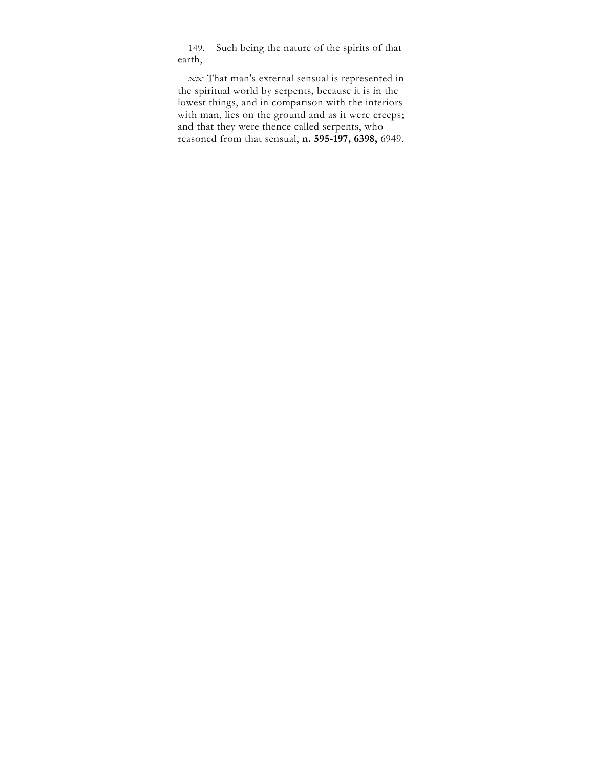149. Such being the nature of the spirits of that earth,

xx That man's external sensual is represented in the spiritual world by serpents, because it is in the lowest things, and in comparison with the interiors with man, lies on the ground and as it were creeps; and that they were thence called serpents, who reasoned from that sensual, **n. 595-197, 6398,** 6949.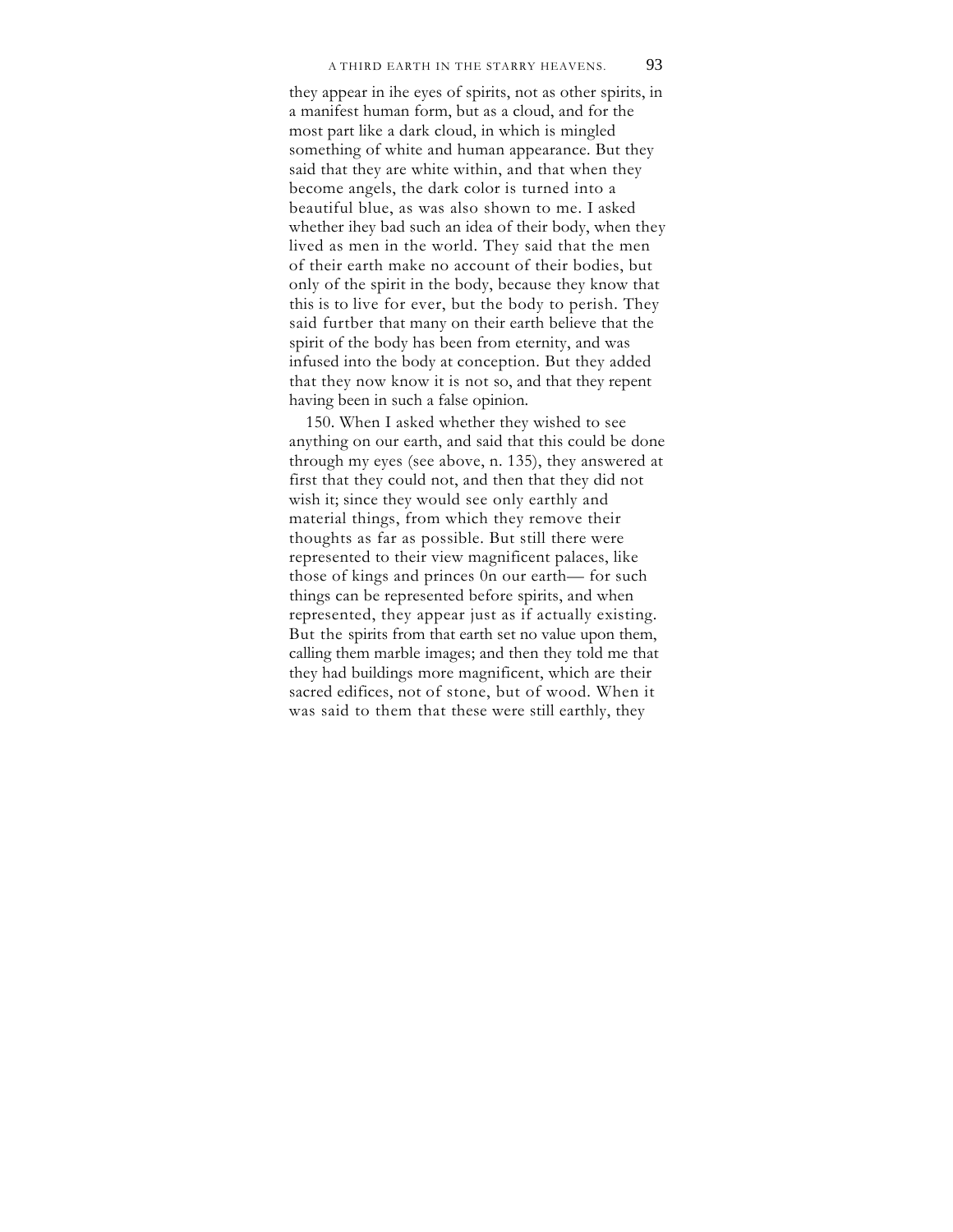they appear in ihe eyes of spirits, not as other spirits, in a manifest human form, but as a cloud, and for the most part like a dark cloud, in which is mingled something of white and human appearance. But they said that they are white within, and that when they become angels, the dark color is turned into a beautiful blue, as was also shown to me. I asked whether ihey bad such an idea of their body, when they lived as men in the world. They said that the men of their earth make no account of their bodies, but only of the spirit in the body, because they know that this is to live for ever, but the body to perish. They said furtber that many on their earth believe that the spirit of the body has been from eternity, and was infused into the body at conception. But they added that they now know it is not so, and that they repent having been in such a false opinion.

150. When I asked whether they wished to see anything on our earth, and said that this could be done through my eyes (see above, n. 135), they answered at first that they could not, and then that they did not wish it; since they would see only earthly and material things, from which they remove their thoughts as far as possible. But still there were represented to their view magnificent palaces, like those of kings and princes 0n our earth— for such things can be represented before spirits, and when represented, they appear just as if actually existing. But the spirits from that earth set no value upon them, calling them marble images; and then they told me that they had buildings more magnificent, which are their sacred edifices, not of stone, but of wood. When it was said to them that these were still earthly, they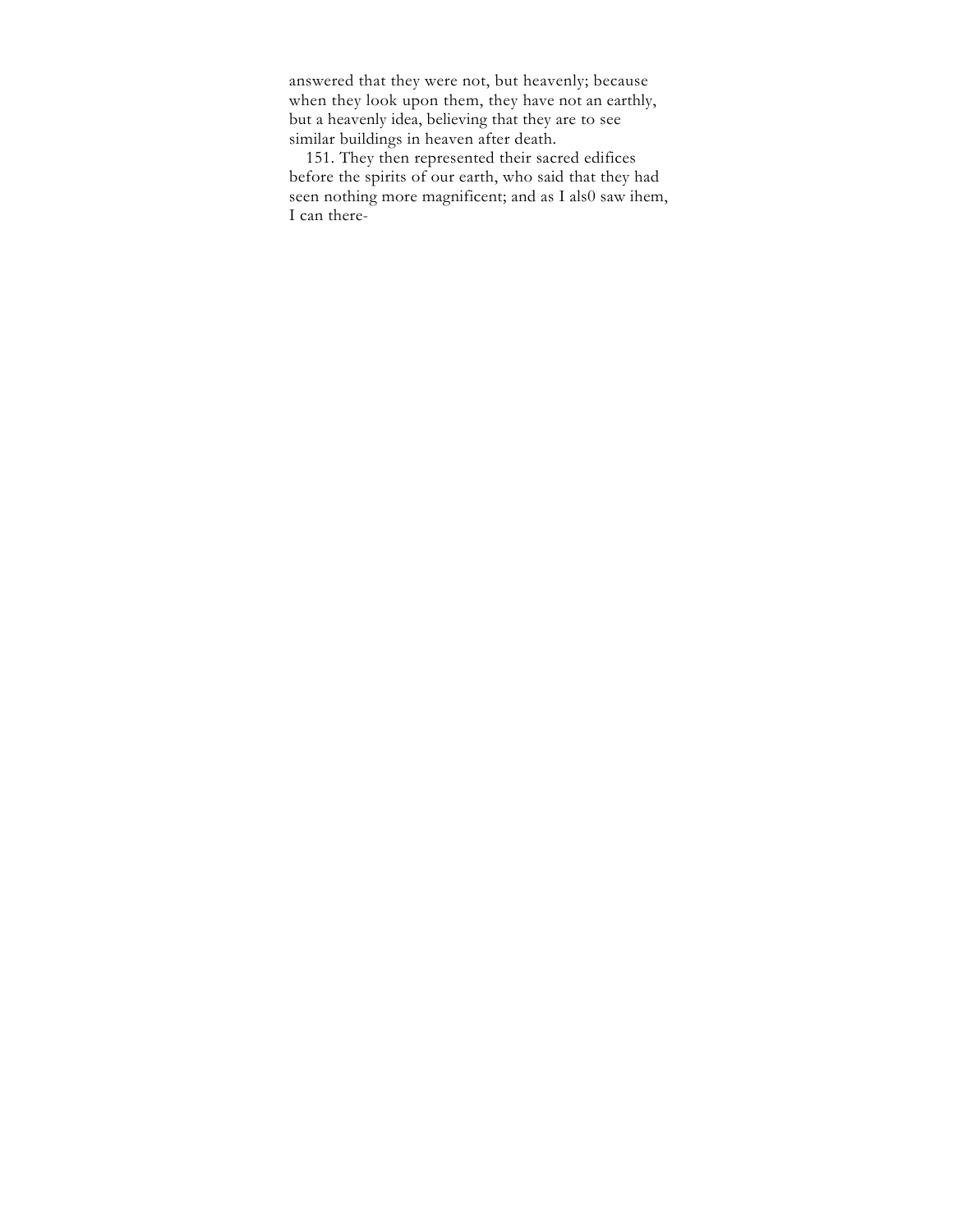answered that they were not, but heavenly; because when they look upon them, they have not an earthly, but a heavenly idea, believing that they are to see similar buildings in heaven after death.

151. They then represented their sacred edifices before the spirits of our earth, who said that they had seen nothing more magnificent; and as I als0 saw ihem, I can there-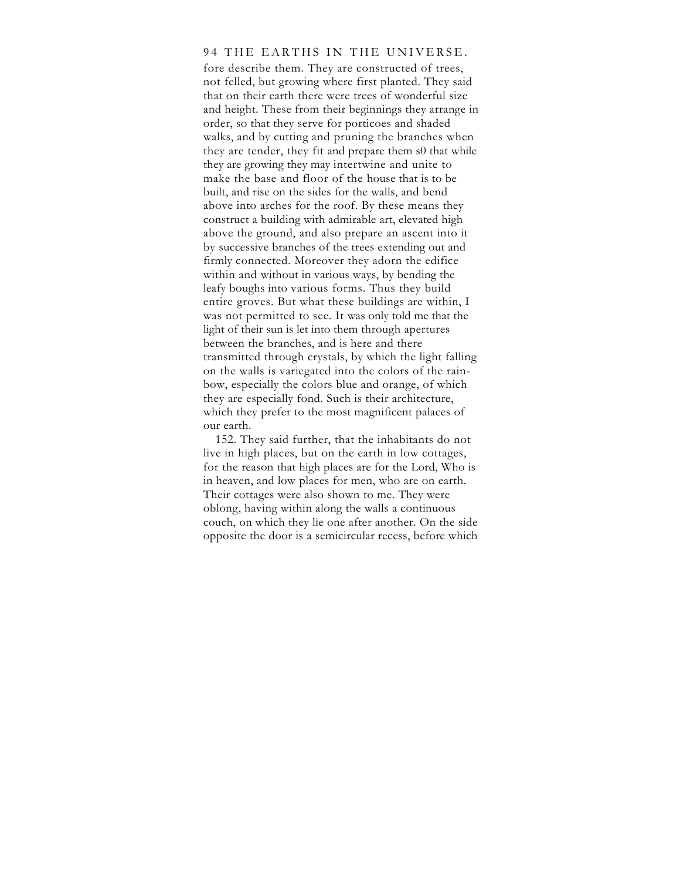fore describe them. They are constructed of trees, not felled, but growing where first planted. They said that on their earth there were trees of wonderful size and height. These from their beginnings they arrange in order, so that they serve for porticoes and shaded walks, and by cutting and pruning the branches when they are tender, they fit and prepare them s0 that while they are growing they may intertwine and unite to make the base and floor of the house that is to be built, and rise on the sides for the walls, and bend above into arches for the roof. By these means they construct a building with admirable art, elevated high above the ground, and also prepare an ascent into it by successive branches of the trees extending out and firmly connected. Moreover they adorn the edifice within and without in various ways, by bending the leafy boughs into various forms. Thus they build entire groves. But what these buildings are within, I was not permitted to see. It was only told me that the light of their sun is let into them through apertures between the branches, and is here and there transmitted through crystals, by which the light falling on the walls is variegated into the colors of the rainbow, especially the colors blue and orange, of which they are especially fond. Such is their architecture, which they prefer to the most magnificent palaces of our earth.

152. They said further, that the inhabitants do not live in high places, but on the earth in low cottages, for the reason that high places are for the Lord, Who is in heaven, and low places for men, who are on earth. Their cottages were also shown to me. They were oblong, having within along the walls a continuous couch, on which they lie one after another. On the side opposite the door is a semicircular recess, before which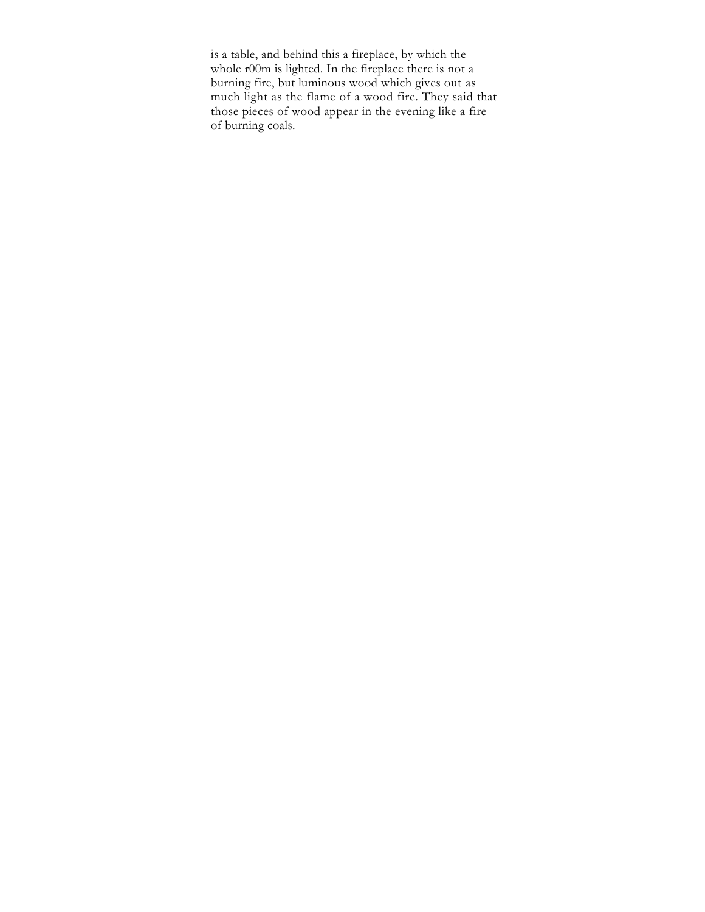is a table, and behind this a fireplace, by which the whole r00m is lighted. In the fireplace there is not a burning fire, but luminous wood which gives out as much light as the flame of a wood fire. They said that those pieces of wood appear in the evening like a fire of burning coals.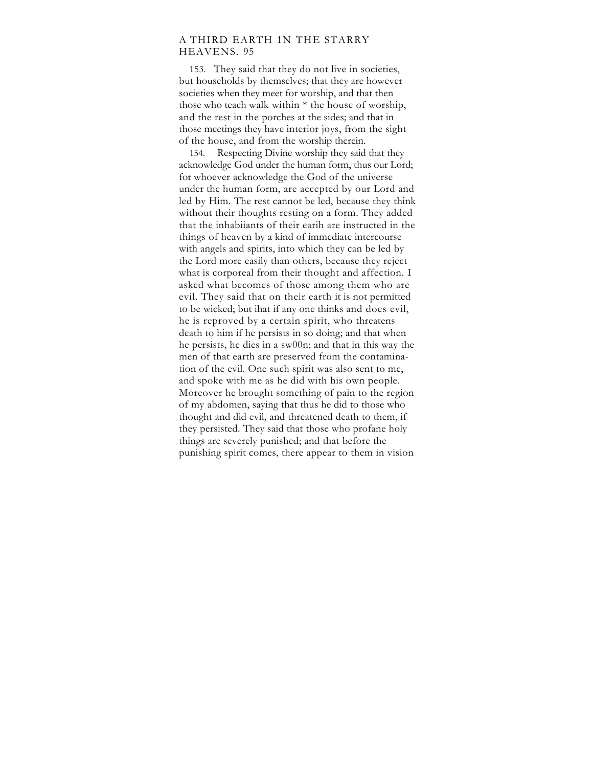153. They said that they do not live in societies, but households by themselves; that they are however societies when they meet for worship, and that then those who teach walk within * the house of worship, and the rest in the porches at the sides; and that in those meetings they have interior joys, from the sight of the house, and from the worship therein.

154. Respecting Divine worship they said that they acknowledge God under the human form, thus our Lord; for whoever acknowledge the God of the universe under the human form, are accepted by our Lord and led by Him. The rest cannot be led, because they think without their thoughts resting on a form. They added that the inhabiiants of their earih are instructed in the things of heaven by a kind of immediate intercourse with angels and spirits, into which they can be led by the Lord more easily than others, because they reject what is corporeal from their thought and affection. I asked what becomes of those among them who are evil. They said that on their earth it is not permitted to be wicked; but ihat if any one thinks and does evil, he is reproved by a certain spirit, who threatens death to him if he persists in so doing; and that when he persists, he dies in a sw00n; and that in this way the men of that earth are preserved from the contamination of the evil. One such spirit was also sent to me, and spoke with me as he did with his own people. Moreover he brought something of pain to the region of my abdomen, saying that thus he did to those who thought and did evil, and threatened death to them, if they persisted. They said that those who profane holy things are severely punished; and that before the punishing spirit comes, there appear to them in vision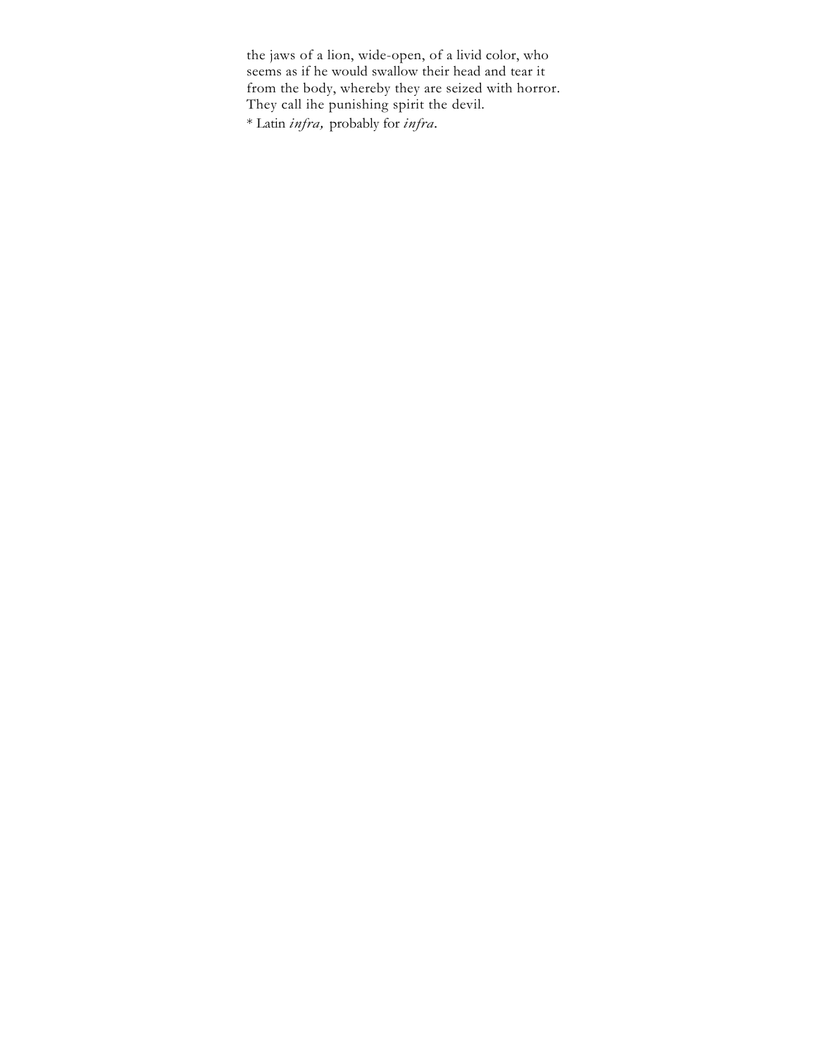the jaws of a lion, wide-open, of a livid color, who seems as if he would swallow their head and tear it from the body, whereby they are seized with horror. They call ihe punishing spirit the devil.

* Latin *infra,* probably for *infra*.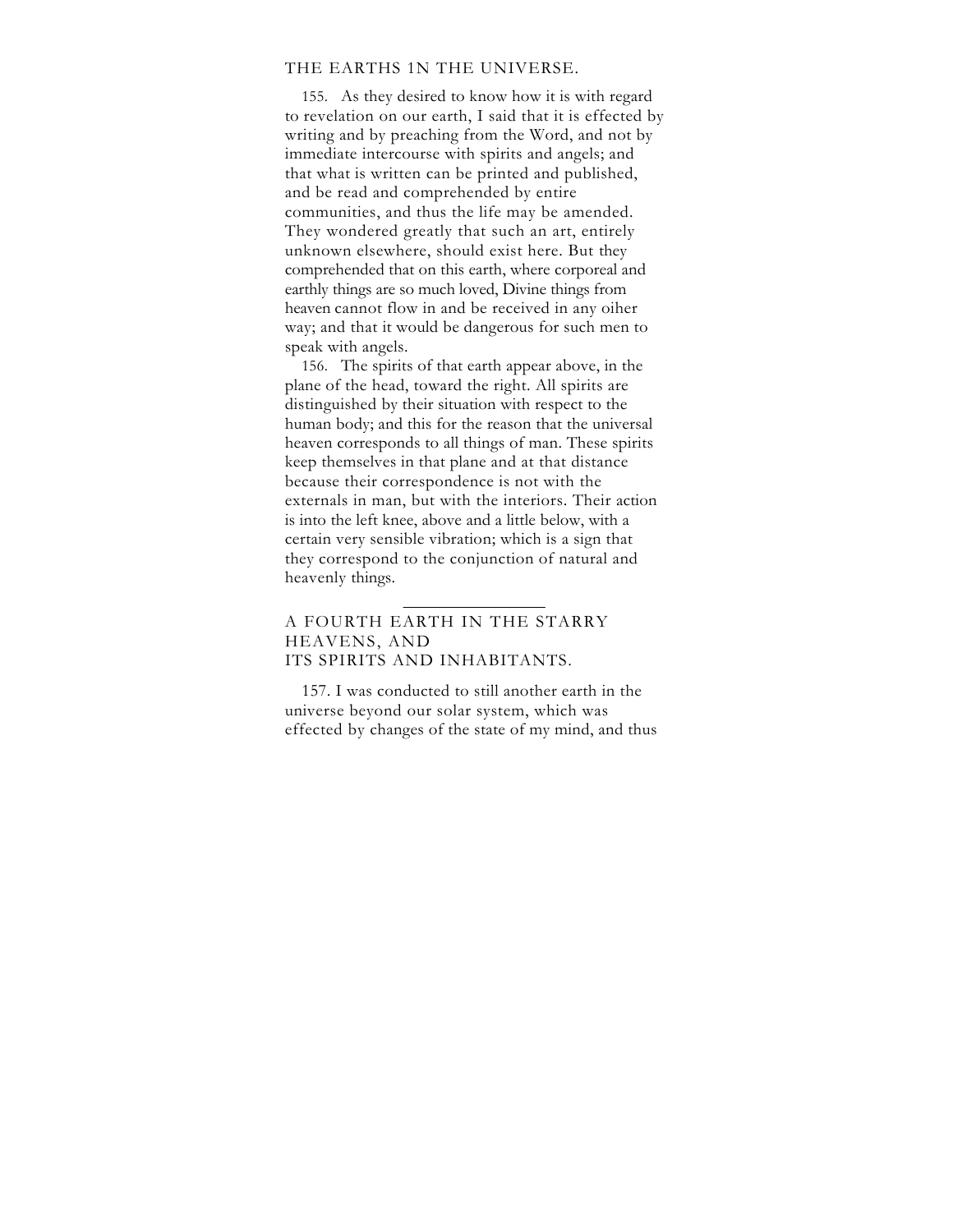155. As they desired to know how it is with regard to revelation on our earth, I said that it is effected by writing and by preaching from the Word, and not by immediate intercourse with spirits and angels; and that what is written can be printed and published, and be read and comprehended by entire communities, and thus the life may be amended. They wondered greatly that such an art, entirely unknown elsewhere, should exist here. But they comprehended that on this earth, where corporeal and earthly things are so much loved, Divine things from heaven cannot flow in and be received in any oiher way; and that it would be dangerous for such men to speak with angels.

156. The spirits of that earth appear above, in the plane of the head, toward the right. All spirits are distinguished by their situation with respect to the human body; and this for the reason that the universal heaven corresponds to all things of man. These spirits keep themselves in that plane and at that distance because their correspondence is not with the externals in man, but with the interiors. Their action is into the left knee, above and a little below, with a certain very sensible vibration; which is a sign that they correspond to the conjunction of natural and heavenly things.

---

## A FOURTH EARTH IN THE STARRY HEAVENS, AND ITS SPIRITS AND INHABITANTS.

157. I was conducted to still another earth in the universe beyond our solar system, which was effected by changes of the state of my mind, and thus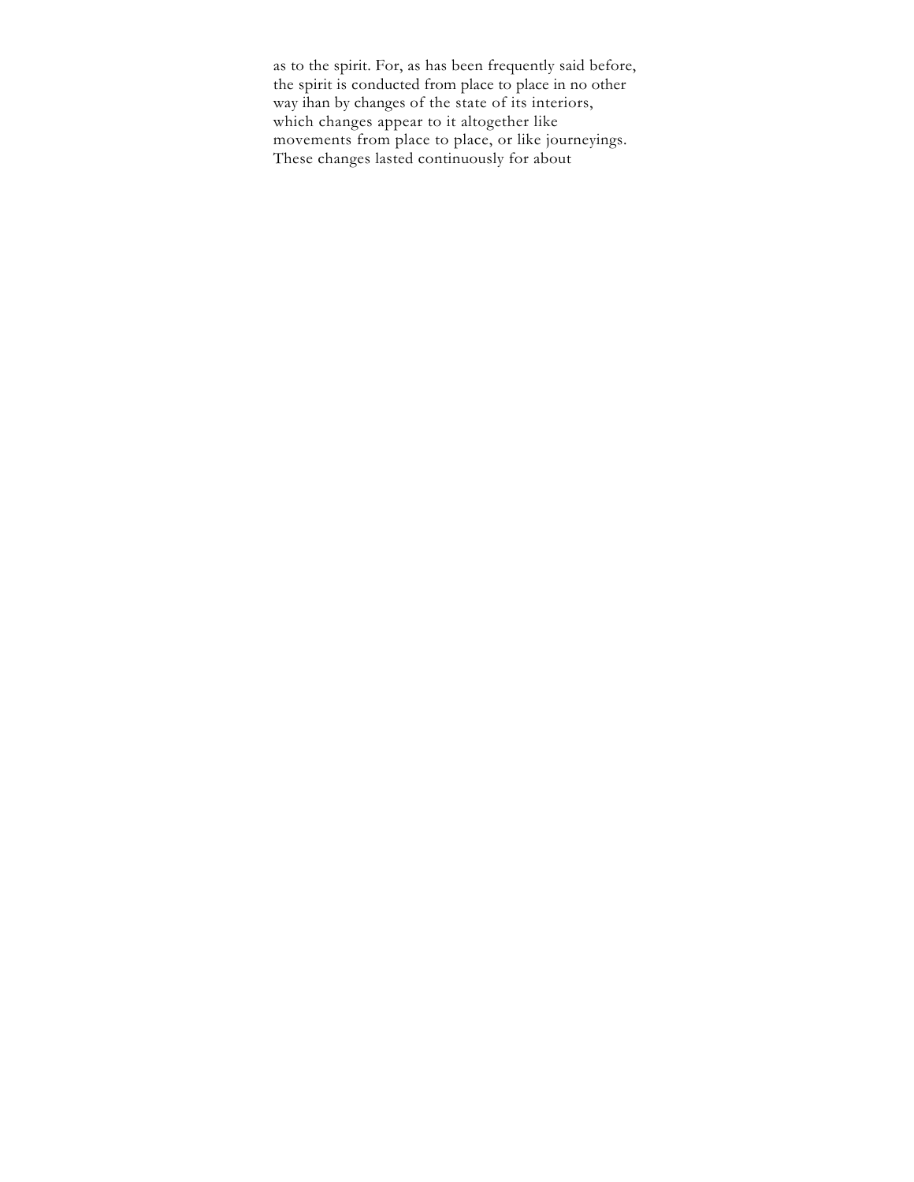as to the spirit. For, as has been frequently said before, the spirit is conducted from place to place in no other way ihan by changes of the state of its interiors, which changes appear to it altogether like movements from place to place, or like journeyings. These changes lasted continuously for about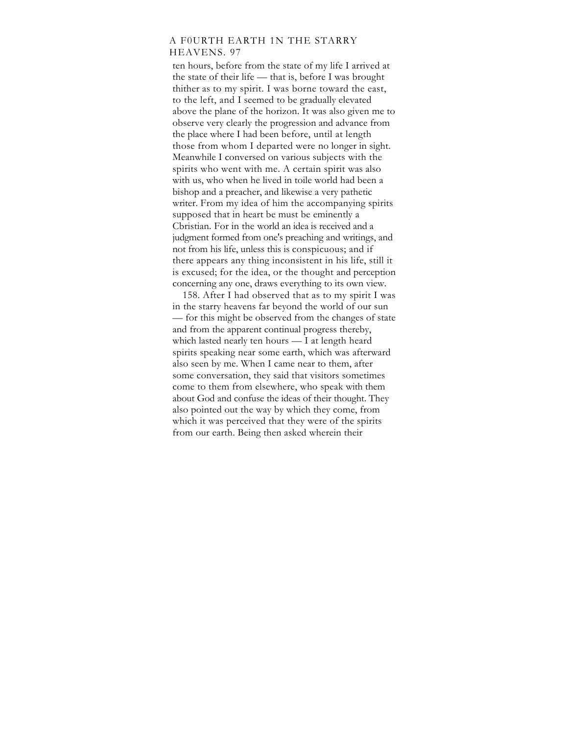ten hours, before from the state of my life I arrived at the state of their life — that is, before I was brought thither as to my spirit. I was borne toward the east, to the left, and I seemed to be gradually elevated above the plane of the horizon. It was also given me to observe very clearly the progression and advance from the place where I had been before, until at length those from whom I departed were no longer in sight. Meanwhile I conversed on various subjects with the spirits who went with me. A certain spirit was also with us, who when he lived in toile world had been a bishop and a preacher, and likewise a very pathetic writer. From my idea of him the accompanying spirits supposed that in heart be must be eminently a Cbristian. For in the world an idea is received and a judgment formed from one's preaching and writings, and not from his life, unless this is conspicuous; and if there appears any thing inconsistent in his life, still it is excused; for the idea, or the thought and perception concerning any one, draws everything to its own view.

158. After I had observed that as to my spirit I was in the starry heavens far beyond the world of our sun — for this might be observed from the changes of state and from the apparent continual progress thereby, which lasted nearly ten hours — I at length heard spirits speaking near some earth, which was afterward also seen by me. When I came near to them, after some conversation, they said that visitors sometimes come to them from elsewhere, who speak with them about God and confuse the ideas of their thought. They also pointed out the way by which they come, from which it was perceived that they were of the spirits from our earth. Being then asked wherein their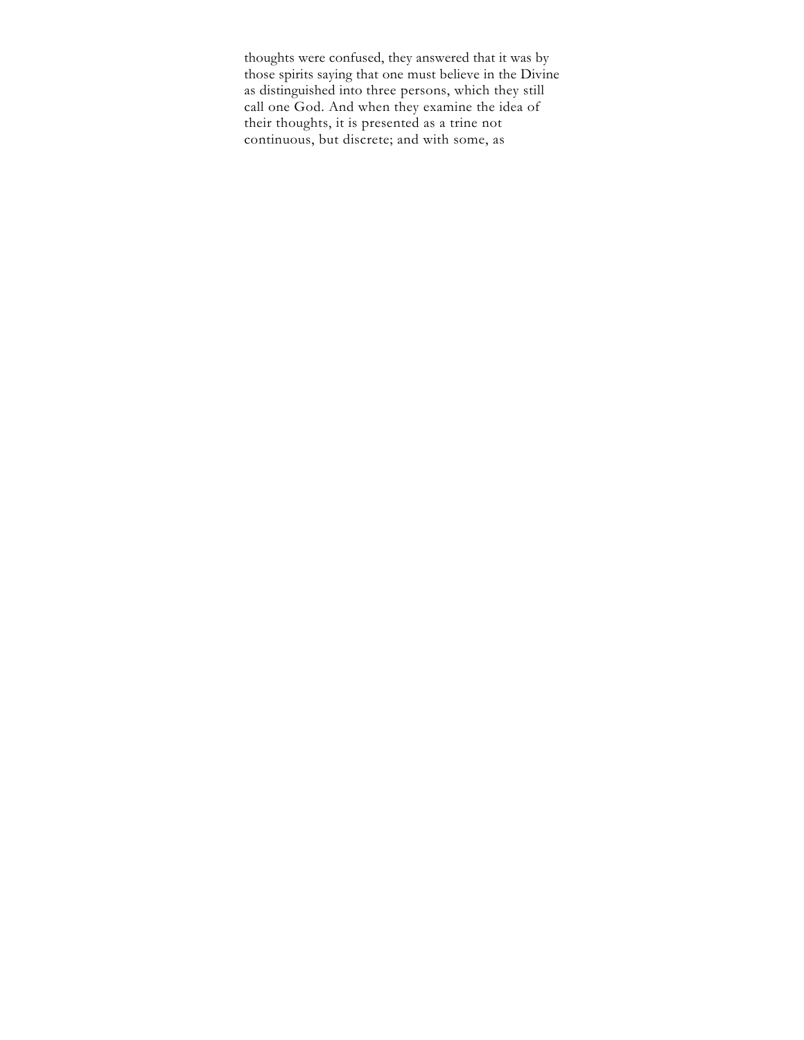thoughts were confused, they answered that it was by those spirits saying that one must believe in the Divine as distinguished into three persons, which they still call one God. And when they examine the idea of their thoughts, it is presented as a trine not continuous, but discrete; and with some, as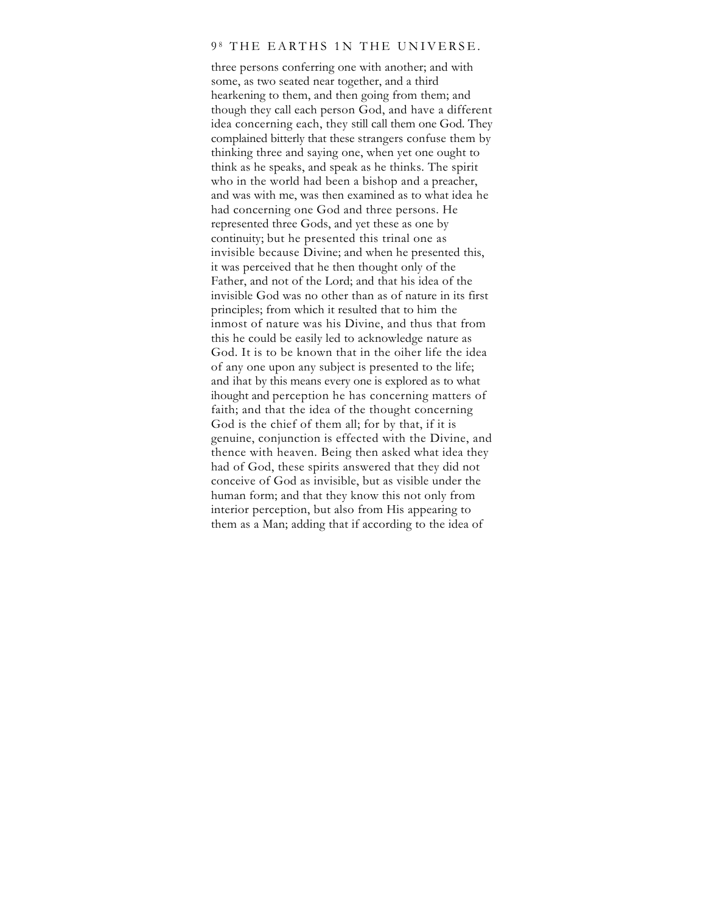three persons conferring one with another; and with some, as two seated near together, and a third hearkening to them, and then going from them; and though they call each person God, and have a different idea concerning each, they still call them one God. They complained bitterly that these strangers confuse them by thinking three and saying one, when yet one ought to think as he speaks, and speak as he thinks. The spirit who in the world had been a bishop and a preacher, and was with me, was then examined as to what idea he had concerning one God and three persons. He represented three Gods, and yet these as one by continuity; but he presented this trinal one as invisible because Divine; and when he presented this, it was perceived that he then thought only of the Father, and not of the Lord; and that his idea of the invisible God was no other than as of nature in its first principles; from which it resulted that to him the inmost of nature was his Divine, and thus that from this he could be easily led to acknowledge nature as God. It is to be known that in the oiher life the idea of any one upon any subject is presented to the life; and ihat by this means every one is explored as to what ihought and perception he has concerning matters of faith; and that the idea of the thought concerning God is the chief of them all; for by that, if it is genuine, conjunction is effected with the Divine, and thence with heaven. Being then asked what idea they had of God, these spirits answered that they did not conceive of God as invisible, but as visible under the human form; and that they know this not only from interior perception, but also from His appearing to them as a Man; adding that if according to the idea of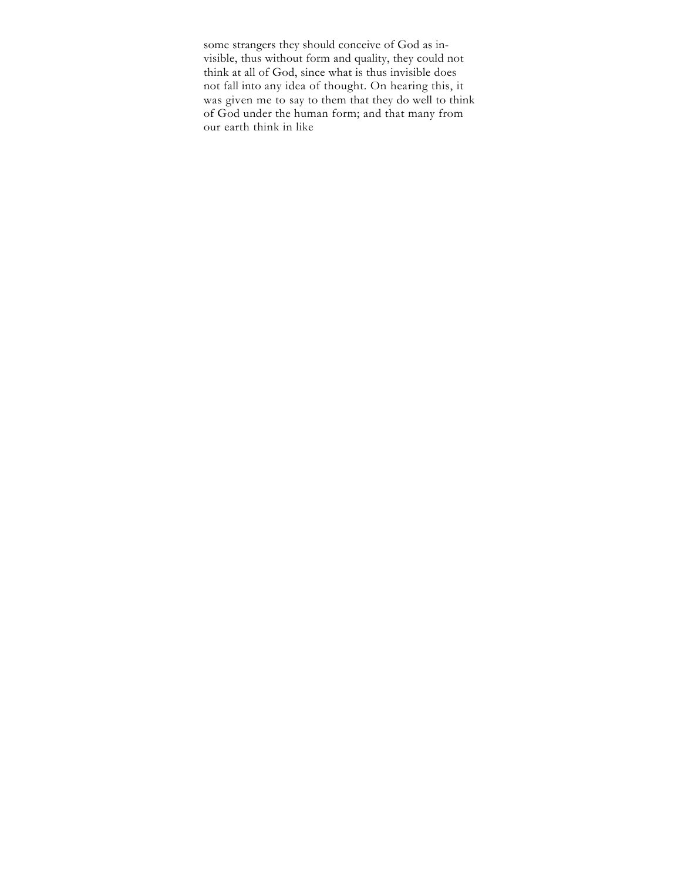some strangers they should conceive of God as invisible, thus without form and quality, they could not think at all of God, since what is thus invisible does not fall into any idea of thought. On hearing this, it was given me to say to them that they do well to think of God under the human form; and that many from our earth think in like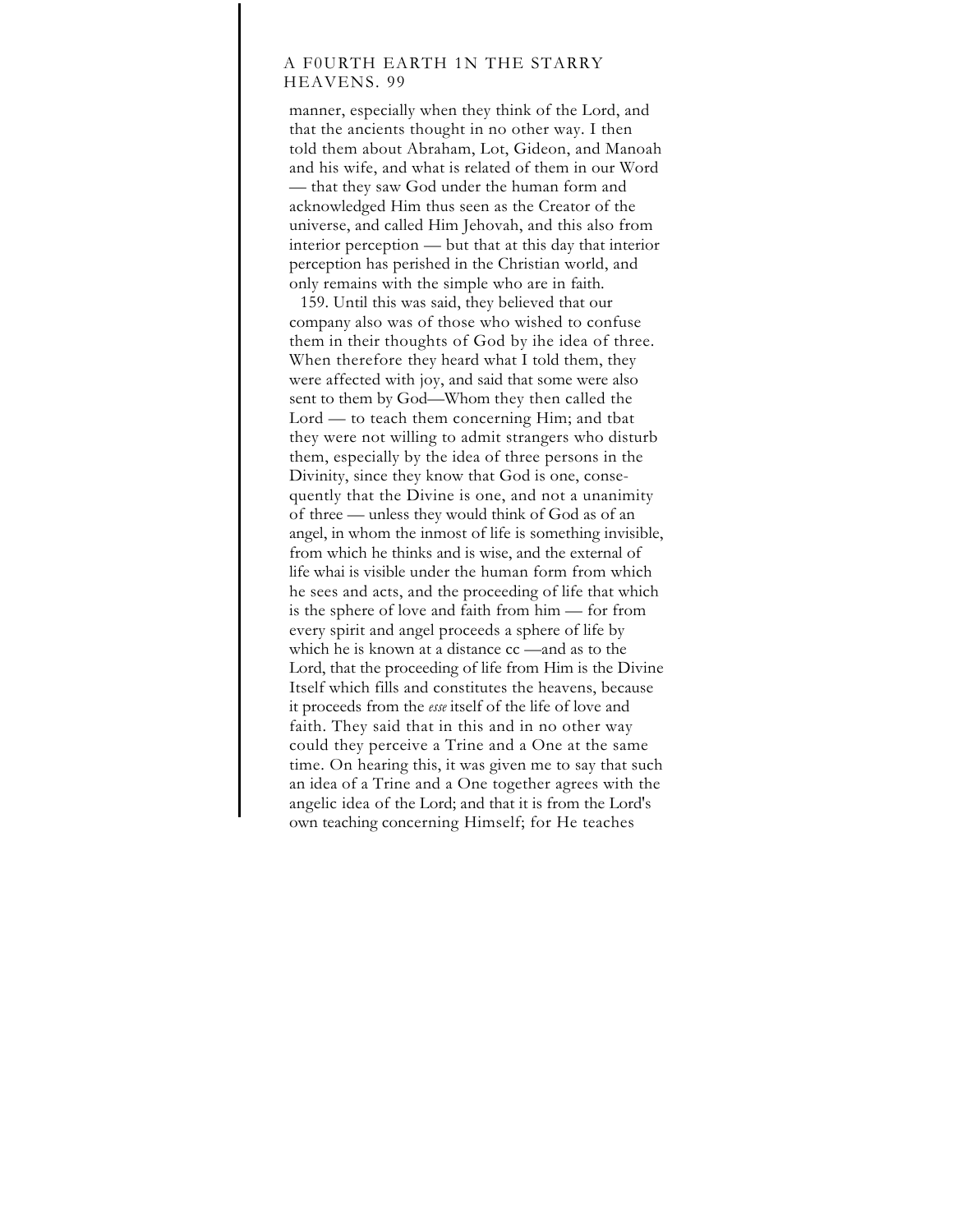manner, especially when they think of the Lord, and that the ancients thought in no other way. I then told them about Abraham, Lot, Gideon, and Manoah and his wife, and what is related of them in our Word — that they saw God under the human form and acknowledged Him thus seen as the Creator of the universe, and called Him Jehovah, and this also from interior perception — but that at this day that interior perception has perished in the Christian world, and only remains with the simple who are in faith.

159. Until this was said, they believed that our company also was of those who wished to confuse them in their thoughts of God by ihe idea of three. When therefore they heard what I told them, they were affected with joy, and said that some were also sent to them by God—Whom they then called the Lord — to teach them concerning Him; and tbat they were not willing to admit strangers who disturb them, especially by the idea of three persons in the Divinity, since they know that God is one, consequently that the Divine is one, and not a unanimity of three — unless they would think of God as of an angel, in whom the inmost of life is something invisible, from which he thinks and is wise, and the external of life whai is visible under the human form from which he sees and acts, and the proceeding of life that which is the sphere of love and faith from him — for from every spirit and angel proceeds a sphere of life by which he is known at a distance cc —and as to the Lord, that the proceeding of life from Him is the Divine Itself which fills and constitutes the heavens, because it proceeds from the *esse* itself of the life of love and faith. They said that in this and in no other way could they perceive a Trine and a One at the same time. On hearing this, it was given me to say that such an idea of a Trine and a One together agrees with the angelic idea of the Lord; and that it is from the Lord's own teaching concerning Himself; for He teaches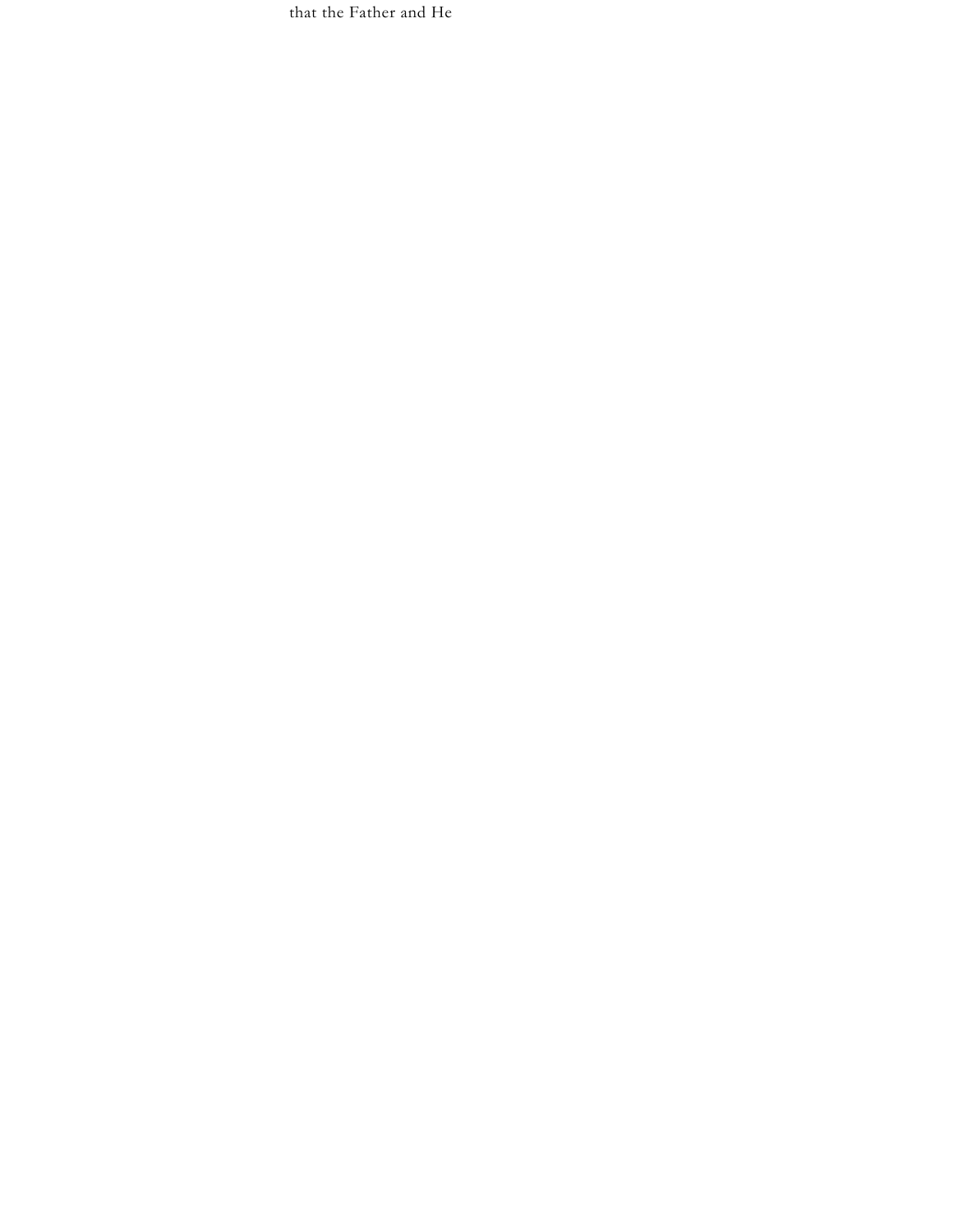that the Father and He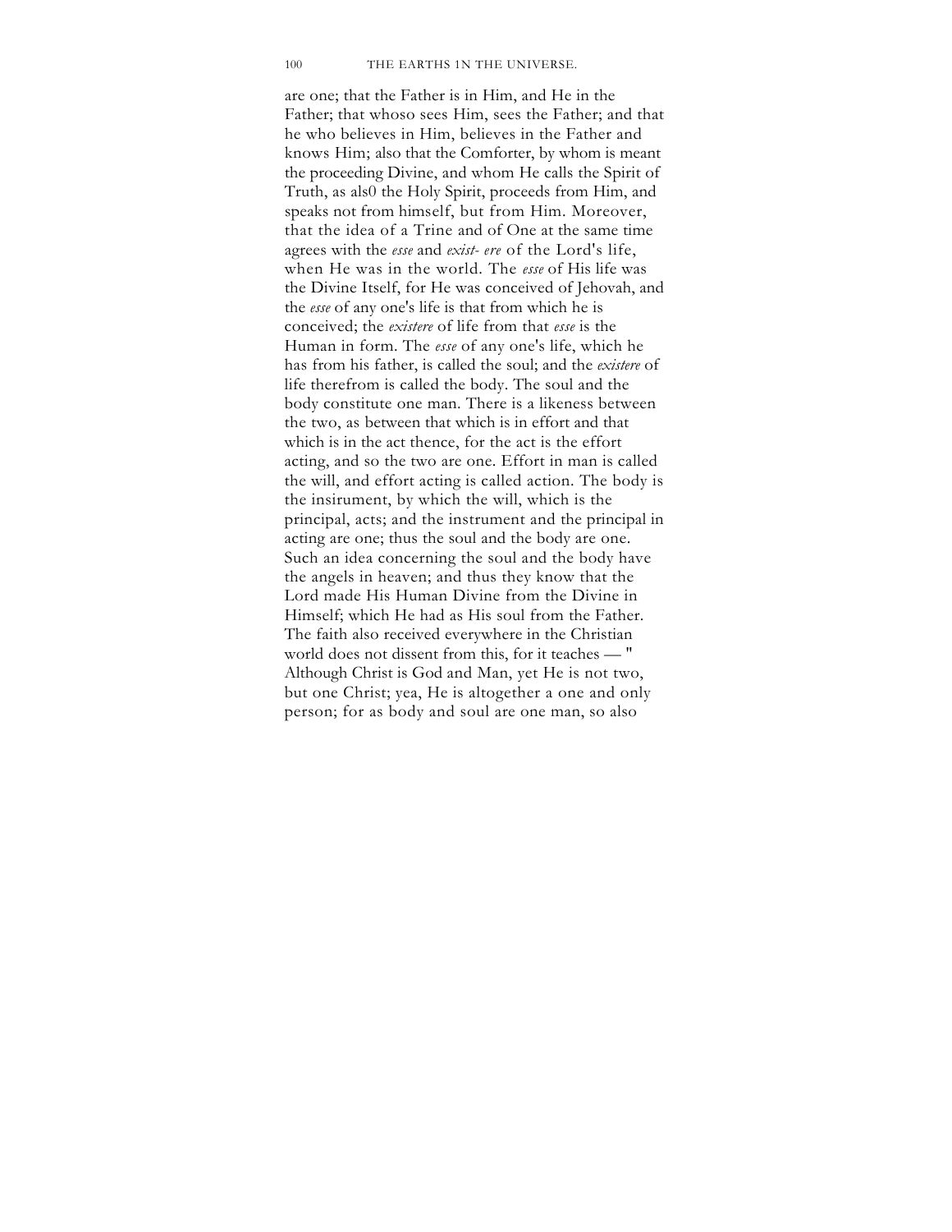are one; that the Father is in Him, and He in the Father; that whoso sees Him, sees the Father; and that he who believes in Him, believes in the Father and knows Him; also that the Comforter, by whom is meant the proceeding Divine, and whom He calls the Spirit of Truth, as als0 the Holy Spirit, proceeds from Him, and speaks not from himself, but from Him. Moreover, that the idea of a Trine and of One at the same time agrees with the *esse* and *exist- ere* of the Lord's life, when He was in the world. The *esse* of His life was the Divine Itself, for He was conceived of Jehovah, and the *esse* of any one's life is that from which he is conceived; the *existere* of life from that *esse* is the Human in form. The *esse* of any one's life, which he has from his father, is called the soul; and the *existere* of life therefrom is called the body. The soul and the body constitute one man. There is a likeness between the two, as between that which is in effort and that which is in the act thence, for the act is the effort acting, and so the two are one. Effort in man is called the will, and effort acting is called action. The body is the insirument, by which the will, which is the principal, acts; and the instrument and the principal in acting are one; thus the soul and the body are one. Such an idea concerning the soul and the body have the angels in heaven; and thus they know that the Lord made His Human Divine from the Divine in Himself; which He had as His soul from the Father. The faith also received everywhere in the Christian world does not dissent from this, for it teaches — " Although Christ is God and Man, yet He is not two, but one Christ; yea, He is altogether a one and only person; for as body and soul are one man, so also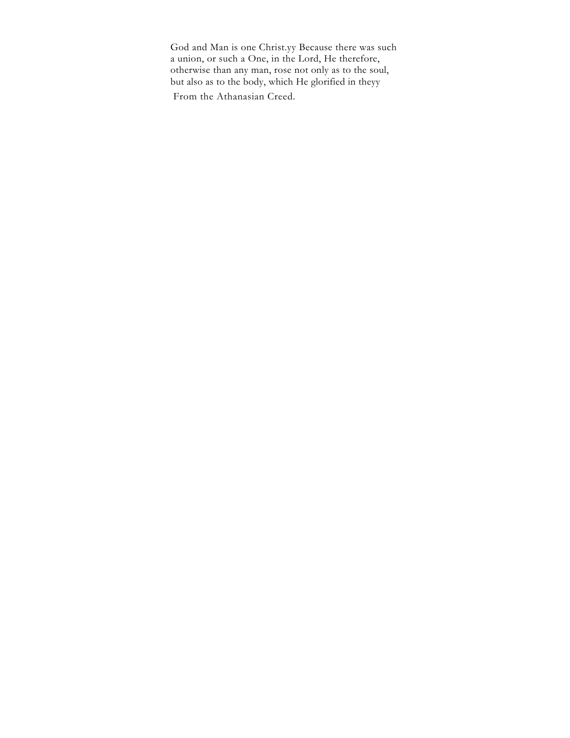God and Man is one Christ.yy Because there was such a union, or such a One, in the Lord, He therefore, otherwise than any man, rose not only as to the soul, but also as to the body, which He glorified in theyy

From the Athanasian Creed.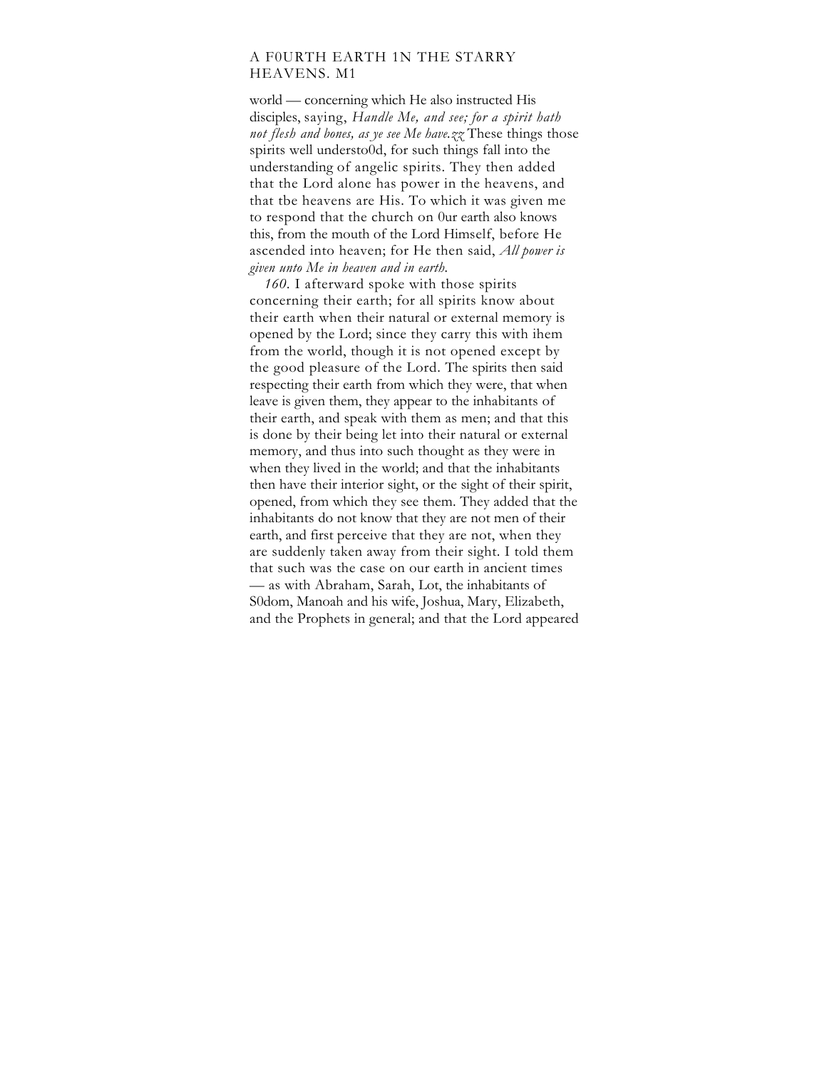world — concerning which He also instructed His disciples, saying, *Handle Me, and see; for a spirit hath not flesh and bones, as ye see Me have.zz* These things those spirits well understo0d, for such things fall into the understanding of angelic spirits. They then added that the Lord alone has power in the heavens, and that tbe heavens are His. To which it was given me to respond that the church on 0ur earth also knows this, from the mouth of the Lord Himself, before He ascended into heaven; for He then said, *All power is given unto Me in heaven and in earth.*

*160.* I afterward spoke with those spirits concerning their earth; for all spirits know about their earth when their natural or external memory is opened by the Lord; since they carry this with ihem from the world, though it is not opened except by the good pleasure of the Lord. The spirits then said respecting their earth from which they were, that when leave is given them, they appear to the inhabitants of their earth, and speak with them as men; and that this is done by their being let into their natural or external memory, and thus into such thought as they were in when they lived in the world; and that the inhabitants then have their interior sight, or the sight of their spirit, opened, from which they see them. They added that the inhabitants do not know that they are not men of their earth, and first perceive that they are not, when they are suddenly taken away from their sight. I told them that such was the case on our earth in ancient times — as with Abraham, Sarah, Lot, the inhabitants of S0dom, Manoah and his wife, Joshua, Mary, Elizabeth, and the Prophets in general; and that the Lord appeared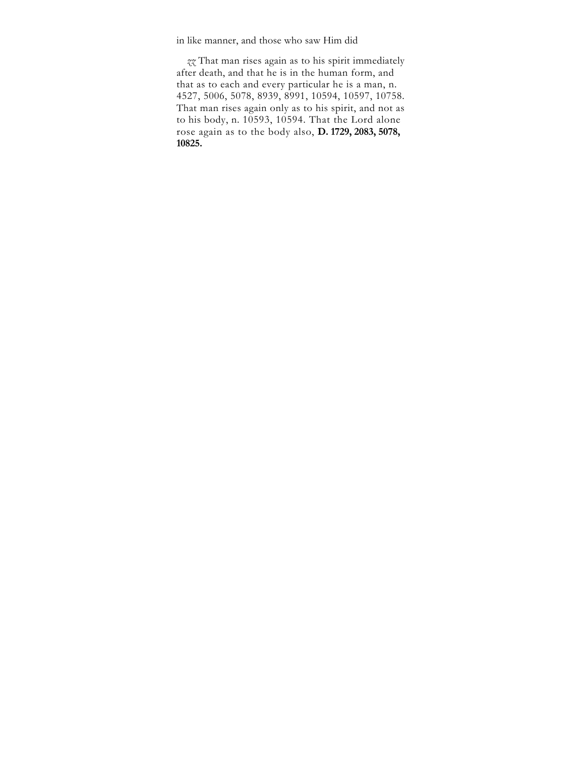in like manner, and those who saw Him did

*zz* That man rises again as to his spirit immediately after death, and that he is in the human form, and that as to each and every particular he is a man, n. 4527, 5006, 5078, 8939, 8991, 10594, 10597, 10758. That man rises again only as to his spirit, and not as to his body, n. 10593, 10594. That the Lord alone rose again as to the body also, **D. 1729, 2083, 5078, 10825.**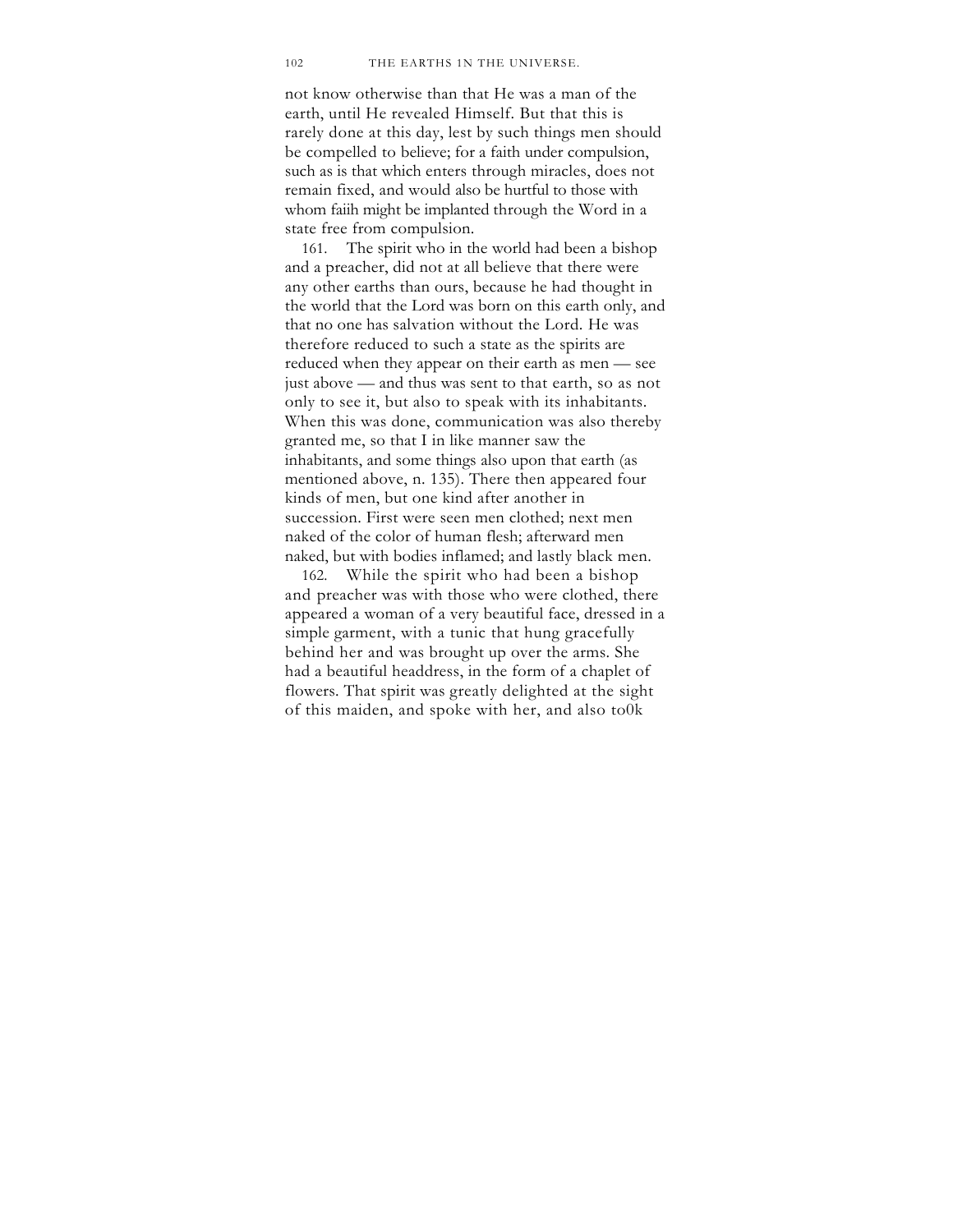not know otherwise than that He was a man of the earth, until He revealed Himself. But that this is rarely done at this day, lest by such things men should be compelled to believe; for a faith under compulsion, such as is that which enters through miracles, does not remain fixed, and would also be hurtful to those with whom faiih might be implanted through the Word in a state free from compulsion.

161. The spirit who in the world had been a bishop and a preacher, did not at all believe that there were any other earths than ours, because he had thought in the world that the Lord was born on this earth only, and that no one has salvation without the Lord. He was therefore reduced to such a state as the spirits are reduced when they appear on their earth as men — see just above — and thus was sent to that earth, so as not only to see it, but also to speak with its inhabitants. When this was done, communication was also thereby granted me, so that I in like manner saw the inhabitants, and some things also upon that earth (as mentioned above, n. 135). There then appeared four kinds of men, but one kind after another in succession. First were seen men clothed; next men naked of the color of human flesh; afterward men naked, but with bodies inflamed; and lastly black men.

162. While the spirit who had been a bishop and preacher was with those who were clothed, there appeared a woman of a very beautiful face, dressed in a simple garment, with a tunic that hung gracefully behind her and was brought up over the arms. She had a beautiful headdress, in the form of a chaplet of flowers. That spirit was greatly delighted at the sight of this maiden, and spoke with her, and also to0k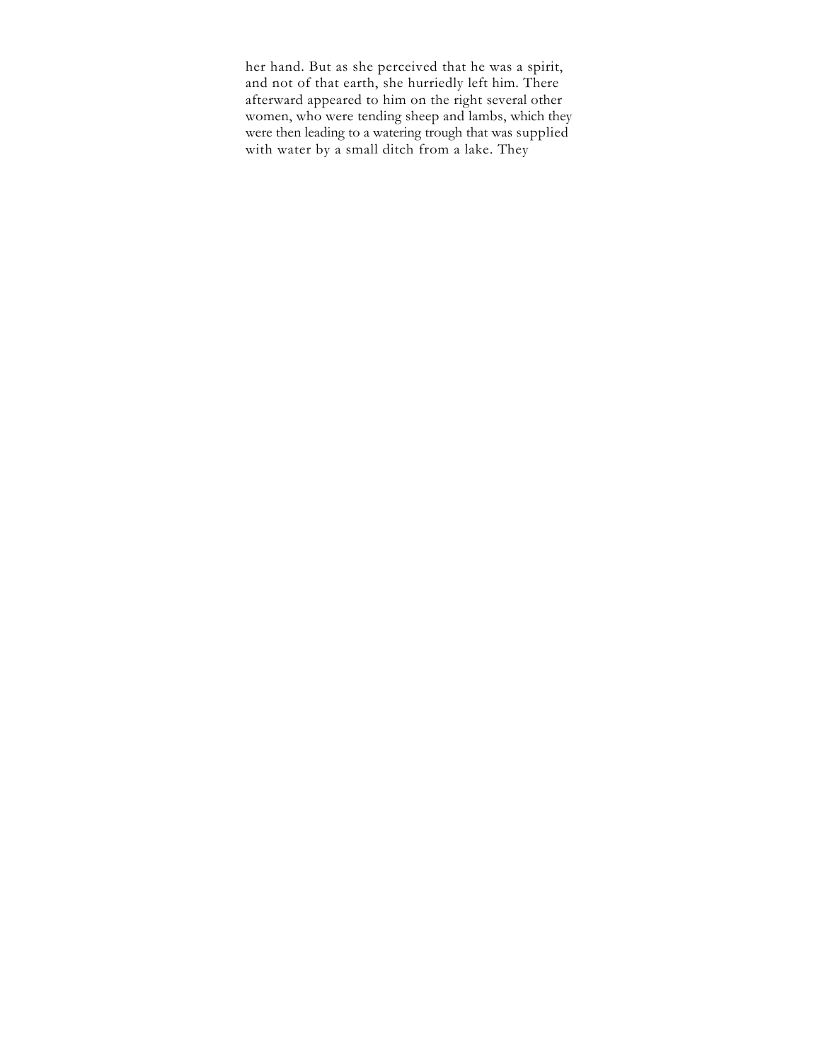her hand. But as she perceived that he was a spirit, and not of that earth, she hurriedly left him. There afterward appeared to him on the right several other women, who were tending sheep and lambs, which they were then leading to a watering trough that was supplied with water by a small ditch from a lake. They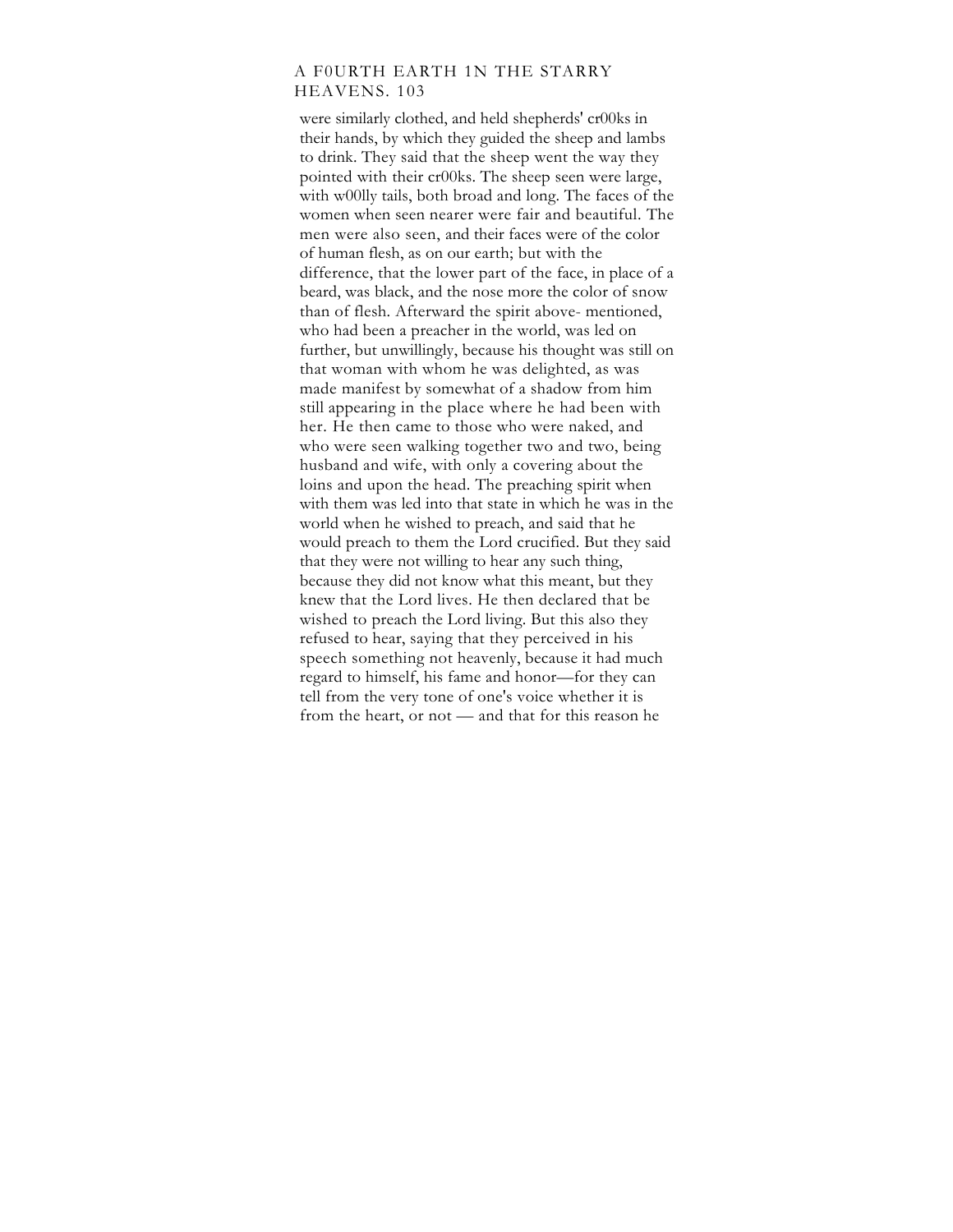were similarly clothed, and held shepherds' cr00ks in their hands, by which they guided the sheep and lambs to drink. They said that the sheep went the way they pointed with their cr00ks. The sheep seen were large, with w00lly tails, both broad and long. The faces of the women when seen nearer were fair and beautiful. The men were also seen, and their faces were of the color of human flesh, as on our earth; but with the difference, that the lower part of the face, in place of a beard, was black, and the nose more the color of snow than of flesh. Afterward the spirit above- mentioned, who had been a preacher in the world, was led on further, but unwillingly, because his thought was still on that woman with whom he was delighted, as was made manifest by somewhat of a shadow from him still appearing in the place where he had been with her. He then came to those who were naked, and who were seen walking together two and two, being husband and wife, with only a covering about the loins and upon the head. The preaching spirit when with them was led into that state in which he was in the world when he wished to preach, and said that he would preach to them the Lord crucified. But they said that they were not willing to hear any such thing, because they did not know what this meant, but they knew that the Lord lives. He then declared that be wished to preach the Lord living. But this also they refused to hear, saying that they perceived in his speech something not heavenly, because it had much regard to himself, his fame and honor—for they can tell from the very tone of one's voice whether it is from the heart, or not — and that for this reason he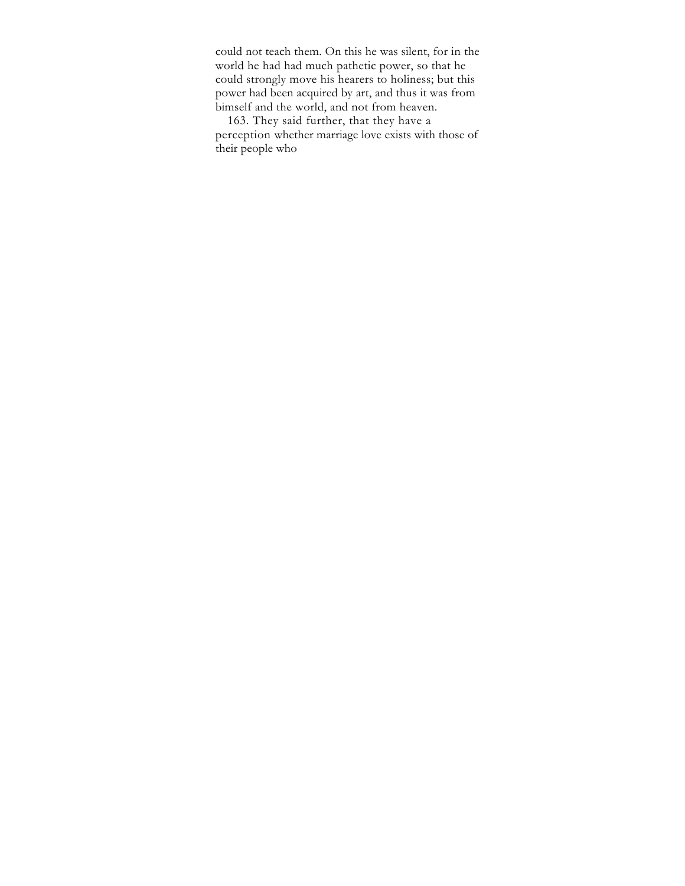could not teach them. On this he was silent, for in the world he had had much pathetic power, so that he could strongly move his hearers to holiness; but this power had been acquired by art, and thus it was from bimself and the world, and not from heaven.

163. They said further, that they have a perception whether marriage love exists with those of their people who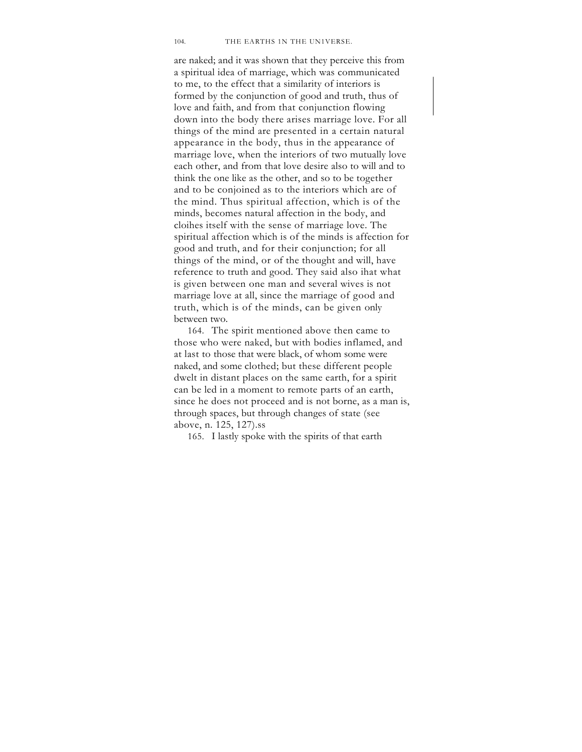are naked; and it was shown that they perceive this from a spiritual idea of marriage, which was communicated to me, to the effect that a similarity of interiors is formed by the conjunction of good and truth, thus of love and faith, and from that conjunction flowing down into the body there arises marriage love. For all things of the mind are presented in a certain natural appearance in the body, thus in the appearance of marriage love, when the interiors of two mutually love each other, and from that love desire also to will and to think the one like as the other, and so to be together and to be conjoined as to the interiors which are of the mind. Thus spiritual affection, which is of the minds, becomes natural affection in the body, and cloihes itself with the sense of marriage love. The spiritual affection which is of the minds is affection for good and truth, and for their conjunction; for all things of the mind, or of the thought and will, have reference to truth and good. They said also ihat what is given between one man and several wives is not marriage love at all, since the marriage of good and truth, which is of the minds, can be given only between two.

164. The spirit mentioned above then came to those who were naked, but with bodies inflamed, and at last to those that were black, of whom some were naked, and some clothed; but these different people dwelt in distant places on the same earth, for a spirit can be led in a moment to remote parts of an earth, since he does not proceed and is not borne, as a man is, through spaces, but through changes of state (see above, n. 125, 127).ss

165. I lastly spoke with the spirits of that earth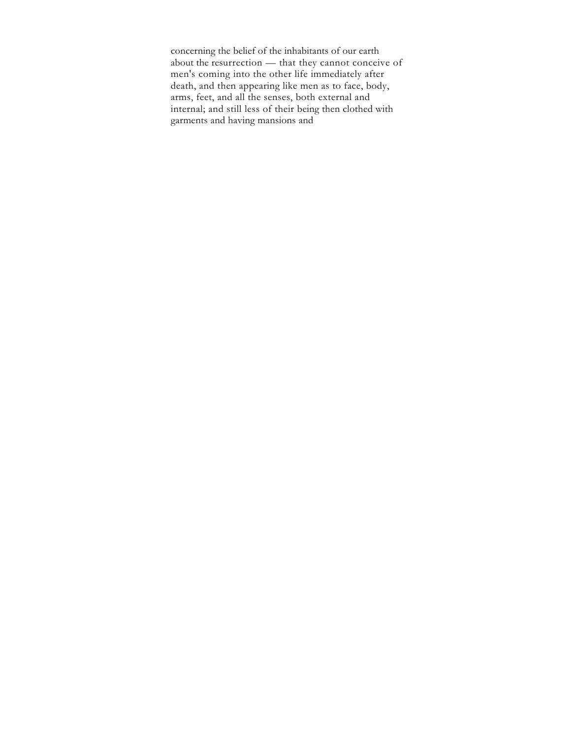concerning the belief of the inhabitants of our earth about the resurrection — that they cannot conceive of men's coming into the other life immediately after death, and then appearing like men as to face, body, arms, feet, and all the senses, both external and internal; and still less of their being then clothed with garments and having mansions and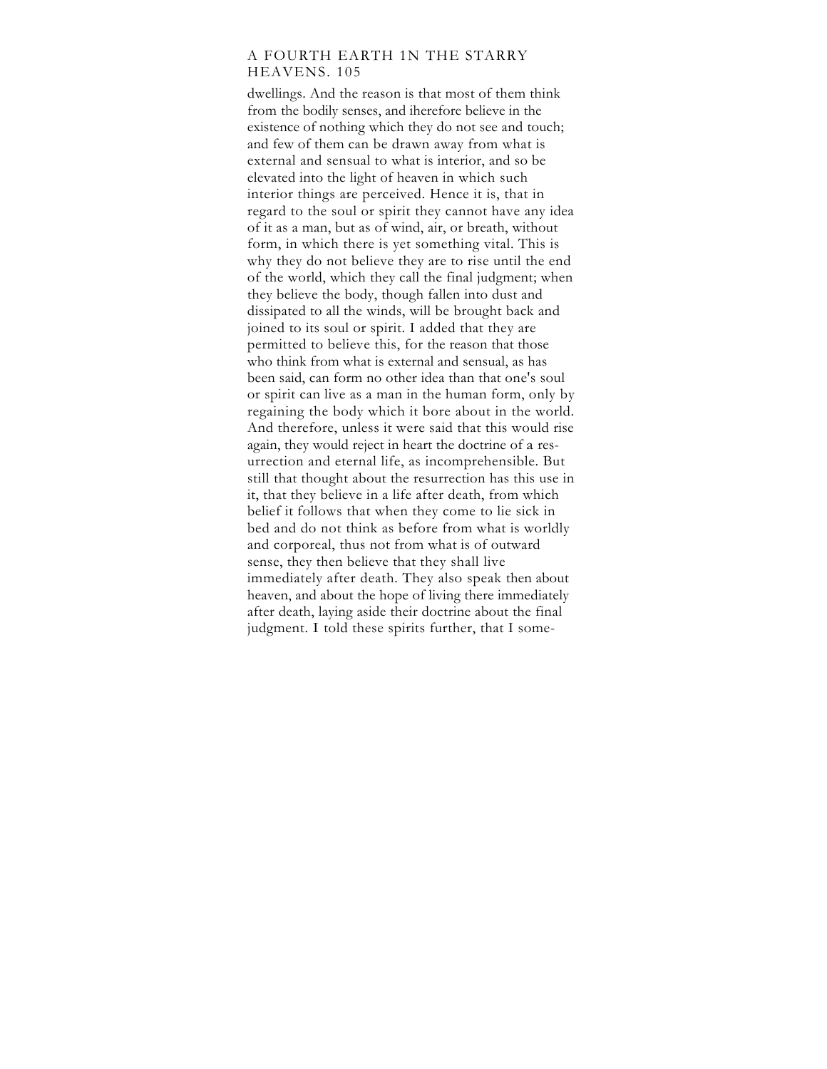dwellings. And the reason is that most of them think from the bodily senses, and iherefore believe in the existence of nothing which they do not see and touch; and few of them can be drawn away from what is external and sensual to what is interior, and so be elevated into the light of heaven in which such interior things are perceived. Hence it is, that in regard to the soul or spirit they cannot have any idea of it as a man, but as of wind, air, or breath, without form, in which there is yet something vital. This is why they do not believe they are to rise until the end of the world, which they call the final judgment; when they believe the body, though fallen into dust and dissipated to all the winds, will be brought back and joined to its soul or spirit. I added that they are permitted to believe this, for the reason that those who think from what is external and sensual, as has been said, can form no other idea than that one's soul or spirit can live as a man in the human form, only by regaining the body which it bore about in the world. And therefore, unless it were said that this would rise again, they would reject in heart the doctrine of a resurrection and eternal life, as incomprehensible. But still that thought about the resurrection has this use in it, that they believe in a life after death, from which belief it follows that when they come to lie sick in bed and do not think as before from what is worldly and corporeal, thus not from what is of outward sense, they then believe that they shall live immediately after death. They also speak then about heaven, and about the hope of living there immediately after death, laying aside their doctrine about the final judgment. I told these spirits further, that I some-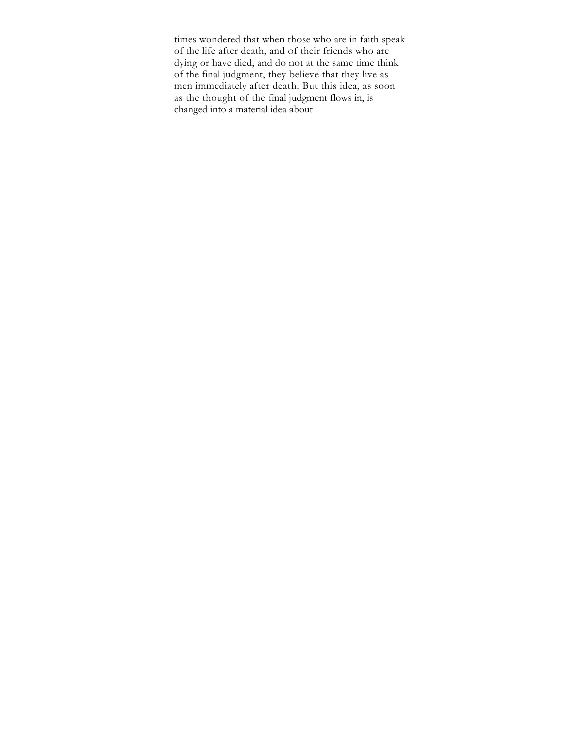times wondered that when those who are in faith speak of the life after death, and of their friends who are dying or have died, and do not at the same time think of the final judgment, they believe that they live as men immediately after death. But this idea, as soon as the thought of the final judgment flows in, is changed into a material idea about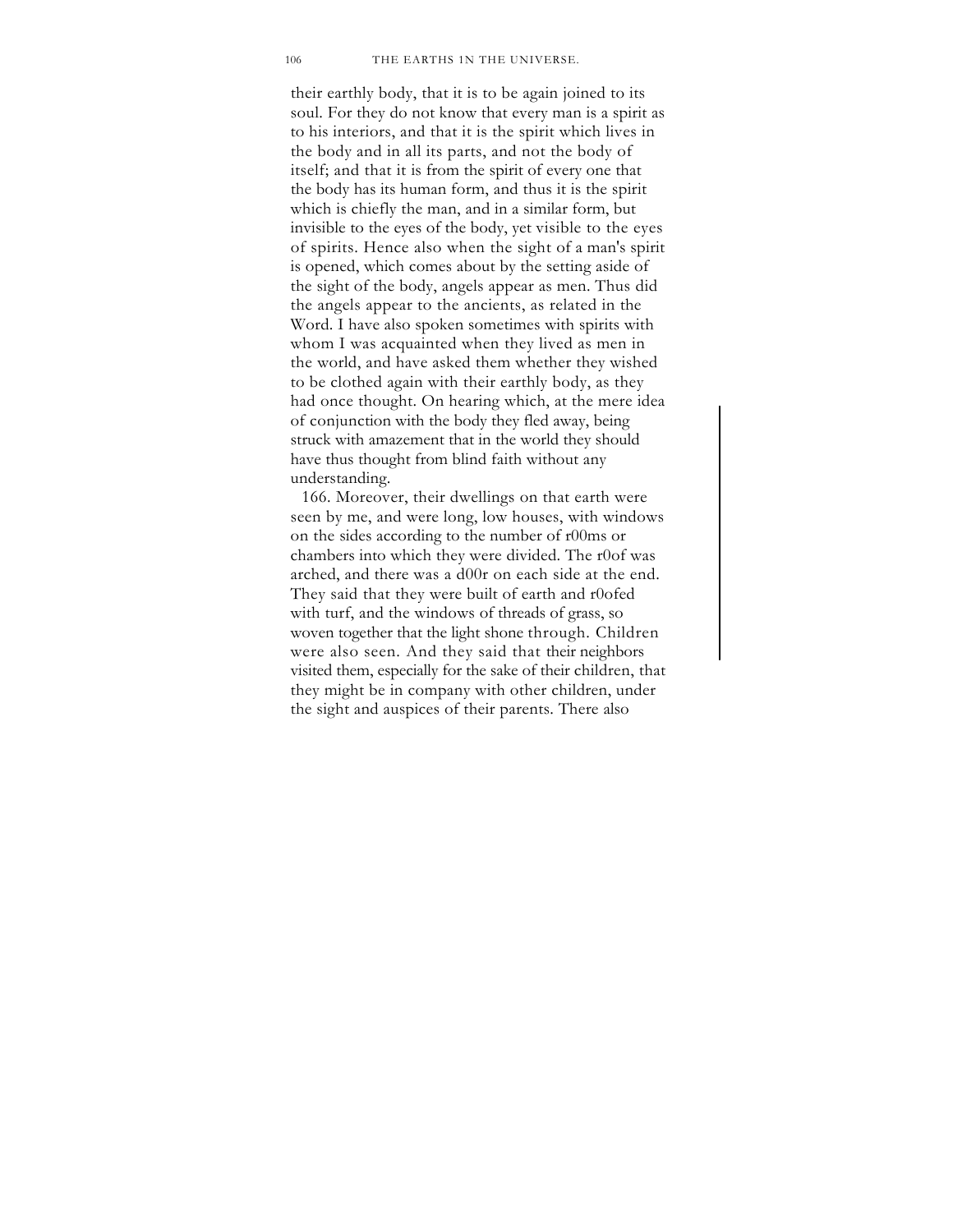their earthly body, that it is to be again joined to its soul. For they do not know that every man is a spirit as to his interiors, and that it is the spirit which lives in the body and in all its parts, and not the body of itself; and that it is from the spirit of every one that the body has its human form, and thus it is the spirit which is chiefly the man, and in a similar form, but invisible to the eyes of the body, yet visible to the eyes of spirits. Hence also when the sight of a man's spirit is opened, which comes about by the setting aside of the sight of the body, angels appear as men. Thus did the angels appear to the ancients, as related in the Word. I have also spoken sometimes with spirits with whom I was acquainted when they lived as men in the world, and have asked them whether they wished to be clothed again with their earthly body, as they had once thought. On hearing which, at the mere idea of conjunction with the body they fled away, being struck with amazement that in the world they should have thus thought from blind faith without any understanding.

166. Moreover, their dwellings on that earth were seen by me, and were long, low houses, with windows on the sides according to the number of r00ms or chambers into which they were divided. The r0of was arched, and there was a d00r on each side at the end. They said that they were built of earth and r0ofed with turf, and the windows of threads of grass, so woven together that the light shone through. Children were also seen. And they said that their neighbors visited them, especially for the sake of their children, that they might be in company with other children, under the sight and auspices of their parents. There also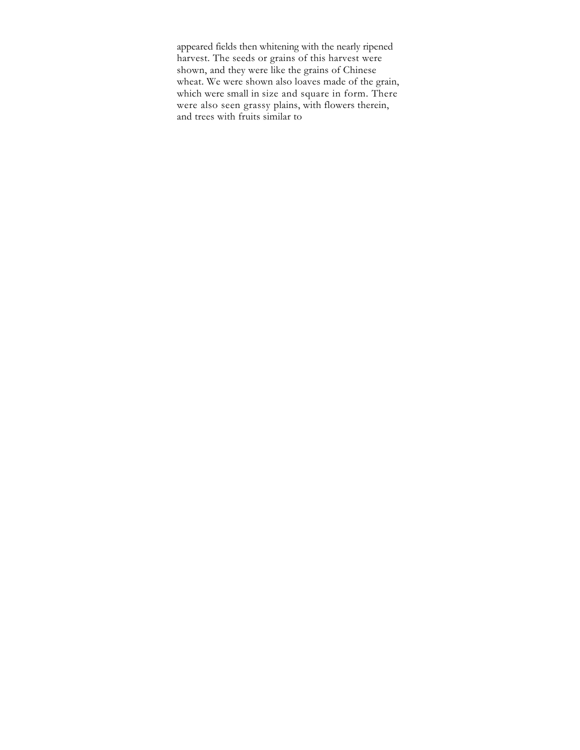appeared fields then whitening with the nearly ripened harvest. The seeds or grains of this harvest were shown, and they were like the grains of Chinese wheat. We were shown also loaves made of the grain, which were small in size and square in form. There were also seen grassy plains, with flowers therein, and trees with fruits similar to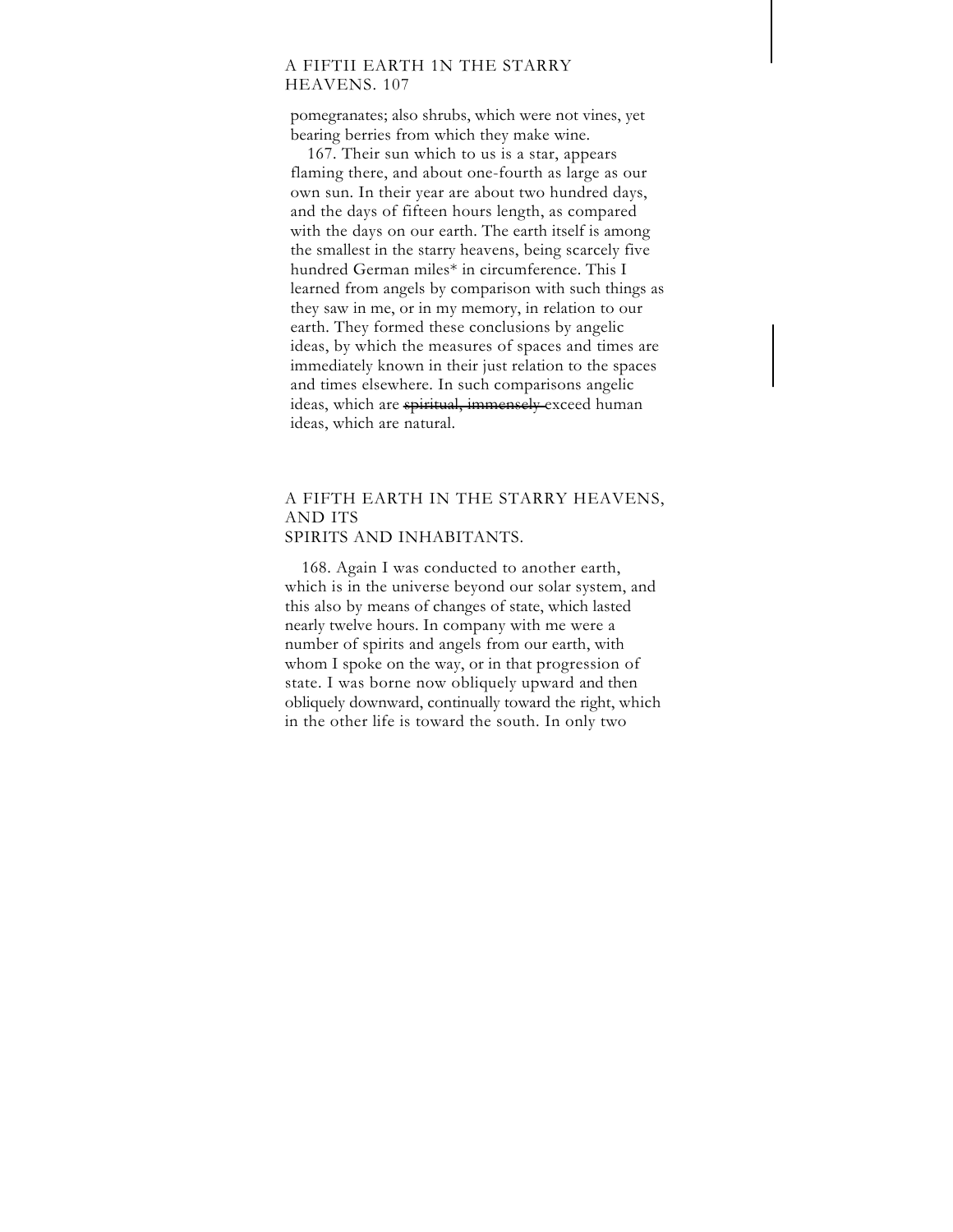pomegranates; also shrubs, which were not vines, yet bearing berries from which they make wine.

167. Their sun which to us is a star, appears flaming there, and about one-fourth as large as our own sun. In their year are about two hundred days, and the days of fifteen hours length, as compared with the days on our earth. The earth itself is among the smallest in the starry heavens, being scarcely five hundred German miles* in circumference. This I learned from angels by comparison with such things as they saw in me, or in my memory, in relation to our earth. They formed these conclusions by angelic ideas, by which the measures of spaces and times are immediately known in their just relation to the spaces and times elsewhere. In such comparisons angelic ideas, which are ~~spiritual, immensely~~ exceed human ideas, which are natural.

## A FIFTH EARTH IN THE STARRY HEAVENS, AND ITS SPIRITS AND INHABITANTS.

168. Again I was conducted to another earth, which is in the universe beyond our solar system, and this also by means of changes of state, which lasted nearly twelve hours. In company with me were a number of spirits and angels from our earth, with whom I spoke on the way, or in that progression of state. I was borne now obliquely upward and then obliquely downward, continually toward the right, which in the other life is toward the south. In only two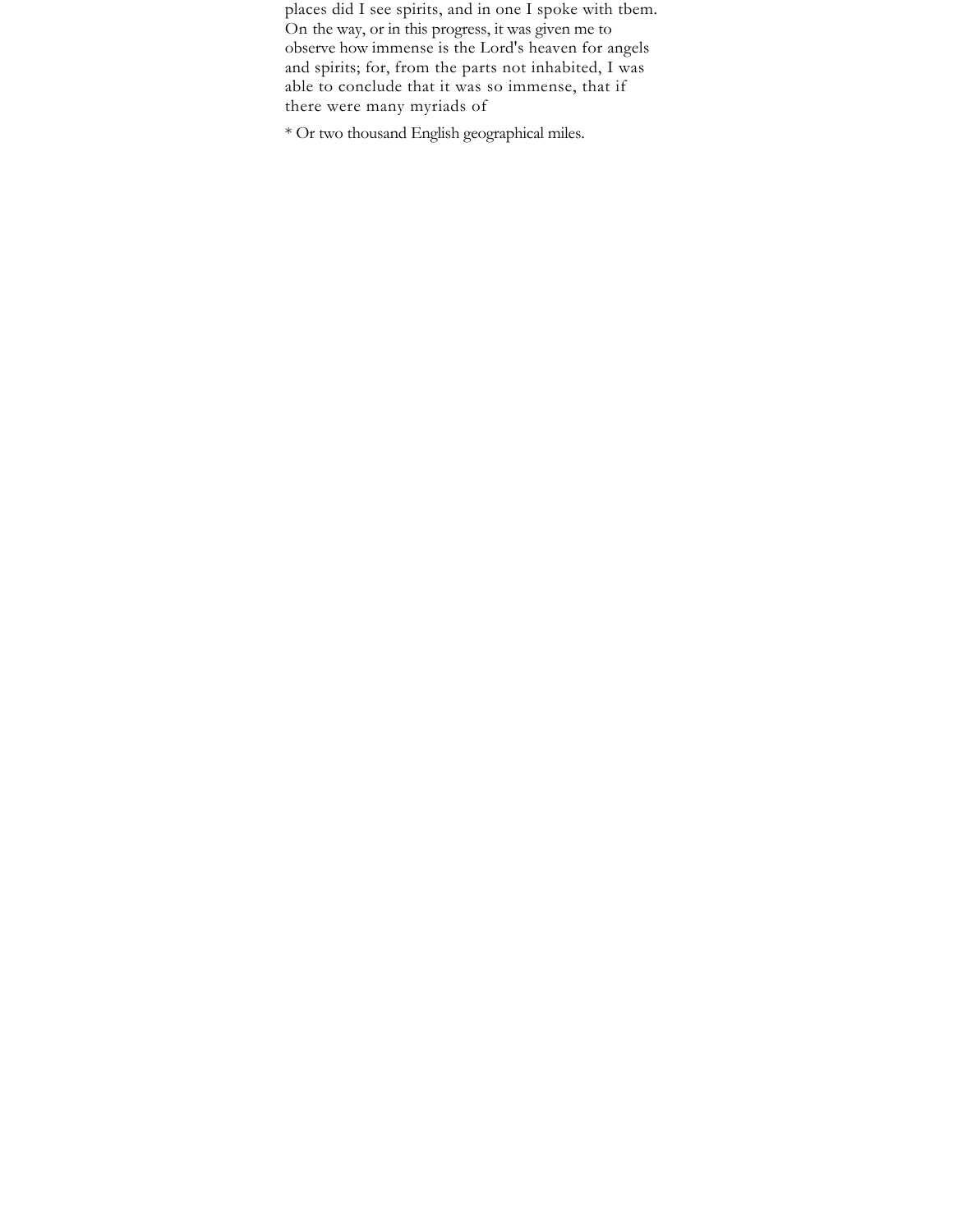places did I see spirits, and in one I spoke with tbem. On the way, or in this progress, it was given me to observe how immense is the Lord's heaven for angels and spirits; for, from the parts not inhabited, I was able to conclude that it was so immense, that if there were many myriads of

* Or two thousand English geographical miles.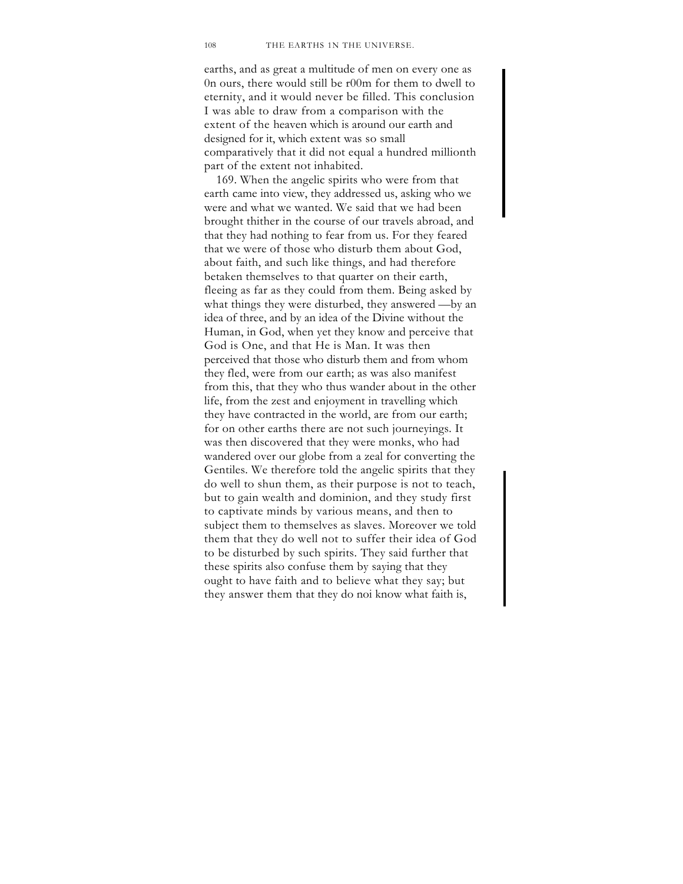earths, and as great a multitude of men on every one as 0n ours, there would still be r00m for them to dwell to eternity, and it would never be filled. This conclusion I was able to draw from a comparison with the extent of the heaven which is around our earth and designed for it, which extent was so small comparatively that it did not equal a hundred millionth part of the extent not inhabited.

169. When the angelic spirits who were from that earth came into view, they addressed us, asking who we were and what we wanted. We said that we had been brought thither in the course of our travels abroad, and that they had nothing to fear from us. For they feared that we were of those who disturb them about God, about faith, and such like things, and had therefore betaken themselves to that quarter on their earth, fleeing as far as they could from them. Being asked by what things they were disturbed, they answered —by an idea of three, and by an idea of the Divine without the Human, in God, when yet they know and perceive that God is One, and that He is Man. It was then perceived that those who disturb them and from whom they fled, were from our earth; as was also manifest from this, that they who thus wander about in the other life, from the zest and enjoyment in travelling which they have contracted in the world, are from our earth; for on other earths there are not such journeyings. It was then discovered that they were monks, who had wandered over our globe from a zeal for converting the Gentiles. We therefore told the angelic spirits that they do well to shun them, as their purpose is not to teach, but to gain wealth and dominion, and they study first to captivate minds by various means, and then to subject them to themselves as slaves. Moreover we told them that they do well not to suffer their idea of God to be disturbed by such spirits. They said further that these spirits also confuse them by saying that they ought to have faith and to believe what they say; but they answer them that they do noi know what faith is,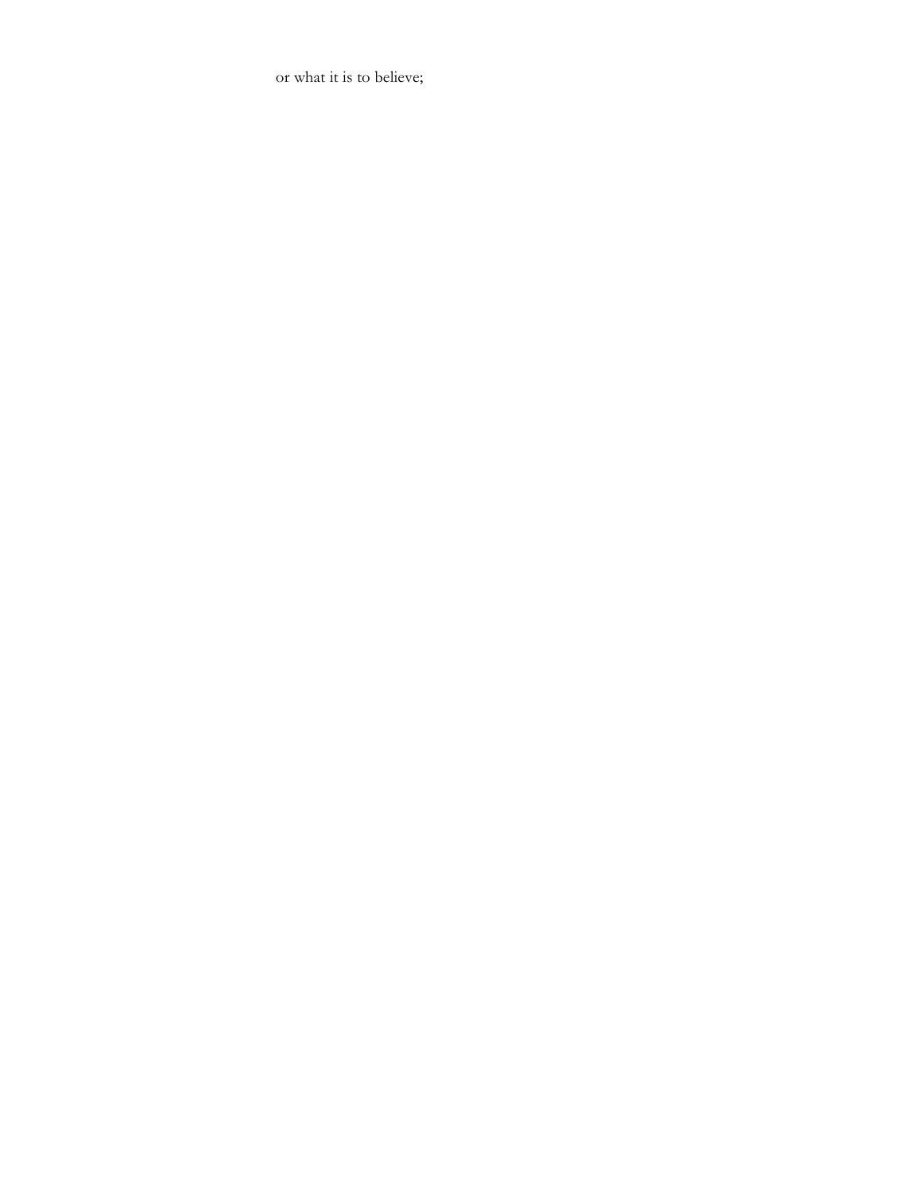or what it is to believe;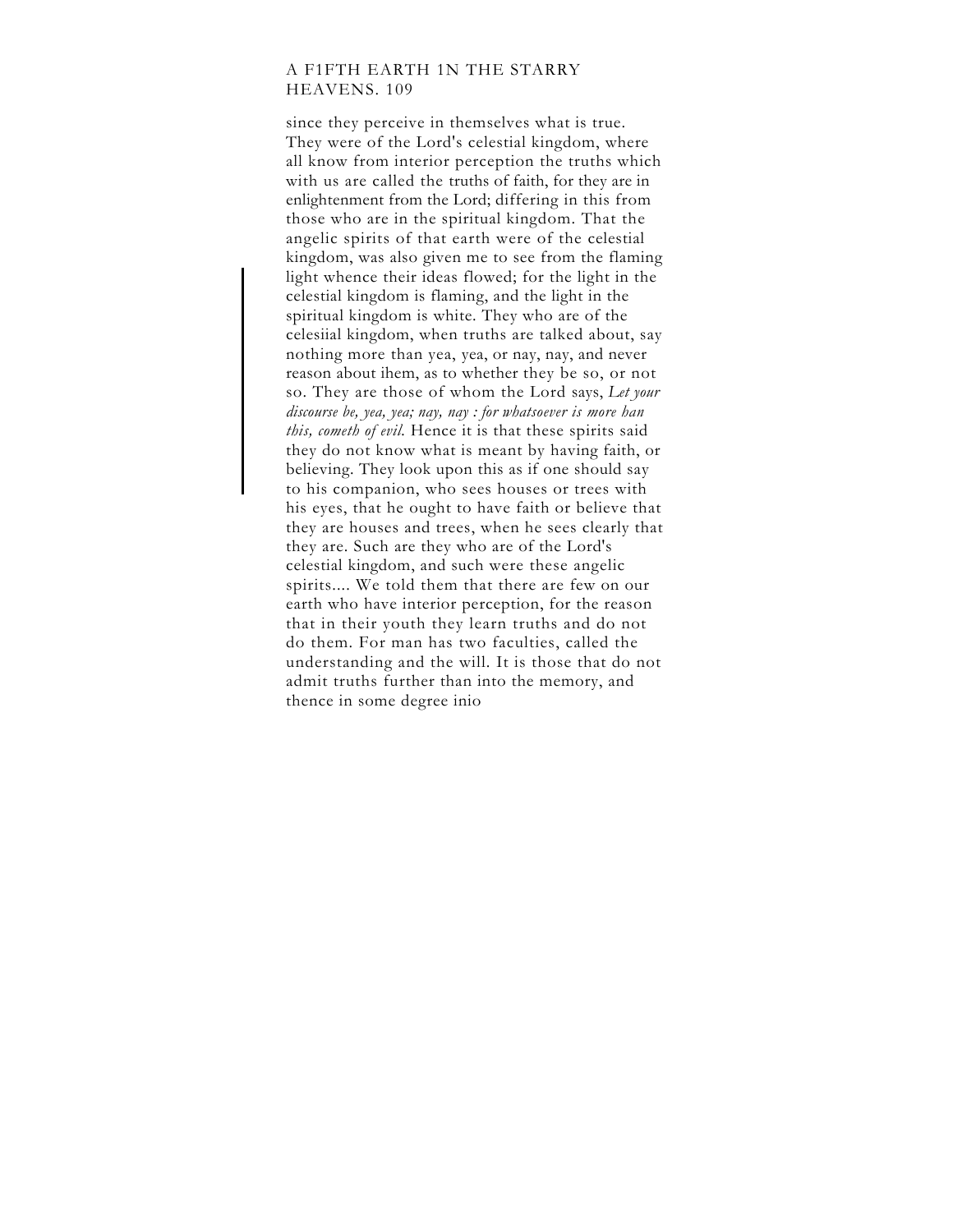since they perceive in themselves what is true. They were of the Lord's celestial kingdom, where all know from interior perception the truths which with us are called the truths of faith, for they are in enlightenment from the Lord; differing in this from those who are in the spiritual kingdom. That the angelic spirits of that earth were of the celestial kingdom, was also given me to see from the flaming light whence their ideas flowed; for the light in the celestial kingdom is flaming, and the light in the spiritual kingdom is white. They who are of the celesiial kingdom, when truths are talked about, say nothing more than yea, yea, or nay, nay, and never reason about ihem, as to whether they be so, or not so. They are those of whom the Lord says, *Let your discourse be, yea, yea; nay, nay : for whatsoever is more han this, cometh of evil.* Hence it is that these spirits said they do not know what is meant by having faith, or believing. They look upon this as if one should say to his companion, who sees houses or trees with his eyes, that he ought to have faith or believe that they are houses and trees, when he sees clearly that they are. Such are they who are of the Lord's celestial kingdom, and such were these angelic spirits.... We told them that there are few on our earth who have interior perception, for the reason that in their youth they learn truths and do not do them. For man has two faculties, called the understanding and the will. It is those that do not admit truths further than into the memory, and thence in some degree inio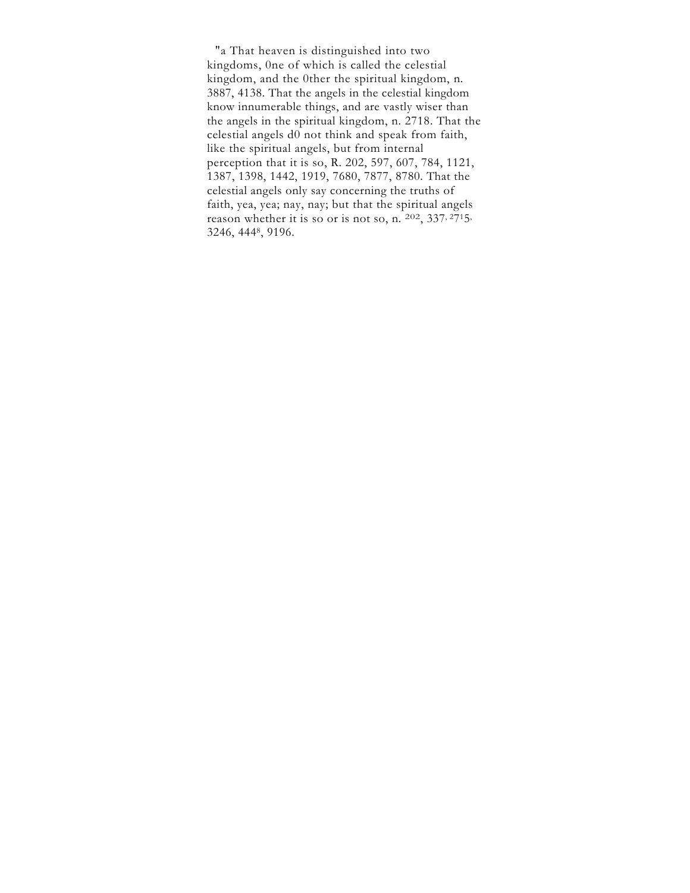"a That heaven is distinguished into two kingdoms, 0ne of which is called the celestial kingdom, and the 0ther the spiritual kingdom, n. 3887, 4138. That the angels in the celestial kingdom know innumerable things, and are vastly wiser than the angels in the spiritual kingdom, n. 2718. That the celestial angels d0 not think and speak from faith, like the spiritual angels, but from internal perception that it is so, R. 202, 597, 607, 784, 1121, 1387, 1398, 1442, 1919, 7680, 7877, 8780. That the celestial angels only say concerning the truths of faith, yea, yea; nay, nay; but that the spiritual angels reason whether it is so or is not so, n. 202, 337, 2715, 3246, 4448, 9196.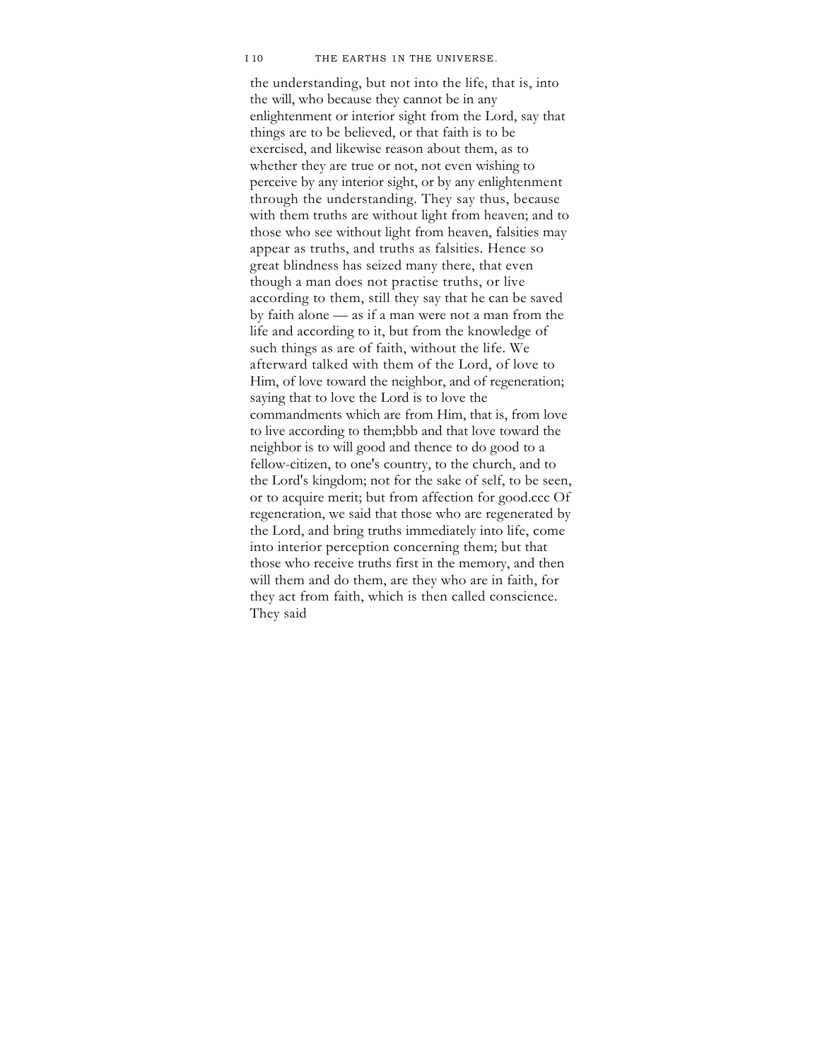the understanding, but not into the life, that is, into the will, who because they cannot be in any enlightenment or interior sight from the Lord, say that things are to be believed, or that faith is to be exercised, and likewise reason about them, as to whether they are true or not, not even wishing to perceive by any interior sight, or by any enlightenment through the understanding. They say thus, because with them truths are without light from heaven; and to those who see without light from heaven, falsities may appear as truths, and truths as falsities. Hence so great blindness has seized many there, that even though a man does not practise truths, or live according to them, still they say that he can be saved by faith alone — as if a man were not a man from the life and according to it, but from the knowledge of such things as are of faith, without the life. We afterward talked with them of the Lord, of love to Him, of love toward the neighbor, and of regeneration; saying that to love the Lord is to love the commandments which are from Him, that is, from love to live according to them;bbb and that love toward the neighbor is to will good and thence to do good to a fellow-citizen, to one's country, to the church, and to the Lord's kingdom; not for the sake of self, to be seen, or to acquire merit; but from affection for good.ccc Of regeneration, we said that those who are regenerated by the Lord, and bring truths immediately into life, come into interior perception concerning them; but that those who receive truths first in the memory, and then will them and do them, are they who are in faith, for they act from faith, which is then called conscience. They said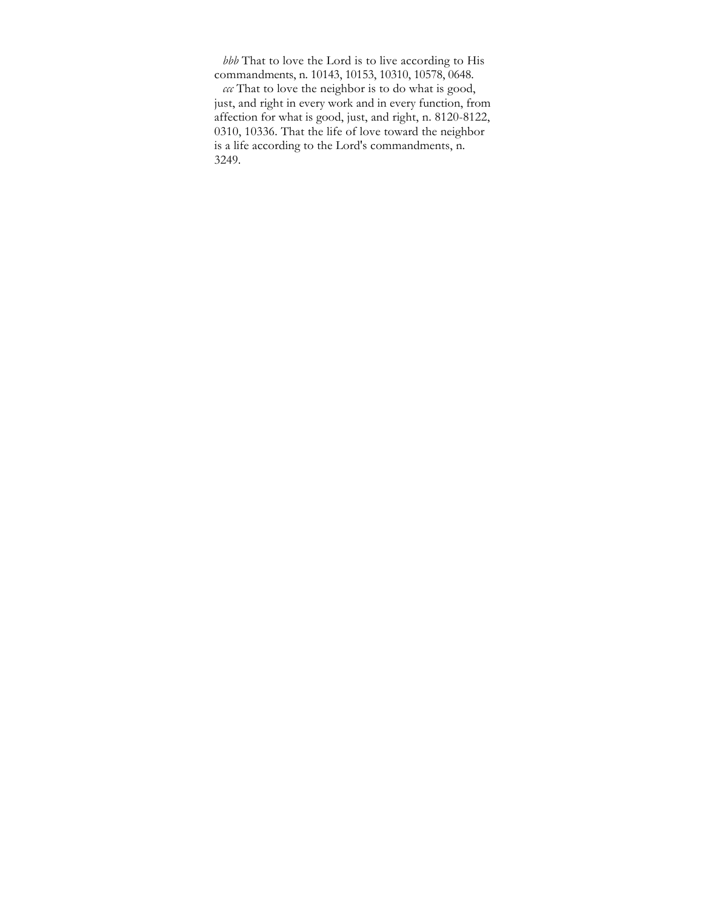*bbb* That to love the Lord is to live according to His commandments, n. 10143, 10153, 10310, 10578, 0648.

*ccc* That to love the neighbor is to do what is good, just, and right in every work and in every function, from affection for what is good, just, and right, n. 8120-8122, 0310, 10336. That the life of love toward the neighbor is a life according to the Lord's commandments, n. 3249.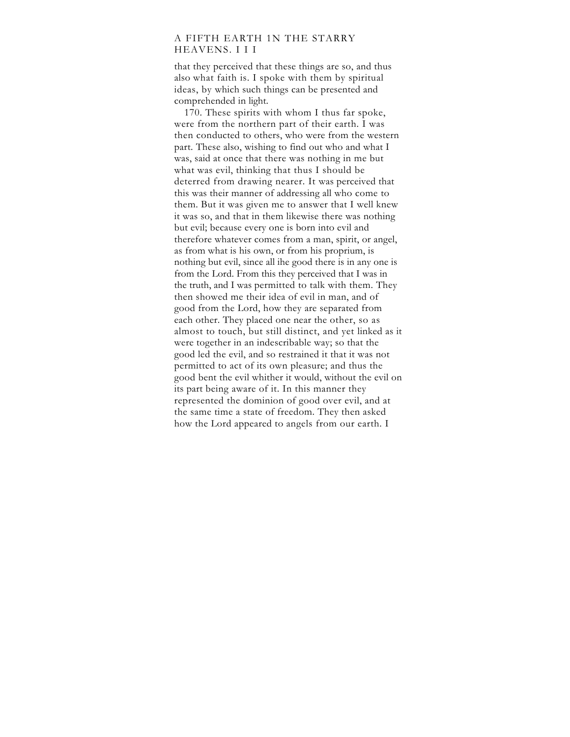that they perceived that these things are so, and thus also what faith is. I spoke with them by spiritual ideas, by which such things can be presented and comprehended in light.

170. These spirits with whom I thus far spoke, were from the northern part of their earth. I was then conducted to others, who were from the western part. These also, wishing to find out who and what I was, said at once that there was nothing in me but what was evil, thinking that thus I should be deterred from drawing nearer. It was perceived that this was their manner of addressing all who come to them. But it was given me to answer that I well knew it was so, and that in them likewise there was nothing but evil; because every one is born into evil and therefore whatever comes from a man, spirit, or angel, as from what is his own, or from his proprium, is nothing but evil, since all ihe good there is in any one is from the Lord. From this they perceived that I was in the truth, and I was permitted to talk with them. They then showed me their idea of evil in man, and of good from the Lord, how they are separated from each other. They placed one near the other, so as almost to touch, but still distinct, and yet linked as it were together in an indescribable way; so that the good led the evil, and so restrained it that it was not permitted to act of its own pleasure; and thus the good bent the evil whither it would, without the evil on its part being aware of it. In this manner they represented the dominion of good over evil, and at the same time a state of freedom. They then asked how the Lord appeared to angels from our earth. I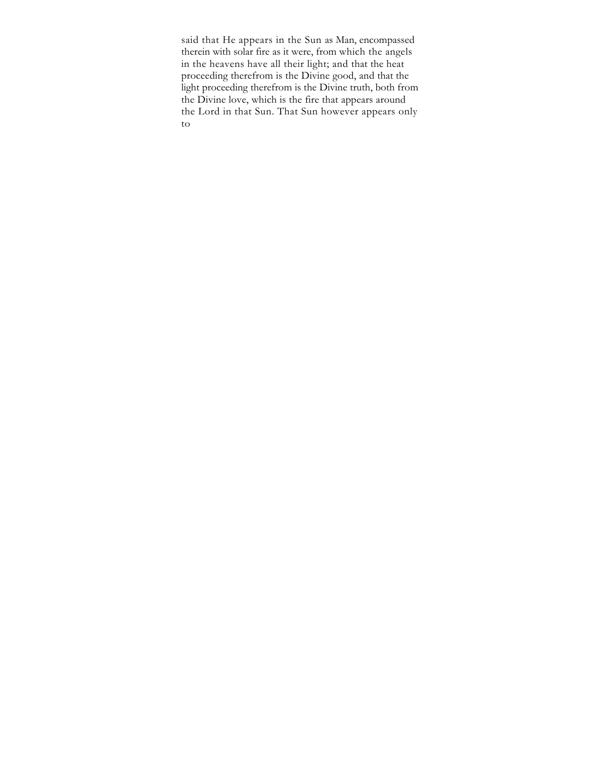said that He appears in the Sun as Man, encompassed therein with solar fire as it were, from which the angels in the heavens have all their light; and that the heat proceeding therefrom is the Divine good, and that the light proceeding therefrom is the Divine truth, both from the Divine love, which is the fire that appears around the Lord in that Sun. That Sun however appears only to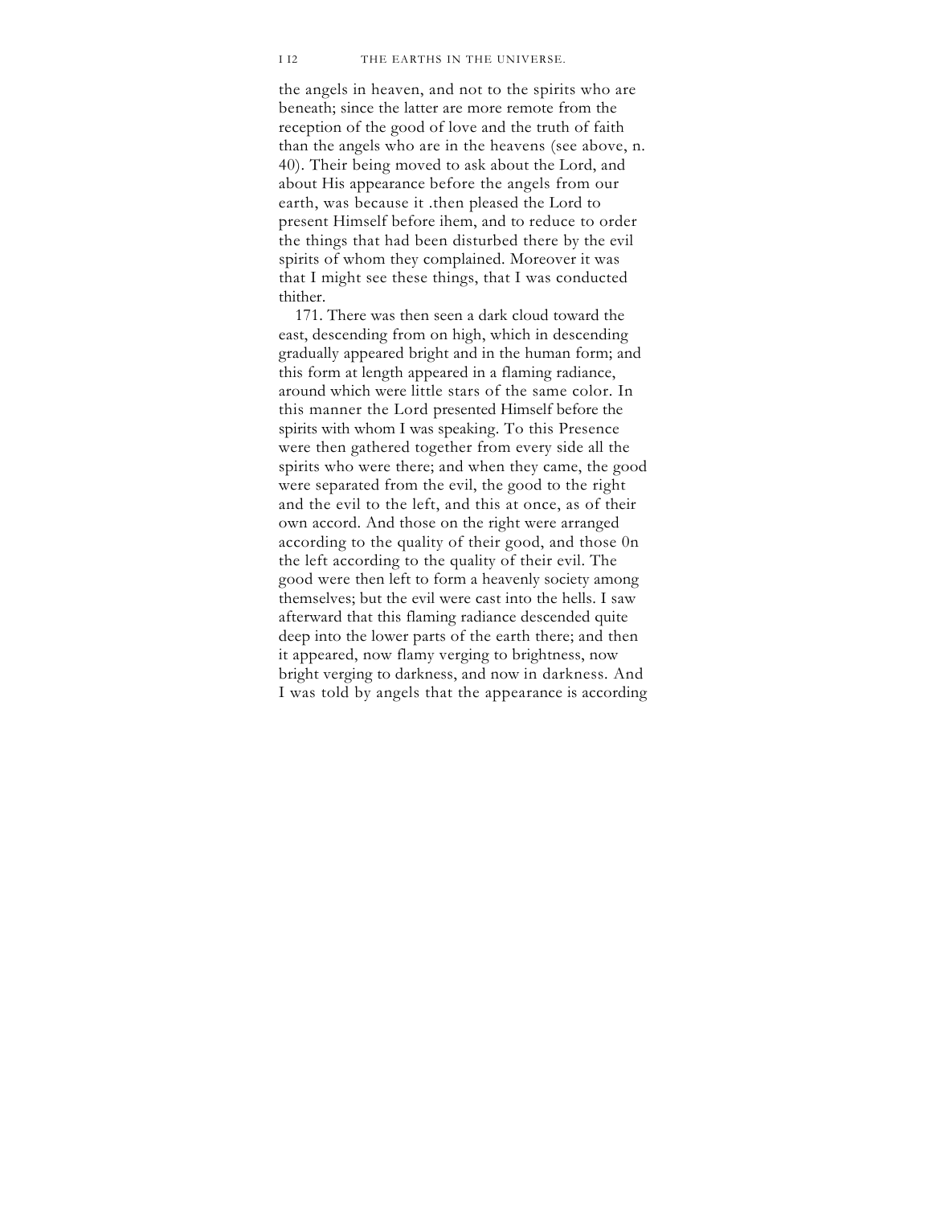the angels in heaven, and not to the spirits who are beneath; since the latter are more remote from the reception of the good of love and the truth of faith than the angels who are in the heavens (see above, n. 40). Their being moved to ask about the Lord, and about His appearance before the angels from our earth, was because it .then pleased the Lord to present Himself before ihem, and to reduce to order the things that had been disturbed there by the evil spirits of whom they complained. Moreover it was that I might see these things, that I was conducted thither.

171. There was then seen a dark cloud toward the east, descending from on high, which in descending gradually appeared bright and in the human form; and this form at length appeared in a flaming radiance, around which were little stars of the same color. In this manner the Lord presented Himself before the spirits with whom I was speaking. To this Presence were then gathered together from every side all the spirits who were there; and when they came, the good were separated from the evil, the good to the right and the evil to the left, and this at once, as of their own accord. And those on the right were arranged according to the quality of their good, and those 0n the left according to the quality of their evil. The good were then left to form a heavenly society among themselves; but the evil were cast into the hells. I saw afterward that this flaming radiance descended quite deep into the lower parts of the earth there; and then it appeared, now flamy verging to brightness, now bright verging to darkness, and now in darkness. And I was told by angels that the appearance is according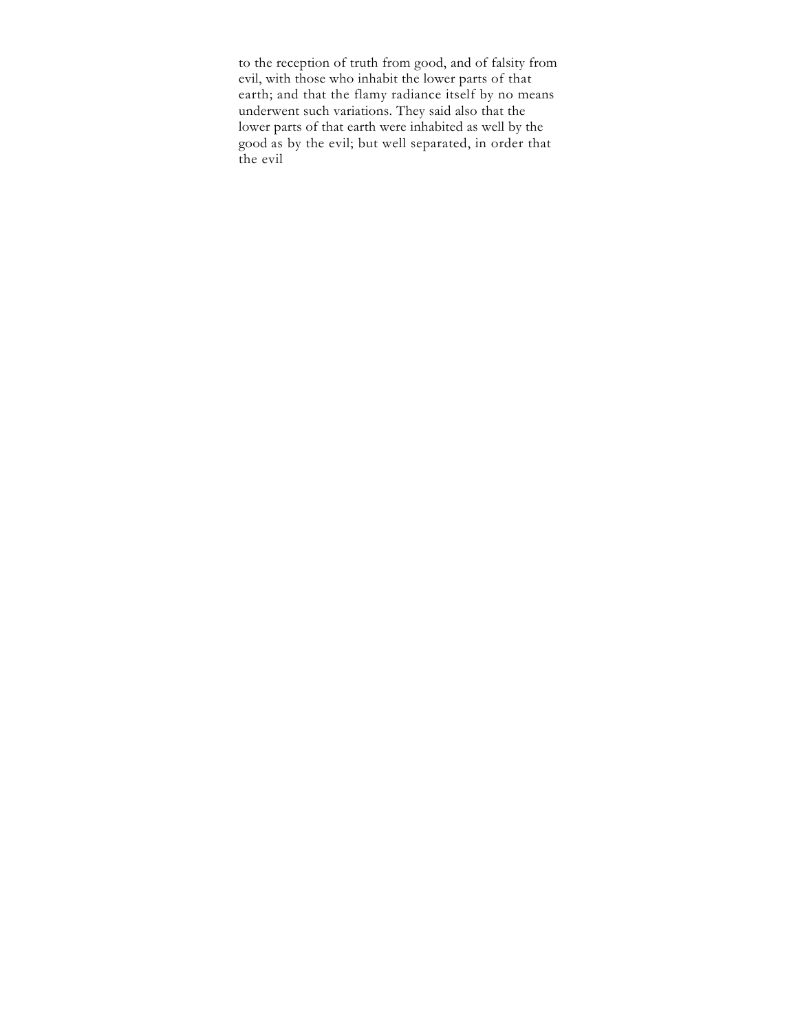to the reception of truth from good, and of falsity from evil, with those who inhabit the lower parts of that earth; and that the flamy radiance itself by no means underwent such variations. They said also that the lower parts of that earth were inhabited as well by the good as by the evil; but well separated, in order that the evil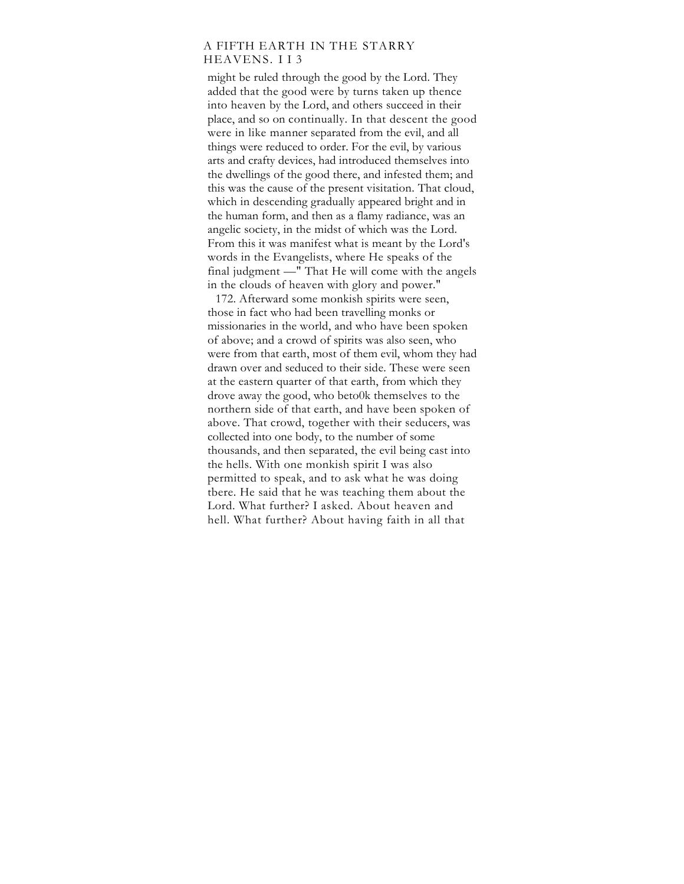might be ruled through the good by the Lord. They added that the good were by turns taken up thence into heaven by the Lord, and others succeed in their place, and so on continually. In that descent the good were in like manner separated from the evil, and all things were reduced to order. For the evil, by various arts and crafty devices, had introduced themselves into the dwellings of the good there, and infested them; and this was the cause of the present visitation. That cloud, which in descending gradually appeared bright and in the human form, and then as a flamy radiance, was an angelic society, in the midst of which was the Lord. From this it was manifest what is meant by the Lord's words in the Evangelists, where He speaks of the final judgment —" That He will come with the angels in the clouds of heaven with glory and power."

172. Afterward some monkish spirits were seen, those in fact who had been travelling monks or missionaries in the world, and who have been spoken of above; and a crowd of spirits was also seen, who were from that earth, most of them evil, whom they had drawn over and seduced to their side. These were seen at the eastern quarter of that earth, from which they drove away the good, who beto0k themselves to the northern side of that earth, and have been spoken of above. That crowd, together with their seducers, was collected into one body, to the number of some thousands, and then separated, the evil being cast into the hells. With one monkish spirit I was also permitted to speak, and to ask what he was doing tbere. He said that he was teaching them about the Lord. What further? I asked. About heaven and hell. What further? About having faith in all that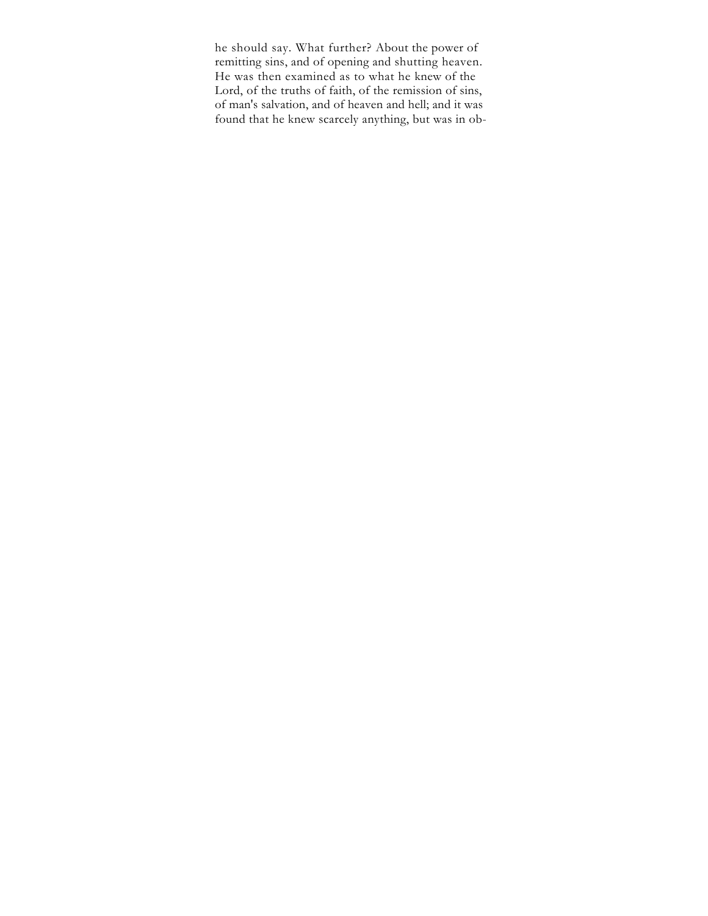he should say. What further? About the power of remitting sins, and of opening and shutting heaven. He was then examined as to what he knew of the Lord, of the truths of faith, of the remission of sins, of man's salvation, and of heaven and hell; and it was found that he knew scarcely anything, but was in ob-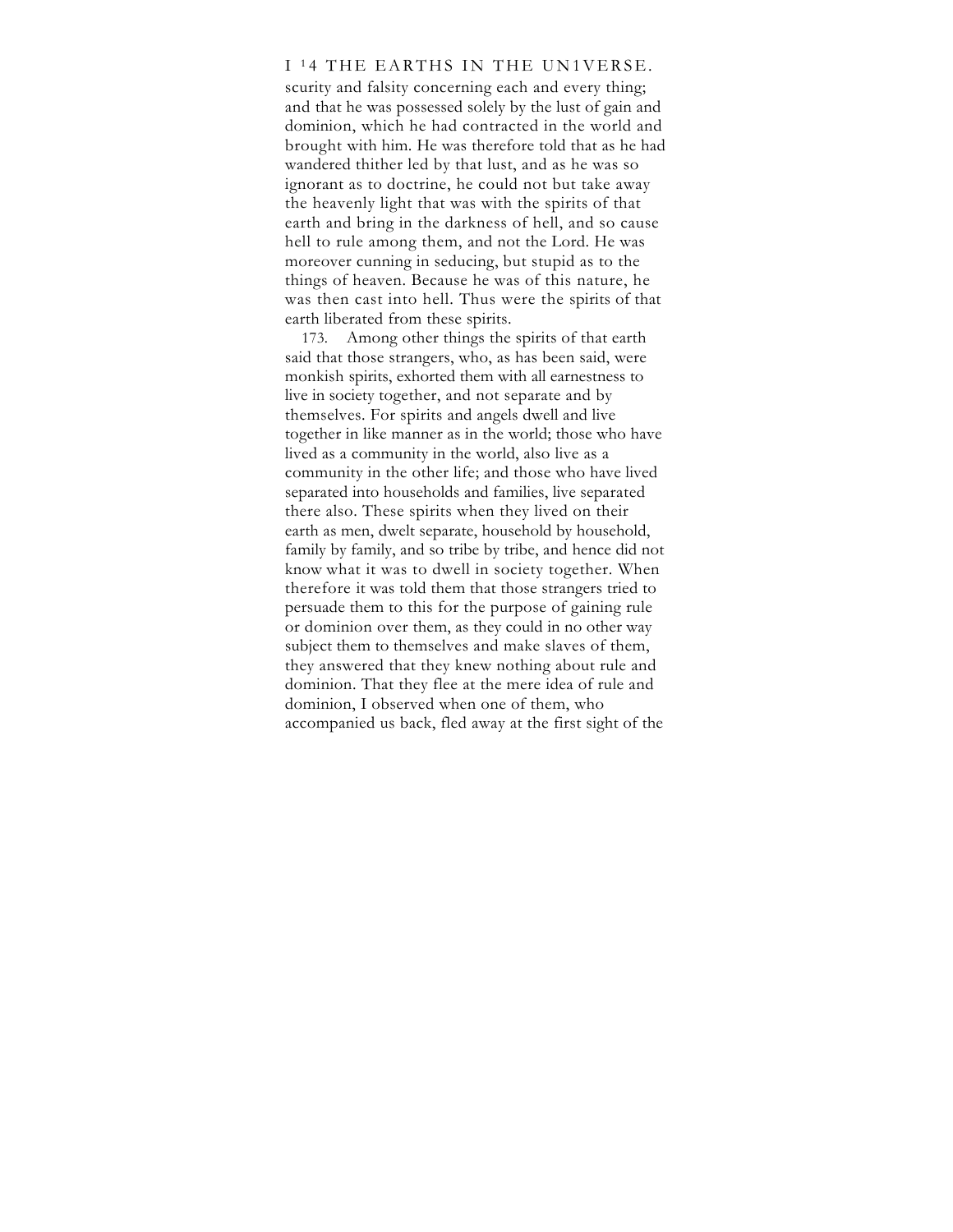scurity and falsity concerning each and every thing; and that he was possessed solely by the lust of gain and dominion, which he had contracted in the world and brought with him. He was therefore told that as he had wandered thither led by that lust, and as he was so ignorant as to doctrine, he could not but take away the heavenly light that was with the spirits of that earth and bring in the darkness of hell, and so cause hell to rule among them, and not the Lord. He was moreover cunning in seducing, but stupid as to the things of heaven. Because he was of this nature, he was then cast into hell. Thus were the spirits of that earth liberated from these spirits.

173. Among other things the spirits of that earth said that those strangers, who, as has been said, were monkish spirits, exhorted them with all earnestness to live in society together, and not separate and by themselves. For spirits and angels dwell and live together in like manner as in the world; those who have lived as a community in the world, also live as a community in the other life; and those who have lived separated into households and families, live separated there also. These spirits when they lived on their earth as men, dwelt separate, household by household, family by family, and so tribe by tribe, and hence did not know what it was to dwell in society together. When therefore it was told them that those strangers tried to persuade them to this for the purpose of gaining rule or dominion over them, as they could in no other way subject them to themselves and make slaves of them, they answered that they knew nothing about rule and dominion. That they flee at the mere idea of rule and dominion, I observed when one of them, who accompanied us back, fled away at the first sight of the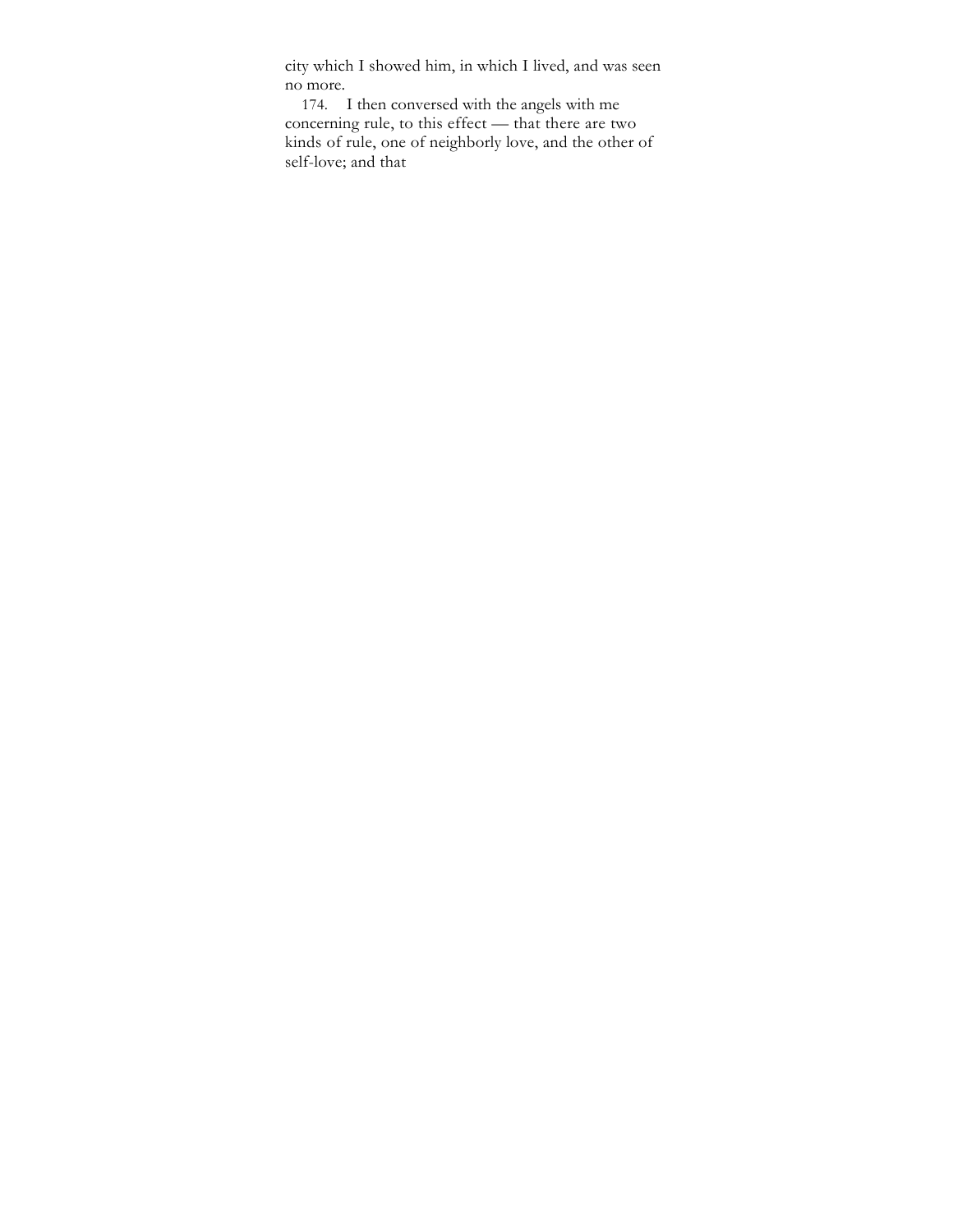city which I showed him, in which I lived, and was seen no more.

174. I then conversed with the angels with me concerning rule, to this effect — that there are two kinds of rule, one of neighborly love, and the other of self-love; and that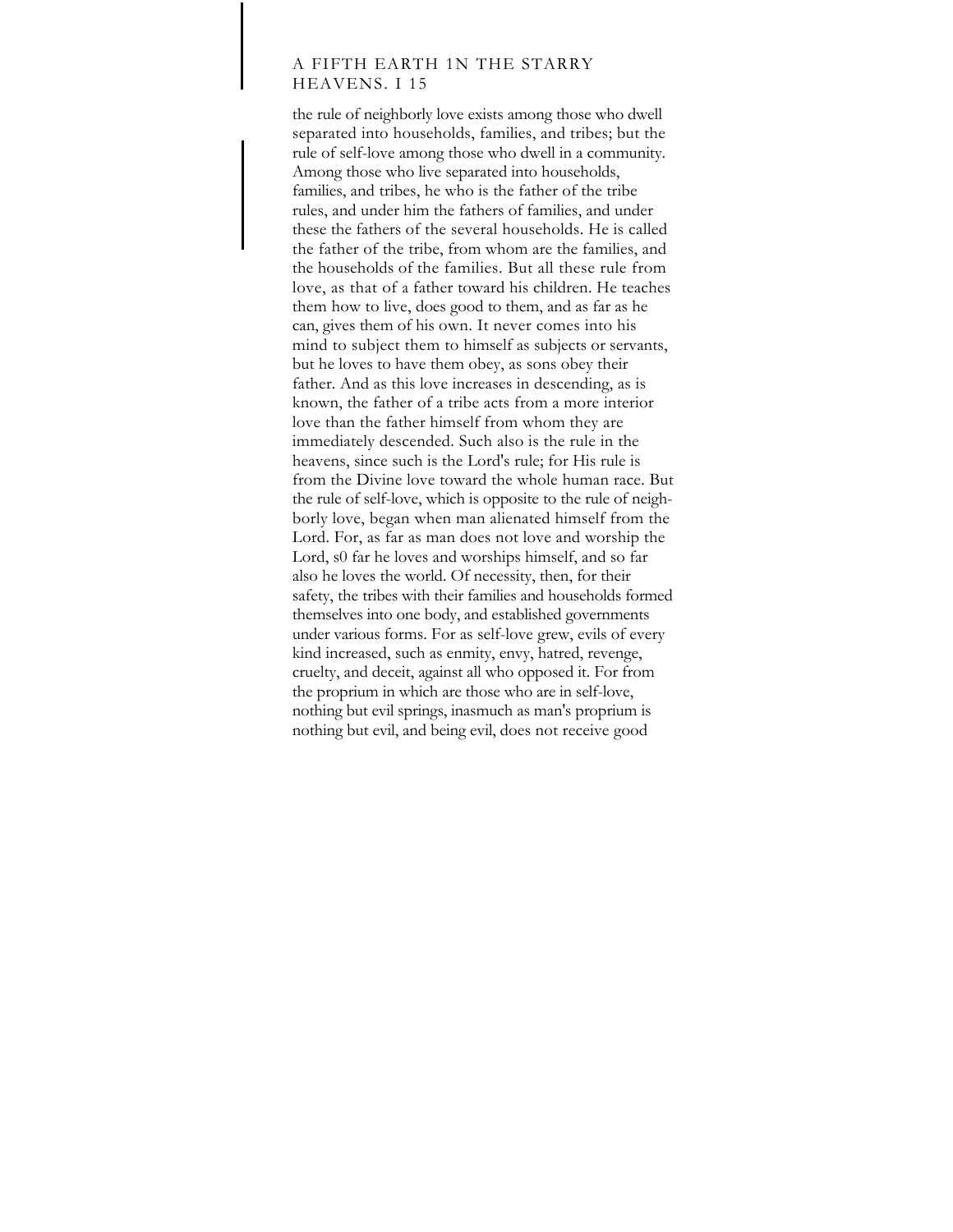the rule of neighborly love exists among those who dwell separated into households, families, and tribes; but the rule of self-love among those who dwell in a community. Among those who live separated into households, families, and tribes, he who is the father of the tribe rules, and under him the fathers of families, and under these the fathers of the several households. He is called the father of the tribe, from whom are the families, and the households of the families. But all these rule from love, as that of a father toward his children. He teaches them how to live, does good to them, and as far as he can, gives them of his own. It never comes into his mind to subject them to himself as subjects or servants, but he loves to have them obey, as sons obey their father. And as this love increases in descending, as is known, the father of a tribe acts from a more interior love than the father himself from whom they are immediately descended. Such also is the rule in the heavens, since such is the Lord's rule; for His rule is from the Divine love toward the whole human race. But the rule of self-love, which is opposite to the rule of neighborly love, began when man alienated himself from the Lord. For, as far as man does not love and worship the Lord, s0 far he loves and worships himself, and so far also he loves the world. Of necessity, then, for their safety, the tribes with their families and households formed themselves into one body, and established governments under various forms. For as self-love grew, evils of every kind increased, such as enmity, envy, hatred, revenge, cruelty, and deceit, against all who opposed it. For from the proprium in which are those who are in self-love, nothing but evil springs, inasmuch as man's proprium is nothing but evil, and being evil, does not receive good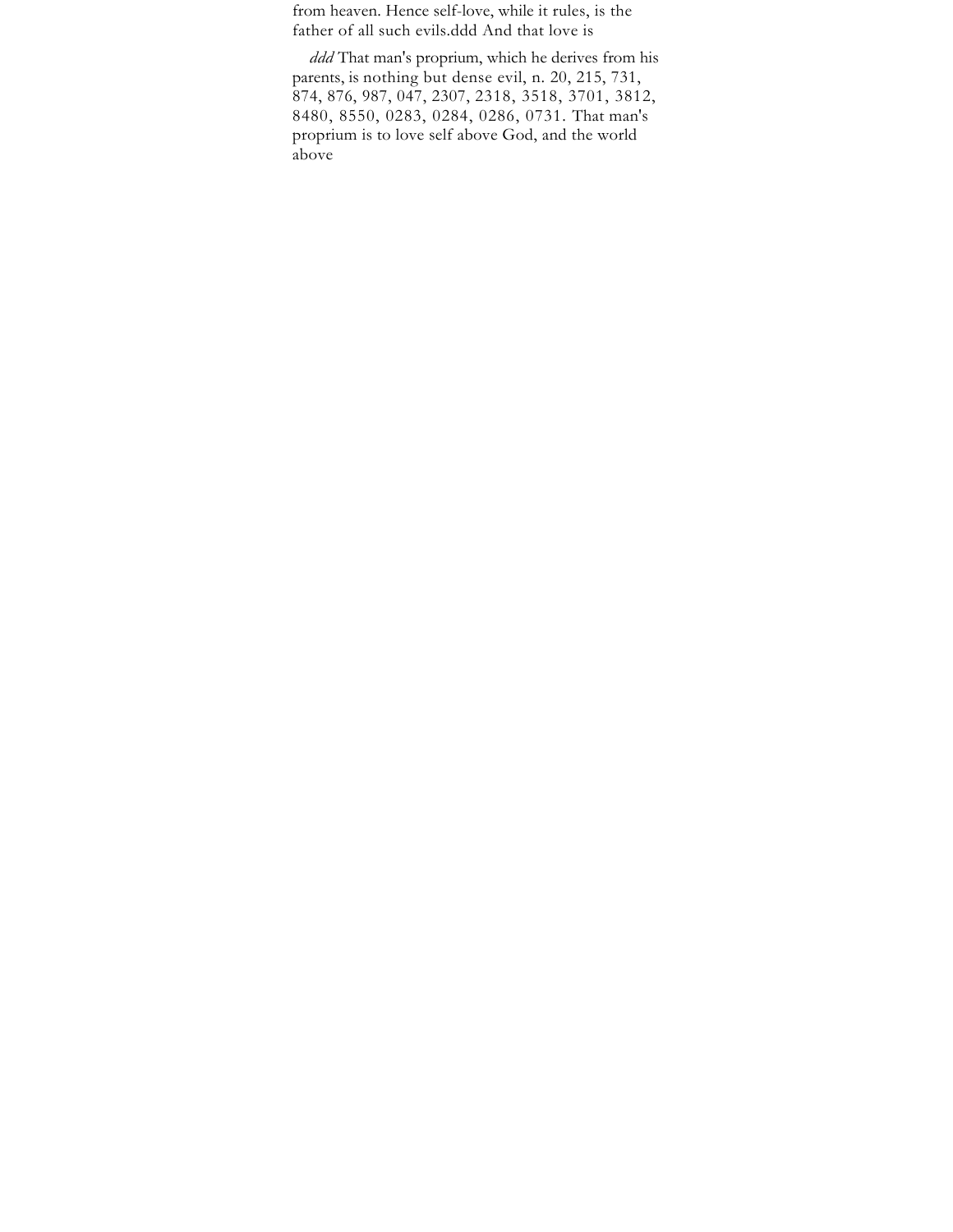from heaven. Hence self-love, while it rules, is the father of all such evils.ddd And that love is

*ddd* That man's proprium, which he derives from his parents, is nothing but dense evil, n. 20, 215, 731, 874, 876, 987, 047, 2307, 2318, 3518, 3701, 3812, 8480, 8550, 0283, 0284, 0286, 0731. That man's proprium is to love self above God, and the world above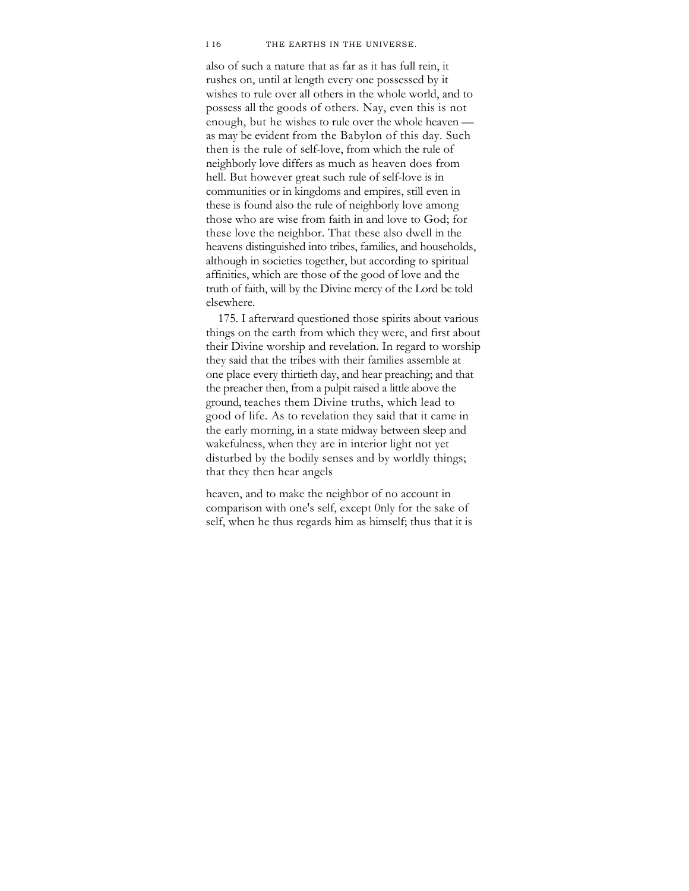also of such a nature that as far as it has full rein, it rushes on, until at length every one possessed by it wishes to rule over all others in the whole world, and to possess all the goods of others. Nay, even this is not enough, but he wishes to rule over the whole heaven — as may be evident from the Babylon of this day. Such then is the rule of self-love, from which the rule of neighborly love differs as much as heaven does from hell. But however great such rule of self-love is in communities or in kingdoms and empires, still even in these is found also the rule of neighborly love among those who are wise from faith in and love to God; for these love the neighbor. That these also dwell in the heavens distinguished into tribes, families, and households, although in societies together, but according to spiritual affinities, which are those of the good of love and the truth of faith, will by the Divine mercy of the Lord be told elsewhere.

175. I afterward questioned those spirits about various things on the earth from which they were, and first about their Divine worship and revelation. In regard to worship they said that the tribes with their families assemble at one place every thirtieth day, and hear preaching; and that the preacher then, from a pulpit raised a little above the ground, teaches them Divine truths, which lead to good of life. As to revelation they said that it came in the early morning, in a state midway between sleep and wakefulness, when they are in interior light not yet disturbed by the bodily senses and by worldly things; that they then hear angels

heaven, and to make the neighbor of no account in comparison with one's self, except 0nly for the sake of self, when he thus regards him as himself; thus that it is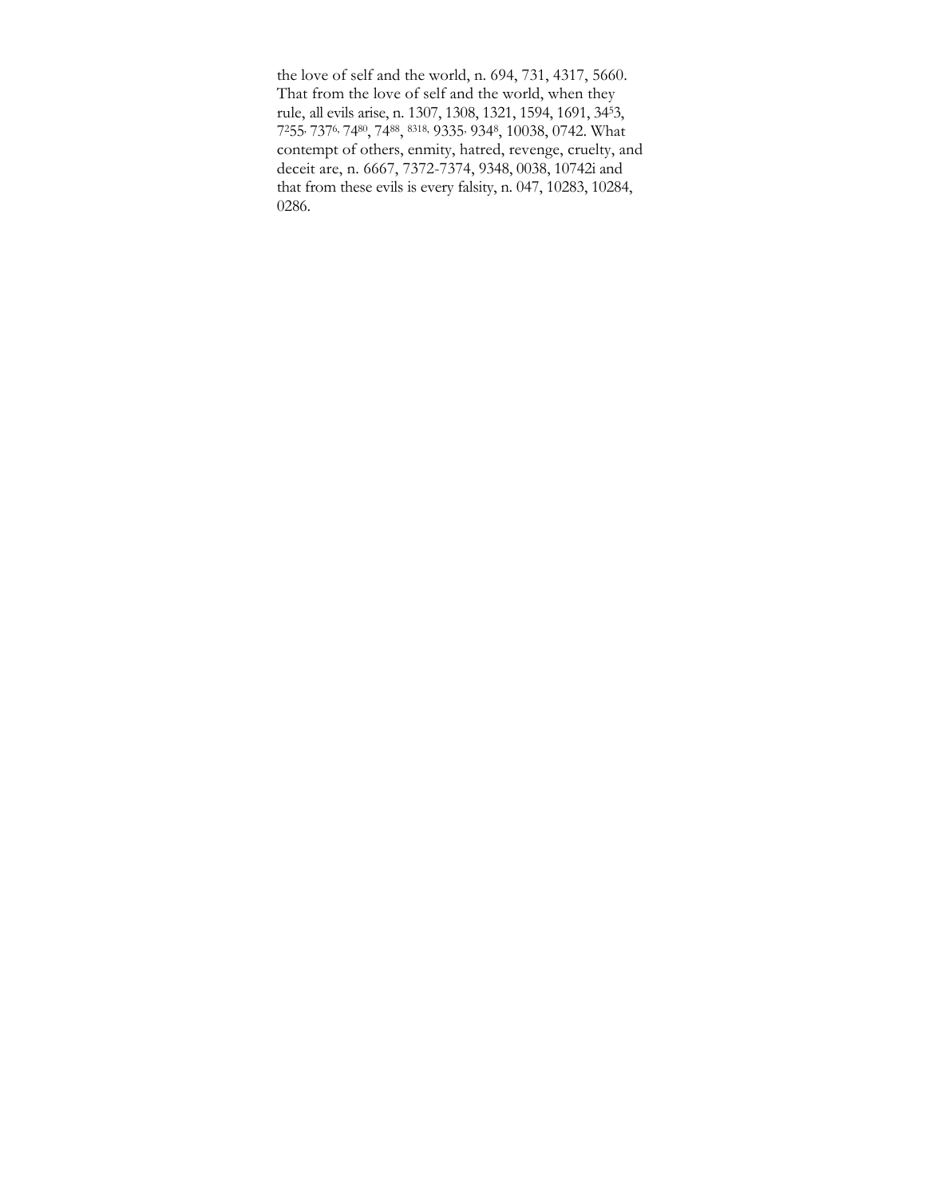the love of self and the world, n. 694, 731, 4317, 5660. That from the love of self and the world, when they rule, all evils arise, n. 1307, 1308, 1321, 1594, 1691, 34[5]3, 7[2]55, 737[6], 74[80], 74[88], [8318], 9335, 934[8], 10038, 0742. What contempt of others, enmity, hatred, revenge, cruelty, and deceit are, n. 6667, 7372-7374, 9348, 0038, 10742i and that from these evils is every falsity, n. 047, 10283, 10284, 0286.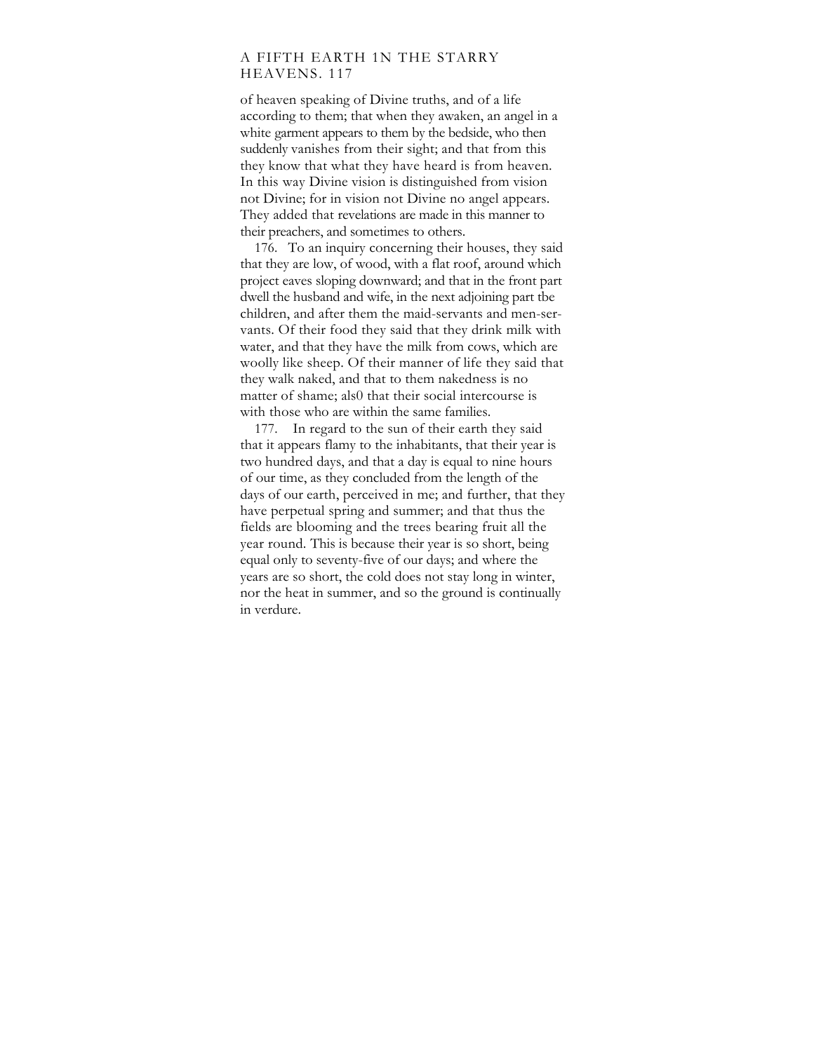of heaven speaking of Divine truths, and of a life according to them; that when they awaken, an angel in a white garment appears to them by the bedside, who then suddenly vanishes from their sight; and that from this they know that what they have heard is from heaven. In this way Divine vision is distinguished from vision not Divine; for in vision not Divine no angel appears. They added that revelations are made in this manner to their preachers, and sometimes to others.

176. To an inquiry concerning their houses, they said that they are low, of wood, with a flat roof, around which project eaves sloping downward; and that in the front part dwell the husband and wife, in the next adjoining part tbe children, and after them the maid-servants and men-servants. Of their food they said that they drink milk with water, and that they have the milk from cows, which are woolly like sheep. Of their manner of life they said that they walk naked, and that to them nakedness is no matter of shame; als0 that their social intercourse is with those who are within the same families.

177. In regard to the sun of their earth they said that it appears flamy to the inhabitants, that their year is two hundred days, and that a day is equal to nine hours of our time, as they concluded from the length of the days of our earth, perceived in me; and further, that they have perpetual spring and summer; and that thus the fields are blooming and the trees bearing fruit all the year round. This is because their year is so short, being equal only to seventy-five of our days; and where the years are so short, the cold does not stay long in winter, nor the heat in summer, and so the ground is continually in verdure.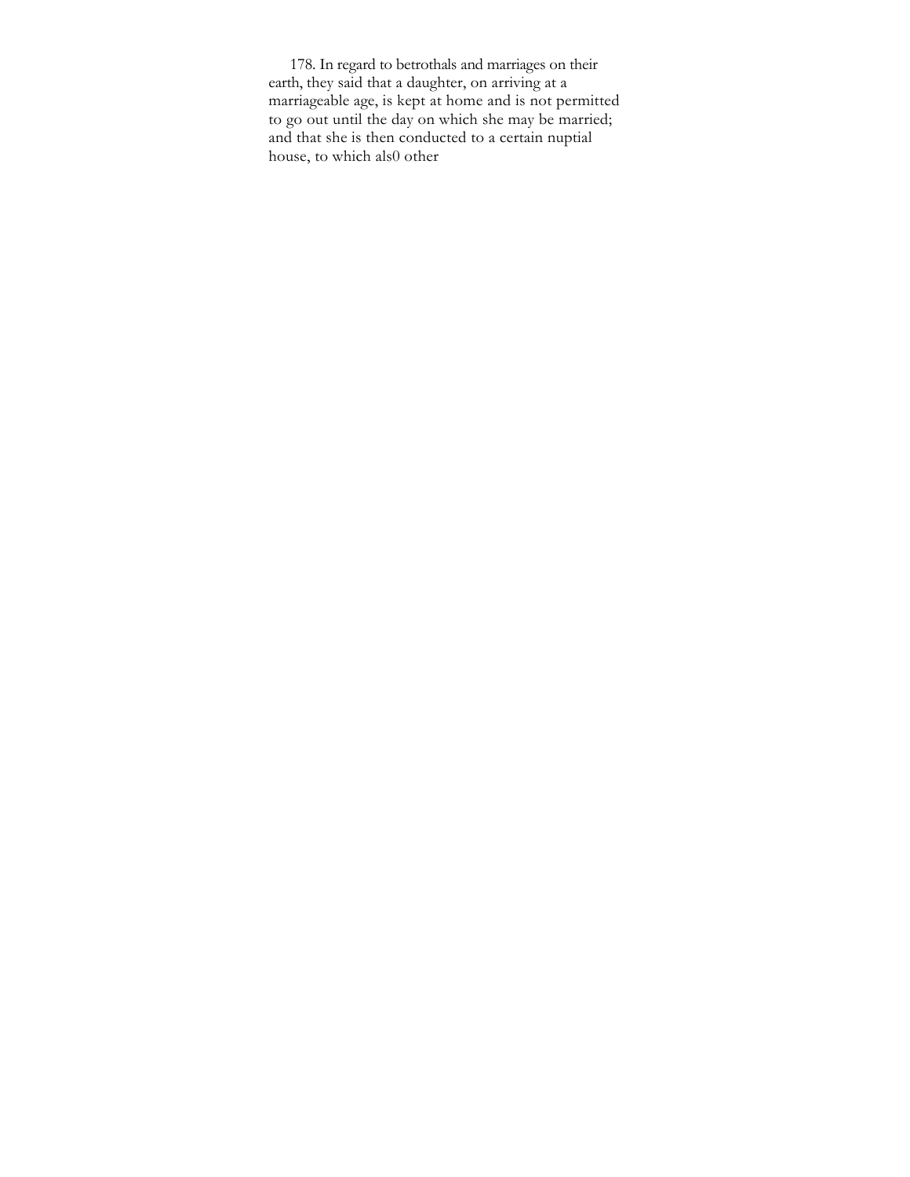178. In regard to betrothals and marriages on their earth, they said that a daughter, on arriving at a marriageable age, is kept at home and is not permitted to go out until the day on which she may be married; and that she is then conducted to a certain nuptial house, to which als0 other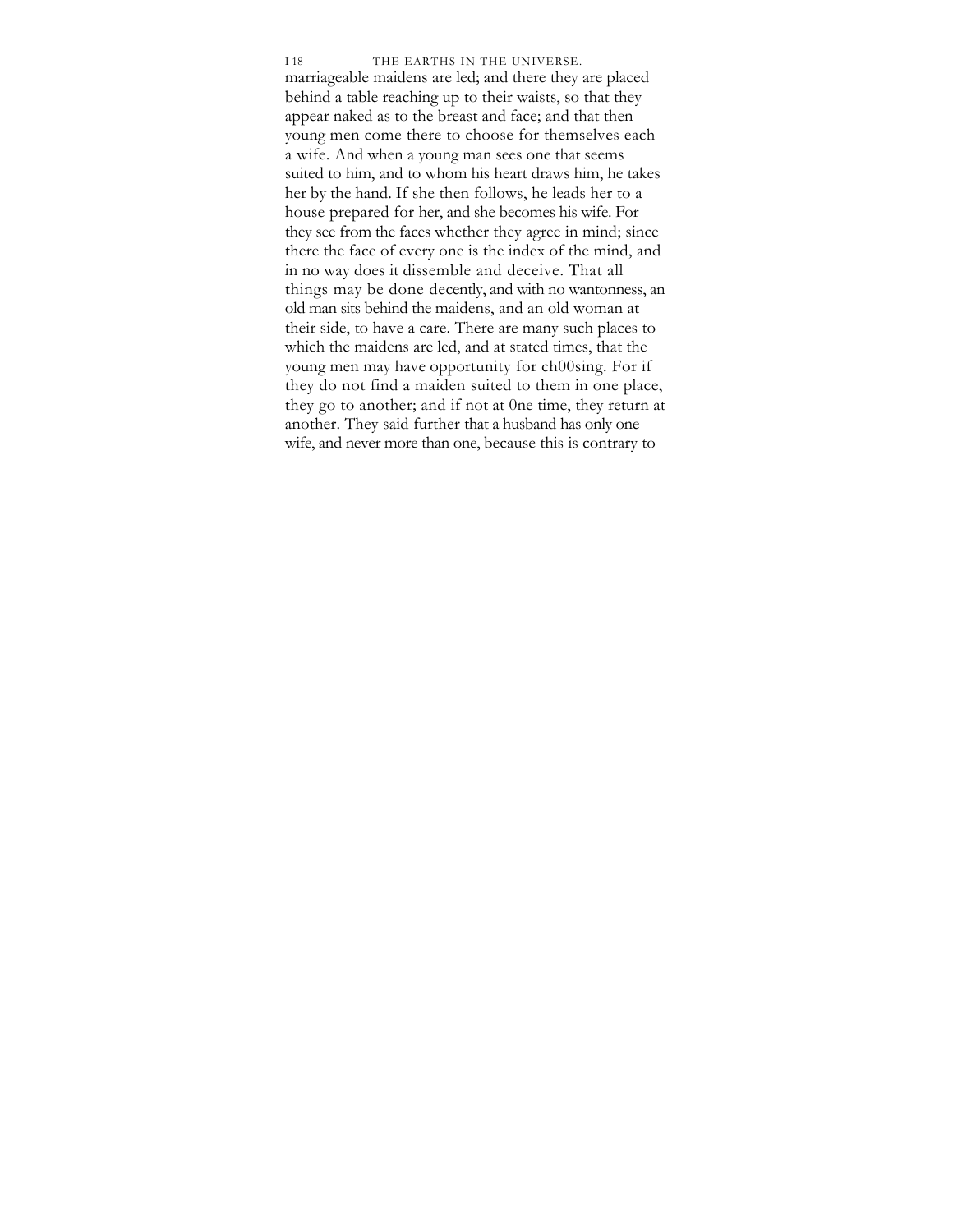marriageable maidens are led; and there they are placed behind a table reaching up to their waists, so that they appear naked as to the breast and face; and that then young men come there to choose for themselves each a wife. And when a young man sees one that seems suited to him, and to whom his heart draws him, he takes her by the hand. If she then follows, he leads her to a house prepared for her, and she becomes his wife. For they see from the faces whether they agree in mind; since there the face of every one is the index of the mind, and in no way does it dissemble and deceive. That all things may be done decently, and with no wantonness, an old man sits behind the maidens, and an old woman at their side, to have a care. There are many such places to which the maidens are led, and at stated times, that the young men may have opportunity for ch00sing. For if they do not find a maiden suited to them in one place, they go to another; and if not at 0ne time, they return at another. They said further that a husband has only one wife, and never more than one, because this is contrary to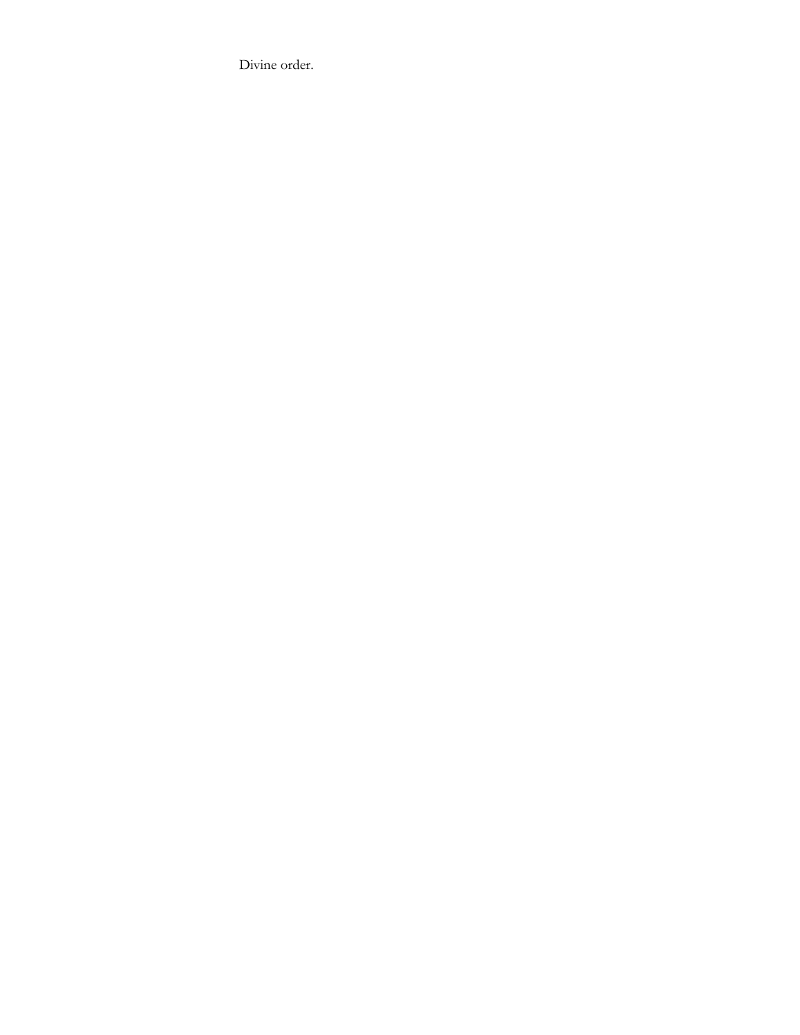Divine order.